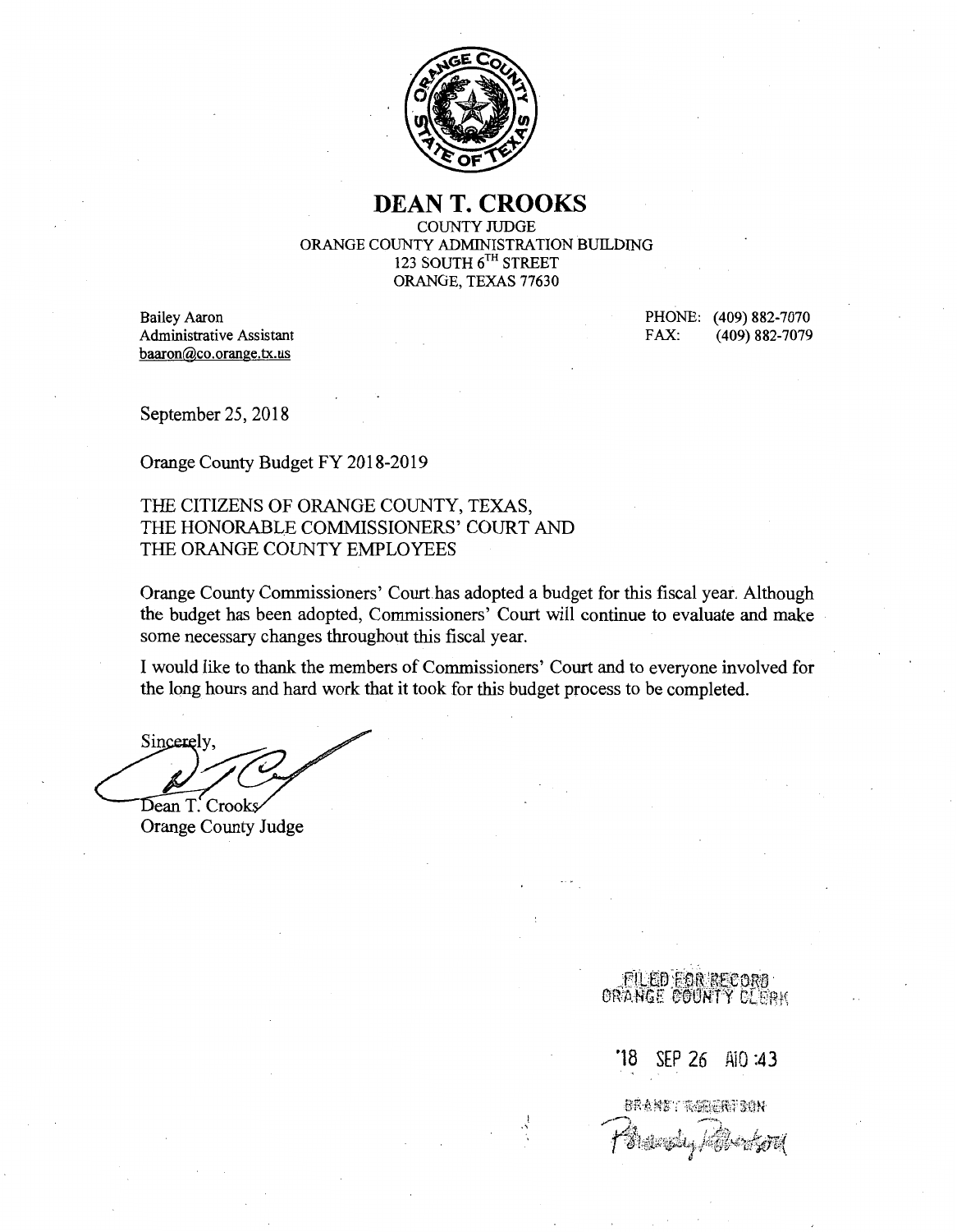# DEAN T. CROOKS

COUNTY JUDGE
ORANGE COUNTY ADMINISTRATION BUILDING
123 SOUTH 6TH STREET
ORANGE, TEXAS 77630

Bailey Aaron
Administrative Assistant
baaron@co.orange.tx.us

PHONE: (409) 882-7070
FAX: (409) 882-7079

September 25, 2018

Orange County Budget FY 2018-2019

THE CITIZENS OF ORANGE COUNTY, TEXAS,
THE HONORABLE COMMISSIONERS' COURT AND
THE ORANGE COUNTY EMPLOYEES

Orange County Commissioners' Court has adopted a budget for this fiscal year. Although the budget has been adopted, Commissioners' Court will continue to evaluate and make some necessary changes throughout this fiscal year.

I would like to thank the members of Commissioners' Court and to everyone involved for the long hours and hard work that it took for this budget process to be completed.

Sincerely,

Dean T. Crooks
Orange County Judge

FILED FOR RECORD
ORANGE COUNTY CLERK

'18 SEP 26 AI0 :43

BRANDY ROBERTSON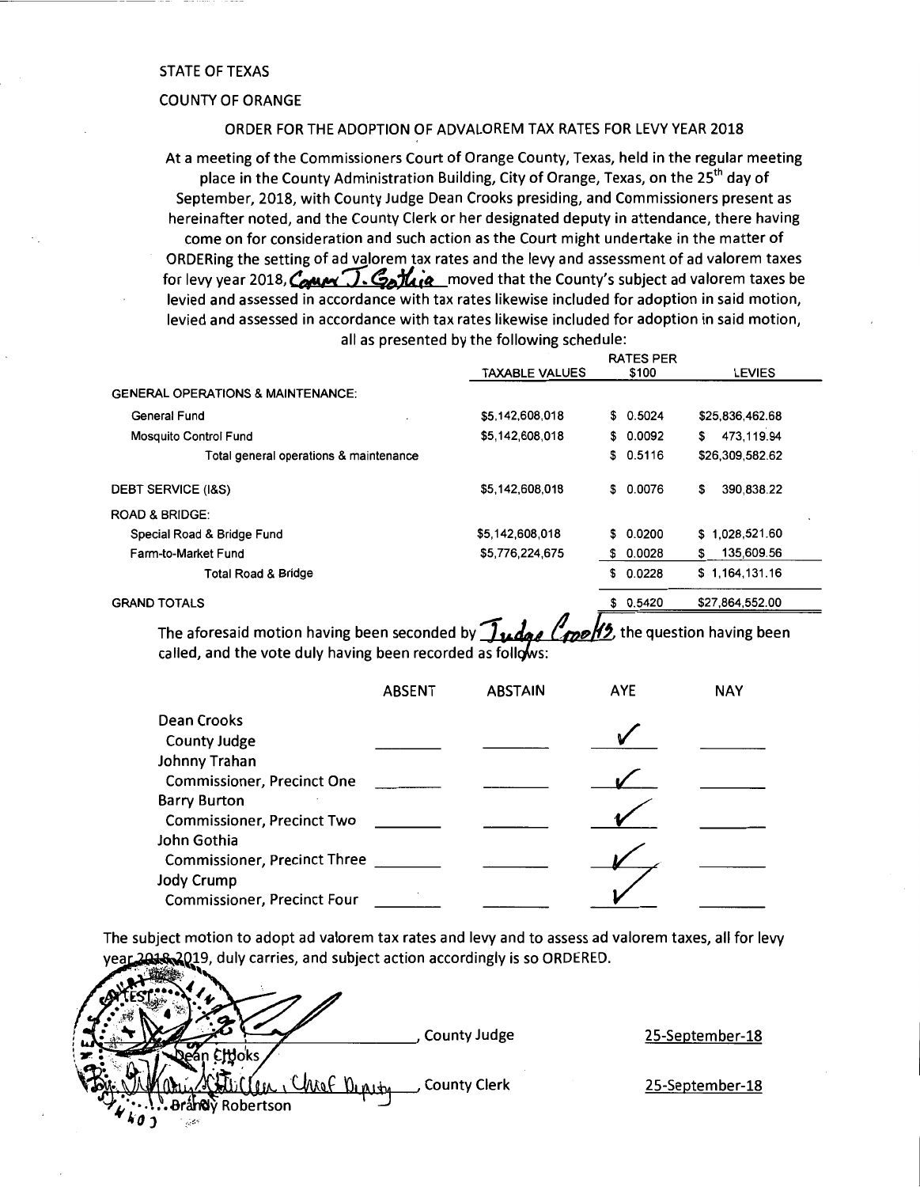STATE OF TEXAS

COUNTY OF ORANGE

ORDER FOR THE ADOPTION OF ADVALOREM TAX RATES FOR LEVY YEAR 2018

At a meeting of the Commissioners Court of Orange County, Texas, held in the regular meeting place in the County Administration Building, City of Orange, Texas, on the 25th day of September, 2018, with County Judge Dean Crooks presiding, and Commissioners present as hereinafter noted, and the County Clerk or her designated deputy in attendance, there having come on for consideration and such action as the Court might undertake in the matter of ORDERing the setting of ad valorem tax rates and the levy and assessment of ad valorem taxes for levy year 2018, Comm J. Gothia moved that the County's subject ad valorem taxes be levied and assessed in accordance with tax rates likewise included for adoption in said motion, levied and assessed in accordance with tax rates likewise included for adoption in said motion, all as presented by the following schedule:

| | TAXABLE VALUES | RATES PER $100 | LEVIES |
|---|---|---|---|
| GENERAL OPERATIONS & MAINTENANCE: | | | |
| General Fund | $5,142,608,018 | $ 0.5024 | $25,836,462.68 |
| Mosquito Control Fund | $5,142,608,018 | $ 0.0092 | $ 473,119.94 |
| Total general operations & maintenance | | $ 0.5116 | $26,309,582.62 |
| DEBT SERVICE (I&S) | $5,142,608,018 | $ 0.0076 | $ 390,838.22 |
| ROAD & BRIDGE: | | | |
| Special Road & Bridge Fund | $5,142,608,018 | $ 0.0200 | $ 1,028,521.60 |
| Farm-to-Market Fund | $5,776,224,675 | $ 0.0028 | $ 135,609.56 |
| Total Road & Bridge | | $ 0.0228 | $ 1,164,131.16 |
| GRAND TOTALS | | $ 0.5420 | $27,864,552.00 |

The aforesaid motion having been seconded by Judge Crooks, the question having been called, and the vote duly having been recorded as follows:

| | ABSENT | ABSTAIN | AYE | NAY |
|---|---|---|---|---|
| Dean Crooks<br>County Judge | | | ✓ | |
| Johnny Trahan<br>Commissioner, Precinct One | | | ✓ | |
| Barry Burton<br>Commissioner, Precinct Two | | | ✓ | |
| John Gothia<br>Commissioner, Precinct Three | | | ✓ | |
| Jody Crump<br>Commissioner, Precinct Four | | | ✓ | |

The subject motion to adopt ad valorem tax rates and levy and to assess ad valorem taxes, all for levy year 2018-2019, duly carries, and subject action accordingly is so ORDERED.

ATTEST:

Dean Crooks, County Judge — 25-September-18

By: Chief Deputy, Brandy Robertson, County Clerk — 25-September-18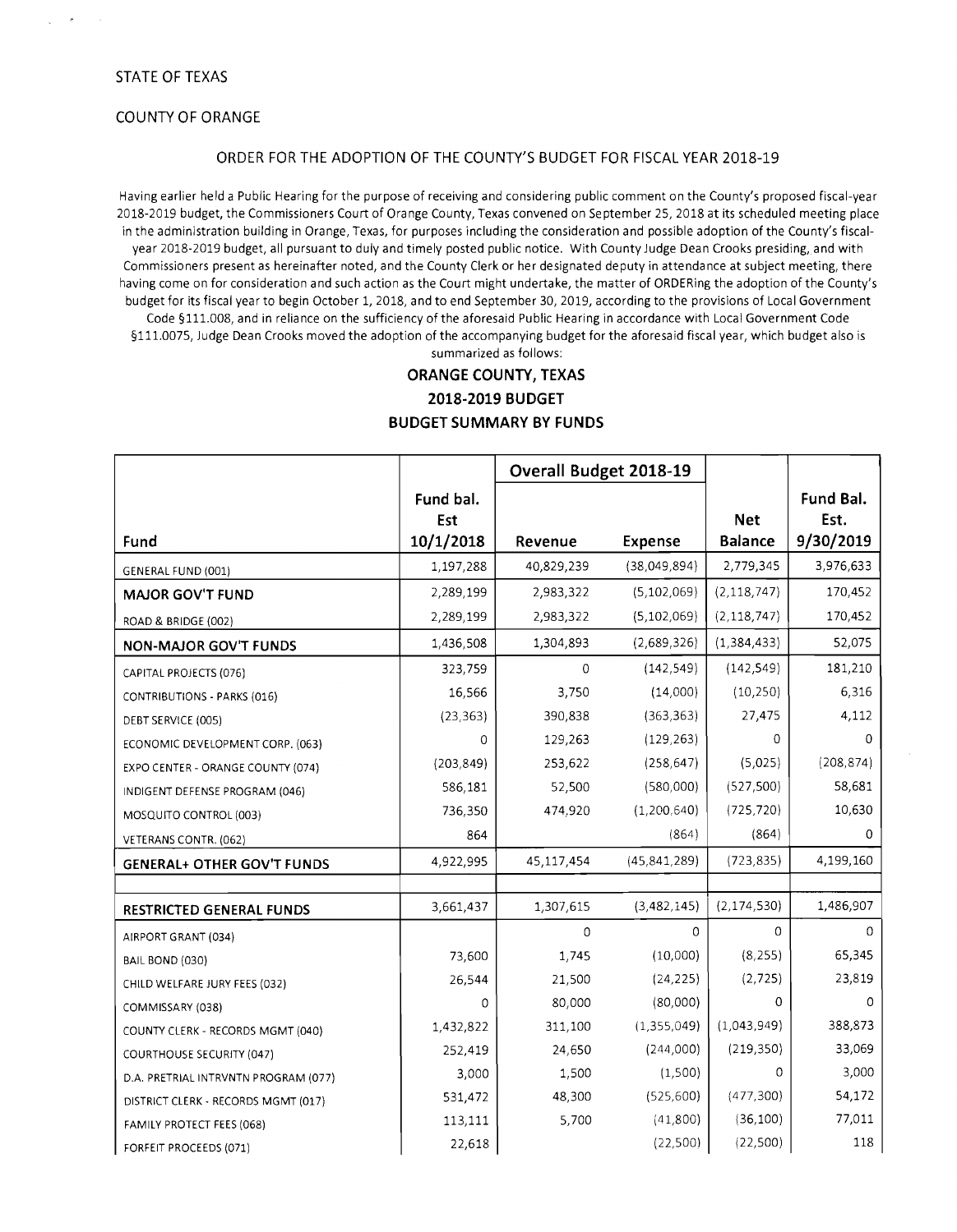STATE OF TEXAS

COUNTY OF ORANGE

ORDER FOR THE ADOPTION OF THE COUNTY'S BUDGET FOR FISCAL YEAR 2018-19

Having earlier held a Public Hearing for the purpose of receiving and considering public comment on the County's proposed fiscal-year 2018-2019 budget, the Commissioners Court of Orange County, Texas convened on September 25, 2018 at its scheduled meeting place in the administration building in Orange, Texas, for purposes including the consideration and possible adoption of the County's fiscal-year 2018-2019 budget, all pursuant to duly and timely posted public notice. With County Judge Dean Crooks presiding, and with Commissioners present as hereinafter noted, and the County Clerk or her designated deputy in attendance at subject meeting, there having come on for consideration and such action as the Court might undertake, the matter of ORDERing the adoption of the County's budget for its fiscal year to begin October 1, 2018, and to end September 30, 2019, according to the provisions of Local Government Code §111.008, and in reliance on the sufficiency of the aforesaid Public Hearing in accordance with Local Government Code §111.0075, Judge Dean Crooks moved the adoption of the accompanying budget for the aforesaid fiscal year, which budget also is summarized as follows:

**ORANGE COUNTY, TEXAS**
**2018-2019 BUDGET**
**BUDGET SUMMARY BY FUNDS**

| | | Overall Budget 2018-19 | | | |
|---|---|---|---|---|---|
| Fund | Fund bal. Est 10/1/2018 | Revenue | Expense | Net Balance | Fund Bal. Est. 9/30/2019 |
| GENERAL FUND (001) | 1,197,288 | 40,829,239 | (38,049,894) | 2,779,345 | 3,976,633 |
| **MAJOR GOV'T FUND** | 2,289,199 | 2,983,322 | (5,102,069) | (2,118,747) | 170,452 |
| ROAD & BRIDGE (002) | 2,289,199 | 2,983,322 | (5,102,069) | (2,118,747) | 170,452 |
| **NON-MAJOR GOV'T FUNDS** | 1,436,508 | 1,304,893 | (2,689,326) | (1,384,433) | 52,075 |
| CAPITAL PROJECTS (076) | 323,759 | 0 | (142,549) | (142,549) | 181,210 |
| CONTRIBUTIONS - PARKS (016) | 16,566 | 3,750 | (14,000) | (10,250) | 6,316 |
| DEBT SERVICE (005) | (23,363) | 390,838 | (363,363) | 27,475 | 4,112 |
| ECONOMIC DEVELOPMENT CORP. (063) | 0 | 129,263 | (129,263) | 0 | 0 |
| EXPO CENTER - ORANGE COUNTY (074) | (203,849) | 253,622 | (258,647) | (5,025) | (208,874) |
| INDIGENT DEFENSE PROGRAM (046) | 586,181 | 52,500 | (580,000) | (527,500) | 58,681 |
| MOSQUITO CONTROL (003) | 736,350 | 474,920 | (1,200,640) | (725,720) | 10,630 |
| VETERANS CONTR. (062) | 864 | | (864) | (864) | 0 |
| **GENERAL+ OTHER GOV'T FUNDS** | 4,922,995 | 45,117,454 | (45,841,289) | (723,835) | 4,199,160 |
| | | | | | |
| **RESTRICTED GENERAL FUNDS** | 3,661,437 | 1,307,615 | (3,482,145) | (2,174,530) | 1,486,907 |
| AIRPORT GRANT (034) | | 0 | 0 | 0 | 0 |
| BAIL BOND (030) | 73,600 | 1,745 | (10,000) | (8,255) | 65,345 |
| CHILD WELFARE JURY FEES (032) | 26,544 | 21,500 | (24,225) | (2,725) | 23,819 |
| COMMISSARY (038) | 0 | 80,000 | (80,000) | 0 | 0 |
| COUNTY CLERK - RECORDS MGMT (040) | 1,432,822 | 311,100 | (1,355,049) | (1,043,949) | 388,873 |
| COURTHOUSE SECURITY (047) | 252,419 | 24,650 | (244,000) | (219,350) | 33,069 |
| D.A. PRETRIAL INTRVNTN PROGRAM (077) | 3,000 | 1,500 | (1,500) | 0 | 3,000 |
| DISTRICT CLERK - RECORDS MGMT (017) | 531,472 | 48,300 | (525,600) | (477,300) | 54,172 |
| FAMILY PROTECT FEES (068) | 113,111 | 5,700 | (41,800) | (36,100) | 77,011 |
| FORFEIT PROCEEDS (071) | 22,618 | | (22,500) | (22,500) | 118 |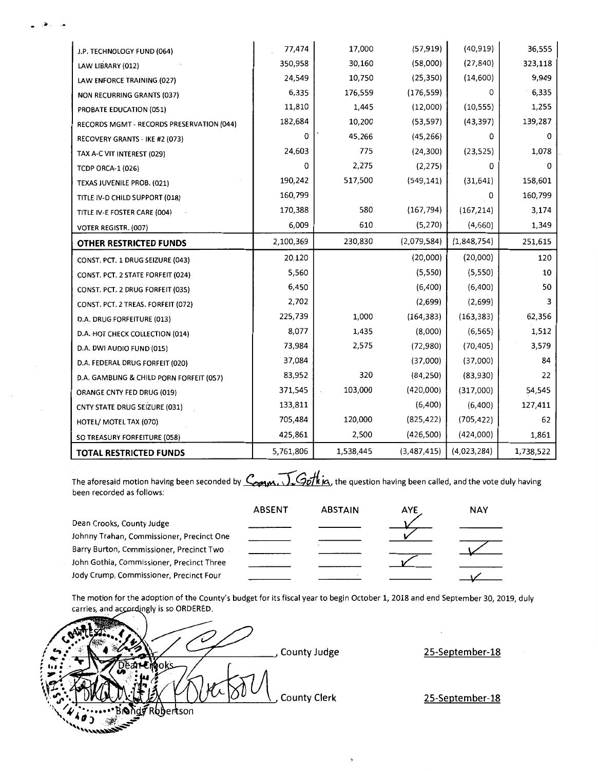| | | | | | |
|---|---|---|---|---|---|
| J.P. TECHNOLOGY FUND (064) | 77,474 | 17,000 | (57,919) | (40,919) | 36,555 |
| LAW LIBRARY (012) | 350,958 | 30,160 | (58,000) | (27,840) | 323,118 |
| LAW ENFORCE TRAINING (027) | 24,549 | 10,750 | (25,350) | (14,600) | 9,949 |
| NON RECURRING GRANTS (037) | 6,335 | 176,559 | (176,559) | 0 | 6,335 |
| PROBATE EDUCATION (051) | 11,810 | 1,445 | (12,000) | (10,555) | 1,255 |
| RECORDS MGMT - RECORDS PRESERVATION (044) | 182,684 | 10,200 | (53,597) | (43,397) | 139,287 |
| RECOVERY GRANTS - IKE #2 (073) | 0 | 45,266 | (45,266) | 0 | 0 |
| TAX A-C VIT INTEREST (029) | 24,603 | 775 | (24,300) | (23,525) | 1,078 |
| TCDP ORCA-1 (026) | 0 | 2,275 | (2,275) | 0 | 0 |
| TEXAS JUVENILE PROB. (021) | 190,242 | 517,500 | (549,141) | (31,641) | 158,601 |
| TITLE IV-D CHILD SUPPORT (018) | 160,799 | | | 0 | 160,799 |
| TITLE IV-E FOSTER CARE (004) | 170,388 | 580 | (167,794) | (167,214) | 3,174 |
| VOTER REGISTR. (007) | 6,009 | 610 | (5,270) | (4,660) | 1,349 |
| **OTHER RESTRICTED FUNDS** | 2,100,369 | 230,830 | (2,079,584) | (1,848,754) | 251,615 |
| CONST. PCT. 1 DRUG SEIZURE (043) | 20,120 | | (20,000) | (20,000) | 120 |
| CONST. PCT. 2 STATE FORFEIT (024) | 5,560 | | (5,550) | (5,550) | 10 |
| CONST. PCT. 2 DRUG FORFEIT (035) | 6,450 | | (6,400) | (6,400) | 50 |
| CONST. PCT. 2 TREAS. FORFEIT (072) | 2,702 | | (2,699) | (2,699) | 3 |
| D.A. DRUG FORFEITURE (013) | 225,739 | 1,000 | (164,383) | (163,383) | 62,356 |
| D.A. HOT CHECK COLLECTION (014) | 8,077 | 1,435 | (8,000) | (6,565) | 1,512 |
| D.A. DWI AUDIO FUND (015) | 73,984 | 2,575 | (72,980) | (70,405) | 3,579 |
| D.A. FEDERAL DRUG FORFEIT (020) | 37,084 | | (37,000) | (37,000) | 84 |
| D.A. GAMBLING & CHILD PORN FORFEIT (057) | 83,952 | 320 | (84,250) | (83,930) | 22 |
| ORANGE CNTY FED DRUG (019) | 371,545 | 103,000 | (420,000) | (317,000) | 54,545 |
| CNTY STATE DRUG SEIZURE (031) | 133,811 | | (6,400) | (6,400) | 127,411 |
| HOTEL/ MOTEL TAX (070) | 705,484 | 120,000 | (825,422) | (705,422) | 62 |
| SO TREASURY FORFEITURE (058) | 425,861 | 2,500 | (426,500) | (424,000) | 1,861 |
| **TOTAL RESTRICTED FUNDS** | 5,761,806 | 1,538,445 | (3,487,415) | (4,023,284) | 1,738,522 |

The aforesaid motion having been seconded by Comm. J. Gothia, the question having been called, and the vote duly having been recorded as follows:

| | ABSENT | ABSTAIN | AYE | NAY |
|---|---|---|---|---|
| Dean Crooks, County Judge | | | ✓ | |
| Johnny Trahan, Commissioner, Precinct One | | | ✓ | |
| Barry Burton, Commissioner, Precinct Two | | | | ✓ |
| John Gothia, Commissioner, Precinct Three | | | ✓ | |
| Jody Crump, Commissioner, Precinct Four | | | | ✓ |

The motion for the adoption of the County's budget for its fiscal year to begin October 1, 2018 and end September 30, 2019, duly carries, and accordingly is so ORDERED.

Dean Crooks, County Judge — 25-September-18

Brandy Robertson, County Clerk — 25-September-18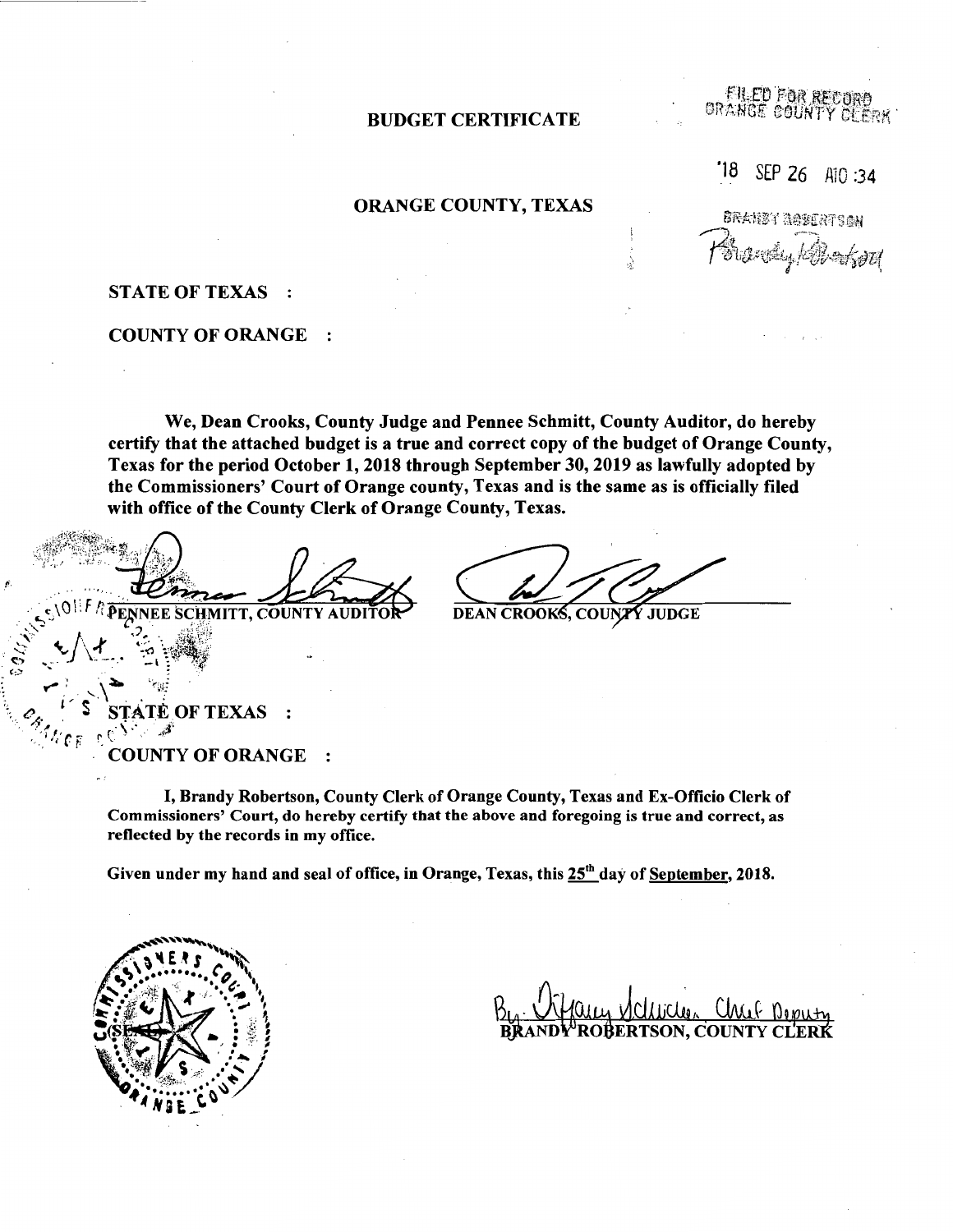FILED FOR RECORD
ORANGE COUNTY CLERK

'18 SEP 26 A10:34

BRANDY ROBERTSON

# BUDGET CERTIFICATE

## ORANGE COUNTY, TEXAS

**STATE OF TEXAS :**

**COUNTY OF ORANGE :**

**We, Dean Crooks, County Judge and Pennee Schmitt, County Auditor, do hereby certify that the attached budget is a true and correct copy of the budget of Orange County, Texas for the period October 1, 2018 through September 30, 2019 as lawfully adopted by the Commissioners' Court of Orange county, Texas and is the same as is officially filed with office of the County Clerk of Orange County, Texas.**

**PENNEE SCHMITT, COUNTY AUDITOR**

**DEAN CROOKS, COUNTY JUDGE**

**STATE OF TEXAS :**

**COUNTY OF ORANGE :**

**I, Brandy Robertson, County Clerk of Orange County, Texas and Ex-Officio Clerk of Commissioners' Court, do hereby certify that the above and foregoing is true and correct, as reflected by the records in my office.**

**Given under my hand and seal of office, in Orange, Texas, this 25th day of September, 2018.**

By: Chief Deputy
**BRANDY ROBERTSON, COUNTY CLERK**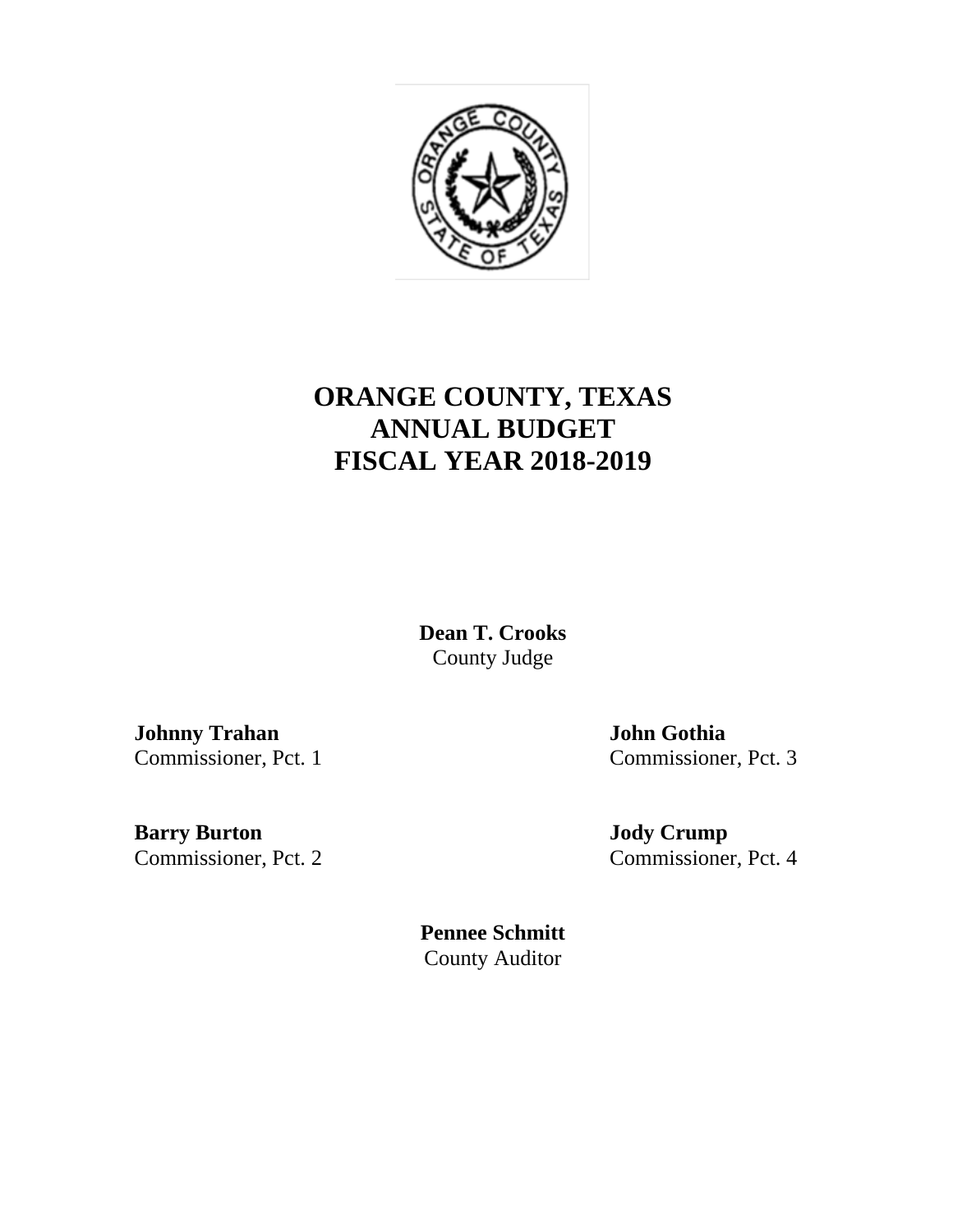# ORANGE COUNTY, TEXAS
# ANNUAL BUDGET
# FISCAL YEAR 2018-2019

**Dean T. Crooks**
County Judge

**Johnny Trahan**
Commissioner, Pct. 1

**Barry Burton**
Commissioner, Pct. 2

**John Gothia**
Commissioner, Pct. 3

**Jody Crump**
Commissioner, Pct. 4

**Pennee Schmitt**
County Auditor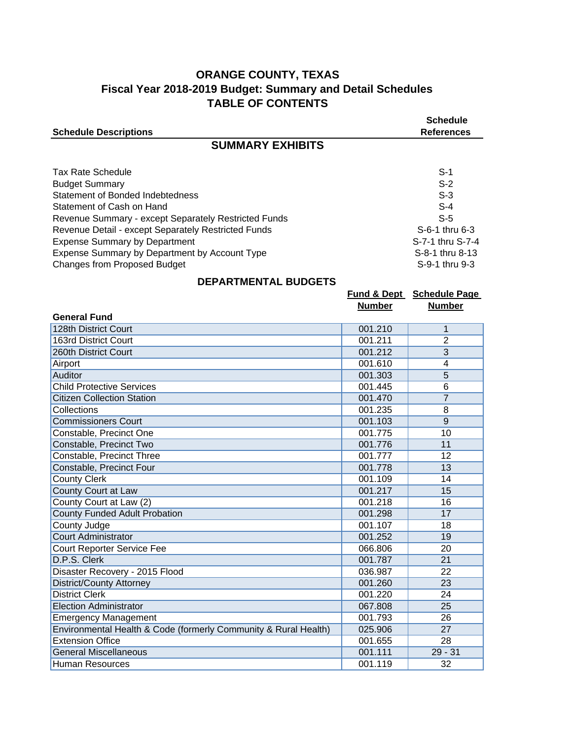# ORANGE COUNTY, TEXAS
## Fiscal Year 2018-2019 Budget: Summary and Detail Schedules
## TABLE OF CONTENTS

| Schedule Descriptions | Schedule References |
|---|---|

### SUMMARY EXHIBITS

| | |
|---|---|
| Tax Rate Schedule | S-1 |
| Budget Summary | S-2 |
| Statement of Bonded Indebtedness | S-3 |
| Statement of Cash on Hand | S-4 |
| Revenue Summary - except Separately Restricted Funds | S-5 |
| Revenue Detail - except Separately Restricted Funds | S-6-1 thru 6-3 |
| Expense Summary by Department | S-7-1 thru S-7-4 |
| Expense Summary by Department by Account Type | S-8-1 thru 8-13 |
| Changes from Proposed Budget | S-9-1 thru 9-3 |

### DEPARTMENTAL BUDGETS

**General Fund**

| | Fund & Dept Number | Schedule Page Number |
|---|---|---|
| 128th District Court | 001.210 | 1 |
| 163rd District Court | 001.211 | 2 |
| 260th District Court | 001.212 | 3 |
| Airport | 001.610 | 4 |
| Auditor | 001.303 | 5 |
| Child Protective Services | 001.445 | 6 |
| Citizen Collection Station | 001.470 | 7 |
| Collections | 001.235 | 8 |
| Commissioners Court | 001.103 | 9 |
| Constable, Precinct One | 001.775 | 10 |
| Constable, Precinct Two | 001.776 | 11 |
| Constable, Precinct Three | 001.777 | 12 |
| Constable, Precinct Four | 001.778 | 13 |
| County Clerk | 001.109 | 14 |
| County Court at Law | 001.217 | 15 |
| County Court at Law (2) | 001.218 | 16 |
| County Funded Adult Probation | 001.298 | 17 |
| County Judge | 001.107 | 18 |
| Court Administrator | 001.252 | 19 |
| Court Reporter Service Fee | 066.806 | 20 |
| D.P.S. Clerk | 001.787 | 21 |
| Disaster Recovery - 2015 Flood | 036.987 | 22 |
| District/County Attorney | 001.260 | 23 |
| District Clerk | 001.220 | 24 |
| Election Administrator | 067.808 | 25 |
| Emergency Management | 001.793 | 26 |
| Environmental Health & Code (formerly Community & Rural Health) | 025.906 | 27 |
| Extension Office | 001.655 | 28 |
| General Miscellaneous | 001.111 | 29 - 31 |
| Human Resources | 001.119 | 32 |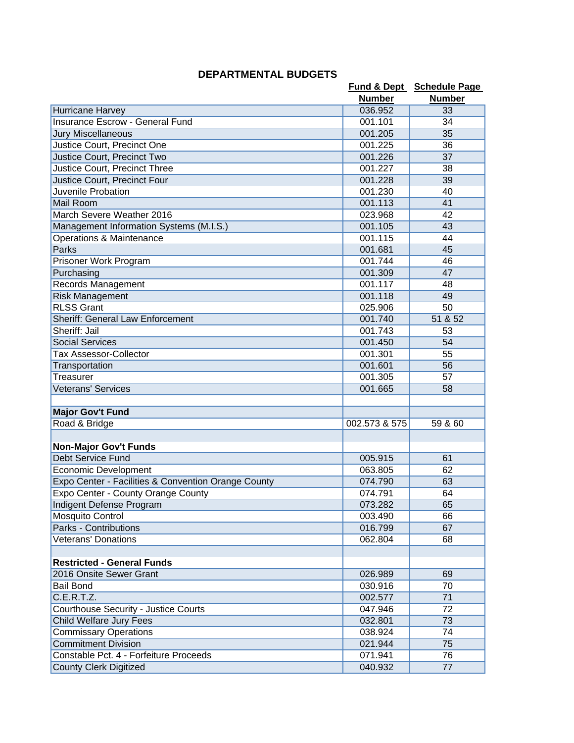## DEPARTMENTAL BUDGETS

| | Fund & Dept Number | Schedule Page Number |
|---|---|---|
| Hurricane Harvey | 036.952 | 33 |
| Insurance Escrow - General Fund | 001.101 | 34 |
| Jury Miscellaneous | 001.205 | 35 |
| Justice Court, Precinct One | 001.225 | 36 |
| Justice Court, Precinct Two | 001.226 | 37 |
| Justice Court, Precinct Three | 001.227 | 38 |
| Justice Court, Precinct Four | 001.228 | 39 |
| Juvenile Probation | 001.230 | 40 |
| Mail Room | 001.113 | 41 |
| March Severe Weather 2016 | 023.968 | 42 |
| Management Information Systems (M.I.S.) | 001.105 | 43 |
| Operations & Maintenance | 001.115 | 44 |
| Parks | 001.681 | 45 |
| Prisoner Work Program | 001.744 | 46 |
| Purchasing | 001.309 | 47 |
| Records Management | 001.117 | 48 |
| Risk Management | 001.118 | 49 |
| RLSS Grant | 025.906 | 50 |
| Sheriff: General Law Enforcement | 001.740 | 51 & 52 |
| Sheriff: Jail | 001.743 | 53 |
| Social Services | 001.450 | 54 |
| Tax Assessor-Collector | 001.301 | 55 |
| Transportation | 001.601 | 56 |
| Treasurer | 001.305 | 57 |
| Veterans' Services | 001.665 | 58 |
| | | |
| **Major Gov't Fund** | | |
| Road & Bridge | 002.573 & 575 | 59 & 60 |
| | | |
| **Non-Major Gov't Funds** | | |
| Debt Service Fund | 005.915 | 61 |
| Economic Development | 063.805 | 62 |
| Expo Center - Facilities & Convention Orange County | 074.790 | 63 |
| Expo Center - County Orange County | 074.791 | 64 |
| Indigent Defense Program | 073.282 | 65 |
| Mosquito Control | 003.490 | 66 |
| Parks - Contributions | 016.799 | 67 |
| Veterans' Donations | 062.804 | 68 |
| | | |
| **Restricted - General Funds** | | |
| 2016 Onsite Sewer Grant | 026.989 | 69 |
| Bail Bond | 030.916 | 70 |
| C.E.R.T.Z. | 002.577 | 71 |
| Courthouse Security - Justice Courts | 047.946 | 72 |
| Child Welfare Jury Fees | 032.801 | 73 |
| Commissary Operations | 038.924 | 74 |
| Commitment Division | 021.944 | 75 |
| Constable Pct. 4 - Forfeiture Proceeds | 071.941 | 76 |
| County Clerk Digitized | 040.932 | 77 |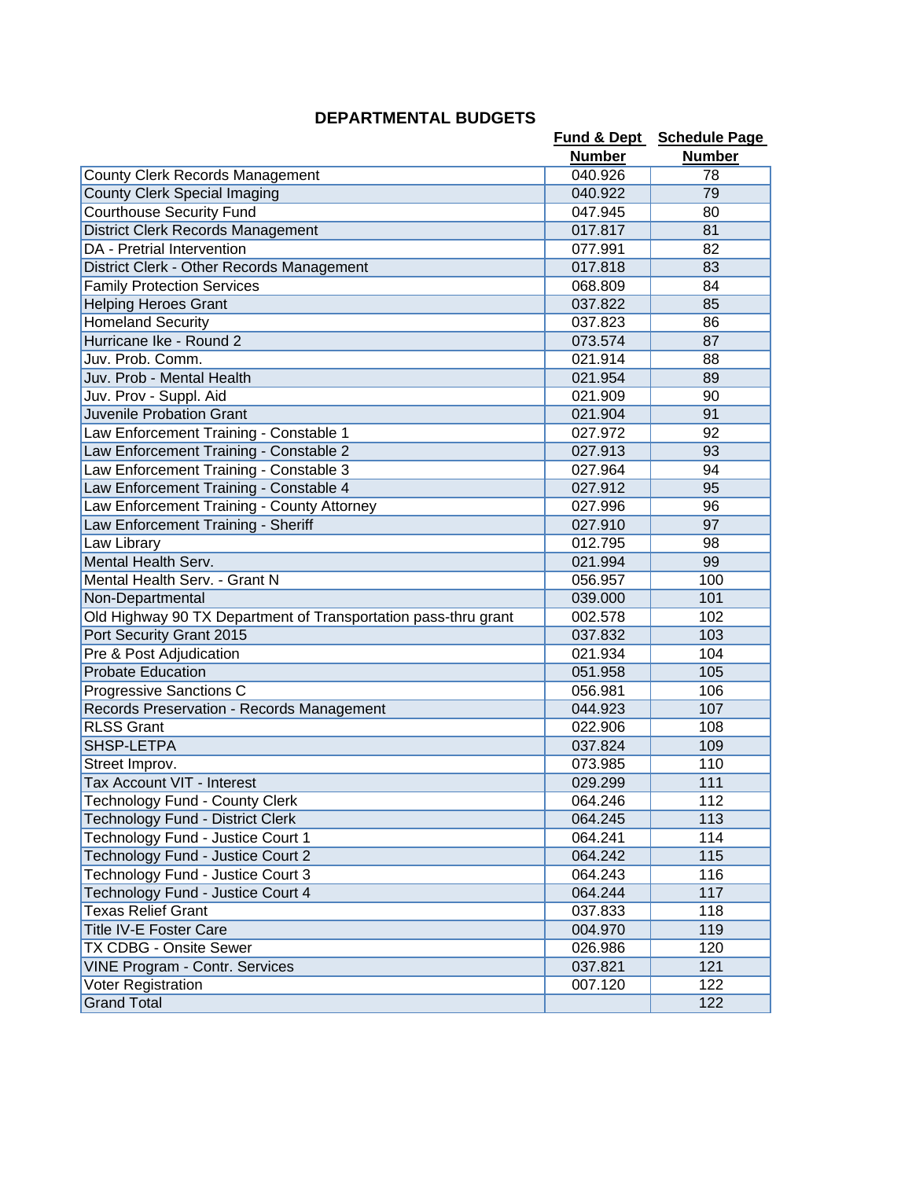# DEPARTMENTAL BUDGETS

| | Fund & Dept Number | Schedule Page Number |
|---|---|---|
| County Clerk Records Management | 040.926 | 78 |
| County Clerk Special Imaging | 040.922 | 79 |
| Courthouse Security Fund | 047.945 | 80 |
| District Clerk Records Management | 017.817 | 81 |
| DA - Pretrial Intervention | 077.991 | 82 |
| District Clerk - Other Records Management | 017.818 | 83 |
| Family Protection Services | 068.809 | 84 |
| Helping Heroes Grant | 037.822 | 85 |
| Homeland Security | 037.823 | 86 |
| Hurricane Ike - Round 2 | 073.574 | 87 |
| Juv. Prob. Comm. | 021.914 | 88 |
| Juv. Prob - Mental Health | 021.954 | 89 |
| Juv. Prov - Suppl. Aid | 021.909 | 90 |
| Juvenile Probation Grant | 021.904 | 91 |
| Law Enforcement Training - Constable 1 | 027.972 | 92 |
| Law Enforcement Training - Constable 2 | 027.913 | 93 |
| Law Enforcement Training - Constable 3 | 027.964 | 94 |
| Law Enforcement Training - Constable 4 | 027.912 | 95 |
| Law Enforcement Training - County Attorney | 027.996 | 96 |
| Law Enforcement Training - Sheriff | 027.910 | 97 |
| Law Library | 012.795 | 98 |
| Mental Health Serv. | 021.994 | 99 |
| Mental Health Serv. - Grant N | 056.957 | 100 |
| Non-Departmental | 039.000 | 101 |
| Old Highway 90 TX Department of Transportation pass-thru grant | 002.578 | 102 |
| Port Security Grant 2015 | 037.832 | 103 |
| Pre & Post Adjudication | 021.934 | 104 |
| Probate Education | 051.958 | 105 |
| Progressive Sanctions C | 056.981 | 106 |
| Records Preservation - Records Management | 044.923 | 107 |
| RLSS Grant | 022.906 | 108 |
| SHSP-LETPA | 037.824 | 109 |
| Street Improv. | 073.985 | 110 |
| Tax Account VIT - Interest | 029.299 | 111 |
| Technology Fund - County Clerk | 064.246 | 112 |
| Technology Fund - District Clerk | 064.245 | 113 |
| Technology Fund - Justice Court 1 | 064.241 | 114 |
| Technology Fund - Justice Court 2 | 064.242 | 115 |
| Technology Fund - Justice Court 3 | 064.243 | 116 |
| Technology Fund - Justice Court 4 | 064.244 | 117 |
| Texas Relief Grant | 037.833 | 118 |
| Title IV-E Foster Care | 004.970 | 119 |
| TX CDBG - Onsite Sewer | 026.986 | 120 |
| VINE Program - Contr. Services | 037.821 | 121 |
| Voter Registration | 007.120 | 122 |
| Grand Total | | 122 |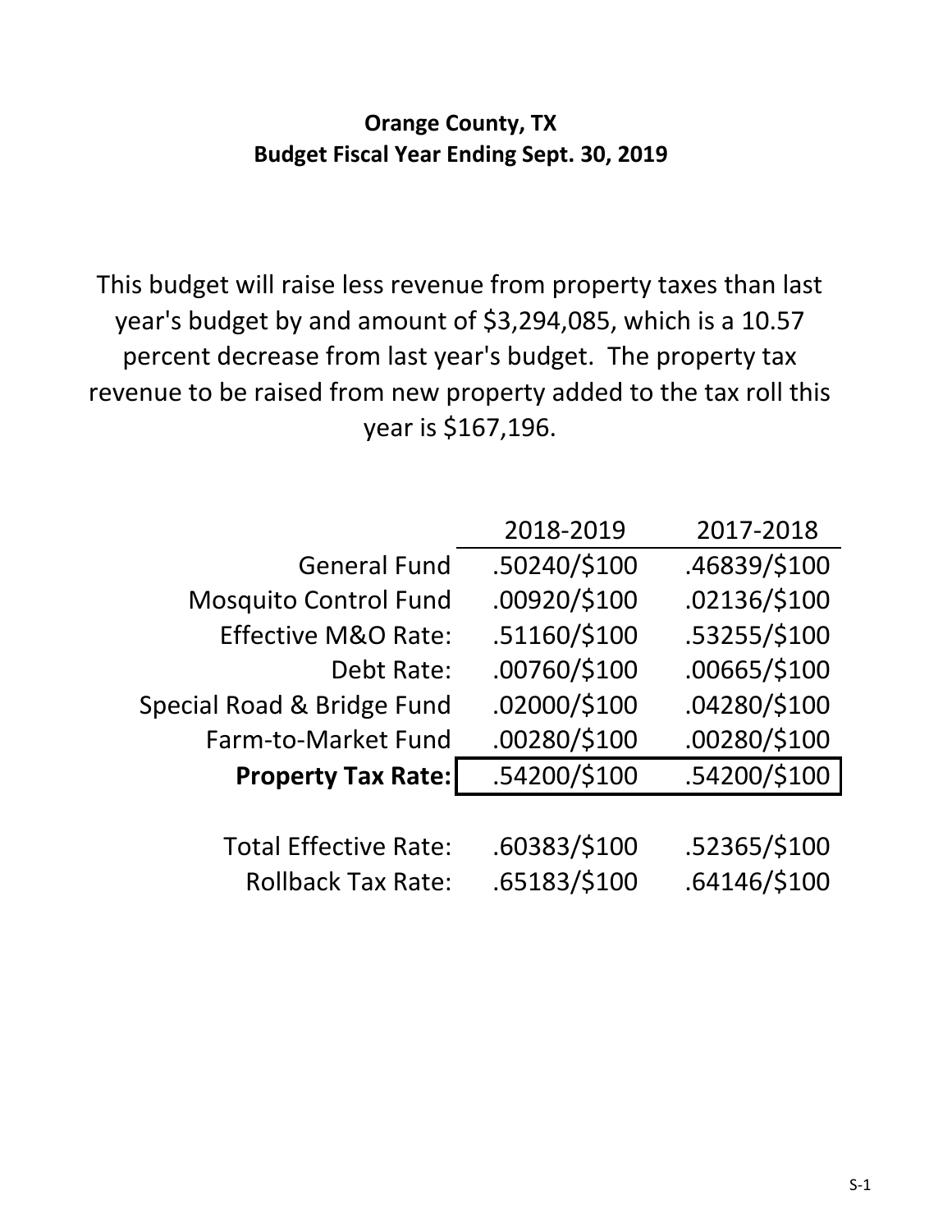# Orange County, TX
## Budget Fiscal Year Ending Sept. 30, 2019

This budget will raise less revenue from property taxes than last year's budget by and amount of $3,294,085, which is a 10.57 percent decrease from last year's budget. The property tax revenue to be raised from new property added to the tax roll this year is $167,196.

| | 2018-2019 | 2017-2018 |
|---|---|---|
| General Fund | .50240/$100 | .46839/$100 |
| Mosquito Control Fund | .00920/$100 | .02136/$100 |
| Effective M&O Rate: | .51160/$100 | .53255/$100 |
| Debt Rate: | .00760/$100 | .00665/$100 |
| Special Road & Bridge Fund | .02000/$100 | .04280/$100 |
| Farm-to-Market Fund | .00280/$100 | .00280/$100 |
| **Property Tax Rate:** | .54200/$100 | .54200/$100 |
| | | |
| Total Effective Rate: | .60383/$100 | .52365/$100 |
| Rollback Tax Rate: | .65183/$100 | .64146/$100 |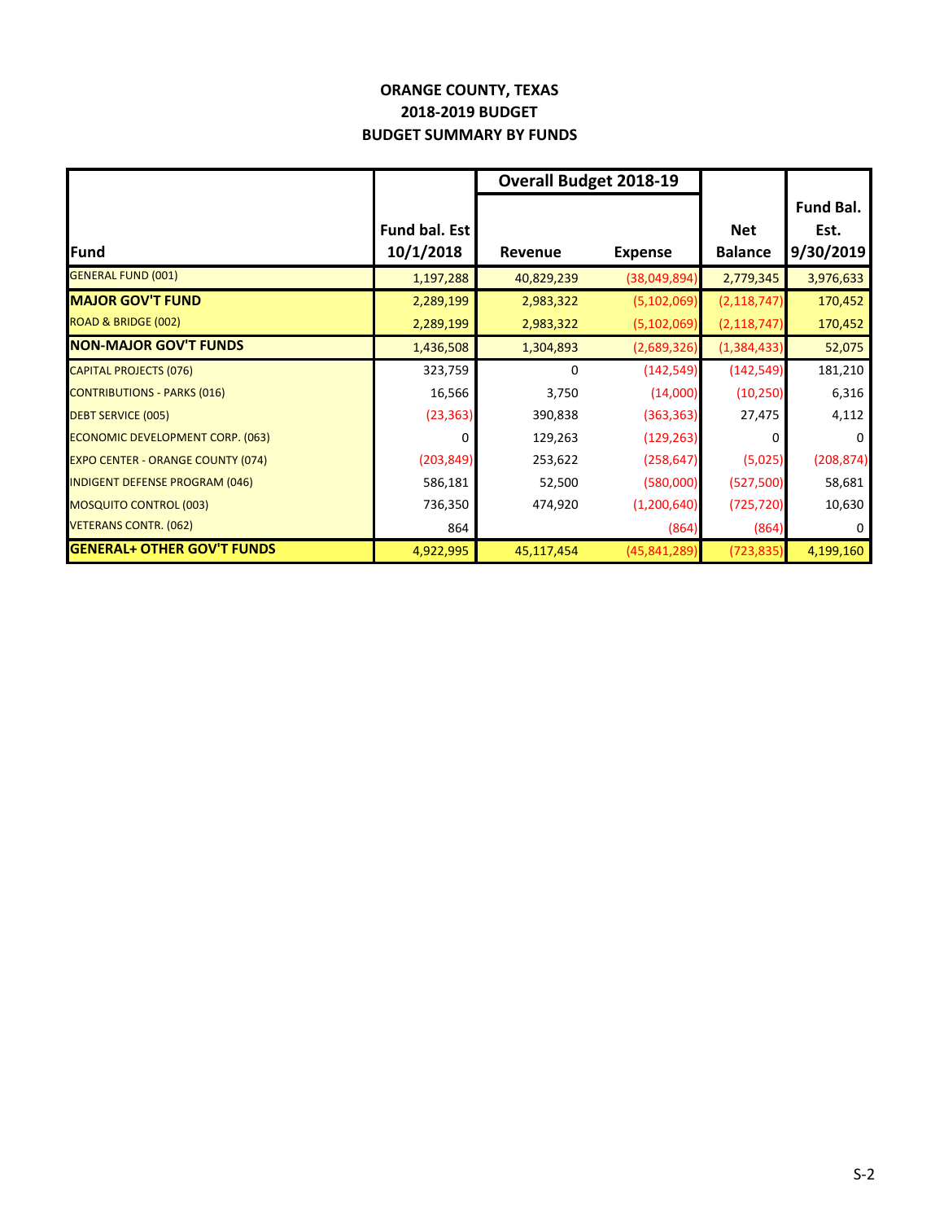# ORANGE COUNTY, TEXAS
## 2018-2019 BUDGET
## BUDGET SUMMARY BY FUNDS

| Fund | Fund bal. Est 10/1/2018 | Overall Budget 2018-19 | | Net Balance | Fund Bal. Est. 9/30/2019 |
|---|---|---|---|---|---|
| | | Revenue | Expense | | |
| GENERAL FUND (001) | 1,197,288 | 40,829,239 | (38,049,894) | 2,779,345 | 3,976,633 |
| **MAJOR GOV'T FUND** | 2,289,199 | 2,983,322 | (5,102,069) | (2,118,747) | 170,452 |
| ROAD & BRIDGE (002) | 2,289,199 | 2,983,322 | (5,102,069) | (2,118,747) | 170,452 |
| **NON-MAJOR GOV'T FUNDS** | 1,436,508 | 1,304,893 | (2,689,326) | (1,384,433) | 52,075 |
| CAPITAL PROJECTS (076) | 323,759 | 0 | (142,549) | (142,549) | 181,210 |
| CONTRIBUTIONS - PARKS (016) | 16,566 | 3,750 | (14,000) | (10,250) | 6,316 |
| DEBT SERVICE (005) | (23,363) | 390,838 | (363,363) | 27,475 | 4,112 |
| ECONOMIC DEVELOPMENT CORP. (063) | 0 | 129,263 | (129,263) | 0 | 0 |
| EXPO CENTER - ORANGE COUNTY (074) | (203,849) | 253,622 | (258,647) | (5,025) | (208,874) |
| INDIGENT DEFENSE PROGRAM (046) | 586,181 | 52,500 | (580,000) | (527,500) | 58,681 |
| MOSQUITO CONTROL (003) | 736,350 | 474,920 | (1,200,640) | (725,720) | 10,630 |
| VETERANS CONTR. (062) | 864 | | (864) | (864) | 0 |
| **GENERAL+ OTHER GOV'T FUNDS** | 4,922,995 | 45,117,454 | (45,841,289) | (723,835) | 4,199,160 |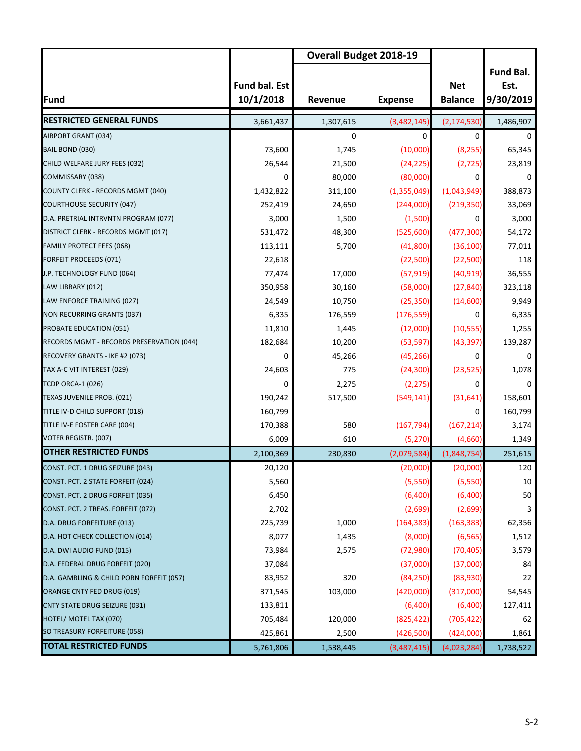| Fund | Fund bal. Est 10/1/2018 | Overall Budget 2018-19 | | Net Balance | Fund Bal. Est. 9/30/2019 |
|---|---|---|---|---|---|
| | | Revenue | Expense | | |
| **RESTRICTED GENERAL FUNDS** | 3,661,437 | 1,307,615 | (3,482,145) | (2,174,530) | 1,486,907 |
| AIRPORT GRANT (034) | | 0 | 0 | 0 | 0 |
| BAIL BOND (030) | 73,600 | 1,745 | (10,000) | (8,255) | 65,345 |
| CHILD WELFARE JURY FEES (032) | 26,544 | 21,500 | (24,225) | (2,725) | 23,819 |
| COMMISSARY (038) | 0 | 80,000 | (80,000) | 0 | 0 |
| COUNTY CLERK - RECORDS MGMT (040) | 1,432,822 | 311,100 | (1,355,049) | (1,043,949) | 388,873 |
| COURTHOUSE SECURITY (047) | 252,419 | 24,650 | (244,000) | (219,350) | 33,069 |
| D.A. PRETRIAL INTRVNTN PROGRAM (077) | 3,000 | 1,500 | (1,500) | 0 | 3,000 |
| DISTRICT CLERK - RECORDS MGMT (017) | 531,472 | 48,300 | (525,600) | (477,300) | 54,172 |
| FAMILY PROTECT FEES (068) | 113,111 | 5,700 | (41,800) | (36,100) | 77,011 |
| FORFEIT PROCEEDS (071) | 22,618 | | (22,500) | (22,500) | 118 |
| J.P. TECHNOLOGY FUND (064) | 77,474 | 17,000 | (57,919) | (40,919) | 36,555 |
| LAW LIBRARY (012) | 350,958 | 30,160 | (58,000) | (27,840) | 323,118 |
| LAW ENFORCE TRAINING (027) | 24,549 | 10,750 | (25,350) | (14,600) | 9,949 |
| NON RECURRING GRANTS (037) | 6,335 | 176,559 | (176,559) | 0 | 6,335 |
| PROBATE EDUCATION (051) | 11,810 | 1,445 | (12,000) | (10,555) | 1,255 |
| RECORDS MGMT - RECORDS PRESERVATION (044) | 182,684 | 10,200 | (53,597) | (43,397) | 139,287 |
| RECOVERY GRANTS - IKE #2 (073) | 0 | 45,266 | (45,266) | 0 | 0 |
| TAX A-C VIT INTEREST (029) | 24,603 | 775 | (24,300) | (23,525) | 1,078 |
| TCDP ORCA-1 (026) | 0 | 2,275 | (2,275) | 0 | 0 |
| TEXAS JUVENILE PROB. (021) | 190,242 | 517,500 | (549,141) | (31,641) | 158,601 |
| TITLE IV-D CHILD SUPPORT (018) | 160,799 | | | 0 | 160,799 |
| TITLE IV-E FOSTER CARE (004) | 170,388 | 580 | (167,794) | (167,214) | 3,174 |
| VOTER REGISTR. (007) | 6,009 | 610 | (5,270) | (4,660) | 1,349 |
| **OTHER RESTRICTED FUNDS** | 2,100,369 | 230,830 | (2,079,584) | (1,848,754) | 251,615 |
| CONST. PCT. 1 DRUG SEIZURE (043) | 20,120 | | (20,000) | (20,000) | 120 |
| CONST. PCT. 2 STATE FORFEIT (024) | 5,560 | | (5,550) | (5,550) | 10 |
| CONST. PCT. 2 DRUG FORFEIT (035) | 6,450 | | (6,400) | (6,400) | 50 |
| CONST. PCT. 2 TREAS. FORFEIT (072) | 2,702 | | (2,699) | (2,699) | 3 |
| D.A. DRUG FORFEITURE (013) | 225,739 | 1,000 | (164,383) | (163,383) | 62,356 |
| D.A. HOT CHECK COLLECTION (014) | 8,077 | 1,435 | (8,000) | (6,565) | 1,512 |
| D.A. DWI AUDIO FUND (015) | 73,984 | 2,575 | (72,980) | (70,405) | 3,579 |
| D.A. FEDERAL DRUG FORFEIT (020) | 37,084 | | (37,000) | (37,000) | 84 |
| D.A. GAMBLING & CHILD PORN FORFEIT (057) | 83,952 | 320 | (84,250) | (83,930) | 22 |
| ORANGE CNTY FED DRUG (019) | 371,545 | 103,000 | (420,000) | (317,000) | 54,545 |
| CNTY STATE DRUG SEIZURE (031) | 133,811 | | (6,400) | (6,400) | 127,411 |
| HOTEL/ MOTEL TAX (070) | 705,484 | 120,000 | (825,422) | (705,422) | 62 |
| SO TREASURY FORFEITURE (058) | 425,861 | 2,500 | (426,500) | (424,000) | 1,861 |
| **TOTAL RESTRICTED FUNDS** | 5,761,806 | 1,538,445 | (3,487,415) | (4,023,284) | 1,738,522 |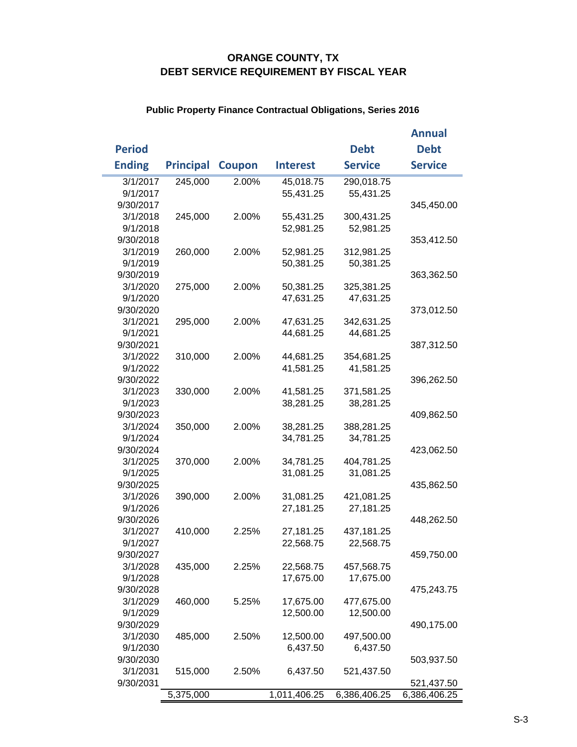# ORANGE COUNTY, TX
# DEBT SERVICE REQUIREMENT BY FISCAL YEAR

### Public Property Finance Contractual Obligations, Series 2016

| Period Ending | Principal | Coupon | Interest | Debt Service | Annual Debt Service |
|---|---|---|---|---|---|
| 3/1/2017 | 245,000 | 2.00% | 45,018.75 | 290,018.75 | |
| 9/1/2017 | | | 55,431.25 | 55,431.25 | |
| 9/30/2017 | | | | | 345,450.00 |
| 3/1/2018 | 245,000 | 2.00% | 55,431.25 | 300,431.25 | |
| 9/1/2018 | | | 52,981.25 | 52,981.25 | |
| 9/30/2018 | | | | | 353,412.50 |
| 3/1/2019 | 260,000 | 2.00% | 52,981.25 | 312,981.25 | |
| 9/1/2019 | | | 50,381.25 | 50,381.25 | |
| 9/30/2019 | | | | | 363,362.50 |
| 3/1/2020 | 275,000 | 2.00% | 50,381.25 | 325,381.25 | |
| 9/1/2020 | | | 47,631.25 | 47,631.25 | |
| 9/30/2020 | | | | | 373,012.50 |
| 3/1/2021 | 295,000 | 2.00% | 47,631.25 | 342,631.25 | |
| 9/1/2021 | | | 44,681.25 | 44,681.25 | |
| 9/30/2021 | | | | | 387,312.50 |
| 3/1/2022 | 310,000 | 2.00% | 44,681.25 | 354,681.25 | |
| 9/1/2022 | | | 41,581.25 | 41,581.25 | |
| 9/30/2022 | | | | | 396,262.50 |
| 3/1/2023 | 330,000 | 2.00% | 41,581.25 | 371,581.25 | |
| 9/1/2023 | | | 38,281.25 | 38,281.25 | |
| 9/30/2023 | | | | | 409,862.50 |
| 3/1/2024 | 350,000 | 2.00% | 38,281.25 | 388,281.25 | |
| 9/1/2024 | | | 34,781.25 | 34,781.25 | |
| 9/30/2024 | | | | | 423,062.50 |
| 3/1/2025 | 370,000 | 2.00% | 34,781.25 | 404,781.25 | |
| 9/1/2025 | | | 31,081.25 | 31,081.25 | |
| 9/30/2025 | | | | | 435,862.50 |
| 3/1/2026 | 390,000 | 2.00% | 31,081.25 | 421,081.25 | |
| 9/1/2026 | | | 27,181.25 | 27,181.25 | |
| 9/30/2026 | | | | | 448,262.50 |
| 3/1/2027 | 410,000 | 2.25% | 27,181.25 | 437,181.25 | |
| 9/1/2027 | | | 22,568.75 | 22,568.75 | |
| 9/30/2027 | | | | | 459,750.00 |
| 3/1/2028 | 435,000 | 2.25% | 22,568.75 | 457,568.75 | |
| 9/1/2028 | | | 17,675.00 | 17,675.00 | |
| 9/30/2028 | | | | | 475,243.75 |
| 3/1/2029 | 460,000 | 5.25% | 17,675.00 | 477,675.00 | |
| 9/1/2029 | | | 12,500.00 | 12,500.00 | |
| 9/30/2029 | | | | | 490,175.00 |
| 3/1/2030 | 485,000 | 2.50% | 12,500.00 | 497,500.00 | |
| 9/1/2030 | | | 6,437.50 | 6,437.50 | |
| 9/30/2030 | | | | | 503,937.50 |
| 3/1/2031 | 515,000 | 2.50% | 6,437.50 | 521,437.50 | |
| 9/30/2031 | | | | | 521,437.50 |
| | 5,375,000 | | 1,011,406.25 | 6,386,406.25 | 6,386,406.25 |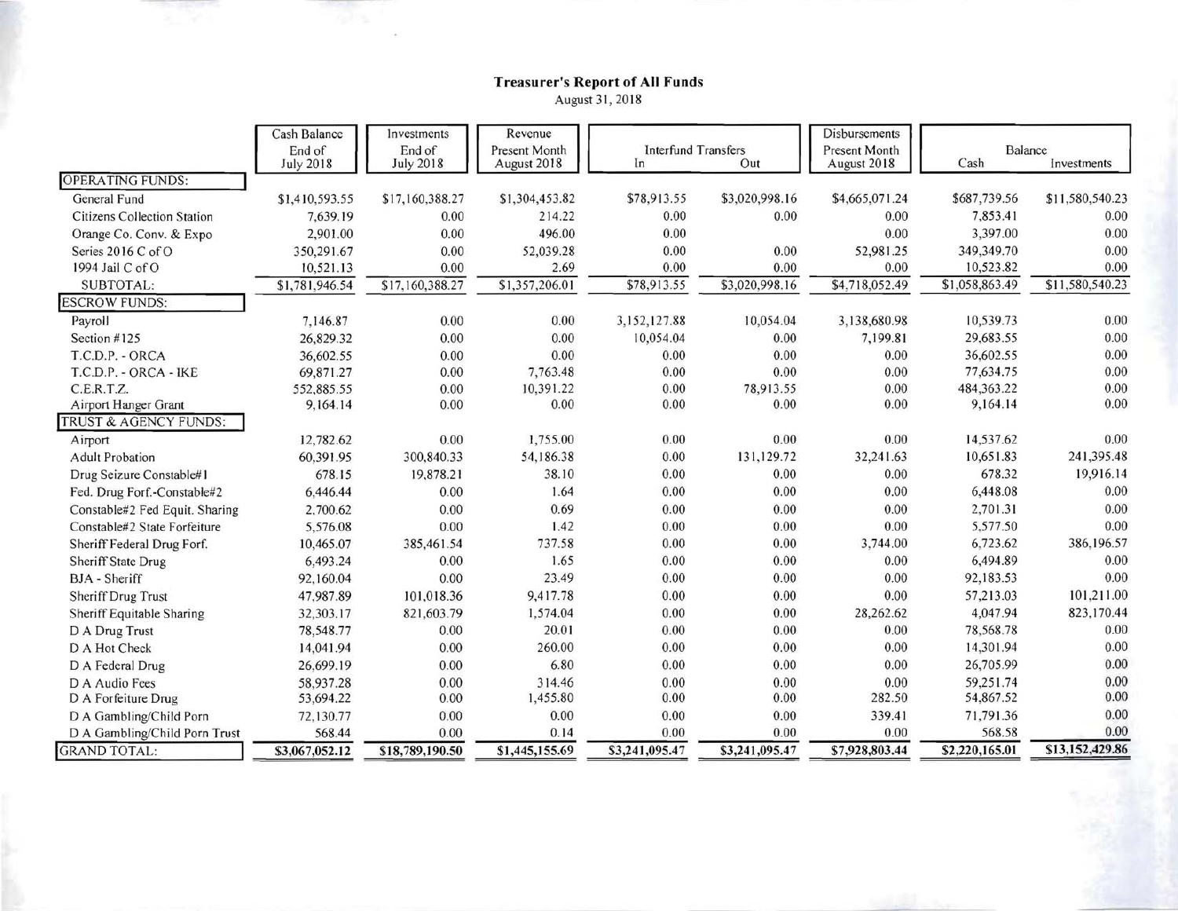# Treasurer's Report of All Funds

August 31, 2018

| | Cash Balance End of July 2018 | Investments End of July 2018 | Revenue Present Month August 2018 | Interfund Transfers In | Interfund Transfers Out | Disbursements Present Month August 2018 | Balance Cash | Balance Investments |
|---|---|---|---|---|---|---|---|---|
| **OPERATING FUNDS:** | | | | | | | | |
| General Fund | $1,410,593.55 | $17,160,388.27 | $1,304,453.82 | $78,913.55 | $3,020,998.16 | $4,665,071.24 | $687,739.56 | $11,580,540.23 |
| Citizens Collection Station | 7,639.19 | 0.00 | 214.22 | 0.00 | 0.00 | 0.00 | 7,853.41 | 0.00 |
| Orange Co. Conv. & Expo | 2,901.00 | 0.00 | 496.00 | 0.00 | | 0.00 | 3,397.00 | 0.00 |
| Series 2016 C of O | 350,291.67 | 0.00 | 52,039.28 | 0.00 | 0.00 | 52,981.25 | 349,349.70 | 0.00 |
| 1994 Jail C of O | 10,521.13 | 0.00 | 2.69 | 0.00 | 0.00 | 0.00 | 10,523.82 | 0.00 |
| SUBTOTAL: | $1,781,946.54 | $17,160,388.27 | $1,357,206.01 | $78,913.55 | $3,020,998.16 | $4,718,052.49 | $1,058,863.49 | $11,580,540.23 |
| **ESCROW FUNDS:** | | | | | | | | |
| Payroll | 7,146.87 | 0.00 | 0.00 | 3,152,127.88 | 10,054.04 | 3,138,680.98 | 10,539.73 | 0.00 |
| Section #125 | 26,829.32 | 0.00 | 0.00 | 10,054.04 | 0.00 | 7,199.81 | 29,683.55 | 0.00 |
| T.C.D.P. - ORCA | 36,602.55 | 0.00 | 0.00 | 0.00 | 0.00 | 0.00 | 36,602.55 | 0.00 |
| T.C.D.P. - ORCA - IKE | 69,871.27 | 0.00 | 7,763.48 | 0.00 | 0.00 | 0.00 | 77,634.75 | 0.00 |
| C.E.R.T.Z. | 552,885.55 | 0.00 | 10,391.22 | 0.00 | 78,913.55 | 0.00 | 484,363.22 | 0.00 |
| Airport Hanger Grant | 9,164.14 | 0.00 | 0.00 | 0.00 | 0.00 | 0.00 | 9,164.14 | 0.00 |
| **TRUST & AGENCY FUNDS:** | | | | | | | | |
| Airport | 12,782.62 | 0.00 | 1,755.00 | 0.00 | 0.00 | 0.00 | 14,537.62 | 0.00 |
| Adult Probation | 60,391.95 | 300,840.33 | 54,186.38 | 0.00 | 131,129.72 | 32,241.63 | 10,651.83 | 241,395.48 |
| Drug Seizure Constable#1 | 678.15 | 19,878.21 | 38.10 | 0.00 | 0.00 | 0.00 | 678.32 | 19,916.14 |
| Fed. Drug Forf.-Constable#2 | 6,446.44 | 0.00 | 1.64 | 0.00 | 0.00 | 0.00 | 6,448.08 | 0.00 |
| Constable#2 Fed Equit. Sharing | 2,700.62 | 0.00 | 0.69 | 0.00 | 0.00 | 0.00 | 2,701.31 | 0.00 |
| Constable#2 State Forfeiture | 5,576.08 | 0.00 | 1.42 | 0.00 | 0.00 | 0.00 | 5,577.50 | 0.00 |
| Sheriff Federal Drug Forf. | 10,465.07 | 385,461.54 | 737.58 | 0.00 | 0.00 | 3,744.00 | 6,723.62 | 386,196.57 |
| Sheriff State Drug | 6,493.24 | 0.00 | 1.65 | 0.00 | 0.00 | 0.00 | 6,494.89 | 0.00 |
| BJA - Sheriff | 92,160.04 | 0.00 | 23.49 | 0.00 | 0.00 | 0.00 | 92,183.53 | 0.00 |
| Sheriff Drug Trust | 47,987.89 | 101,018.36 | 9,417.78 | 0.00 | 0.00 | 0.00 | 57,213.03 | 101,211.00 |
| Sheriff Equitable Sharing | 32,303.17 | 821,603.79 | 1,574.04 | 0.00 | 0.00 | 28,262.62 | 4,047.94 | 823,170.44 |
| D A Drug Trust | 78,548.77 | 0.00 | 20.01 | 0.00 | 0.00 | 0.00 | 78,568.78 | 0.00 |
| D A Hot Check | 14,041.94 | 0.00 | 260.00 | 0.00 | 0.00 | 0.00 | 14,301.94 | 0.00 |
| D A Federal Drug | 26,699.19 | 0.00 | 6.80 | 0.00 | 0.00 | 0.00 | 26,705.99 | 0.00 |
| D A Audio Fees | 58,937.28 | 0.00 | 314.46 | 0.00 | 0.00 | 0.00 | 59,251.74 | 0.00 |
| D A Forfeiture Drug | 53,694.22 | 0.00 | 1,455.80 | 0.00 | 0.00 | 282.50 | 54,867.52 | 0.00 |
| D A Gambling/Child Porn | 72,130.77 | 0.00 | 0.00 | 0.00 | 0.00 | 339.41 | 71,791.36 | 0.00 |
| D A Gambling/Child Porn Trust | 568.44 | 0.00 | 0.14 | 0.00 | 0.00 | 0.00 | 568.58 | 0.00 |
| **GRAND TOTAL:** | $3,067,052.12 | $18,789,190.50 | $1,445,155.69 | $3,241,095.47 | $3,241,095.47 | $7,928,803.44 | $2,220,165.01 | $13,152,429.86 |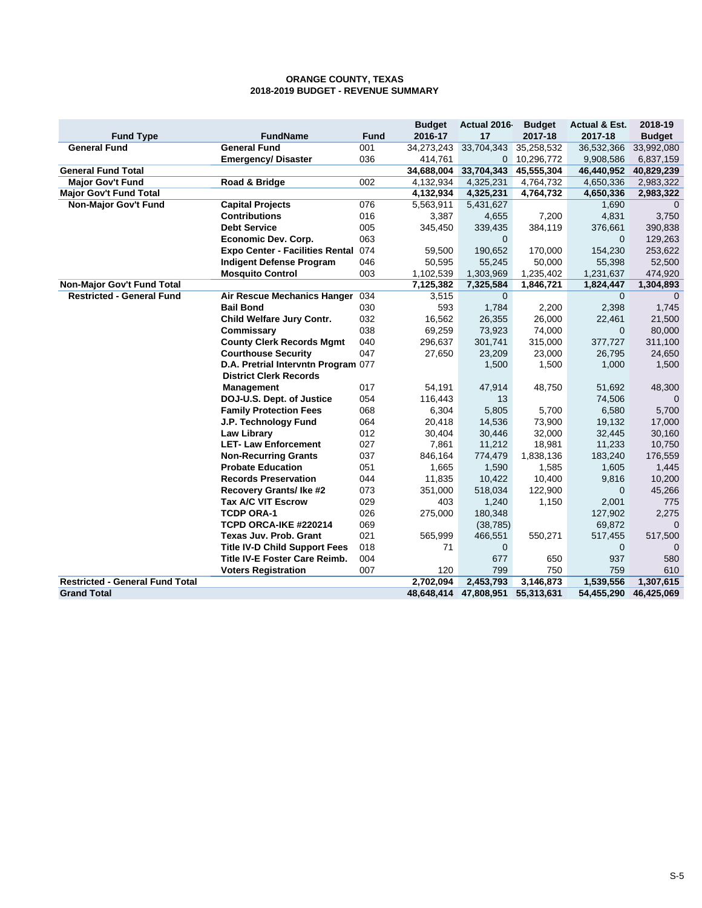**ORANGE COUNTY, TEXAS**
**2018-2019 BUDGET - REVENUE SUMMARY**

| Fund Type | FundName | Fund | Budget 2016-17 | Actual 2016-17 | Budget 2017-18 | Actual & Est. 2017-18 | 2018-19 Budget |
|---|---|---|---|---|---|---|---|
| **General Fund** | **General Fund** | 001 | 34,273,243 | 33,704,343 | 35,258,532 | 36,532,366 | 33,992,080 |
| | **Emergency/ Disaster** | 036 | 414,761 | 0 | 10,296,772 | 9,908,586 | 6,837,159 |
| **General Fund Total** | | | **34,688,004** | **33,704,343** | **45,555,304** | **46,440,952** | **40,829,239** |
| **Major Gov't Fund** | **Road & Bridge** | 002 | 4,132,934 | 4,325,231 | 4,764,732 | 4,650,336 | 2,983,322 |
| **Major Gov't Fund Total** | | | **4,132,934** | **4,325,231** | **4,764,732** | **4,650,336** | **2,983,322** |
| **Non-Major Gov't Fund** | **Capital Projects** | 076 | 5,563,911 | 5,431,627 | | 1,690 | 0 |
| | **Contributions** | 016 | 3,387 | 4,655 | 7,200 | 4,831 | 3,750 |
| | **Debt Service** | 005 | 345,450 | 339,435 | 384,119 | 376,661 | 390,838 |
| | **Economic Dev. Corp.** | 063 | | 0 | | 0 | 129,263 |
| | **Expo Center - Facilities Rental** | 074 | 59,500 | 190,652 | 170,000 | 154,230 | 253,622 |
| | **Indigent Defense Program** | 046 | 50,595 | 55,245 | 50,000 | 55,398 | 52,500 |
| | **Mosquito Control** | 003 | 1,102,539 | 1,303,969 | 1,235,402 | 1,231,637 | 474,920 |
| **Non-Major Gov't Fund Total** | | | **7,125,382** | **7,325,584** | **1,846,721** | **1,824,447** | **1,304,893** |
| **Restricted - General Fund** | **Air Rescue Mechanics Hanger** | 034 | 3,515 | 0 | | 0 | 0 |
| | **Bail Bond** | 030 | 593 | 1,784 | 2,200 | 2,398 | 1,745 |
| | **Child Welfare Jury Contr.** | 032 | 16,562 | 26,355 | 26,000 | 22,461 | 21,500 |
| | **Commissary** | 038 | 69,259 | 73,923 | 74,000 | 0 | 80,000 |
| | **County Clerk Records Mgmt** | 040 | 296,637 | 301,741 | 315,000 | 377,727 | 311,100 |
| | **Courthouse Security** | 047 | 27,650 | 23,209 | 23,000 | 26,795 | 24,650 |
| | **D.A. Pretrial Intervntn Program** | 077 | | 1,500 | 1,500 | 1,000 | 1,500 |
| | **District Clerk Records Management** | 017 | 54,191 | 47,914 | 48,750 | 51,692 | 48,300 |
| | **DOJ-U.S. Dept. of Justice** | 054 | 116,443 | 13 | | 74,506 | 0 |
| | **Family Protection Fees** | 068 | 6,304 | 5,805 | 5,700 | 6,580 | 5,700 |
| | **J.P. Technology Fund** | 064 | 20,418 | 14,536 | 73,900 | 19,132 | 17,000 |
| | **Law Library** | 012 | 30,404 | 30,446 | 32,000 | 32,445 | 30,160 |
| | **LET- Law Enforcement** | 027 | 7,861 | 11,212 | 18,981 | 11,233 | 10,750 |
| | **Non-Recurring Grants** | 037 | 846,164 | 774,479 | 1,838,136 | 183,240 | 176,559 |
| | **Probate Education** | 051 | 1,665 | 1,590 | 1,585 | 1,605 | 1,445 |
| | **Records Preservation** | 044 | 11,835 | 10,422 | 10,400 | 9,816 | 10,200 |
| | **Recovery Grants/ Ike #2** | 073 | 351,000 | 518,034 | 122,900 | 0 | 45,266 |
| | **Tax A/C VIT Escrow** | 029 | 403 | 1,240 | 1,150 | 2,001 | 775 |
| | **TCDP ORA-1** | 026 | 275,000 | 180,348 | | 127,902 | 2,275 |
| | **TCPD ORCA-IKE #220214** | 069 | | (38,785) | | 69,872 | 0 |
| | **Texas Juv. Prob. Grant** | 021 | 565,999 | 466,551 | 550,271 | 517,455 | 517,500 |
| | **Title IV-D Child Support Fees** | 018 | 71 | 0 | | 0 | 0 |
| | **Title IV-E Foster Care Reimb.** | 004 | | 677 | 650 | 937 | 580 |
| | **Voters Registration** | 007 | 120 | 799 | 750 | 759 | 610 |
| **Restricted - General Fund Total** | | | **2,702,094** | **2,453,793** | **3,146,873** | **1,539,556** | **1,307,615** |
| **Grand Total** | | | **48,648,414** | **47,808,951** | **55,313,631** | **54,455,290** | **46,425,069** |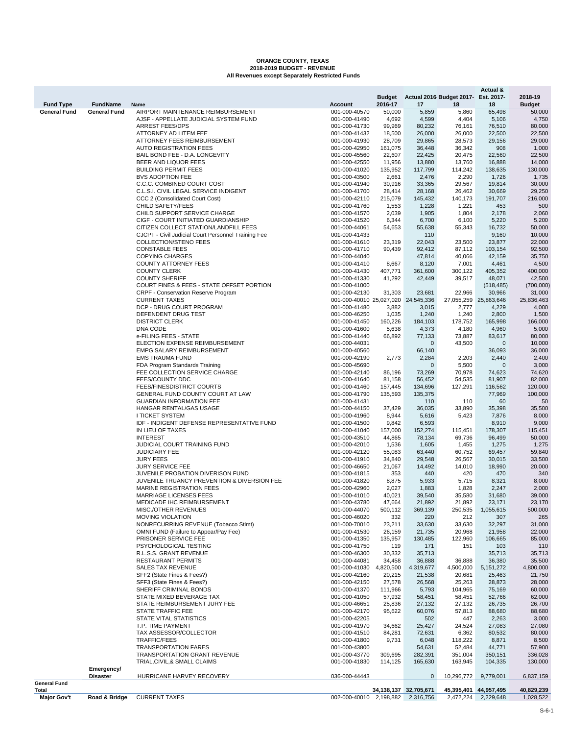**ORANGE COUNTY, TEXAS**
**2018-2019 BUDGET - REVENUE**
**All Revenues except Separately Restricted Funds**

| Fund Type | FundName | Name | Account | Budget 2016-17 | Actual 2016-17 | Budget 2017-18 | Actual & Est. 2017-18 | 2018-19 Budget |
|---|---|---|---|---|---|---|---|---|
| General Fund | General Fund | AIRPORT MAINTENANCE REIMBURSEMENT | 001-000-40570 | 50,000 | 5,859 | 5,860 | 65,498 | 50,000 |
| | | AJSF - APPELLATE JUDICIAL SYSTEM FUND | 001-000-41490 | 4,692 | 4,599 | 4,404 | 5,106 | 4,750 |
| | | ARREST FEES/DPS | 001-000-41730 | 99,969 | 80,232 | 76,161 | 76,510 | 80,000 |
| | | ATTORNEY AD LITEM FEE | 001-000-41432 | 18,500 | 26,000 | 26,000 | 22,500 | 22,500 |
| | | ATTORNEY FEES REIMBURSEMENT | 001-000-41930 | 28,709 | 29,865 | 28,573 | 29,156 | 29,000 |
| | | AUTO REGISTRATION FEES | 001-000-42950 | 161,075 | 36,448 | 36,342 | 908 | 1,000 |
| | | BAIL BOND FEE - D.A. LONGEVITY | 001-000-45560 | 22,607 | 22,425 | 20,475 | 22,560 | 22,500 |
| | | BEER AND LIQUOR FEES | 001-000-42550 | 11,956 | 13,880 | 13,760 | 16,888 | 14,000 |
| | | BUILDING PERMIT FEES | 001-000-41020 | 135,952 | 117,799 | 114,242 | 138,635 | 130,000 |
| | | BVS ADOPTION FEE | 001-000-43500 | 2,661 | 2,476 | 2,290 | 1,726 | 1,735 |
| | | C.C.C. COMBINED COURT COST | 001-000-41940 | 30,916 | 33,365 | 29,567 | 19,814 | 30,000 |
| | | C.L.S.I. CIVIL LEGAL SERVICE INDIGENT | 001-000-41700 | 28,414 | 28,168 | 26,462 | 30,669 | 29,250 |
| | | CCC 2 (Consolidated Court Cost) | 001-000-42110 | 215,079 | 145,432 | 140,173 | 191,707 | 216,000 |
| | | CHILD SAFETY/FEES | 001-000-41760 | 1,553 | 1,228 | 1,221 | 453 | 500 |
| | | CHILD SUPPORT SERVICE CHARGE | 001-000-41570 | 2,039 | 1,905 | 1,804 | 2,178 | 2,060 |
| | | CIGF - COURT INITIATED GUARDIANSHIP | 001-000-41520 | 6,344 | 6,700 | 6,100 | 5,220 | 5,200 |
| | | CITIZEN COLLECT STATION/LANDFILL FEES | 001-000-44061 | 54,653 | 55,638 | 55,343 | 16,732 | 50,000 |
| | | CJCPT - Civil Judicial Court Personnel Training Fee | 001-000-41433 | | 110 | | 9,160 | 10,000 |
| | | COLLECTION/STENO FEES | 001-000-41610 | 23,319 | 22,043 | 23,500 | 23,877 | 22,000 |
| | | CONSTABLE FEES | 001-000-41710 | 90,439 | 92,412 | 87,112 | 103,154 | 92,500 |
| | | COPYING CHARGES | 001-000-44040 | | 47,814 | 40,066 | 42,159 | 35,750 |
| | | COUNTY ATTORNEY FEES | 001-000-41410 | 8,667 | 8,120 | 7,001 | 4,461 | 4,500 |
| | | COUNTY CLERK | 001-000-41430 | 407,771 | 361,600 | 300,122 | 405,352 | 400,000 |
| | | COUNTY SHERIFF | 001-000-41330 | 41,292 | 42,449 | 39,517 | 48,071 | 42,500 |
| | | COURT FINES & FEES - STATE OFFSET PORTION | 001-000-41000 | | | | (518,485) | (700,000) |
| | | CRPF - Conservation Reserve Program | 001-000-42130 | 31,303 | 23,681 | 22,966 | 30,966 | 31,000 |
| | | CURRENT TAXES | 001-000-40010 | 25,027,020 | 24,545,336 | 27,055,259 | 25,863,646 | 25,836,463 |
| | | DCP - DRUG COURT PROGRAM | 001-000-41480 | 3,882 | 3,015 | 2,777 | 4,229 | 4,000 |
| | | DEFENDENT DRUG TEST | 001-000-46250 | 1,035 | 1,240 | 1,240 | 2,800 | 1,500 |
| | | DISTRICT CLERK | 001-000-41450 | 160,226 | 184,103 | 178,752 | 165,998 | 166,000 |
| | | DNA CODE | 001-000-41600 | 5,638 | 4,373 | 4,180 | 4,960 | 5,000 |
| | | e-FILING FEES - STATE | 001-000-41440 | 66,892 | 77,133 | 73,887 | 83,617 | 80,000 |
| | | ELECTION EXPENSE REIMBURSEMENT | 001-000-44031 | | 0 | 43,500 | 0 | 10,000 |
| | | EMPG SALARY REIMBURSEMENT | 001-000-40560 | | 66,140 | | 36,093 | 36,000 |
| | | EMS TRAUMA FUND | 001-000-42190 | 2,773 | 2,284 | 2,203 | 2,440 | 2,400 |
| | | FDA Program Standards Training | 001-000-45690 | | 0 | 5,500 | 0 | 3,000 |
| | | FEE COLLECTION SERVICE CHARGE | 001-000-42140 | 86,196 | 73,269 | 70,978 | 74,623 | 74,620 |
| | | FEES/COUNTY DDC | 001-000-41640 | 81,158 | 56,452 | 54,535 | 81,907 | 82,000 |
| | | FEES/FINESDISTRICT COURTS | 001-000-41460 | 157,445 | 134,696 | 127,291 | 116,562 | 120,000 |
| | | GENERAL FUND COUNTY COURT AT LAW | 001-000-41790 | 135,593 | 135,375 | | 77,969 | 100,000 |
| | | GUARDIAN INFORMATION FEE | 001-000-41431 | | 110 | 110 | 60 | 50 |
| | | HANGAR RENTAL/GAS USAGE | 001-000-44150 | 37,429 | 36,035 | 33,890 | 35,398 | 35,500 |
| | | I TICKET SYSTEM | 001-000-41960 | 8,944 | 5,616 | 5,423 | 7,876 | 8,000 |
| | | IDF - INDIGENT DEFENSE REPRESENTATIVE FUND | 001-000-41500 | 9,842 | 6,593 | | 8,910 | 9,000 |
| | | IN LIEU OF TAXES | 001-000-41040 | 157,000 | 152,274 | 115,451 | 178,307 | 115,451 |
| | | INTEREST | 001-000-43510 | 44,865 | 78,134 | 69,736 | 96,499 | 50,000 |
| | | JUDICIAL COURT TRAINING FUND | 001-000-42010 | 1,536 | 1,605 | 1,455 | 1,275 | 1,275 |
| | | JUDICIARY FEE | 001-000-42120 | 55,083 | 63,440 | 60,752 | 69,457 | 59,840 |
| | | JURY FEES | 001-000-41910 | 34,840 | 29,548 | 26,567 | 30,015 | 33,500 |
| | | JURY SERVICE FEE | 001-000-46650 | 21,067 | 14,492 | 14,010 | 18,990 | 20,000 |
| | | JUVENILE PROBATION DIVERISON FUND | 001-000-41815 | 353 | 440 | 420 | 470 | 340 |
| | | JUVENILE TRUANCY PREVENTION & DIVERSION FEE | 001-000-41820 | 8,875 | 5,933 | 5,715 | 8,321 | 8,000 |
| | | MARINE REGISTRATION FEES | 001-000-42960 | 2,027 | 1,883 | 1,828 | 2,247 | 2,000 |
| | | MARRIAGE LICENSES FEES | 001-000-41010 | 40,021 | 39,540 | 35,580 | 31,680 | 39,000 |
| | | MEDICADE IHC REIMBURSEMENT | 001-000-43780 | 47,664 | 21,892 | 21,892 | 23,171 | 23,170 |
| | | MISC./OTHER REVENUES | 001-000-44070 | 500,112 | 369,139 | 250,535 | 1,055,615 | 500,000 |
| | | MOVING VIOLATION | 001-000-46020 | 332 | 220 | 212 | 307 | 265 |
| | | NONRECURRING REVENUE (Tobacco Stlmt) | 001-000-70010 | 23,211 | 33,630 | 33,630 | 32,297 | 31,000 |
| | | OMNI FUND (Failure to Appear/Pay Fee) | 001-000-41530 | 26,159 | 21,735 | 20,968 | 21,958 | 22,000 |
| | | PRISONER SERVICE FEE | 001-000-41350 | 135,957 | 130,485 | 122,960 | 106,665 | 85,000 |
| | | PSYCHOLOGICAL TESTING | 001-000-41750 | 119 | 171 | 151 | 103 | 110 |
| | | R.L.S.S. GRANT REVENUE | 001-000-46300 | 30,332 | 35,713 | | 35,713 | 35,713 |
| | | RESTAURANT PERMITS | 001-000-44081 | 34,458 | 36,888 | 36,888 | 36,380 | 35,500 |
| | | SALES TAX REVENUE | 001-000-41030 | 4,820,500 | 4,319,677 | 4,500,000 | 5,151,272 | 4,800,000 |
| | | SFF2 (State Fines & Fees?) | 001-000-42160 | 20,215 | 21,538 | 20,681 | 25,463 | 21,750 |
| | | SFF3 (State Fines & Fees?) | 001-000-42150 | 27,578 | 26,568 | 25,263 | 28,873 | 28,000 |
| | | SHERIFF CRIMINAL BONDS | 001-000-41370 | 111,966 | 5,793 | 104,965 | 75,169 | 60,000 |
| | | STATE MIXED BEVERAGE TAX | 001-000-41050 | 57,932 | 58,451 | 58,451 | 52,766 | 62,000 |
| | | STATE REIMBURSEMENT JURY FEE | 001-000-46651 | 25,836 | 27,132 | 27,132 | 26,735 | 26,700 |
| | | STATE TRAFFIC FEE | 001-000-42170 | 95,622 | 60,076 | 57,813 | 88,680 | 88,680 |
| | | STATE VITAL STATISTICS | 001-000-42205 | | 502 | 447 | 2,263 | 3,000 |
| | | T.P. TIME PAYMENT | 001-000-41970 | 34,662 | 25,427 | 24,524 | 27,083 | 27,080 |
| | | TAX ASSESSOR/COLLECTOR | 001-000-41510 | 84,281 | 72,631 | 6,362 | 80,532 | 80,000 |
| | | TRAFFIC/FEES | 001-000-41800 | 9,731 | 6,048 | 118,222 | 8,871 | 8,500 |
| | | TRANSPORTATION FARES | 001-000-43800 | | 54,631 | 52,484 | 44,771 | 57,900 |
| | | TRANSPORTATION GRANT REVENUE | 001-000-43770 | 309,695 | 282,391 | 351,004 | 350,151 | 336,028 |
| | | TRIAL,CIVIL,& SMALL CLAIMS | 001-000-41830 | 114,125 | 165,630 | 163,945 | 104,335 | 130,000 |
| | Emergency/ Disaster | HURRICANE HARVEY RECOVERY | 036-000-44443 | | 0 | 10,296,772 | 9,779,001 | 6,837,159 |
| **General Fund Total** | | | | **34,138,137** | **32,705,671** | **45,395,401** | **44,957,495** | **40,829,239** |
| **Major Gov't** | **Road & Bridge** | CURRENT TAXES | 002-000-40010 | 2,198,882 | 2,316,756 | 2,472,224 | 2,229,648 | 1,028,522 |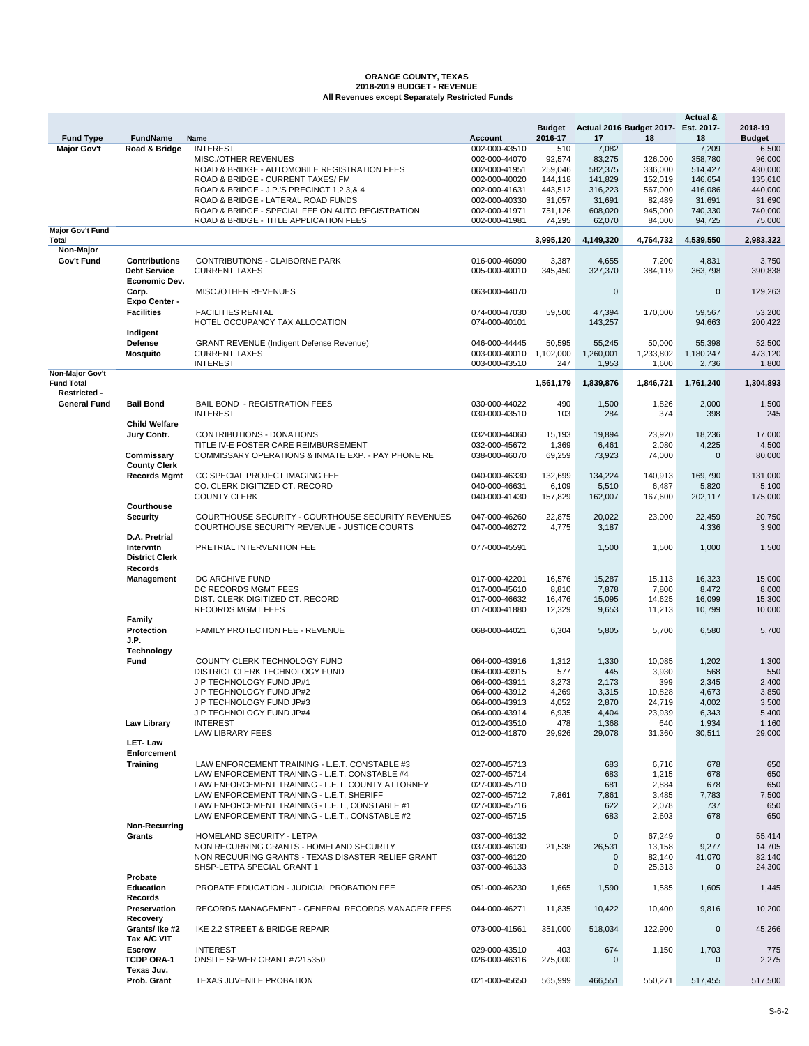**ORANGE COUNTY, TEXAS**
**2018-2019 BUDGET - REVENUE**
**All Revenues except Separately Restricted Funds**

| Fund Type | FundName | Name | Account | Budget 2016-17 | Actual 2016 17 | Budget 2017-18 | Actual & Est. 2017-18 | 2018-19 Budget |
|---|---|---|---|---|---|---|---|---|
| Major Gov't | Road & Bridge | INTEREST | 002-000-43510 | 510 | 7,082 | | 7,209 | 6,500 |
| | | MISC./OTHER REVENUES | 002-000-44070 | 92,574 | 83,275 | 126,000 | 358,780 | 96,000 |
| | | ROAD & BRIDGE - AUTOMOBILE REGISTRATION FEES | 002-000-41951 | 259,046 | 582,375 | 336,000 | 514,427 | 430,000 |
| | | ROAD & BRIDGE - CURRENT TAXES/ FM | 002-000-40020 | 144,118 | 141,829 | 152,019 | 146,654 | 135,610 |
| | | ROAD & BRIDGE - J.P.'S PRECINCT 1,2,3,& 4 | 002-000-41631 | 443,512 | 316,223 | 567,000 | 416,086 | 440,000 |
| | | ROAD & BRIDGE - LATERAL ROAD FUNDS | 002-000-40330 | 31,057 | 31,691 | 82,489 | 31,691 | 31,690 |
| | | ROAD & BRIDGE - SPECIAL FEE ON AUTO REGISTRATION | 002-000-41971 | 751,126 | 608,020 | 945,000 | 740,330 | 740,000 |
| | | ROAD & BRIDGE - TITLE APPLICATION FEES | 002-000-41981 | 74,295 | 62,070 | 84,000 | 94,725 | 75,000 |
| **Major Gov't Fund Total** | | | | **3,995,120** | **4,149,320** | **4,764,732** | **4,539,550** | **2,983,322** |
| **Non-Major Gov't Fund** | **Contributions** | CONTRIBUTIONS - CLAIBORNE PARK | 016-000-46090 | 3,387 | 4,655 | 7,200 | 4,831 | 3,750 |
| | **Debt Service** | CURRENT TAXES | 005-000-40010 | 345,450 | 327,370 | 384,119 | 363,798 | 390,838 |
| | **Economic Dev. Corp.** | MISC./OTHER REVENUES | 063-000-44070 | | 0 | | 0 | 129,263 |
| | **Expo Center - Facilities** | FACILITIES RENTAL | 074-000-47030 | 59,500 | 47,394 | 170,000 | 59,567 | 53,200 |
| | | HOTEL OCCUPANCY TAX ALLOCATION | 074-000-40101 | | 143,257 | | 94,663 | 200,422 |
| | **Indigent Defense** | GRANT REVENUE (Indigent Defense Revenue) | 046-000-44445 | 50,595 | 55,245 | 50,000 | 55,398 | 52,500 |
| | **Mosquito** | CURRENT TAXES | 003-000-40010 | 1,102,000 | 1,260,001 | 1,233,802 | 1,180,247 | 473,120 |
| | | INTEREST | 003-000-43510 | 247 | 1,953 | 1,600 | 2,736 | 1,800 |
| **Non-Major Gov't Fund Total** | | | | **1,561,179** | **1,839,876** | **1,846,721** | **1,761,240** | **1,304,893** |
| **Restricted - General Fund** | **Bail Bond** | BAIL BOND - REGISTRATION FEES | 030-000-44022 | 490 | 1,500 | 1,826 | 2,000 | 1,500 |
| | | INTEREST | 030-000-43510 | 103 | 284 | 374 | 398 | 245 |
| | **Child Welfare Jury Contr.** | CONTRIBUTIONS - DONATIONS | 032-000-44060 | 15,193 | 19,894 | 23,920 | 18,236 | 17,000 |
| | | TITLE IV-E FOSTER CARE REIMBURSEMENT | 032-000-45672 | 1,369 | 6,461 | 2,080 | 4,225 | 4,500 |
| | **Commissary** | COMMISSARY OPERATIONS & INMATE EXP. - PAY PHONE RE | 038-000-46070 | 69,259 | 73,923 | 74,000 | 0 | 80,000 |
| | **County Clerk Records Mgmt** | CC SPECIAL PROJECT IMAGING FEE | 040-000-46330 | 132,699 | 134,224 | 140,913 | 169,790 | 131,000 |
| | | CO. CLERK DIGITIZED CT. RECORD | 040-000-46631 | 6,109 | 5,510 | 6,487 | 5,820 | 5,100 |
| | | COUNTY CLERK | 040-000-41430 | 157,829 | 162,007 | 167,600 | 202,117 | 175,000 |
| | **Courthouse Security** | COURTHOUSE SECURITY - COURTHOUSE SECURITY REVENUES | 047-000-46260 | 22,875 | 20,022 | 23,000 | 22,459 | 20,750 |
| | | COURTHOUSE SECURITY REVENUE - JUSTICE COURTS | 047-000-46272 | 4,775 | 3,187 | | 4,336 | 3,900 |
| | **D.A. Pretrial Intervntn** | PRETRIAL INTERVENTION FEE | 077-000-45591 | | 1,500 | 1,500 | 1,000 | 1,500 |
| | **District Clerk Records Management** | DC ARCHIVE FUND | 017-000-42201 | 16,576 | 15,287 | 15,113 | 16,323 | 15,000 |
| | | DC RECORDS MGMT FEES | 017-000-45610 | 8,810 | 7,878 | 7,800 | 8,472 | 8,000 |
| | | DIST. CLERK DIGITIZED CT. RECORD | 017-000-46632 | 16,476 | 15,095 | 14,625 | 16,099 | 15,300 |
| | | RECORDS MGMT FEES | 017-000-41880 | 12,329 | 9,653 | 11,213 | 10,799 | 10,000 |
| | **Family Protection** | FAMILY PROTECTION FEE - REVENUE | 068-000-44021 | 6,304 | 5,805 | 5,700 | 6,580 | 5,700 |
| | **J.P. Technology Fund** | COUNTY CLERK TECHNOLOGY FUND | 064-000-43916 | 1,312 | 1,330 | 10,085 | 1,202 | 1,300 |
| | | DISTRICT CLERK TECHNOLOGY FUND | 064-000-43915 | 577 | 445 | 3,930 | 568 | 550 |
| | | J P TECHNOLOGY FUND JP#1 | 064-000-43911 | 3,273 | 2,173 | 399 | 2,345 | 2,400 |
| | | J P TECHNOLOGY FUND JP#2 | 064-000-43912 | 4,269 | 3,315 | 10,828 | 4,673 | 3,850 |
| | | J P TECHNOLOGY FUND JP#3 | 064-000-43913 | 4,052 | 2,870 | 24,719 | 4,002 | 3,500 |
| | | J P TECHNOLOGY FUND JP#4 | 064-000-43914 | 6,935 | 4,404 | 23,939 | 6,343 | 5,400 |
| | **Law Library** | INTEREST | 012-000-43510 | 478 | 1,368 | 640 | 1,934 | 1,160 |
| | | LAW LIBRARY FEES | 012-000-41870 | 29,926 | 29,078 | 31,360 | 30,511 | 29,000 |
| | **LET- Law Enforcement Training** | LAW ENFORCEMENT TRAINING - L.E.T. CONSTABLE #3 | 027-000-45713 | | 683 | 6,716 | 678 | 650 |
| | | LAW ENFORCEMENT TRAINING - L.E.T. CONSTABLE #4 | 027-000-45714 | | 683 | 1,215 | 678 | 650 |
| | | LAW ENFORCEMENT TRAINING - L.E.T. COUNTY ATTORNEY | 027-000-45710 | | 681 | 2,884 | 678 | 650 |
| | | LAW ENFORCEMENT TRAINING - L.E.T. SHERIFF | 027-000-45712 | 7,861 | 7,861 | 3,485 | 7,783 | 7,500 |
| | | LAW ENFORCEMENT TRAINING - L.E.T., CONSTABLE #1 | 027-000-45716 | | 622 | 2,078 | 737 | 650 |
| | | LAW ENFORCEMENT TRAINING - L.E.T., CONSTABLE #2 | 027-000-45715 | | 683 | 2,603 | 678 | 650 |
| | **Non-Recurring Grants** | HOMELAND SECURITY - LETPA | 037-000-46132 | | 0 | 67,249 | 0 | 55,414 |
| | | NON RECURRING GRANTS - HOMELAND SECURITY | 037-000-46130 | 21,538 | 26,531 | 13,158 | 9,277 | 14,705 |
| | | NON RECUURING GRANTS - TEXAS DISASTER RELIEF GRANT | 037-000-46120 | | 0 | 82,140 | 41,070 | 82,140 |
| | | SHSP-LETPA SPECIAL GRANT 1 | 037-000-46133 | | 0 | 25,313 | 0 | 24,300 |
| | **Probate Education** | PROBATE EDUCATION - JUDICIAL PROBATION FEE | 051-000-46230 | 1,665 | 1,590 | 1,585 | 1,605 | 1,445 |
| | **Records Preservation** | RECORDS MANAGEMENT - GENERAL RECORDS MANAGER FEES | 044-000-46271 | 11,835 | 10,422 | 10,400 | 9,816 | 10,200 |
| | **Recovery Grants/ Ike #2** | IKE 2.2 STREET & BRIDGE REPAIR | 073-000-41561 | 351,000 | 518,034 | 122,900 | 0 | 45,266 |
| | **Tax A/C VIT Escrow** | INTEREST | 029-000-43510 | 403 | 674 | 1,150 | 1,703 | 775 |
| | **TCDP ORA-1** | ONSITE SEWER GRANT #7215350 | 026-000-46316 | 275,000 | 0 | | 0 | 2,275 |
| | **Texas Juv. Prob. Grant** | TEXAS JUVENILE PROBATION | 021-000-45650 | 565,999 | 466,551 | 550,271 | 517,455 | 517,500 |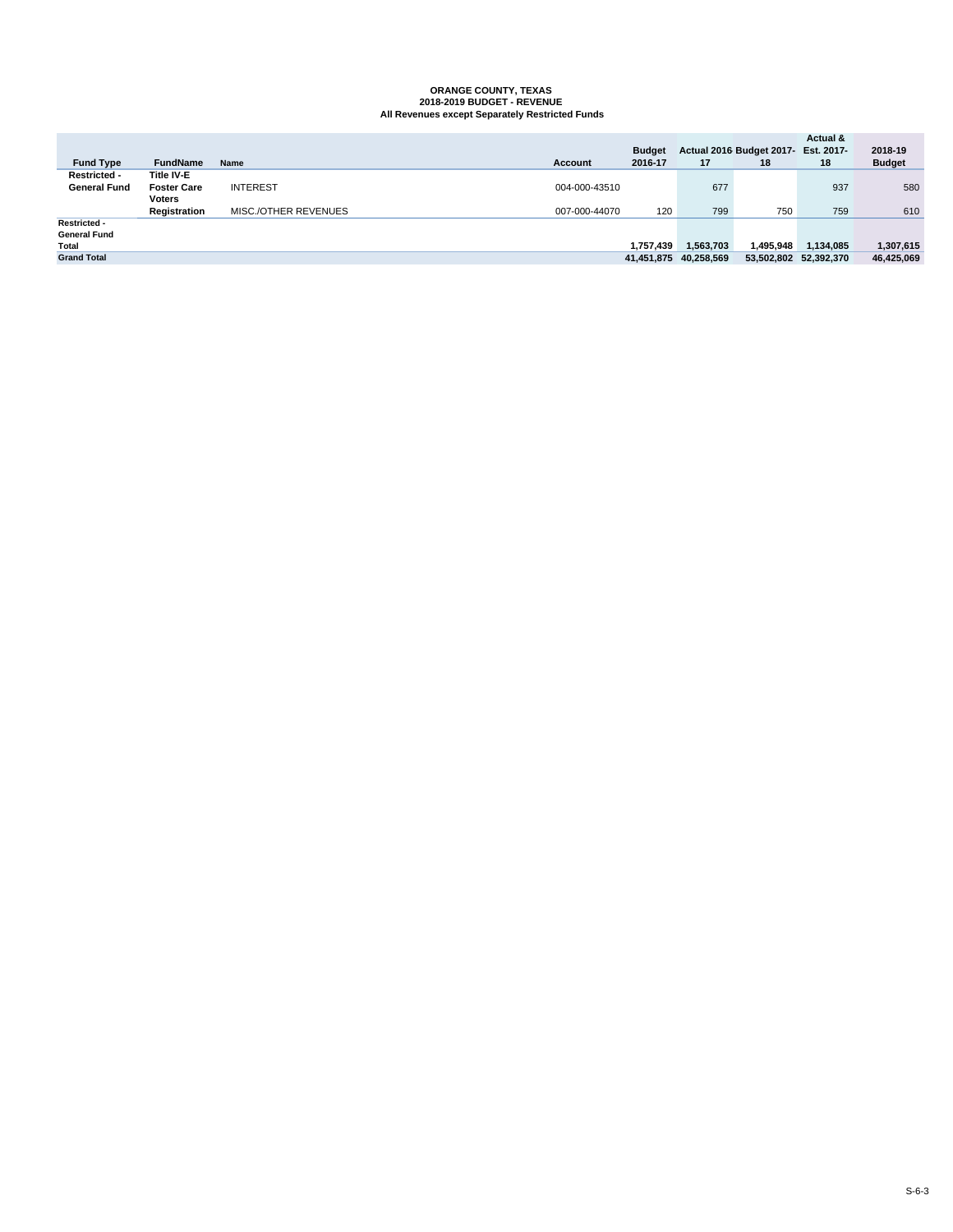# ORANGE COUNTY, TEXAS
## 2018-2019 BUDGET - REVENUE
### All Revenues except Separately Restricted Funds

| Fund Type | FundName | Name | Account | Budget 2016-17 | Actual 2016-17 | Budget 2017-18 | Actual & Est. 2017-18 | 2018-19 Budget |
|---|---|---|---|---|---|---|---|---|
| Restricted - General Fund | Title IV-E Foster Care | INTEREST | 004-000-43510 | | 677 | | 937 | 580 |
| | Voters Registration | MISC./OTHER REVENUES | 007-000-44070 | 120 | 799 | 750 | 759 | 610 |
| **Restricted - General Fund Total** | | | | **1,757,439** | **1,563,703** | **1,495,948** | **1,134,085** | **1,307,615** |
| **Grand Total** | | | | **41,451,875** | **40,258,569** | **53,502,802** | **52,392,370** | **46,425,069** |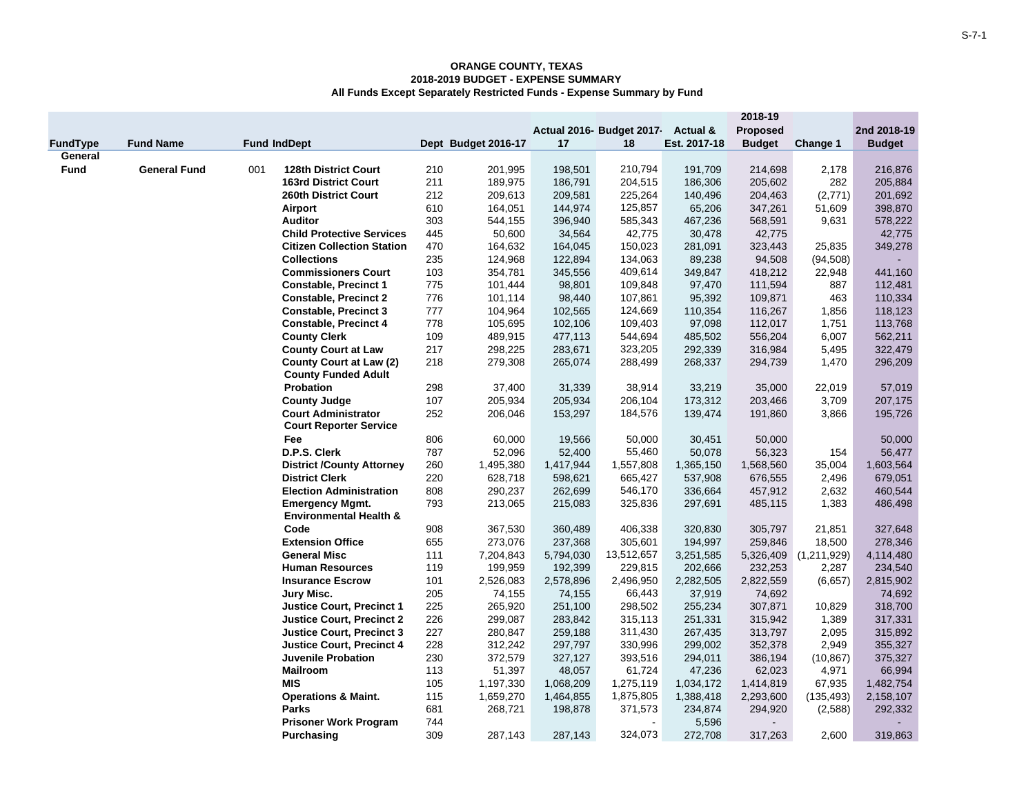**ORANGE COUNTY, TEXAS**
**2018-2019 BUDGET - EXPENSE SUMMARY**
**All Funds Except Separately Restricted Funds - Expense Summary by Fund**

| FundType | Fund Name | Fund | IndDept | Dept | Budget 2016-17 | Actual 2016-17 | Budget 2017-18 | Actual & Est. 2017-18 | 2018-19 Proposed Budget | Change 1 | 2nd 2018-19 Budget |
|---|---|---|---|---|---|---|---|---|---|---|---|
| General Fund | General Fund | 001 | 128th District Court | 210 | 201,995 | 198,501 | 210,794 | 191,709 | 214,698 | 2,178 | 216,876 |
| | | | 163rd District Court | 211 | 189,975 | 186,791 | 204,515 | 186,306 | 205,602 | 282 | 205,884 |
| | | | 260th District Court | 212 | 209,613 | 209,581 | 225,264 | 140,496 | 204,463 | (2,771) | 201,692 |
| | | | Airport | 610 | 164,051 | 144,974 | 125,857 | 65,206 | 347,261 | 51,609 | 398,870 |
| | | | Auditor | 303 | 544,155 | 396,940 | 585,343 | 467,236 | 568,591 | 9,631 | 578,222 |
| | | | Child Protective Services | 445 | 50,600 | 34,564 | 42,775 | 30,478 | 42,775 | | 42,775 |
| | | | Citizen Collection Station | 470 | 164,632 | 164,045 | 150,023 | 281,091 | 323,443 | 25,835 | 349,278 |
| | | | Collections | 235 | 124,968 | 122,894 | 134,063 | 89,238 | 94,508 | (94,508) | - |
| | | | Commissioners Court | 103 | 354,781 | 345,556 | 409,614 | 349,847 | 418,212 | 22,948 | 441,160 |
| | | | Constable, Precinct 1 | 775 | 101,444 | 98,801 | 109,848 | 97,470 | 111,594 | 887 | 112,481 |
| | | | Constable, Precinct 2 | 776 | 101,114 | 98,440 | 107,861 | 95,392 | 109,871 | 463 | 110,334 |
| | | | Constable, Precinct 3 | 777 | 104,964 | 102,565 | 124,669 | 110,354 | 116,267 | 1,856 | 118,123 |
| | | | Constable, Precinct 4 | 778 | 105,695 | 102,106 | 109,403 | 97,098 | 112,017 | 1,751 | 113,768 |
| | | | County Clerk | 109 | 489,915 | 477,113 | 544,694 | 485,502 | 556,204 | 6,007 | 562,211 |
| | | | County Court at Law | 217 | 298,225 | 283,671 | 323,205 | 292,339 | 316,984 | 5,495 | 322,479 |
| | | | County Court at Law (2) | 218 | 279,308 | 265,074 | 288,499 | 268,337 | 294,739 | 1,470 | 296,209 |
| | | | County Funded Adult Probation | 298 | 37,400 | 31,339 | 38,914 | 33,219 | 35,000 | 22,019 | 57,019 |
| | | | County Judge | 107 | 205,934 | 205,934 | 206,104 | 173,312 | 203,466 | 3,709 | 207,175 |
| | | | Court Administrator | 252 | 206,046 | 153,297 | 184,576 | 139,474 | 191,860 | 3,866 | 195,726 |
| | | | Court Reporter Service Fee | 806 | 60,000 | 19,566 | 50,000 | 30,451 | 50,000 | | 50,000 |
| | | | D.P.S. Clerk | 787 | 52,096 | 52,400 | 55,460 | 50,078 | 56,323 | 154 | 56,477 |
| | | | District /County Attorney | 260 | 1,495,380 | 1,417,944 | 1,557,808 | 1,365,150 | 1,568,560 | 35,004 | 1,603,564 |
| | | | District Clerk | 220 | 628,718 | 598,621 | 665,427 | 537,908 | 676,555 | 2,496 | 679,051 |
| | | | Election Administration | 808 | 290,237 | 262,699 | 546,170 | 336,664 | 457,912 | 2,632 | 460,544 |
| | | | Emergency Mgmt. | 793 | 213,065 | 215,083 | 325,836 | 297,691 | 485,115 | 1,383 | 486,498 |
| | | | Environmental Health & Code | 908 | 367,530 | 360,489 | 406,338 | 320,830 | 305,797 | 21,851 | 327,648 |
| | | | Extension Office | 655 | 273,076 | 237,368 | 305,601 | 194,997 | 259,846 | 18,500 | 278,346 |
| | | | General Misc | 111 | 7,204,843 | 5,794,030 | 13,512,657 | 3,251,585 | 5,326,409 | (1,211,929) | 4,114,480 |
| | | | Human Resources | 119 | 199,959 | 192,399 | 229,815 | 202,666 | 232,253 | 2,287 | 234,540 |
| | | | Insurance Escrow | 101 | 2,526,083 | 2,578,896 | 2,496,950 | 2,282,505 | 2,822,559 | (6,657) | 2,815,902 |
| | | | Jury Misc. | 205 | 74,155 | 74,155 | 66,443 | 37,919 | 74,692 | | 74,692 |
| | | | Justice Court, Precinct 1 | 225 | 265,920 | 251,100 | 298,502 | 255,234 | 307,871 | 10,829 | 318,700 |
| | | | Justice Court, Precinct 2 | 226 | 299,087 | 283,842 | 315,113 | 251,331 | 315,942 | 1,389 | 317,331 |
| | | | Justice Court, Precinct 3 | 227 | 280,847 | 259,188 | 311,430 | 267,435 | 313,797 | 2,095 | 315,892 |
| | | | Justice Court, Precinct 4 | 228 | 312,242 | 297,797 | 330,996 | 299,002 | 352,378 | 2,949 | 355,327 |
| | | | Juvenile Probation | 230 | 372,579 | 327,127 | 393,516 | 294,011 | 386,194 | (10,867) | 375,327 |
| | | | Mailroom | 113 | 51,397 | 48,057 | 61,724 | 47,236 | 62,023 | 4,971 | 66,994 |
| | | | MIS | 105 | 1,197,330 | 1,068,209 | 1,275,119 | 1,034,172 | 1,414,819 | 67,935 | 1,482,754 |
| | | | Operations & Maint. | 115 | 1,659,270 | 1,464,855 | 1,875,805 | 1,388,418 | 2,293,600 | (135,493) | 2,158,107 |
| | | | Parks | 681 | 268,721 | 198,878 | 371,573 | 234,874 | 294,920 | (2,588) | 292,332 |
| | | | Prisoner Work Program | 744 | | | - | 5,596 | - | | - |
| | | | Purchasing | 309 | 287,143 | 287,143 | 324,073 | 272,708 | 317,263 | 2,600 | 319,863 |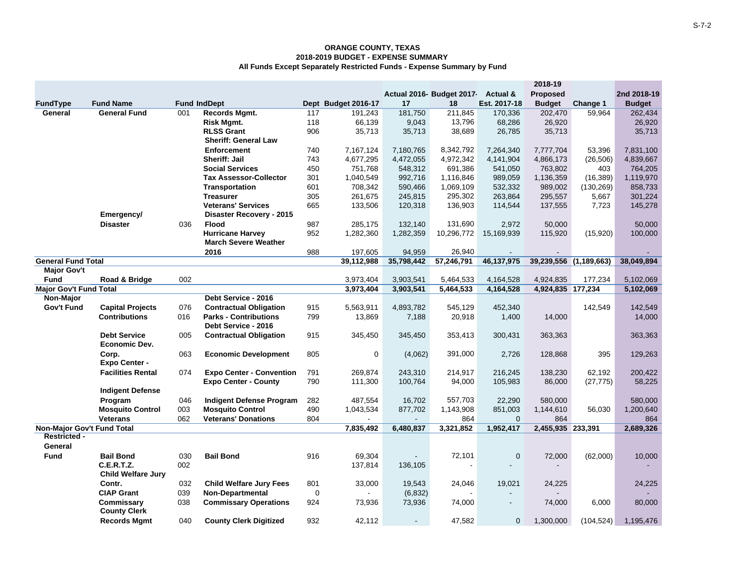**ORANGE COUNTY, TEXAS**
**2018-2019 BUDGET - EXPENSE SUMMARY**
**All Funds Except Separately Restricted Funds - Expense Summary by Fund**

| FundType | Fund Name | Fund Ind | Dept | Dept | Budget 2016-17 | Actual 2016-17 | Budget 2017-18 | Actual & Est. 2017-18 | 2018-19 Proposed Budget | Change 1 | 2nd 2018-19 Budget |
|---|---|---|---|---|---|---|---|---|---|---|---|
| General | General Fund | 001 | Records Mgmt. | 117 | 191,243 | 181,750 | 211,845 | 170,336 | 202,470 | 59,964 | 262,434 |
| | | | Risk Mgmt. | 118 | 66,139 | 9,043 | 13,796 | 68,286 | 26,920 | | 26,920 |
| | | | RLSS Grant | 906 | 35,713 | 35,713 | 38,689 | 26,785 | 35,713 | | 35,713 |
| | | | Sheriff: General Law Enforcement | 740 | 7,167,124 | 7,180,765 | 8,342,792 | 7,264,340 | 7,777,704 | 53,396 | 7,831,100 |
| | | | Sheriff: Jail | 743 | 4,677,295 | 4,472,055 | 4,972,342 | 4,141,904 | 4,866,173 | (26,506) | 4,839,667 |
| | | | Social Services | 450 | 751,768 | 548,312 | 691,386 | 541,050 | 763,802 | 403 | 764,205 |
| | | | Tax Assessor-Collector | 301 | 1,040,549 | 992,716 | 1,116,846 | 989,059 | 1,136,359 | (16,389) | 1,119,970 |
| | | | Transportation | 601 | 708,342 | 590,466 | 1,069,109 | 532,332 | 989,002 | (130,269) | 858,733 |
| | | | Treasurer | 305 | 261,675 | 245,815 | 295,302 | 263,864 | 295,557 | 5,667 | 301,224 |
| | | | Veterans' Services | 665 | 133,506 | 120,318 | 136,903 | 114,544 | 137,555 | 7,723 | 145,278 |
| | Emergency/ Disaster | 036 | Disaster Recovery - 2015 Flood | 987 | 285,175 | 132,140 | 131,690 | 2,972 | 50,000 | | 50,000 |
| | | | Hurricane Harvey | 952 | 1,282,360 | 1,282,359 | 10,296,772 | 15,169,939 | 115,920 | (15,920) | 100,000 |
| | | | March Severe Weather 2016 | 988 | 197,605 | 94,959 | 26,940 | - | - | | - |
| **General Fund Total** | | | | | **39,112,988** | **35,798,442** | **57,246,791** | **46,137,975** | **39,239,556** | **(1,189,663)** | **38,049,894** |
| Major Gov't Fund | Road & Bridge | 002 | | | 3,973,404 | 3,903,541 | 5,464,533 | 4,164,528 | 4,924,835 | 177,234 | 5,102,069 |
| **Major Gov't Fund Total** | | | | | **3,973,404** | **3,903,541** | **5,464,533** | **4,164,528** | **4,924,835** | **177,234** | **5,102,069** |
| Non-Major Gov't Fund | Capital Projects | 076 | Debt Service - 2016 Contractual Obligation | 915 | 5,563,911 | 4,893,782 | 545,129 | 452,340 | | 142,549 | 142,549 |
| | Contributions | 016 | Parks - Contributions | 799 | 13,869 | 7,188 | 20,918 | 1,400 | 14,000 | | 14,000 |
| | Debt Service | 005 | Debt Service - 2016 Contractual Obligation | 915 | 345,450 | 345,450 | 353,413 | 300,431 | 363,363 | | 363,363 |
| | Economic Dev. Corp. | 063 | Economic Development | 805 | 0 | (4,062) | 391,000 | 2,726 | 128,868 | 395 | 129,263 |
| | Expo Center - Facilities Rental | 074 | Expo Center - Convention | 791 | 269,874 | 243,310 | 214,917 | 216,245 | 138,230 | 62,192 | 200,422 |
| | | | Expo Center - County | 790 | 111,300 | 100,764 | 94,000 | 105,983 | 86,000 | (27,775) | 58,225 |
| | Indigent Defense Program | 046 | Indigent Defense Program | 282 | 487,554 | 16,702 | 557,703 | 22,290 | 580,000 | | 580,000 |
| | Mosquito Control | 003 | Mosquito Control | 490 | 1,043,534 | 877,702 | 1,143,908 | 851,003 | 1,144,610 | 56,030 | 1,200,640 |
| | Veterans | 062 | Veterans' Donations | 804 | - | - | 864 | 0 | 864 | | 864 |
| **Non-Major Gov't Fund Total** | | | | | **7,835,492** | **6,480,837** | **3,321,852** | **1,952,417** | **2,455,935** | **233,391** | **2,689,326** |
| Restricted - General Fund | Bail Bond | 030 | Bail Bond | 916 | 69,304 | - | 72,101 | 0 | 72,000 | (62,000) | 10,000 |
| | C.E.R.T.Z. | 002 | | | 137,814 | 136,105 | - | - | - | | - |
| | Child Welfare Jury Contr. | 032 | Child Welfare Jury Fees | 801 | 33,000 | 19,543 | 24,046 | 19,021 | 24,225 | | 24,225 |
| | CIAP Grant | 039 | Non-Departmental | 0 | - | (6,832) | - | - | - | | - |
| | Commissary | 038 | Commissary Operations | 924 | 73,936 | 73,936 | 74,000 | - | 74,000 | 6,000 | 80,000 |
| | County Clerk Records Mgmt | 040 | County Clerk Digitized | 932 | 42,112 | - | 47,582 | 0 | 1,300,000 | (104,524) | 1,195,476 |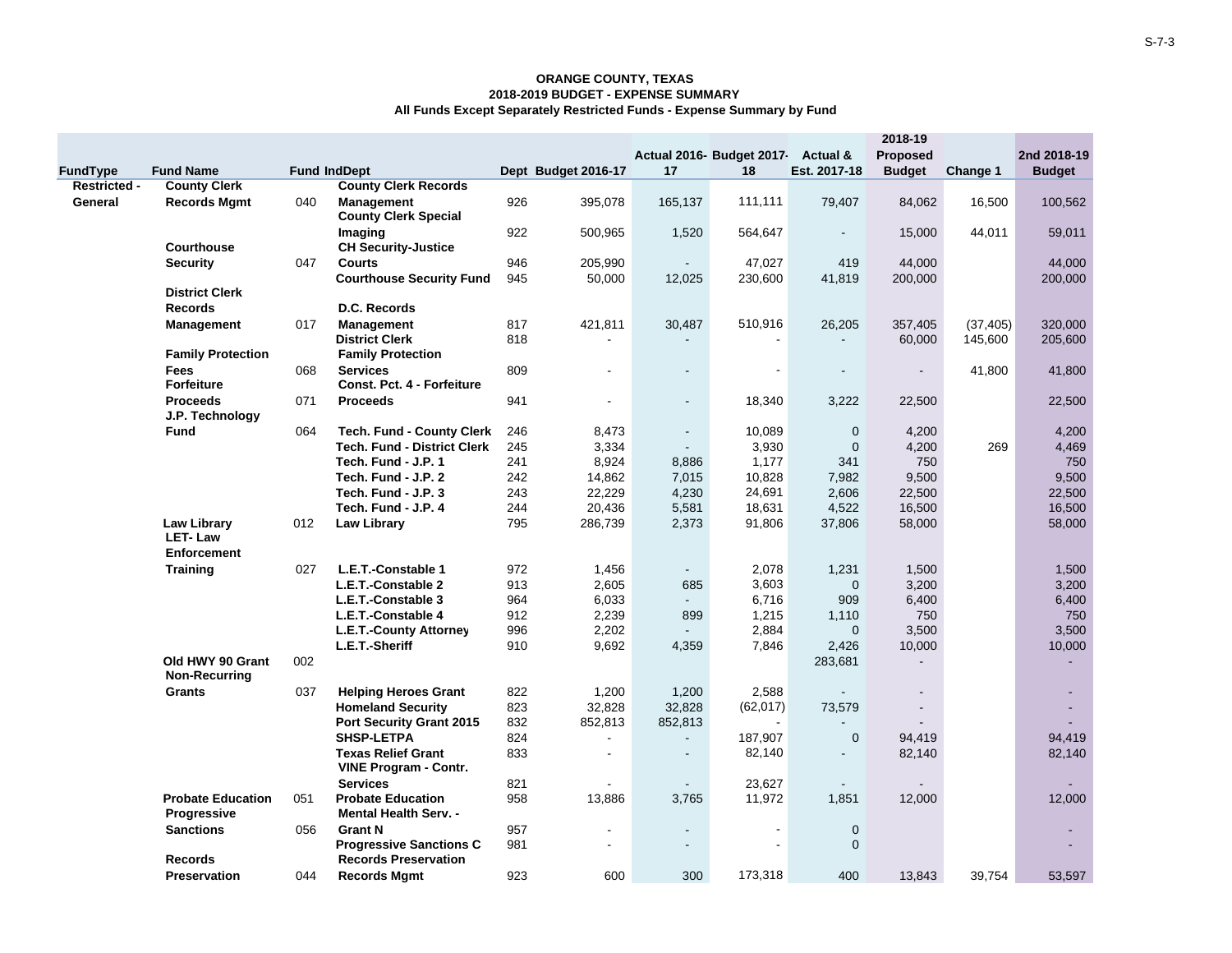**ORANGE COUNTY, TEXAS**
**2018-2019 BUDGET - EXPENSE SUMMARY**
**All Funds Except Separately Restricted Funds - Expense Summary by Fund**

| FundType | Fund Name | Fund Ind | Dept | Dept | Budget 2016-17 | Actual 2016-17 | Budget 2017-18 | Actual & Est. 2017-18 | 2018-19 Proposed Budget | Change 1 | 2nd 2018-19 Budget |
|---|---|---|---|---|---|---|---|---|---|---|---|
| Restricted - General | County Clerk Records Mgmt | 040 | County Clerk Records Management | 926 | 395,078 | 165,137 | 111,111 | 79,407 | 84,062 | 16,500 | 100,562 |
| | | | County Clerk Special Imaging | 922 | 500,965 | 1,520 | 564,647 | - | 15,000 | 44,011 | 59,011 |
| | Courthouse Security | 047 | CH Security-Justice Courts | 946 | 205,990 | - | 47,027 | 419 | 44,000 | | 44,000 |
| | | | Courthouse Security Fund | 945 | 50,000 | 12,025 | 230,600 | 41,819 | 200,000 | | 200,000 |
| | District Clerk Records Management | 017 | D.C. Records Management | 817 | 421,811 | 30,487 | 510,916 | 26,205 | 357,405 | (37,405) | 320,000 |
| | | | District Clerk | 818 | - | - | - | - | 60,000 | 145,600 | 205,600 |
| | Family Protection Fees | 068 | Family Protection Services | 809 | - | - | - | - | - | 41,800 | 41,800 |
| | Forfeiture Proceeds | 071 | Const. Pct. 4 - Forfeiture Proceeds | 941 | - | - | 18,340 | 3,222 | 22,500 | | 22,500 |
| | J.P. Technology Fund | 064 | Tech. Fund - County Clerk | 246 | 8,473 | - | 10,089 | 0 | 4,200 | | 4,200 |
| | | | Tech. Fund - District Clerk | 245 | 3,334 | - | 3,930 | 0 | 4,200 | 269 | 4,469 |
| | | | Tech. Fund - J.P. 1 | 241 | 8,924 | 8,886 | 1,177 | 341 | 750 | | 750 |
| | | | Tech. Fund - J.P. 2 | 242 | 14,862 | 7,015 | 10,828 | 7,982 | 9,500 | | 9,500 |
| | | | Tech. Fund - J.P. 3 | 243 | 22,229 | 4,230 | 24,691 | 2,606 | 22,500 | | 22,500 |
| | | | Tech. Fund - J.P. 4 | 244 | 20,436 | 5,581 | 18,631 | 4,522 | 16,500 | | 16,500 |
| | Law Library | 012 | Law Library | 795 | 286,739 | 2,373 | 91,806 | 37,806 | 58,000 | | 58,000 |
| | LET- Law Enforcement Training | 027 | L.E.T.-Constable 1 | 972 | 1,456 | - | 2,078 | 1,231 | 1,500 | | 1,500 |
| | | | L.E.T.-Constable 2 | 913 | 2,605 | 685 | 3,603 | 0 | 3,200 | | 3,200 |
| | | | L.E.T.-Constable 3 | 964 | 6,033 | - | 6,716 | 909 | 6,400 | | 6,400 |
| | | | L.E.T.-Constable 4 | 912 | 2,239 | 899 | 1,215 | 1,110 | 750 | | 750 |
| | | | L.E.T.-County Attorney | 996 | 2,202 | - | 2,884 | 0 | 3,500 | | 3,500 |
| | | | L.E.T.-Sheriff | 910 | 9,692 | 4,359 | 7,846 | 2,426 | 10,000 | | 10,000 |
| | Old HWY 90 Grant | 002 | | | | | | 283,681 | - | | - |
| | Non-Recurring Grants | 037 | Helping Heroes Grant | 822 | 1,200 | 1,200 | 2,588 | - | - | | - |
| | | | Homeland Security | 823 | 32,828 | 32,828 | (62,017) | 73,579 | - | | - |
| | | | Port Security Grant 2015 | 832 | 852,813 | 852,813 | - | - | - | | - |
| | | | SHSP-LETPA | 824 | - | - | 187,907 | 0 | 94,419 | | 94,419 |
| | | | Texas Relief Grant | 833 | - | - | 82,140 | - | 82,140 | | 82,140 |
| | | | VINE Program - Contr. Services | 821 | - | - | 23,627 | - | - | | - |
| | Probate Education | 051 | Probate Education | 958 | 13,886 | 3,765 | 11,972 | 1,851 | 12,000 | | 12,000 |
| | Progressive Sanctions | 056 | Mental Health Serv. - Grant N | 957 | - | - | - | 0 | | | - |
| | | | Progressive Sanctions C | 981 | - | - | - | 0 | | | - |
| | Records Preservation | 044 | Records Preservation Records Mgmt | 923 | 600 | 300 | 173,318 | 400 | 13,843 | 39,754 | 53,597 |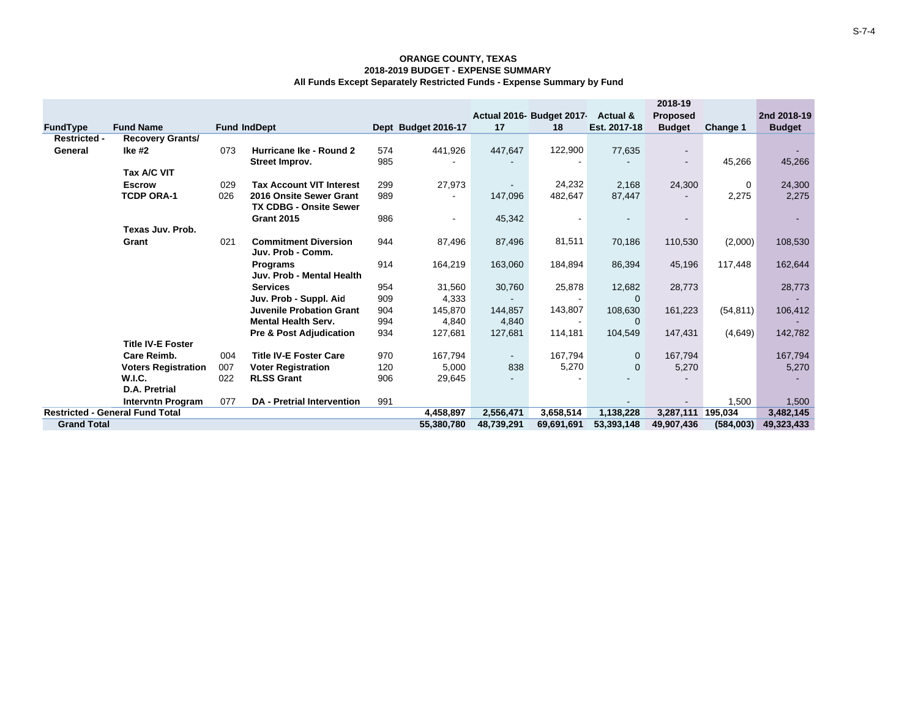**ORANGE COUNTY, TEXAS**
**2018-2019 BUDGET - EXPENSE SUMMARY**
**All Funds Except Separately Restricted Funds - Expense Summary by Fund**

| FundType | Fund Name | Fund | IndDept | Dept | Budget 2016-17 | Actual 2016-17 | Budget 2017-18 | Actual & Est. 2017-18 | 2018-19 Proposed Budget | Change 1 | 2nd 2018-19 Budget |
|---|---|---|---|---|---|---|---|---|---|---|---|
| Restricted - General | Recovery Grants/ Ike #2 | 073 | Hurricane Ike - Round 2 | 574 | 441,926 | 447,647 | 122,900 | 77,635 | - | | - |
| | | | Street Improv. | 985 | - | - | - | - | - | 45,266 | 45,266 |
| | Tax A/C VIT Escrow | 029 | Tax Account VIT Interest | 299 | 27,973 | - | 24,232 | 2,168 | 24,300 | 0 | 24,300 |
| | TCDP ORA-1 | 026 | 2016 Onsite Sewer Grant | 989 | - | 147,096 | 482,647 | 87,447 | - | 2,275 | 2,275 |
| | | | TX CDBG - Onsite Sewer Grant 2015 | 986 | - | 45,342 | - | - | - | | - |
| | Texas Juv. Prob. Grant | 021 | Commitment Diversion | 944 | 87,496 | 87,496 | 81,511 | 70,186 | 110,530 | (2,000) | 108,530 |
| | | | Juv. Prob - Comm. Programs | 914 | 164,219 | 163,060 | 184,894 | 86,394 | 45,196 | 117,448 | 162,644 |
| | | | Juv. Prob - Mental Health Services | 954 | 31,560 | 30,760 | 25,878 | 12,682 | 28,773 | | 28,773 |
| | | | Juv. Prob - Suppl. Aid | 909 | 4,333 | - | - | 0 | | | - |
| | | | Juvenile Probation Grant | 904 | 145,870 | 144,857 | 143,807 | 108,630 | 161,223 | (54,811) | 106,412 |
| | | | Mental Health Serv. | 994 | 4,840 | 4,840 | - | 0 | | | - |
| | | | Pre & Post Adjudication | 934 | 127,681 | 127,681 | 114,181 | 104,549 | 147,431 | (4,649) | 142,782 |
| | Title IV-E Foster Care Reimb. | 004 | Title IV-E Foster Care | 970 | 167,794 | - | 167,794 | 0 | 167,794 | | 167,794 |
| | Voters Registration | 007 | Voter Registration | 120 | 5,000 | 838 | 5,270 | 0 | 5,270 | | 5,270 |
| | W.I.C. | 022 | RLSS Grant | 906 | 29,645 | - | - | - | - | | - |
| | D.A. Pretrial Intervntn Program | 077 | DA - Pretrial Intervention | 991 | | | | - | - | 1,500 | 1,500 |
| **Restricted - General Fund Total** | | | | | **4,458,897** | **2,556,471** | **3,658,514** | **1,138,228** | **3,287,111** | **195,034** | **3,482,145** |
| **Grand Total** | | | | | **55,380,780** | **48,739,291** | **69,691,691** | **53,393,148** | **49,907,436** | **(584,003)** | **49,323,433** |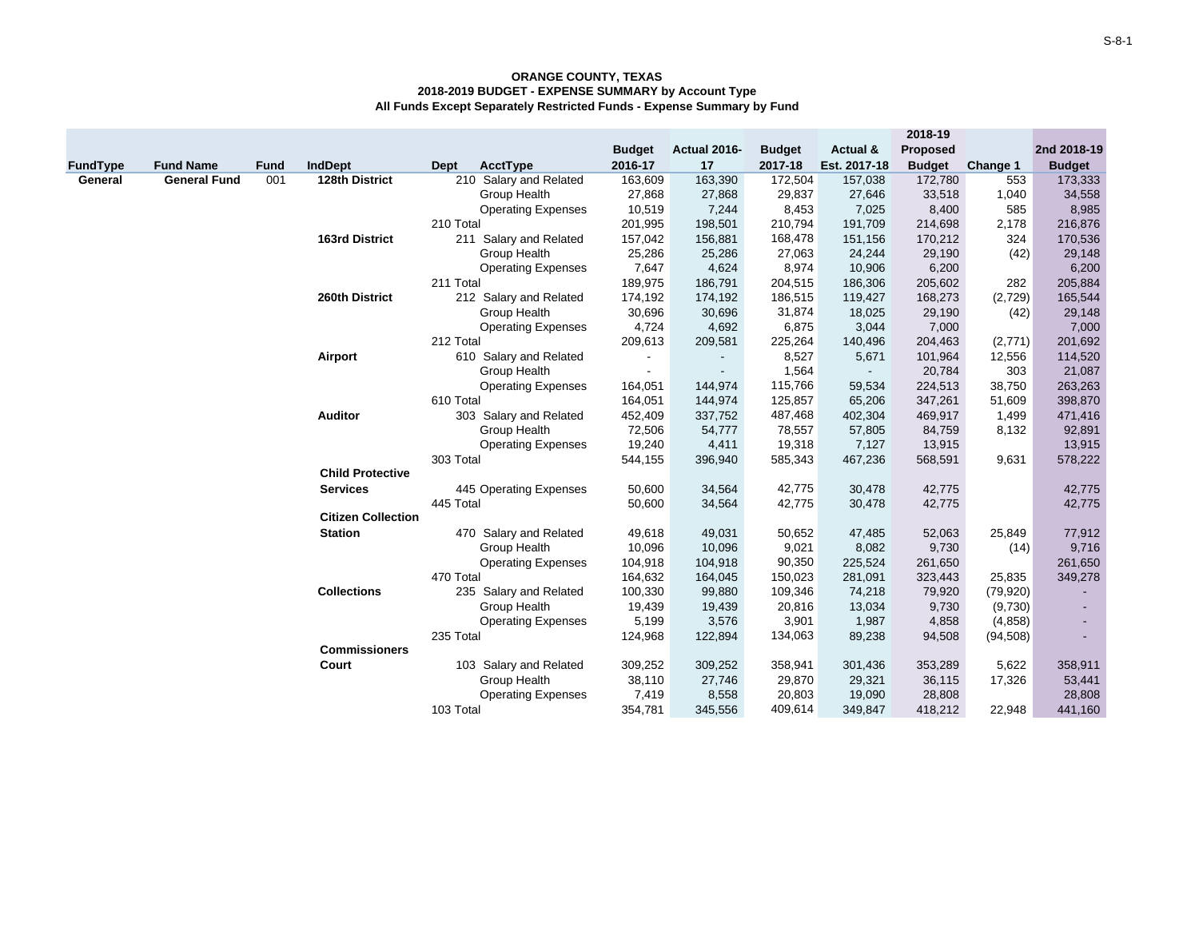**ORANGE COUNTY, TEXAS**
**2018-2019 BUDGET - EXPENSE SUMMARY by Account Type**
**All Funds Except Separately Restricted Funds - Expense Summary by Fund**

| FundType | Fund Name | Fund | IndDept | Dept | AcctType | Budget 2016-17 | Actual 2016-17 | Budget 2017-18 | Actual & Est. 2017-18 | 2018-19 Proposed Budget | Change 1 | 2nd 2018-19 Budget |
|---|---|---|---|---|---|---|---|---|---|---|---|---|
| **General** | **General Fund** | 001 | **128th District** | 210 | Salary and Related | 163,609 | 163,390 | 172,504 | 157,038 | 172,780 | 553 | 173,333 |
| | | | | | Group Health | 27,868 | 27,868 | 29,837 | 27,646 | 33,518 | 1,040 | 34,558 |
| | | | | | Operating Expenses | 10,519 | 7,244 | 8,453 | 7,025 | 8,400 | 585 | 8,985 |
| | | | | 210 Total | | 201,995 | 198,501 | 210,794 | 191,709 | 214,698 | 2,178 | 216,876 |
| | | | **163rd District** | 211 | Salary and Related | 157,042 | 156,881 | 168,478 | 151,156 | 170,212 | 324 | 170,536 |
| | | | | | Group Health | 25,286 | 25,286 | 27,063 | 24,244 | 29,190 | (42) | 29,148 |
| | | | | | Operating Expenses | 7,647 | 4,624 | 8,974 | 10,906 | 6,200 | | 6,200 |
| | | | | 211 Total | | 189,975 | 186,791 | 204,515 | 186,306 | 205,602 | 282 | 205,884 |
| | | | **260th District** | 212 | Salary and Related | 174,192 | 174,192 | 186,515 | 119,427 | 168,273 | (2,729) | 165,544 |
| | | | | | Group Health | 30,696 | 30,696 | 31,874 | 18,025 | 29,190 | (42) | 29,148 |
| | | | | | Operating Expenses | 4,724 | 4,692 | 6,875 | 3,044 | 7,000 | | 7,000 |
| | | | | 212 Total | | 209,613 | 209,581 | 225,264 | 140,496 | 204,463 | (2,771) | 201,692 |
| | | | **Airport** | 610 | Salary and Related | - | - | 8,527 | 5,671 | 101,964 | 12,556 | 114,520 |
| | | | | | Group Health | - | - | 1,564 | - | 20,784 | 303 | 21,087 |
| | | | | | Operating Expenses | 164,051 | 144,974 | 115,766 | 59,534 | 224,513 | 38,750 | 263,263 |
| | | | | 610 Total | | 164,051 | 144,974 | 125,857 | 65,206 | 347,261 | 51,609 | 398,870 |
| | | | **Auditor** | 303 | Salary and Related | 452,409 | 337,752 | 487,468 | 402,304 | 469,917 | 1,499 | 471,416 |
| | | | | | Group Health | 72,506 | 54,777 | 78,557 | 57,805 | 84,759 | 8,132 | 92,891 |
| | | | | | Operating Expenses | 19,240 | 4,411 | 19,318 | 7,127 | 13,915 | | 13,915 |
| | | | | 303 Total | | 544,155 | 396,940 | 585,343 | 467,236 | 568,591 | 9,631 | 578,222 |
| | | | **Child Protective Services** | 445 | Operating Expenses | 50,600 | 34,564 | 42,775 | 30,478 | 42,775 | | 42,775 |
| | | | | 445 Total | | 50,600 | 34,564 | 42,775 | 30,478 | 42,775 | | 42,775 |
| | | | **Citizen Collection Station** | 470 | Salary and Related | 49,618 | 49,031 | 50,652 | 47,485 | 52,063 | 25,849 | 77,912 |
| | | | | | Group Health | 10,096 | 10,096 | 9,021 | 8,082 | 9,730 | (14) | 9,716 |
| | | | | | Operating Expenses | 104,918 | 104,918 | 90,350 | 225,524 | 261,650 | | 261,650 |
| | | | | 470 Total | | 164,632 | 164,045 | 150,023 | 281,091 | 323,443 | 25,835 | 349,278 |
| | | | **Collections** | 235 | Salary and Related | 100,330 | 99,880 | 109,346 | 74,218 | 79,920 | (79,920) | - |
| | | | | | Group Health | 19,439 | 19,439 | 20,816 | 13,034 | 9,730 | (9,730) | - |
| | | | | | Operating Expenses | 5,199 | 3,576 | 3,901 | 1,987 | 4,858 | (4,858) | - |
| | | | | 235 Total | | 124,968 | 122,894 | 134,063 | 89,238 | 94,508 | (94,508) | - |
| | | | **Commissioners Court** | 103 | Salary and Related | 309,252 | 309,252 | 358,941 | 301,436 | 353,289 | 5,622 | 358,911 |
| | | | | | Group Health | 38,110 | 27,746 | 29,870 | 29,321 | 36,115 | 17,326 | 53,441 |
| | | | | | Operating Expenses | 7,419 | 8,558 | 20,803 | 19,090 | 28,808 | | 28,808 |
| | | | | 103 Total | | 354,781 | 345,556 | 409,614 | 349,847 | 418,212 | 22,948 | 441,160 |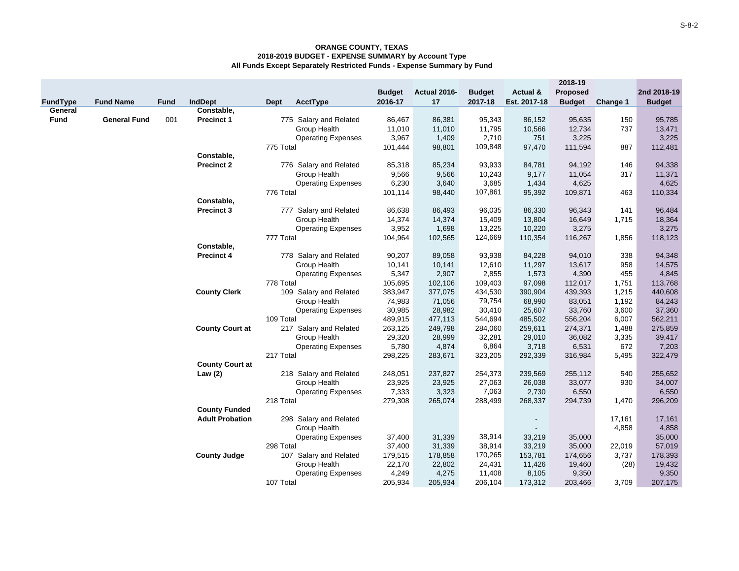**ORANGE COUNTY, TEXAS**
**2018-2019 BUDGET - EXPENSE SUMMARY by Account Type**
**All Funds Except Separately Restricted Funds - Expense Summary by Fund**

| FundType | Fund Name | Fund | IndDept | Dept | AcctType | Budget 2016-17 | Actual 2016-17 | Budget 2017-18 | Actual & Est. 2017-18 | 2018-19 Proposed Budget | Change 1 | 2nd 2018-19 Budget |
|---|---|---|---|---|---|---|---|---|---|---|---|---|
| General Fund | General Fund | 001 | Constable, Precinct 1 | 775 | Salary and Related | 86,467 | 86,381 | 95,343 | 86,152 | 95,635 | 150 | 95,785 |
| | | | | | Group Health | 11,010 | 11,010 | 11,795 | 10,566 | 12,734 | 737 | 13,471 |
| | | | | | Operating Expenses | 3,967 | 1,409 | 2,710 | 751 | 3,225 | | 3,225 |
| | | | | 775 Total | | 101,444 | 98,801 | 109,848 | 97,470 | 111,594 | 887 | 112,481 |
| | | | Constable, Precinct 2 | 776 | Salary and Related | 85,318 | 85,234 | 93,933 | 84,781 | 94,192 | 146 | 94,338 |
| | | | | | Group Health | 9,566 | 9,566 | 10,243 | 9,177 | 11,054 | 317 | 11,371 |
| | | | | | Operating Expenses | 6,230 | 3,640 | 3,685 | 1,434 | 4,625 | | 4,625 |
| | | | | 776 Total | | 101,114 | 98,440 | 107,861 | 95,392 | 109,871 | 463 | 110,334 |
| | | | Constable, Precinct 3 | 777 | Salary and Related | 86,638 | 86,493 | 96,035 | 86,330 | 96,343 | 141 | 96,484 |
| | | | | | Group Health | 14,374 | 14,374 | 15,409 | 13,804 | 16,649 | 1,715 | 18,364 |
| | | | | | Operating Expenses | 3,952 | 1,698 | 13,225 | 10,220 | 3,275 | | 3,275 |
| | | | | 777 Total | | 104,964 | 102,565 | 124,669 | 110,354 | 116,267 | 1,856 | 118,123 |
| | | | Constable, Precinct 4 | 778 | Salary and Related | 90,207 | 89,058 | 93,938 | 84,228 | 94,010 | 338 | 94,348 |
| | | | | | Group Health | 10,141 | 10,141 | 12,610 | 11,297 | 13,617 | 958 | 14,575 |
| | | | | | Operating Expenses | 5,347 | 2,907 | 2,855 | 1,573 | 4,390 | 455 | 4,845 |
| | | | | 778 Total | | 105,695 | 102,106 | 109,403 | 97,098 | 112,017 | 1,751 | 113,768 |
| | | | County Clerk | 109 | Salary and Related | 383,947 | 377,075 | 434,530 | 390,904 | 439,393 | 1,215 | 440,608 |
| | | | | | Group Health | 74,983 | 71,056 | 79,754 | 68,990 | 83,051 | 1,192 | 84,243 |
| | | | | | Operating Expenses | 30,985 | 28,982 | 30,410 | 25,607 | 33,760 | 3,600 | 37,360 |
| | | | | 109 Total | | 489,915 | 477,113 | 544,694 | 485,502 | 556,204 | 6,007 | 562,211 |
| | | | County Court at | 217 | Salary and Related | 263,125 | 249,798 | 284,060 | 259,611 | 274,371 | 1,488 | 275,859 |
| | | | | | Group Health | 29,320 | 28,999 | 32,281 | 29,010 | 36,082 | 3,335 | 39,417 |
| | | | | | Operating Expenses | 5,780 | 4,874 | 6,864 | 3,718 | 6,531 | 672 | 7,203 |
| | | | | 217 Total | | 298,225 | 283,671 | 323,205 | 292,339 | 316,984 | 5,495 | 322,479 |
| | | | County Court at Law (2) | 218 | Salary and Related | 248,051 | 237,827 | 254,373 | 239,569 | 255,112 | 540 | 255,652 |
| | | | | | Group Health | 23,925 | 23,925 | 27,063 | 26,038 | 33,077 | 930 | 34,007 |
| | | | | | Operating Expenses | 7,333 | 3,323 | 7,063 | 2,730 | 6,550 | | 6,550 |
| | | | | 218 Total | | 279,308 | 265,074 | 288,499 | 268,337 | 294,739 | 1,470 | 296,209 |
| | | | County Funded Adult Probation | 298 | Salary and Related | | | | - | | 17,161 | 17,161 |
| | | | | | Group Health | | | | - | | 4,858 | 4,858 |
| | | | | | Operating Expenses | 37,400 | 31,339 | 38,914 | 33,219 | 35,000 | | 35,000 |
| | | | | 298 Total | | 37,400 | 31,339 | 38,914 | 33,219 | 35,000 | 22,019 | 57,019 |
| | | | County Judge | 107 | Salary and Related | 179,515 | 178,858 | 170,265 | 153,781 | 174,656 | 3,737 | 178,393 |
| | | | | | Group Health | 22,170 | 22,802 | 24,431 | 11,426 | 19,460 | (28) | 19,432 |
| | | | | | Operating Expenses | 4,249 | 4,275 | 11,408 | 8,105 | 9,350 | | 9,350 |
| | | | | 107 Total | | 205,934 | 205,934 | 206,104 | 173,312 | 203,466 | 3,709 | 207,175 |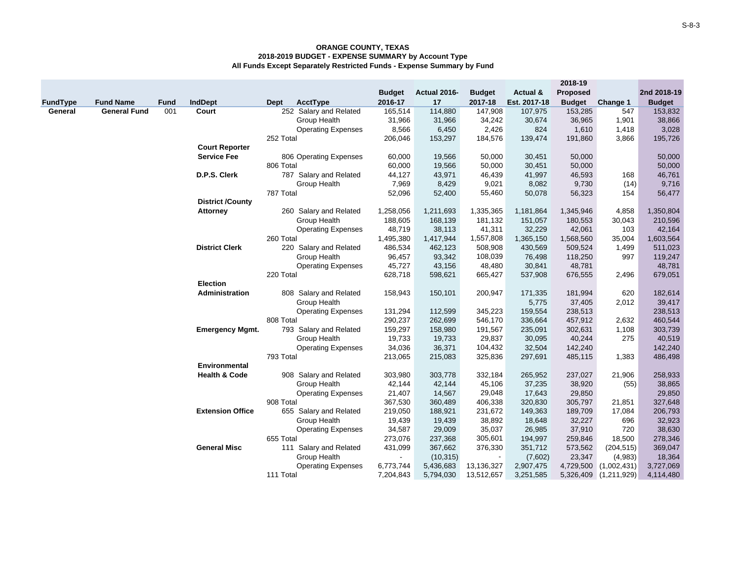**ORANGE COUNTY, TEXAS**
**2018-2019 BUDGET - EXPENSE SUMMARY by Account Type**
**All Funds Except Separately Restricted Funds - Expense Summary by Fund**

| FundType | Fund Name | Fund | IndDept | Dept | AcctType | Budget 2016-17 | Actual 2016-17 | Budget 2017-18 | Actual & Est. 2017-18 | 2018-19 Proposed Budget | Change 1 | 2nd 2018-19 Budget |
|---|---|---|---|---|---|---|---|---|---|---|---|---|
| **General** | **General Fund** | 001 | **Court** | 252 | Salary and Related | 165,514 | 114,880 | 147,908 | 107,975 | 153,285 | 547 | 153,832 |
| | | | | | Group Health | 31,966 | 31,966 | 34,242 | 30,674 | 36,965 | 1,901 | 38,866 |
| | | | | | Operating Expenses | 8,566 | 6,450 | 2,426 | 824 | 1,610 | 1,418 | 3,028 |
| | | | | 252 Total | | 206,046 | 153,297 | 184,576 | 139,474 | 191,860 | 3,866 | 195,726 |
| | | | **Court Reporter Service Fee** | 806 | Operating Expenses | 60,000 | 19,566 | 50,000 | 30,451 | 50,000 | | 50,000 |
| | | | | 806 Total | | 60,000 | 19,566 | 50,000 | 30,451 | 50,000 | | 50,000 |
| | | | **D.P.S. Clerk** | 787 | Salary and Related | 44,127 | 43,971 | 46,439 | 41,997 | 46,593 | 168 | 46,761 |
| | | | | | Group Health | 7,969 | 8,429 | 9,021 | 8,082 | 9,730 | (14) | 9,716 |
| | | | | 787 Total | | 52,096 | 52,400 | 55,460 | 50,078 | 56,323 | 154 | 56,477 |
| | | | **District /County Attorney** | 260 | Salary and Related | 1,258,056 | 1,211,693 | 1,335,365 | 1,181,864 | 1,345,946 | 4,858 | 1,350,804 |
| | | | | | Group Health | 188,605 | 168,139 | 181,132 | 151,057 | 180,553 | 30,043 | 210,596 |
| | | | | | Operating Expenses | 48,719 | 38,113 | 41,311 | 32,229 | 42,061 | 103 | 42,164 |
| | | | | 260 Total | | 1,495,380 | 1,417,944 | 1,557,808 | 1,365,150 | 1,568,560 | 35,004 | 1,603,564 |
| | | | **District Clerk** | 220 | Salary and Related | 486,534 | 462,123 | 508,908 | 430,569 | 509,524 | 1,499 | 511,023 |
| | | | | | Group Health | 96,457 | 93,342 | 108,039 | 76,498 | 118,250 | 997 | 119,247 |
| | | | | | Operating Expenses | 45,727 | 43,156 | 48,480 | 30,841 | 48,781 | | 48,781 |
| | | | | 220 Total | | 628,718 | 598,621 | 665,427 | 537,908 | 676,555 | 2,496 | 679,051 |
| | | | **Election Administration** | 808 | Salary and Related | 158,943 | 150,101 | 200,947 | 171,335 | 181,994 | 620 | 182,614 |
| | | | | | Group Health | | | | 5,775 | 37,405 | 2,012 | 39,417 |
| | | | | | Operating Expenses | 131,294 | 112,599 | 345,223 | 159,554 | 238,513 | | 238,513 |
| | | | | 808 Total | | 290,237 | 262,699 | 546,170 | 336,664 | 457,912 | 2,632 | 460,544 |
| | | | **Emergency Mgmt.** | 793 | Salary and Related | 159,297 | 158,980 | 191,567 | 235,091 | 302,631 | 1,108 | 303,739 |
| | | | | | Group Health | 19,733 | 19,733 | 29,837 | 30,095 | 40,244 | 275 | 40,519 |
| | | | | | Operating Expenses | 34,036 | 36,371 | 104,432 | 32,504 | 142,240 | | 142,240 |
| | | | | 793 Total | | 213,065 | 215,083 | 325,836 | 297,691 | 485,115 | 1,383 | 486,498 |
| | | | **Environmental Health & Code** | 908 | Salary and Related | 303,980 | 303,778 | 332,184 | 265,952 | 237,027 | 21,906 | 258,933 |
| | | | | | Group Health | 42,144 | 42,144 | 45,106 | 37,235 | 38,920 | (55) | 38,865 |
| | | | | | Operating Expenses | 21,407 | 14,567 | 29,048 | 17,643 | 29,850 | | 29,850 |
| | | | | 908 Total | | 367,530 | 360,489 | 406,338 | 320,830 | 305,797 | 21,851 | 327,648 |
| | | | **Extension Office** | 655 | Salary and Related | 219,050 | 188,921 | 231,672 | 149,363 | 189,709 | 17,084 | 206,793 |
| | | | | | Group Health | 19,439 | 19,439 | 38,892 | 18,648 | 32,227 | 696 | 32,923 |
| | | | | | Operating Expenses | 34,587 | 29,009 | 35,037 | 26,985 | 37,910 | 720 | 38,630 |
| | | | | 655 Total | | 273,076 | 237,368 | 305,601 | 194,997 | 259,846 | 18,500 | 278,346 |
| | | | **General Misc** | 111 | Salary and Related | 431,099 | 367,662 | 376,330 | 351,712 | 573,562 | (204,515) | 369,047 |
| | | | | | Group Health | - | (10,315) | - | (7,602) | 23,347 | (4,983) | 18,364 |
| | | | | | Operating Expenses | 6,773,744 | 5,436,683 | 13,136,327 | 2,907,475 | 4,729,500 | (1,002,431) | 3,727,069 |
| | | | | 111 Total | | 7,204,843 | 5,794,030 | 13,512,657 | 3,251,585 | 5,326,409 | (1,211,929) | 4,114,480 |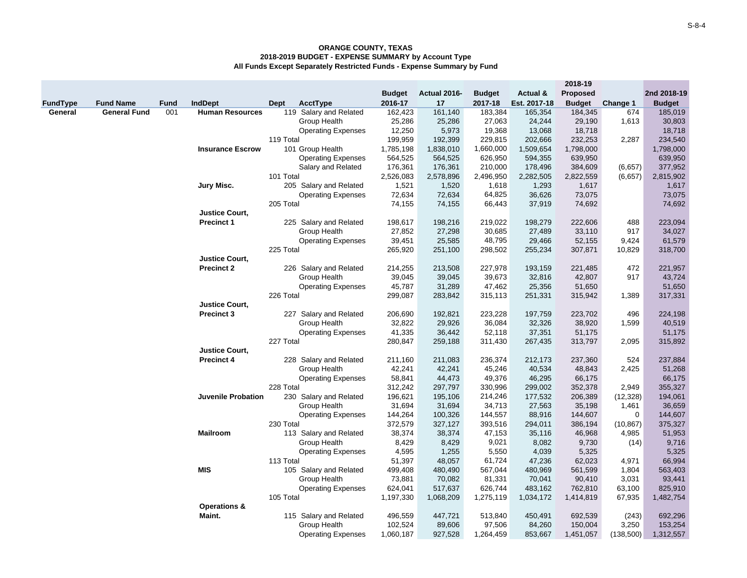**ORANGE COUNTY, TEXAS**
**2018-2019 BUDGET - EXPENSE SUMMARY by Account Type**
**All Funds Except Separately Restricted Funds - Expense Summary by Fund**

| FundType | Fund Name | Fund | IndDept | Dept | AcctType | Budget 2016-17 | Actual 2016-17 | Budget 2017-18 | Actual & Est. 2017-18 | 2018-19 Proposed Budget | Change 1 | 2nd 2018-19 Budget |
|---|---|---|---|---|---|---|---|---|---|---|---|---|
| General | General Fund | 001 | Human Resources | 119 | Salary and Related | 162,423 | 161,140 | 183,384 | 165,354 | 184,345 | 674 | 185,019 |
| | | | | | Group Health | 25,286 | 25,286 | 27,063 | 24,244 | 29,190 | 1,613 | 30,803 |
| | | | | | Operating Expenses | 12,250 | 5,973 | 19,368 | 13,068 | 18,718 | | 18,718 |
| | | | | 119 Total | | 199,959 | 192,399 | 229,815 | 202,666 | 232,253 | 2,287 | 234,540 |
| | | | Insurance Escrow | 101 | Group Health | 1,785,198 | 1,838,010 | 1,660,000 | 1,509,654 | 1,798,000 | | 1,798,000 |
| | | | | | Operating Expenses | 564,525 | 564,525 | 626,950 | 594,355 | 639,950 | | 639,950 |
| | | | | | Salary and Related | 176,361 | 176,361 | 210,000 | 178,496 | 384,609 | (6,657) | 377,952 |
| | | | | 101 Total | | 2,526,083 | 2,578,896 | 2,496,950 | 2,282,505 | 2,822,559 | (6,657) | 2,815,902 |
| | | | Jury Misc. | 205 | Salary and Related | 1,521 | 1,520 | 1,618 | 1,293 | 1,617 | | 1,617 |
| | | | | | Operating Expenses | 72,634 | 72,634 | 64,825 | 36,626 | 73,075 | | 73,075 |
| | | | | 205 Total | | 74,155 | 74,155 | 66,443 | 37,919 | 74,692 | | 74,692 |
| | | | Justice Court, Precinct 1 | 225 | Salary and Related | 198,617 | 198,216 | 219,022 | 198,279 | 222,606 | 488 | 223,094 |
| | | | | | Group Health | 27,852 | 27,298 | 30,685 | 27,489 | 33,110 | 917 | 34,027 |
| | | | | | Operating Expenses | 39,451 | 25,585 | 48,795 | 29,466 | 52,155 | 9,424 | 61,579 |
| | | | | 225 Total | | 265,920 | 251,100 | 298,502 | 255,234 | 307,871 | 10,829 | 318,700 |
| | | | Justice Court, Precinct 2 | 226 | Salary and Related | 214,255 | 213,508 | 227,978 | 193,159 | 221,485 | 472 | 221,957 |
| | | | | | Group Health | 39,045 | 39,045 | 39,673 | 32,816 | 42,807 | 917 | 43,724 |
| | | | | | Operating Expenses | 45,787 | 31,289 | 47,462 | 25,356 | 51,650 | | 51,650 |
| | | | | 226 Total | | 299,087 | 283,842 | 315,113 | 251,331 | 315,942 | 1,389 | 317,331 |
| | | | Justice Court, Precinct 3 | 227 | Salary and Related | 206,690 | 192,821 | 223,228 | 197,759 | 223,702 | 496 | 224,198 |
| | | | | | Group Health | 32,822 | 29,926 | 36,084 | 32,326 | 38,920 | 1,599 | 40,519 |
| | | | | | Operating Expenses | 41,335 | 36,442 | 52,118 | 37,351 | 51,175 | | 51,175 |
| | | | | 227 Total | | 280,847 | 259,188 | 311,430 | 267,435 | 313,797 | 2,095 | 315,892 |
| | | | Justice Court, Precinct 4 | 228 | Salary and Related | 211,160 | 211,083 | 236,374 | 212,173 | 237,360 | 524 | 237,884 |
| | | | | | Group Health | 42,241 | 42,241 | 45,246 | 40,534 | 48,843 | 2,425 | 51,268 |
| | | | | | Operating Expenses | 58,841 | 44,473 | 49,376 | 46,295 | 66,175 | | 66,175 |
| | | | | 228 Total | | 312,242 | 297,797 | 330,996 | 299,002 | 352,378 | 2,949 | 355,327 |
| | | | Juvenile Probation | 230 | Salary and Related | 196,621 | 195,106 | 214,246 | 177,532 | 206,389 | (12,328) | 194,061 |
| | | | | | Group Health | 31,694 | 31,694 | 34,713 | 27,563 | 35,198 | 1,461 | 36,659 |
| | | | | | Operating Expenses | 144,264 | 100,326 | 144,557 | 88,916 | 144,607 | 0 | 144,607 |
| | | | | 230 Total | | 372,579 | 327,127 | 393,516 | 294,011 | 386,194 | (10,867) | 375,327 |
| | | | Mailroom | 113 | Salary and Related | 38,374 | 38,374 | 47,153 | 35,116 | 46,968 | 4,985 | 51,953 |
| | | | | | Group Health | 8,429 | 8,429 | 9,021 | 8,082 | 9,730 | (14) | 9,716 |
| | | | | | Operating Expenses | 4,595 | 1,255 | 5,550 | 4,039 | 5,325 | | 5,325 |
| | | | | 113 Total | | 51,397 | 48,057 | 61,724 | 47,236 | 62,023 | 4,971 | 66,994 |
| | | | MIS | 105 | Salary and Related | 499,408 | 480,490 | 567,044 | 480,969 | 561,599 | 1,804 | 563,403 |
| | | | | | Group Health | 73,881 | 70,082 | 81,331 | 70,041 | 90,410 | 3,031 | 93,441 |
| | | | | | Operating Expenses | 624,041 | 517,637 | 626,744 | 483,162 | 762,810 | 63,100 | 825,910 |
| | | | | 105 Total | | 1,197,330 | 1,068,209 | 1,275,119 | 1,034,172 | 1,414,819 | 67,935 | 1,482,754 |
| | | | Operations & Maint. | 115 | Salary and Related | 496,559 | 447,721 | 513,840 | 450,491 | 692,539 | (243) | 692,296 |
| | | | | | Group Health | 102,524 | 89,606 | 97,506 | 84,260 | 150,004 | 3,250 | 153,254 |
| | | | | | Operating Expenses | 1,060,187 | 927,528 | 1,264,459 | 853,667 | 1,451,057 | (138,500) | 1,312,557 |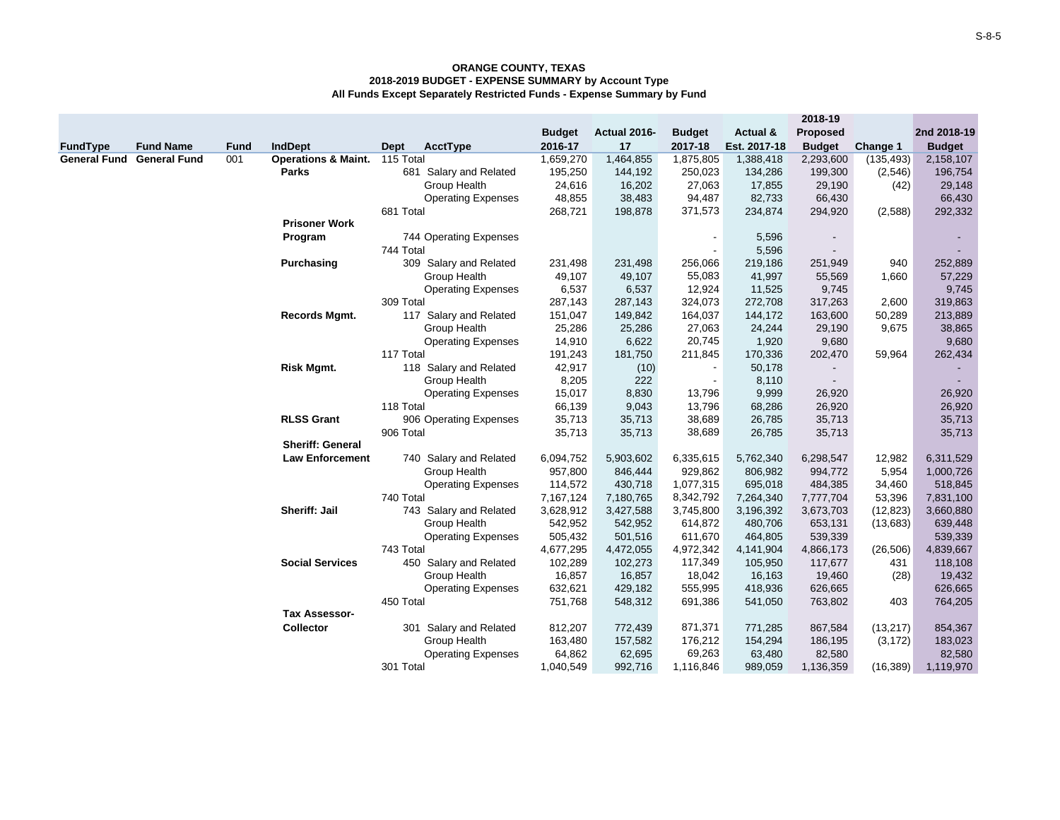**ORANGE COUNTY, TEXAS**
**2018-2019 BUDGET - EXPENSE SUMMARY by Account Type**
**All Funds Except Separately Restricted Funds - Expense Summary by Fund**

| FundType | Fund Name | Fund | IndDept | Dept | AcctType | Budget 2016-17 | Actual 2016-17 | Budget 2017-18 | Actual & Est. 2017-18 | 2018-19 Proposed Budget | Change 1 | 2nd 2018-19 Budget |
|---|---|---|---|---|---|---|---|---|---|---|---|---|
| General Fund | General Fund | 001 | Operations & Maint. | 115 Total | | 1,659,270 | 1,464,855 | 1,875,805 | 1,388,418 | 2,293,600 | (135,493) | 2,158,107 |
| | | | Parks | 681 | Salary and Related | 195,250 | 144,192 | 250,023 | 134,286 | 199,300 | (2,546) | 196,754 |
| | | | | | Group Health | 24,616 | 16,202 | 27,063 | 17,855 | 29,190 | (42) | 29,148 |
| | | | | | Operating Expenses | 48,855 | 38,483 | 94,487 | 82,733 | 66,430 | | 66,430 |
| | | | | 681 Total | | 268,721 | 198,878 | 371,573 | 234,874 | 294,920 | (2,588) | 292,332 |
| | | | Prisoner Work Program | 744 | Operating Expenses | | | - | 5,596 | - | | - |
| | | | | 744 Total | | | | - | 5,596 | - | | - |
| | | | Purchasing | 309 | Salary and Related | 231,498 | 231,498 | 256,066 | 219,186 | 251,949 | 940 | 252,889 |
| | | | | | Group Health | 49,107 | 49,107 | 55,083 | 41,997 | 55,569 | 1,660 | 57,229 |
| | | | | | Operating Expenses | 6,537 | 6,537 | 12,924 | 11,525 | 9,745 | | 9,745 |
| | | | | 309 Total | | 287,143 | 287,143 | 324,073 | 272,708 | 317,263 | 2,600 | 319,863 |
| | | | Records Mgmt. | 117 | Salary and Related | 151,047 | 149,842 | 164,037 | 144,172 | 163,600 | 50,289 | 213,889 |
| | | | | | Group Health | 25,286 | 25,286 | 27,063 | 24,244 | 29,190 | 9,675 | 38,865 |
| | | | | | Operating Expenses | 14,910 | 6,622 | 20,745 | 1,920 | 9,680 | | 9,680 |
| | | | | 117 Total | | 191,243 | 181,750 | 211,845 | 170,336 | 202,470 | 59,964 | 262,434 |
| | | | Risk Mgmt. | 118 | Salary and Related | 42,917 | (10) | - | 50,178 | - | | - |
| | | | | | Group Health | 8,205 | 222 | - | 8,110 | - | | - |
| | | | | | Operating Expenses | 15,017 | 8,830 | 13,796 | 9,999 | 26,920 | | 26,920 |
| | | | | 118 Total | | 66,139 | 9,043 | 13,796 | 68,286 | 26,920 | | 26,920 |
| | | | RLSS Grant | 906 | Operating Expenses | 35,713 | 35,713 | 38,689 | 26,785 | 35,713 | | 35,713 |
| | | | | 906 Total | | 35,713 | 35,713 | 38,689 | 26,785 | 35,713 | | 35,713 |
| | | | Sheriff: General Law Enforcement | 740 | Salary and Related | 6,094,752 | 5,903,602 | 6,335,615 | 5,762,340 | 6,298,547 | 12,982 | 6,311,529 |
| | | | | | Group Health | 957,800 | 846,444 | 929,862 | 806,982 | 994,772 | 5,954 | 1,000,726 |
| | | | | | Operating Expenses | 114,572 | 430,718 | 1,077,315 | 695,018 | 484,385 | 34,460 | 518,845 |
| | | | | 740 Total | | 7,167,124 | 7,180,765 | 8,342,792 | 7,264,340 | 7,777,704 | 53,396 | 7,831,100 |
| | | | Sheriff: Jail | 743 | Salary and Related | 3,628,912 | 3,427,588 | 3,745,800 | 3,196,392 | 3,673,703 | (12,823) | 3,660,880 |
| | | | | | Group Health | 542,952 | 542,952 | 614,872 | 480,706 | 653,131 | (13,683) | 639,448 |
| | | | | | Operating Expenses | 505,432 | 501,516 | 611,670 | 464,805 | 539,339 | | 539,339 |
| | | | | 743 Total | | 4,677,295 | 4,472,055 | 4,972,342 | 4,141,904 | 4,866,173 | (26,506) | 4,839,667 |
| | | | Social Services | 450 | Salary and Related | 102,289 | 102,273 | 117,349 | 105,950 | 117,677 | 431 | 118,108 |
| | | | | | Group Health | 16,857 | 16,857 | 18,042 | 16,163 | 19,460 | (28) | 19,432 |
| | | | | | Operating Expenses | 632,621 | 429,182 | 555,995 | 418,936 | 626,665 | | 626,665 |
| | | | | 450 Total | | 751,768 | 548,312 | 691,386 | 541,050 | 763,802 | 403 | 764,205 |
| | | | Tax Assessor-Collector | 301 | Salary and Related | 812,207 | 772,439 | 871,371 | 771,285 | 867,584 | (13,217) | 854,367 |
| | | | | | Group Health | 163,480 | 157,582 | 176,212 | 154,294 | 186,195 | (3,172) | 183,023 |
| | | | | | Operating Expenses | 64,862 | 62,695 | 69,263 | 63,480 | 82,580 | | 82,580 |
| | | | | 301 Total | | 1,040,549 | 992,716 | 1,116,846 | 989,059 | 1,136,359 | (16,389) | 1,119,970 |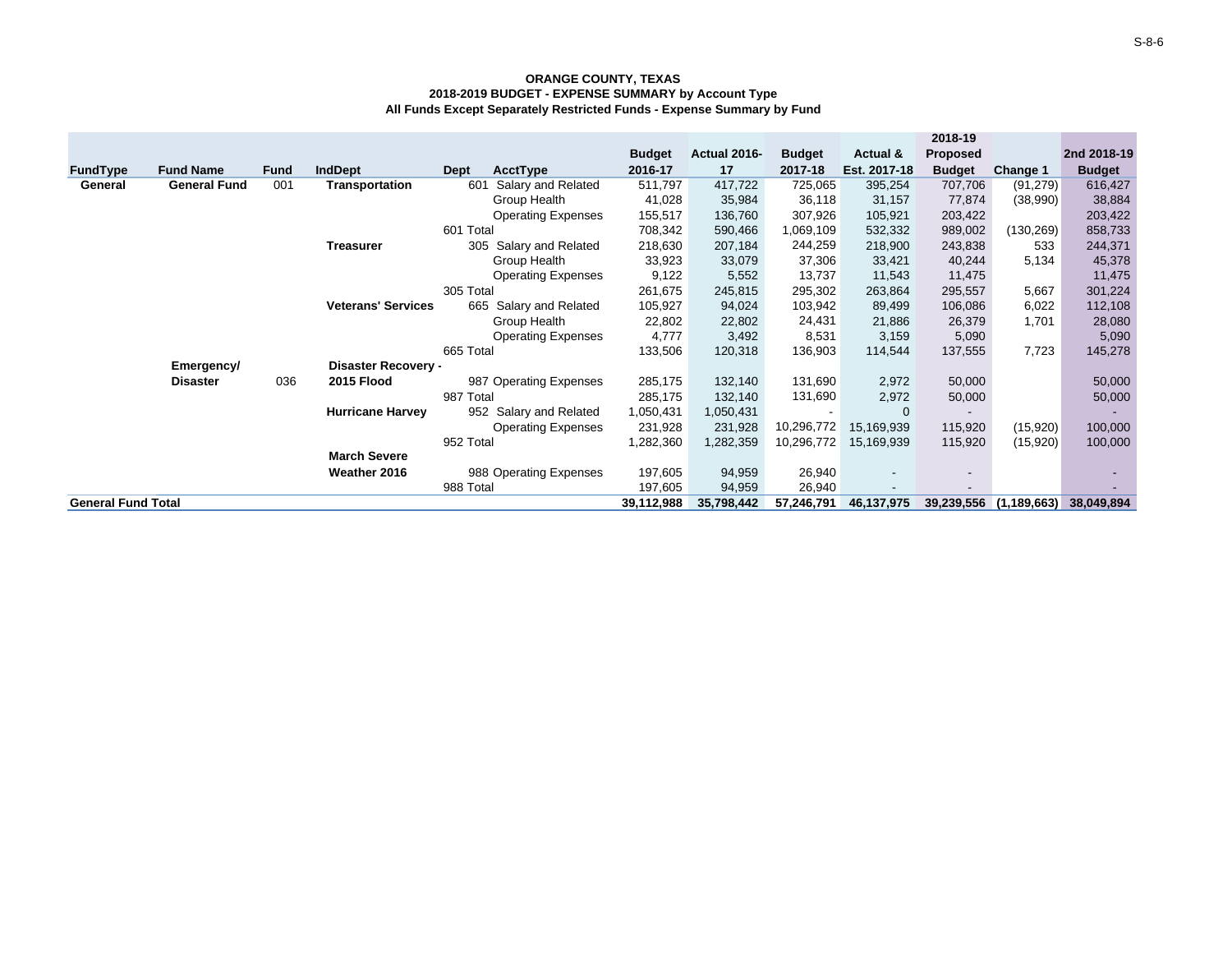**ORANGE COUNTY, TEXAS**
**2018-2019 BUDGET - EXPENSE SUMMARY by Account Type**
**All Funds Except Separately Restricted Funds - Expense Summary by Fund**

| FundType | Fund Name | Fund | IndDept | Dept | AcctType | Budget 2016-17 | Actual 2016-17 | Budget 2017-18 | Actual & Est. 2017-18 | 2018-19 Proposed Budget | Change 1 | 2nd 2018-19 Budget |
|---|---|---|---|---|---|---|---|---|---|---|---|---|
| General | General Fund | 001 | Transportation | 601 | Salary and Related | 511,797 | 417,722 | 725,065 | 395,254 | 707,706 | (91,279) | 616,427 |
| | | | | | Group Health | 41,028 | 35,984 | 36,118 | 31,157 | 77,874 | (38,990) | 38,884 |
| | | | | | Operating Expenses | 155,517 | 136,760 | 307,926 | 105,921 | 203,422 | | 203,422 |
| | | | | 601 Total | | 708,342 | 590,466 | 1,069,109 | 532,332 | 989,002 | (130,269) | 858,733 |
| | | | Treasurer | 305 | Salary and Related | 218,630 | 207,184 | 244,259 | 218,900 | 243,838 | 533 | 244,371 |
| | | | | | Group Health | 33,923 | 33,079 | 37,306 | 33,421 | 40,244 | 5,134 | 45,378 |
| | | | | | Operating Expenses | 9,122 | 5,552 | 13,737 | 11,543 | 11,475 | | 11,475 |
| | | | | 305 Total | | 261,675 | 245,815 | 295,302 | 263,864 | 295,557 | 5,667 | 301,224 |
| | | | Veterans' Services | 665 | Salary and Related | 105,927 | 94,024 | 103,942 | 89,499 | 106,086 | 6,022 | 112,108 |
| | | | | | Group Health | 22,802 | 22,802 | 24,431 | 21,886 | 26,379 | 1,701 | 28,080 |
| | | | | | Operating Expenses | 4,777 | 3,492 | 8,531 | 3,159 | 5,090 | | 5,090 |
| | | | | 665 Total | | 133,506 | 120,318 | 136,903 | 114,544 | 137,555 | 7,723 | 145,278 |
| | Emergency/ Disaster | 036 | Disaster Recovery - 2015 Flood | 987 | Operating Expenses | 285,175 | 132,140 | 131,690 | 2,972 | 50,000 | | 50,000 |
| | | | | 987 Total | | 285,175 | 132,140 | 131,690 | 2,972 | 50,000 | | 50,000 |
| | | | Hurricane Harvey | 952 | Salary and Related | 1,050,431 | 1,050,431 | - | 0 | - | | - |
| | | | | | Operating Expenses | 231,928 | 231,928 | 10,296,772 | 15,169,939 | 115,920 | (15,920) | 100,000 |
| | | | | 952 Total | | 1,282,360 | 1,282,359 | 10,296,772 | 15,169,939 | 115,920 | (15,920) | 100,000 |
| | | | March Severe Weather 2016 | 988 | Operating Expenses | 197,605 | 94,959 | 26,940 | - | - | | - |
| | | | | 988 Total | | 197,605 | 94,959 | 26,940 | - | - | | - |
| **General Fund Total** | | | | | | **39,112,988** | **35,798,442** | **57,246,791** | **46,137,975** | **39,239,556** | **(1,189,663)** | **38,049,894** |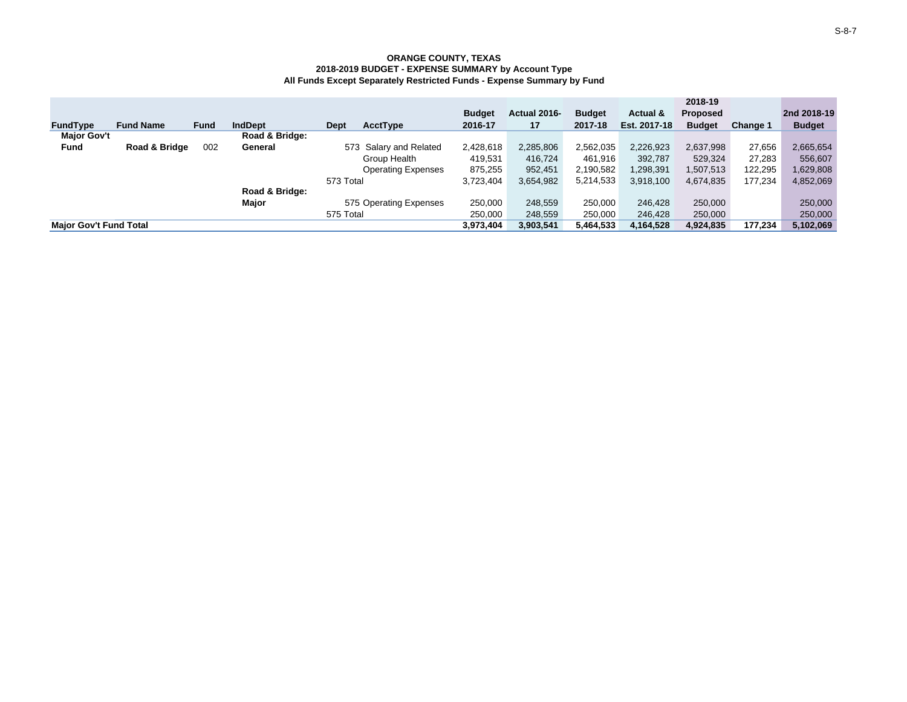**ORANGE COUNTY, TEXAS**
**2018-2019 BUDGET - EXPENSE SUMMARY by Account Type**
**All Funds Except Separately Restricted Funds - Expense Summary by Fund**

| FundType | Fund Name | Fund | IndDept | Dept | AcctType | Budget 2016-17 | Actual 2016-17 | Budget 2017-18 | Actual & Est. 2017-18 | 2018-19 Proposed Budget | Change 1 | 2nd 2018-19 Budget |
|---|---|---|---|---|---|---|---|---|---|---|---|---|
| **Major Gov't Fund** | **Road & Bridge** | 002 | **Road & Bridge: General** | 573 | Salary and Related | 2,428,618 | 2,285,806 | 2,562,035 | 2,226,923 | 2,637,998 | 27,656 | 2,665,654 |
| | | | | | Group Health | 419,531 | 416,724 | 461,916 | 392,787 | 529,324 | 27,283 | 556,607 |
| | | | | | Operating Expenses | 875,255 | 952,451 | 2,190,582 | 1,298,391 | 1,507,513 | 122,295 | 1,629,808 |
| | | | | 573 Total | | 3,723,404 | 3,654,982 | 5,214,533 | 3,918,100 | 4,674,835 | 177,234 | 4,852,069 |
| | | | **Road & Bridge: Major** | 575 | Operating Expenses | 250,000 | 248,559 | 250,000 | 246,428 | 250,000 | | 250,000 |
| | | | | 575 Total | | 250,000 | 248,559 | 250,000 | 246,428 | 250,000 | | 250,000 |
| **Major Gov't Fund Total** | | | | | | **3,973,404** | **3,903,541** | **5,464,533** | **4,164,528** | **4,924,835** | **177,234** | **5,102,069** |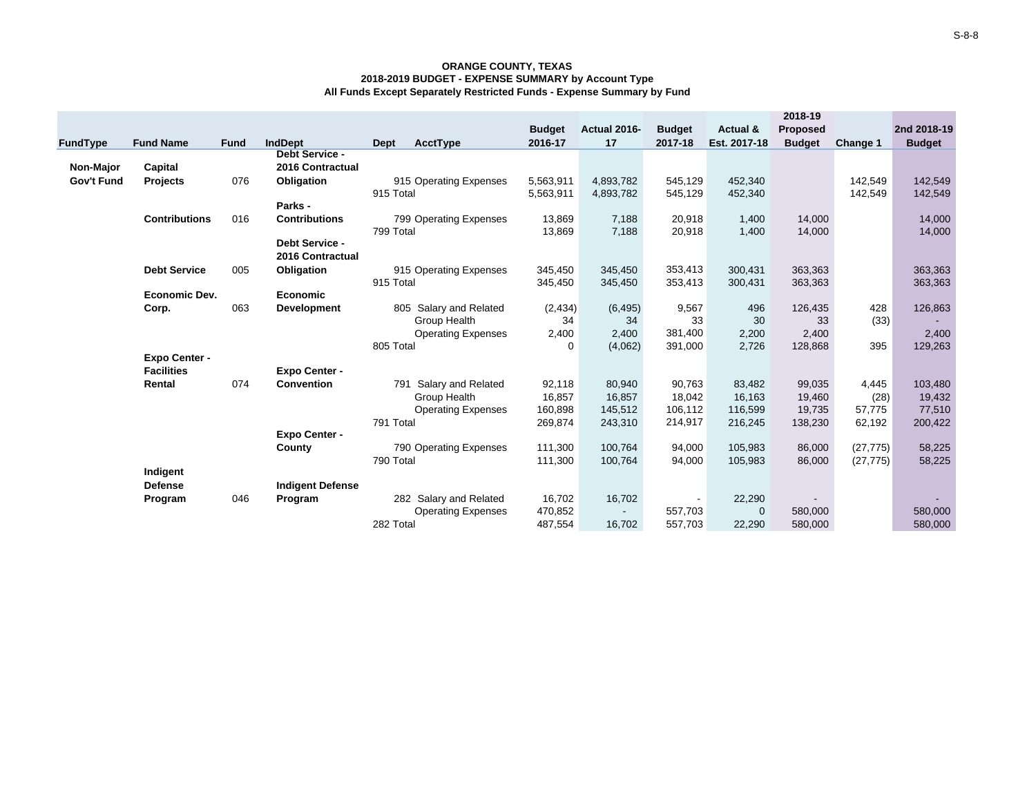**ORANGE COUNTY, TEXAS**
**2018-2019 BUDGET - EXPENSE SUMMARY by Account Type**
**All Funds Except Separately Restricted Funds - Expense Summary by Fund**

| FundType | Fund Name | Fund | IndDept | Dept | AcctType | Budget 2016-17 | Actual 2016-17 | Budget 2017-18 | Actual & Est. 2017-18 | 2018-19 Proposed Budget | Change 1 | 2nd 2018-19 Budget |
|---|---|---|---|---|---|---|---|---|---|---|---|---|
| **Non-Major Gov't Fund** | **Capital Projects** | 076 | **Debt Service - 2016 Contractual Obligation** | 915 | Operating Expenses | 5,563,911 | 4,893,782 | 545,129 | 452,340 | | 142,549 | 142,549 |
| | | | | 915 Total | | 5,563,911 | 4,893,782 | 545,129 | 452,340 | | 142,549 | 142,549 |
| | **Contributions** | 016 | **Parks - Contributions** | 799 | Operating Expenses | 13,869 | 7,188 | 20,918 | 1,400 | 14,000 | | 14,000 |
| | | | | 799 Total | | 13,869 | 7,188 | 20,918 | 1,400 | 14,000 | | 14,000 |
| | **Debt Service** | 005 | **Debt Service - 2016 Contractual Obligation** | 915 | Operating Expenses | 345,450 | 345,450 | 353,413 | 300,431 | 363,363 | | 363,363 |
| | | | | 915 Total | | 345,450 | 345,450 | 353,413 | 300,431 | 363,363 | | 363,363 |
| | **Economic Dev. Corp.** | 063 | **Economic Development** | 805 | Salary and Related | (2,434) | (6,495) | 9,567 | 496 | 126,435 | 428 | 126,863 |
| | | | | | Group Health | 34 | 34 | 33 | 30 | 33 | (33) | - |
| | | | | | Operating Expenses | 2,400 | 2,400 | 381,400 | 2,200 | 2,400 | | 2,400 |
| | | | | 805 Total | | 0 | (4,062) | 391,000 | 2,726 | 128,868 | 395 | 129,263 |
| | **Expo Center - Facilities Rental** | 074 | **Expo Center - Convention** | 791 | Salary and Related | 92,118 | 80,940 | 90,763 | 83,482 | 99,035 | 4,445 | 103,480 |
| | | | | | Group Health | 16,857 | 16,857 | 18,042 | 16,163 | 19,460 | (28) | 19,432 |
| | | | | | Operating Expenses | 160,898 | 145,512 | 106,112 | 116,599 | 19,735 | 57,775 | 77,510 |
| | | | | 791 Total | | 269,874 | 243,310 | 214,917 | 216,245 | 138,230 | 62,192 | 200,422 |
| | | | **Expo Center - County** | 790 | Operating Expenses | 111,300 | 100,764 | 94,000 | 105,983 | 86,000 | (27,775) | 58,225 |
| | | | | 790 Total | | 111,300 | 100,764 | 94,000 | 105,983 | 86,000 | (27,775) | 58,225 |
| | **Indigent Defense Program** | 046 | **Indigent Defense Program** | 282 | Salary and Related | 16,702 | 16,702 | - | 22,290 | - | | - |
| | | | | | Operating Expenses | 470,852 | - | 557,703 | 0 | 580,000 | | 580,000 |
| | | | | 282 Total | | 487,554 | 16,702 | 557,703 | 22,290 | 580,000 | | 580,000 |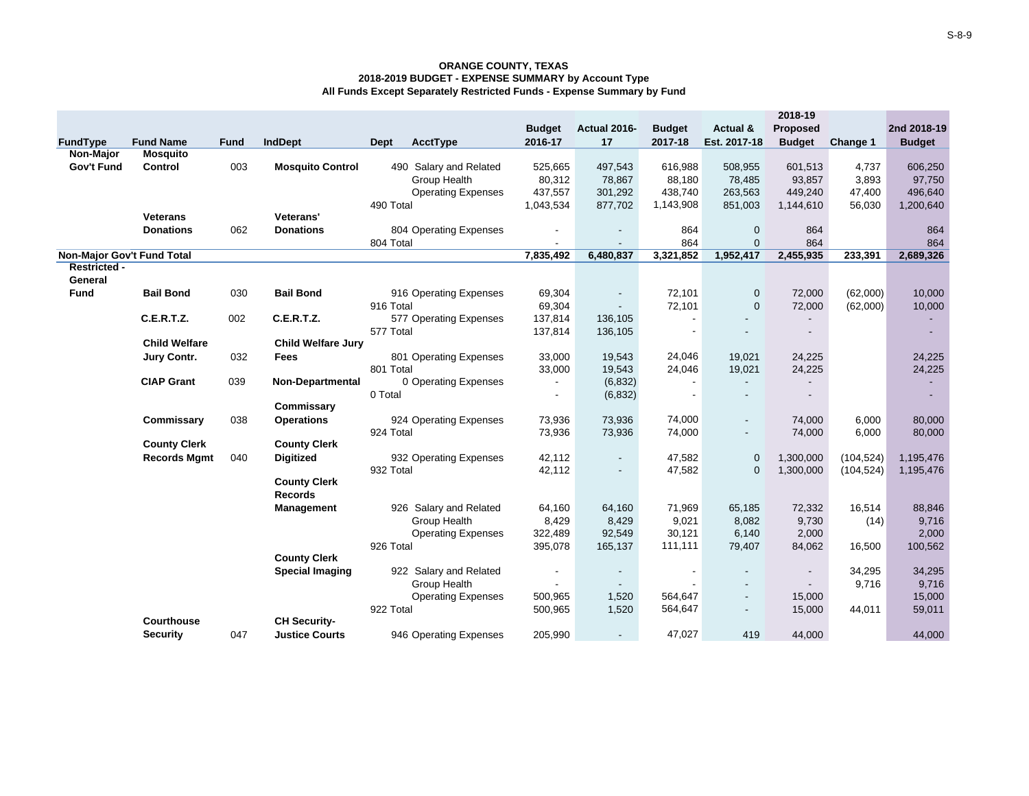**ORANGE COUNTY, TEXAS**
**2018-2019 BUDGET - EXPENSE SUMMARY by Account Type**
**All Funds Except Separately Restricted Funds - Expense Summary by Fund**

| FundType | Fund Name | Fund | IndDept | Dept | AcctType | Budget 2016-17 | Actual 2016-17 | Budget 2017-18 | Actual & Est. 2017-18 | 2018-19 Proposed Budget | Change 1 | 2nd 2018-19 Budget |
|---|---|---|---|---|---|---|---|---|---|---|---|---|
| Non-Major Gov't Fund | Mosquito Control | 003 | Mosquito Control | 490 | Salary and Related | 525,665 | 497,543 | 616,988 | 508,955 | 601,513 | 4,737 | 606,250 |
| | | | | | Group Health | 80,312 | 78,867 | 88,180 | 78,485 | 93,857 | 3,893 | 97,750 |
| | | | | | Operating Expenses | 437,557 | 301,292 | 438,740 | 263,563 | 449,240 | 47,400 | 496,640 |
| | | | | 490 Total | | 1,043,534 | 877,702 | 1,143,908 | 851,003 | 1,144,610 | 56,030 | 1,200,640 |
| | Veterans Donations | 062 | Veterans' Donations | 804 | Operating Expenses | - | - | 864 | 0 | 864 | | 864 |
| | | | | 804 Total | | - | - | 864 | 0 | 864 | | 864 |
| **Non-Major Gov't Fund Total** | | | | | | **7,835,492** | **6,480,837** | **3,321,852** | **1,952,417** | **2,455,935** | **233,391** | **2,689,326** |
| Restricted - General Fund | Bail Bond | 030 | Bail Bond | 916 | Operating Expenses | 69,304 | - | 72,101 | 0 | 72,000 | (62,000) | 10,000 |
| | | | | 916 Total | | 69,304 | - | 72,101 | 0 | 72,000 | (62,000) | 10,000 |
| | C.E.R.T.Z. | 002 | C.E.R.T.Z. | 577 | Operating Expenses | 137,814 | 136,105 | - | - | - | | - |
| | | | | 577 Total | | 137,814 | 136,105 | - | - | - | | - |
| | Child Welfare Jury Contr. | 032 | Child Welfare Jury Fees | 801 | Operating Expenses | 33,000 | 19,543 | 24,046 | 19,021 | 24,225 | | 24,225 |
| | | | | 801 Total | | 33,000 | 19,543 | 24,046 | 19,021 | 24,225 | | 24,225 |
| | CIAP Grant | 039 | Non-Departmental | 0 | Operating Expenses | - | (6,832) | - | - | - | | - |
| | | | | 0 Total | | - | (6,832) | - | - | - | | - |
| | Commissary | 038 | Commissary Operations | 924 | Operating Expenses | 73,936 | 73,936 | 74,000 | - | 74,000 | 6,000 | 80,000 |
| | | | | 924 Total | | 73,936 | 73,936 | 74,000 | - | 74,000 | 6,000 | 80,000 |
| | County Clerk Records Mgmt | 040 | County Clerk Digitized | 932 | Operating Expenses | 42,112 | - | 47,582 | 0 | 1,300,000 | (104,524) | 1,195,476 |
| | | | | 932 Total | | 42,112 | - | 47,582 | 0 | 1,300,000 | (104,524) | 1,195,476 |
| | | | County Clerk Records Management | 926 | Salary and Related | 64,160 | 64,160 | 71,969 | 65,185 | 72,332 | 16,514 | 88,846 |
| | | | | | Group Health | 8,429 | 8,429 | 9,021 | 8,082 | 9,730 | (14) | 9,716 |
| | | | | | Operating Expenses | 322,489 | 92,549 | 30,121 | 6,140 | 2,000 | | 2,000 |
| | | | | 926 Total | | 395,078 | 165,137 | 111,111 | 79,407 | 84,062 | 16,500 | 100,562 |
| | | | County Clerk Special Imaging | 922 | Salary and Related | - | - | - | - | - | 34,295 | 34,295 |
| | | | | | Group Health | - | - | - | - | - | 9,716 | 9,716 |
| | | | | | Operating Expenses | 500,965 | 1,520 | 564,647 | - | 15,000 | | 15,000 |
| | | | | 922 Total | | 500,965 | 1,520 | 564,647 | - | 15,000 | 44,011 | 59,011 |
| | Courthouse Security | 047 | CH Security-Justice Courts | 946 | Operating Expenses | 205,990 | - | 47,027 | 419 | 44,000 | | 44,000 |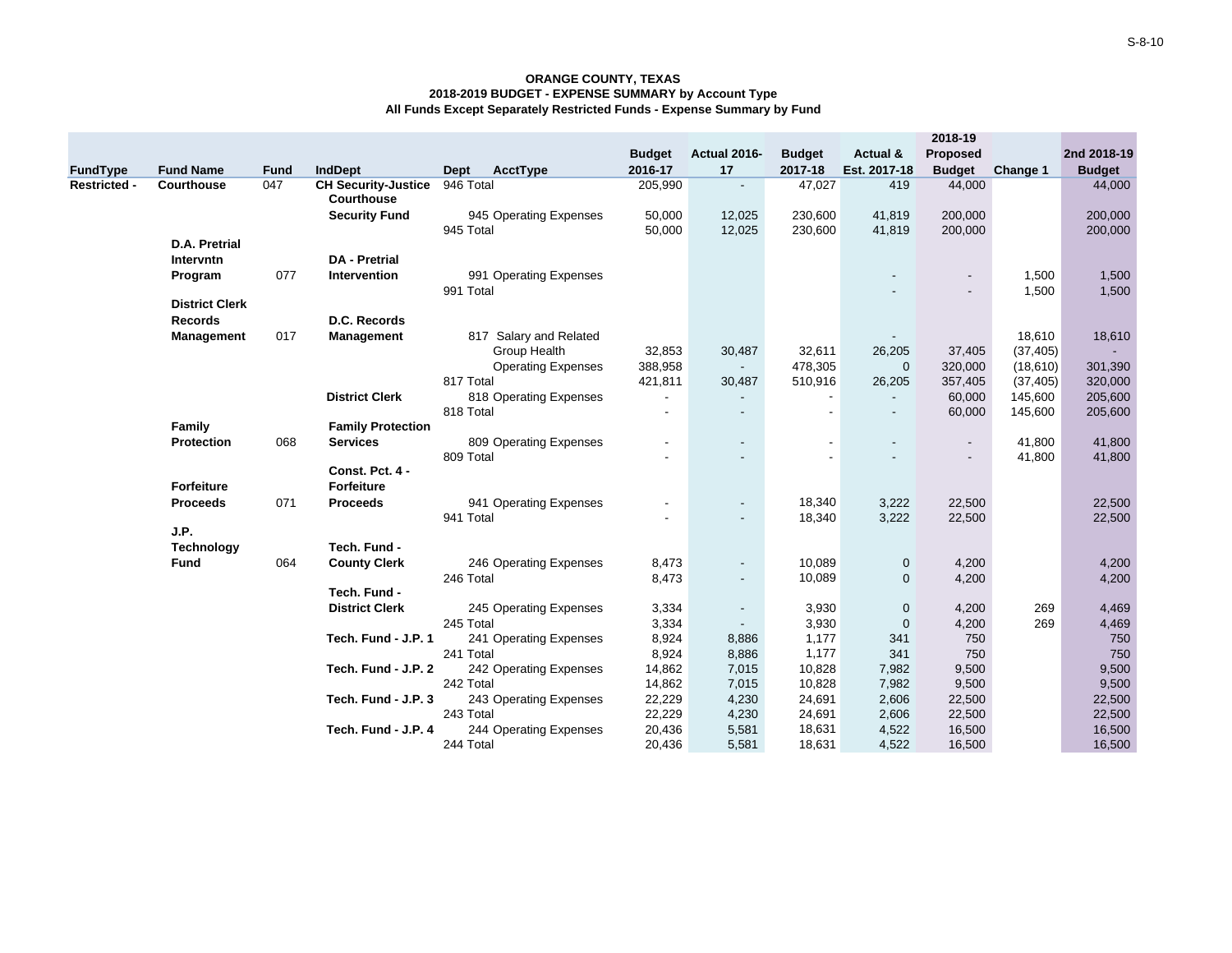**ORANGE COUNTY, TEXAS**
**2018-2019 BUDGET - EXPENSE SUMMARY by Account Type**
**All Funds Except Separately Restricted Funds - Expense Summary by Fund**

| FundType | Fund Name | Fund | IndDept | Dept | AcctType | Budget 2016-17 | Actual 2016-17 | Budget 2017-18 | Actual & Est. 2017-18 | 2018-19 Proposed Budget | Change 1 | 2nd 2018-19 Budget |
|---|---|---|---|---|---|---|---|---|---|---|---|---|
| Restricted - | Courthouse | 047 | CH Security-Justice Courthouse | 946 Total | | 205,990 | - | 47,027 | 419 | 44,000 | | 44,000 |
| | | | Security Fund | 945 | Operating Expenses | 50,000 | 12,025 | 230,600 | 41,819 | 200,000 | | 200,000 |
| | | | | 945 Total | | 50,000 | 12,025 | 230,600 | 41,819 | 200,000 | | 200,000 |
| | D.A. Pretrial Intervntn Program | 077 | DA - Pretrial Intervention | 991 | Operating Expenses | | | | - | - | 1,500 | 1,500 |
| | | | | 991 Total | | | | | - | - | 1,500 | 1,500 |
| | District Clerk Records Management | 017 | D.C. Records Management | 817 | Salary and Related | | | | - | | 18,610 | 18,610 |
| | | | | | Group Health | 32,853 | 30,487 | 32,611 | 26,205 | 37,405 | (37,405) | - |
| | | | | | Operating Expenses | 388,958 | - | 478,305 | 0 | 320,000 | (18,610) | 301,390 |
| | | | | 817 Total | | 421,811 | 30,487 | 510,916 | 26,205 | 357,405 | (37,405) | 320,000 |
| | | | District Clerk | 818 | Operating Expenses | - | - | - | - | 60,000 | 145,600 | 205,600 |
| | | | | 818 Total | | - | - | - | - | 60,000 | 145,600 | 205,600 |
| | Family Protection | 068 | Family Protection Services | 809 | Operating Expenses | - | - | - | - | - | 41,800 | 41,800 |
| | | | | 809 Total | | - | - | - | - | - | 41,800 | 41,800 |
| | Forfeiture Proceeds | 071 | Const. Pct. 4 - Forfeiture Proceeds | 941 | Operating Expenses | - | - | 18,340 | 3,222 | 22,500 | | 22,500 |
| | | | | 941 Total | | - | - | 18,340 | 3,222 | 22,500 | | 22,500 |
| | J.P. Technology Fund | 064 | Tech. Fund - County Clerk | 246 | Operating Expenses | 8,473 | - | 10,089 | 0 | 4,200 | | 4,200 |
| | | | | 246 Total | | 8,473 | - | 10,089 | 0 | 4,200 | | 4,200 |
| | | | Tech. Fund - District Clerk | 245 | Operating Expenses | 3,334 | - | 3,930 | 0 | 4,200 | 269 | 4,469 |
| | | | | 245 Total | | 3,334 | - | 3,930 | 0 | 4,200 | 269 | 4,469 |
| | | | Tech. Fund - J.P. 1 | 241 | Operating Expenses | 8,924 | 8,886 | 1,177 | 341 | 750 | | 750 |
| | | | | 241 Total | | 8,924 | 8,886 | 1,177 | 341 | 750 | | 750 |
| | | | Tech. Fund - J.P. 2 | 242 | Operating Expenses | 14,862 | 7,015 | 10,828 | 7,982 | 9,500 | | 9,500 |
| | | | | 242 Total | | 14,862 | 7,015 | 10,828 | 7,982 | 9,500 | | 9,500 |
| | | | Tech. Fund - J.P. 3 | 243 | Operating Expenses | 22,229 | 4,230 | 24,691 | 2,606 | 22,500 | | 22,500 |
| | | | | 243 Total | | 22,229 | 4,230 | 24,691 | 2,606 | 22,500 | | 22,500 |
| | | | Tech. Fund - J.P. 4 | 244 | Operating Expenses | 20,436 | 5,581 | 18,631 | 4,522 | 16,500 | | 16,500 |
| | | | | 244 Total | | 20,436 | 5,581 | 18,631 | 4,522 | 16,500 | | 16,500 |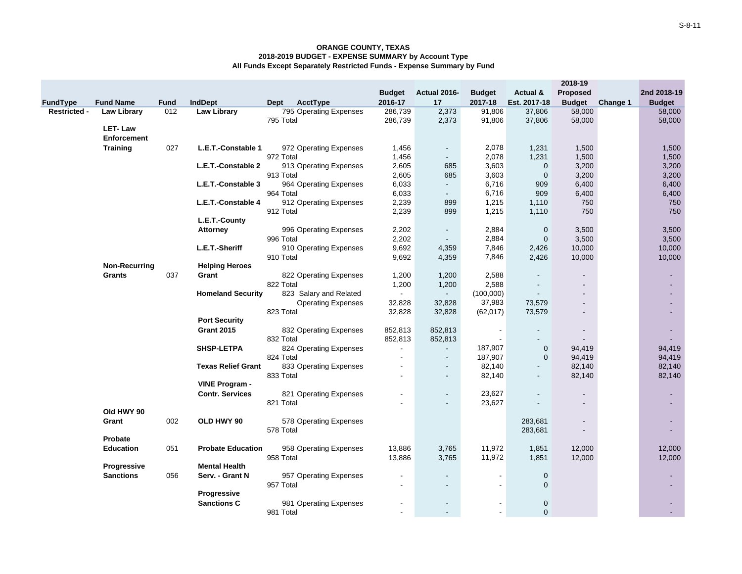**ORANGE COUNTY, TEXAS**
**2018-2019 BUDGET - EXPENSE SUMMARY by Account Type**
**All Funds Except Separately Restricted Funds - Expense Summary by Fund**

| FundType | Fund Name | Fund | IndDept | Dept AcctType | Budget 2016-17 | Actual 2016-17 | Budget 2017-18 | Actual & Est. 2017-18 | 2018-19 Proposed Budget | Change 1 | 2nd 2018-19 Budget |
|---|---|---|---|---|---|---|---|---|---|---|---|
| Restricted - | Law Library | 012 | Law Library | 795 Operating Expenses | 286,739 | 2,373 | 91,806 | 37,806 | 58,000 | | 58,000 |
| | | | | 795 Total | 286,739 | 2,373 | 91,806 | 37,806 | 58,000 | | 58,000 |
| | LET- Law Enforcement Training | 027 | L.E.T.-Constable 1 | 972 Operating Expenses | 1,456 | - | 2,078 | 1,231 | 1,500 | | 1,500 |
| | | | | 972 Total | 1,456 | - | 2,078 | 1,231 | 1,500 | | 1,500 |
| | | | L.E.T.-Constable 2 | 913 Operating Expenses | 2,605 | 685 | 3,603 | 0 | 3,200 | | 3,200 |
| | | | | 913 Total | 2,605 | 685 | 3,603 | 0 | 3,200 | | 3,200 |
| | | | L.E.T.-Constable 3 | 964 Operating Expenses | 6,033 | - | 6,716 | 909 | 6,400 | | 6,400 |
| | | | | 964 Total | 6,033 | - | 6,716 | 909 | 6,400 | | 6,400 |
| | | | L.E.T.-Constable 4 | 912 Operating Expenses | 2,239 | 899 | 1,215 | 1,110 | 750 | | 750 |
| | | | | 912 Total | 2,239 | 899 | 1,215 | 1,110 | 750 | | 750 |
| | | | L.E.T.-County Attorney | 996 Operating Expenses | 2,202 | - | 2,884 | 0 | 3,500 | | 3,500 |
| | | | | 996 Total | 2,202 | - | 2,884 | 0 | 3,500 | | 3,500 |
| | | | L.E.T.-Sheriff | 910 Operating Expenses | 9,692 | 4,359 | 7,846 | 2,426 | 10,000 | | 10,000 |
| | | | | 910 Total | 9,692 | 4,359 | 7,846 | 2,426 | 10,000 | | 10,000 |
| | Non-Recurring Grants | 037 | Helping Heroes Grant | 822 Operating Expenses | 1,200 | 1,200 | 2,588 | - | - | | - |
| | | | | 822 Total | 1,200 | 1,200 | 2,588 | - | - | | - |
| | | | Homeland Security | 823 Salary and Related | - | - | (100,000) | - | - | | - |
| | | | | Operating Expenses | 32,828 | 32,828 | 37,983 | 73,579 | - | | - |
| | | | | 823 Total | 32,828 | 32,828 | (62,017) | 73,579 | - | | - |
| | | | Port Security Grant 2015 | 832 Operating Expenses | 852,813 | 852,813 | - | - | - | | - |
| | | | | 832 Total | 852,813 | 852,813 | - | - | - | | - |
| | | | SHSP-LETPA | 824 Operating Expenses | - | - | 187,907 | 0 | 94,419 | | 94,419 |
| | | | | 824 Total | - | - | 187,907 | 0 | 94,419 | | 94,419 |
| | | | Texas Relief Grant | 833 Operating Expenses | - | - | 82,140 | - | 82,140 | | 82,140 |
| | | | | 833 Total | - | - | 82,140 | - | 82,140 | | 82,140 |
| | | | VINE Program - Contr. Services | 821 Operating Expenses | - | - | 23,627 | - | - | | - |
| | | | | 821 Total | - | - | 23,627 | - | - | | - |
| | Old HWY 90 Grant | 002 | OLD HWY 90 | 578 Operating Expenses | | | | 283,681 | - | | - |
| | | | | 578 Total | | | | 283,681 | - | | - |
| | Probate Education | 051 | Probate Education | 958 Operating Expenses | 13,886 | 3,765 | 11,972 | 1,851 | 12,000 | | 12,000 |
| | | | | 958 Total | 13,886 | 3,765 | 11,972 | 1,851 | 12,000 | | 12,000 |
| | Progressive Sanctions | 056 | Mental Health Serv. - Grant N | 957 Operating Expenses | - | - | - | 0 | | | - |
| | | | | 957 Total | - | - | - | 0 | | | - |
| | | | Progressive Sanctions C | 981 Operating Expenses | - | - | - | 0 | | | - |
| | | | | 981 Total | - | - | - | 0 | | | - |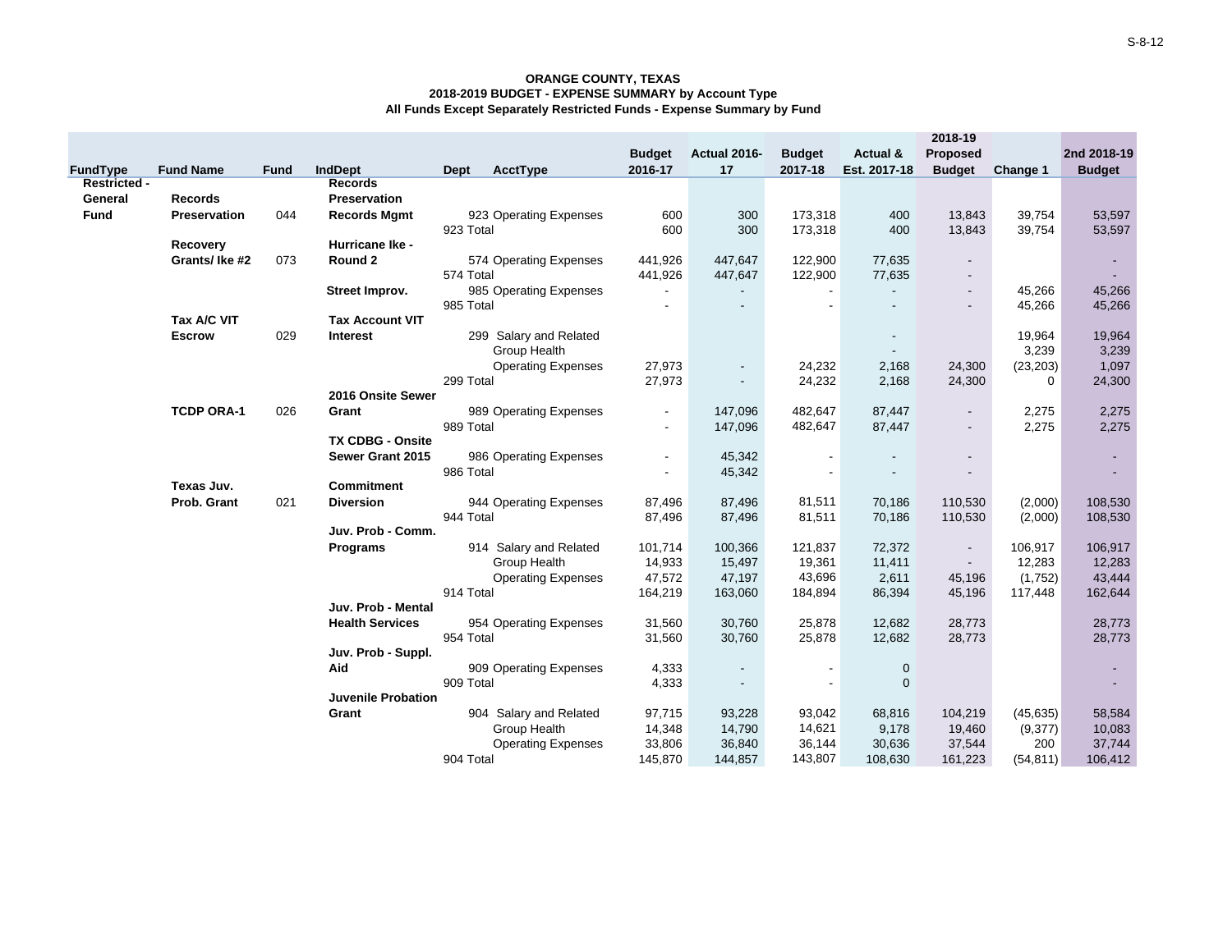# ORANGE COUNTY, TEXAS
## 2018-2019 BUDGET - EXPENSE SUMMARY by Account Type
### All Funds Except Separately Restricted Funds - Expense Summary by Fund

| FundType | Fund Name | Fund | IndDept | Dept | AcctType | Budget 2016-17 | Actual 2016-17 | Budget 2017-18 | Actual & Est. 2017-18 | 2018-19 Proposed Budget | Change 1 | 2nd 2018-19 Budget |
|---|---|---|---|---|---|---|---|---|---|---|---|---|
| Restricted - General Fund | Records Preservation | 044 | Records Preservation Records Mgmt | 923 | Operating Expenses | 600 | 300 | 173,318 | 400 | 13,843 | 39,754 | 53,597 |
| | | | | 923 Total | | 600 | 300 | 173,318 | 400 | 13,843 | 39,754 | 53,597 |
| | Recovery Grants/ Ike #2 | 073 | Hurricane Ike - Round 2 | 574 | Operating Expenses | 441,926 | 447,647 | 122,900 | 77,635 | - | | - |
| | | | | 574 Total | | 441,926 | 447,647 | 122,900 | 77,635 | - | | - |
| | | | Street Improv. | 985 | Operating Expenses | - | - | - | - | - | 45,266 | 45,266 |
| | | | | 985 Total | | - | - | - | - | - | 45,266 | 45,266 |
| | Tax A/C VIT Escrow | 029 | Tax Account VIT Interest | 299 | Salary and Related | | | | - | | 19,964 | 19,964 |
| | | | | | Group Health | | | | - | | 3,239 | 3,239 |
| | | | | | Operating Expenses | 27,973 | - | 24,232 | 2,168 | 24,300 | (23,203) | 1,097 |
| | | | | 299 Total | | 27,973 | - | 24,232 | 2,168 | 24,300 | 0 | 24,300 |
| | TCDP ORA-1 | 026 | 2016 Onsite Sewer Grant | 989 | Operating Expenses | - | 147,096 | 482,647 | 87,447 | - | 2,275 | 2,275 |
| | | | | 989 Total | | - | 147,096 | 482,647 | 87,447 | - | 2,275 | 2,275 |
| | | | TX CDBG - Onsite Sewer Grant 2015 | 986 | Operating Expenses | - | 45,342 | - | - | - | | - |
| | | | | 986 Total | | - | 45,342 | - | - | - | | - |
| | Texas Juv. Prob. Grant | 021 | Commitment Diversion | 944 | Operating Expenses | 87,496 | 87,496 | 81,511 | 70,186 | 110,530 | (2,000) | 108,530 |
| | | | | 944 Total | | 87,496 | 87,496 | 81,511 | 70,186 | 110,530 | (2,000) | 108,530 |
| | | | Juv. Prob - Comm. Programs | 914 | Salary and Related | 101,714 | 100,366 | 121,837 | 72,372 | - | 106,917 | 106,917 |
| | | | | | Group Health | 14,933 | 15,497 | 19,361 | 11,411 | - | 12,283 | 12,283 |
| | | | | | Operating Expenses | 47,572 | 47,197 | 43,696 | 2,611 | 45,196 | (1,752) | 43,444 |
| | | | | 914 Total | | 164,219 | 163,060 | 184,894 | 86,394 | 45,196 | 117,448 | 162,644 |
| | | | Juv. Prob - Mental Health Services | 954 | Operating Expenses | 31,560 | 30,760 | 25,878 | 12,682 | 28,773 | | 28,773 |
| | | | | 954 Total | | 31,560 | 30,760 | 25,878 | 12,682 | 28,773 | | 28,773 |
| | | | Juv. Prob - Suppl. Aid | 909 | Operating Expenses | 4,333 | - | - | 0 | | | - |
| | | | | 909 Total | | 4,333 | - | - | 0 | | | - |
| | | | Juvenile Probation Grant | 904 | Salary and Related | 97,715 | 93,228 | 93,042 | 68,816 | 104,219 | (45,635) | 58,584 |
| | | | | | Group Health | 14,348 | 14,790 | 14,621 | 9,178 | 19,460 | (9,377) | 10,083 |
| | | | | | Operating Expenses | 33,806 | 36,840 | 36,144 | 30,636 | 37,544 | 200 | 37,744 |
| | | | | 904 Total | | 145,870 | 144,857 | 143,807 | 108,630 | 161,223 | (54,811) | 106,412 |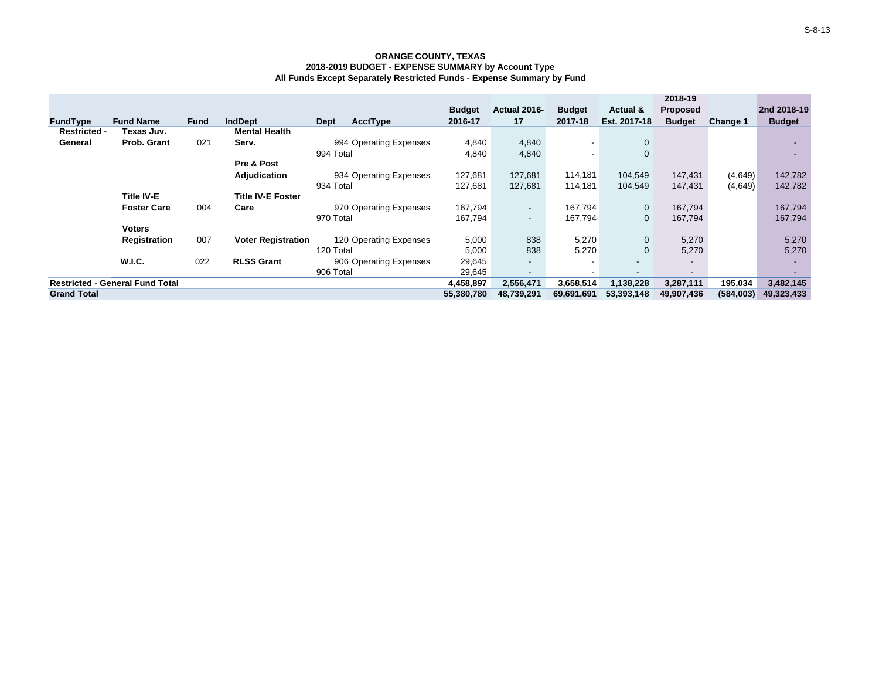**ORANGE COUNTY, TEXAS**
**2018-2019 BUDGET - EXPENSE SUMMARY by Account Type**
**All Funds Except Separately Restricted Funds - Expense Summary by Fund**

| FundType | Fund Name | Fund | IndDept | Dept | AcctType | Budget 2016-17 | Actual 2016-17 | Budget 2017-18 | Actual & Est. 2017-18 | 2018-19 Proposed Budget | Change 1 | 2nd 2018-19 Budget |
|---|---|---|---|---|---|---|---|---|---|---|---|---|
| **Restricted - General** | **Texas Juv. Prob. Grant** | 021 | **Mental Health Serv.** | 994 | Operating Expenses | 4,840 | 4,840 | - | 0 | | | - |
| | | | | 994 Total | | 4,840 | 4,840 | - | 0 | | | - |
| | | | **Pre & Post Adjudication** | 934 | Operating Expenses | 127,681 | 127,681 | 114,181 | 104,549 | 147,431 | (4,649) | 142,782 |
| | | | | 934 Total | | 127,681 | 127,681 | 114,181 | 104,549 | 147,431 | (4,649) | 142,782 |
| | **Title IV-E Foster Care** | 004 | **Title IV-E Foster Care** | 970 | Operating Expenses | 167,794 | - | 167,794 | 0 | 167,794 | | 167,794 |
| | | | | 970 Total | | 167,794 | - | 167,794 | 0 | 167,794 | | 167,794 |
| | **Voters Registration** | 007 | **Voter Registration** | 120 | Operating Expenses | 5,000 | 838 | 5,270 | 0 | 5,270 | | 5,270 |
| | | | | 120 Total | | 5,000 | 838 | 5,270 | 0 | 5,270 | | 5,270 |
| | **W.I.C.** | 022 | **RLSS Grant** | 906 | Operating Expenses | 29,645 | - | - | - | - | | - |
| | | | | 906 Total | | 29,645 | - | - | - | - | | - |
| **Restricted - General Fund Total** | | | | | | **4,458,897** | **2,556,471** | **3,658,514** | **1,138,228** | **3,287,111** | **195,034** | **3,482,145** |
| **Grand Total** | | | | | | **55,380,780** | **48,739,291** | **69,691,691** | **53,393,148** | **49,907,436** | **(584,003)** | **49,323,433** |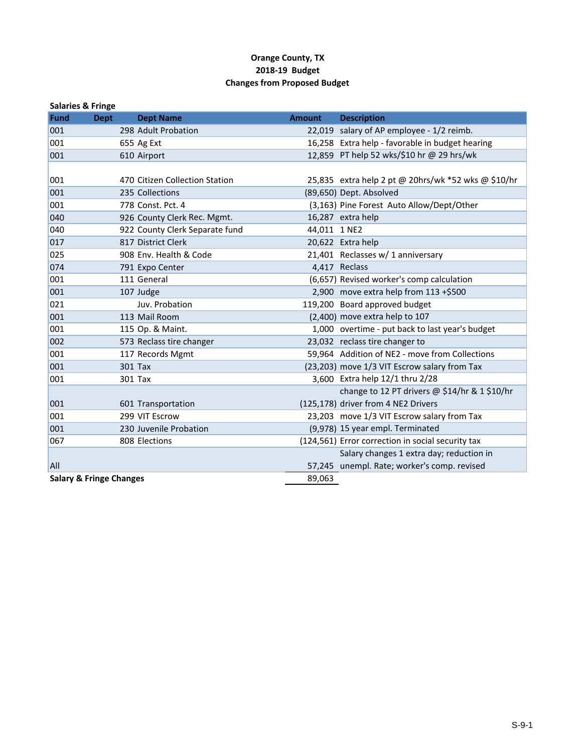**Orange County, TX**
**2018-19 Budget**
**Changes from Proposed Budget**

**Salaries & Fringe**

| Fund | Dept | Dept Name | Amount | Description |
|---|---|---|---|---|
| 001 | 298 | Adult Probation | 22,019 | salary of AP employee - 1/2 reimb. |
| 001 | 655 | Ag Ext | 16,258 | Extra help - favorable in budget hearing |
| 001 | 610 | Airport | 12,859 | PT help 52 wks/$10 hr @ 29 hrs/wk |
| 001 | 470 | Citizen Collection Station | 25,835 | extra help 2 pt @ 20hrs/wk *52 wks @ $10/hr |
| 001 | 235 | Collections | (89,650) | Dept. Absolved |
| 001 | 778 | Const. Pct. 4 | (3,163) | Pine Forest Auto Allow/Dept/Other |
| 040 | 926 | County Clerk Rec. Mgmt. | 16,287 | extra help |
| 040 | 922 | County Clerk Separate fund | 44,011 | 1 NE2 |
| 017 | 817 | District Clerk | 20,622 | Extra help |
| 025 | 908 | Env. Health & Code | 21,401 | Reclasses w/ 1 anniversary |
| 074 | 791 | Expo Center | 4,417 | Reclass |
| 001 | 111 | General | (6,657) | Revised worker's comp calculation |
| 001 | 107 | Judge | 2,900 | move extra help from 113 +$500 |
| 021 | | Juv. Probation | 119,200 | Board approved budget |
| 001 | 113 | Mail Room | (2,400) | move extra help to 107 |
| 001 | 115 | Op. & Maint. | 1,000 | overtime - put back to last year's budget |
| 002 | 573 | Reclass tire changer | 23,032 | reclass tire changer to |
| 001 | 117 | Records Mgmt | 59,964 | Addition of NE2 - move from Collections |
| 001 | 301 | Tax | (23,203) | move 1/3 VIT Escrow salary from Tax |
| 001 | 301 | Tax | 3,600 | Extra help 12/1 thru 2/28 |
| 001 | 601 | Transportation | (125,178) | change to 12 PT drivers @ $14/hr & 1 $10/hr driver from 4 NE2 Drivers |
| 001 | 299 | VIT Escrow | 23,203 | move 1/3 VIT Escrow salary from Tax |
| 001 | 230 | Juvenile Probation | (9,978) | 15 year empl. Terminated |
| 067 | 808 | Elections | (124,561) | Error correction in social security tax |
| All | | | 57,245 | Salary changes 1 extra day; reduction in unempl. Rate; worker's comp. revised |
| **Salary & Fringe Changes** | | | 89,063 | |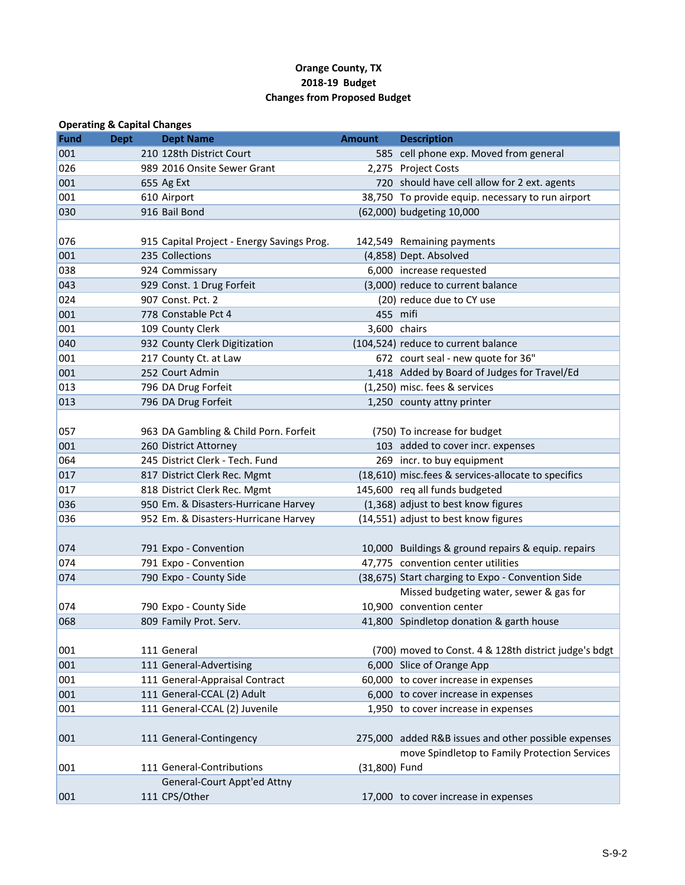**Orange County, TX**
**2018-19 Budget**
**Changes from Proposed Budget**

**Operating & Capital Changes**

| Fund | Dept | Dept Name | Amount | Description |
|---|---|---|---|---|
| 001 | 210 | 128th District Court | 585 | cell phone exp. Moved from general |
| 026 | 989 | 2016 Onsite Sewer Grant | 2,275 | Project Costs |
| 001 | 655 | Ag Ext | 720 | should have cell allow for 2 ext. agents |
| 001 | 610 | Airport | 38,750 | To provide equip. necessary to run airport |
| 030 | 916 | Bail Bond | (62,000) | budgeting 10,000 |
| 076 | 915 | Capital Project - Energy Savings Prog. | 142,549 | Remaining payments |
| 001 | 235 | Collections | (4,858) | Dept. Absolved |
| 038 | 924 | Commissary | 6,000 | increase requested |
| 043 | 929 | Const. 1 Drug Forfeit | (3,000) | reduce to current balance |
| 024 | 907 | Const. Pct. 2 | (20) | reduce due to CY use |
| 001 | 778 | Constable Pct 4 | 455 | mifi |
| 001 | 109 | County Clerk | 3,600 | chairs |
| 040 | 932 | County Clerk Digitization | (104,524) | reduce to current balance |
| 001 | 217 | County Ct. at Law | 672 | court seal - new quote for 36" |
| 001 | 252 | Court Admin | 1,418 | Added by Board of Judges for Travel/Ed |
| 013 | 796 | DA Drug Forfeit | (1,250) | misc. fees & services |
| 013 | 796 | DA Drug Forfeit | 1,250 | county attny printer |
| 057 | 963 | DA Gambling & Child Porn. Forfeit | (750) | To increase for budget |
| 001 | 260 | District Attorney | 103 | added to cover incr. expenses |
| 064 | 245 | District Clerk - Tech. Fund | 269 | incr. to buy equipment |
| 017 | 817 | District Clerk Rec. Mgmt | (18,610) | misc.fees & services-allocate to specifics |
| 017 | 818 | District Clerk Rec. Mgmt | 145,600 | req all funds budgeted |
| 036 | 950 | Em. & Disasters-Hurricane Harvey | (1,368) | adjust to best know figures |
| 036 | 952 | Em. & Disasters-Hurricane Harvey | (14,551) | adjust to best know figures |
| 074 | 791 | Expo - Convention | 10,000 | Buildings & ground repairs & equip. repairs |
| 074 | 791 | Expo - Convention | 47,775 | convention center utilities |
| 074 | 790 | Expo - County Side | (38,675) | Start charging to Expo - Convention Side |
| 074 | 790 | Expo - County Side | 10,900 | Missed budgeting water, sewer & gas for convention center |
| 068 | 809 | Family Prot. Serv. | 41,800 | Spindletop donation & garth house |
| 001 | 111 | General | (700) | moved to Const. 4 & 128th district judge's bdgt |
| 001 | 111 | General-Advertising | 6,000 | Slice of Orange App |
| 001 | 111 | General-Appraisal Contract | 60,000 | to cover increase in expenses |
| 001 | 111 | General-CCAL (2) Adult | 6,000 | to cover increase in expenses |
| 001 | 111 | General-CCAL (2) Juvenile | 1,950 | to cover increase in expenses |
| 001 | 111 | General-Contingency | 275,000 | added R&B issues and other possible expenses |
| 001 | 111 | General-Contributions | (31,800) | move Spindletop to Family Protection Services Fund |
| 001 | 111 | General-Court Appt'ed Attny CPS/Other | 17,000 | to cover increase in expenses |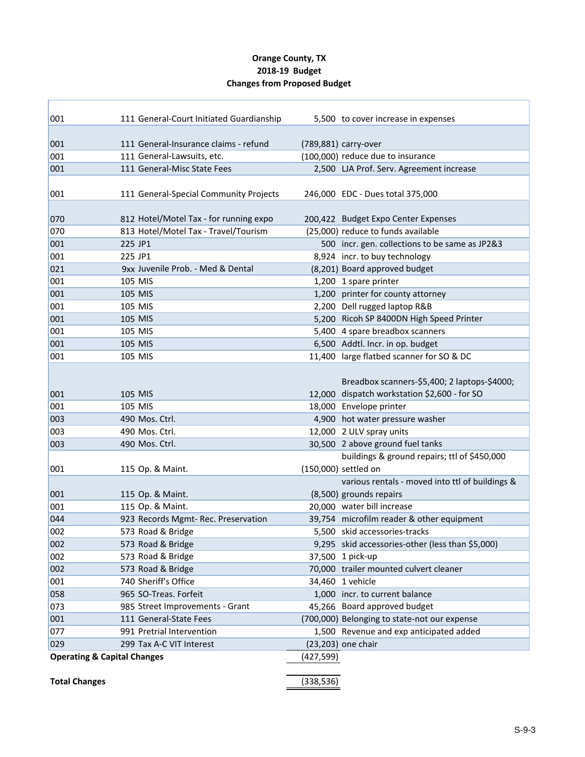**Orange County, TX**
**2018-19 Budget**
**Changes from Proposed Budget**

| Fund | Dept | Amount | Description |
|---|---|---|---|
| 001 | 111 General-Court Initiated Guardianship | 5,500 | to cover increase in expenses |
| 001 | 111 General-Insurance claims - refund | (789,881) | carry-over |
| 001 | 111 General-Lawsuits, etc. | (100,000) | reduce due to insurance |
| 001 | 111 General-Misc State Fees | 2,500 | LJA Prof. Serv. Agreement increase |
| 001 | 111 General-Special Community Projects | 246,000 | EDC - Dues total 375,000 |
| 070 | 812 Hotel/Motel Tax - for running expo | 200,422 | Budget Expo Center Expenses |
| 070 | 813 Hotel/Motel Tax - Travel/Tourism | (25,000) | reduce to funds available |
| 001 | 225 JP1 | 500 | incr. gen. collections to be same as JP2&3 |
| 001 | 225 JP1 | 8,924 | incr. to buy technology |
| 021 | 9xx Juvenile Prob. - Med & Dental | (8,201) | Board approved budget |
| 001 | 105 MIS | 1,200 | 1 spare printer |
| 001 | 105 MIS | 1,200 | printer for county attorney |
| 001 | 105 MIS | 2,200 | Dell rugged laptop R&B |
| 001 | 105 MIS | 5,200 | Ricoh SP 8400DN High Speed Printer |
| 001 | 105 MIS | 5,400 | 4 spare breadbox scanners |
| 001 | 105 MIS | 6,500 | Addtl. Incr. in op. budget |
| 001 | 105 MIS | 11,400 | large flatbed scanner for SO & DC |
| 001 | 105 MIS | 12,000 | Breadbox scanners-$5,400; 2 laptops-$4000; dispatch workstation $2,600 - for SO |
| 001 | 105 MIS | 18,000 | Envelope printer |
| 003 | 490 Mos. Ctrl. | 4,900 | hot water pressure washer |
| 003 | 490 Mos. Ctrl. | 12,000 | 2 ULV spray units |
| 003 | 490 Mos. Ctrl. | 30,500 | 2 above ground fuel tanks |
| 001 | 115 Op. & Maint. | (150,000) | buildings & ground repairs; ttl of $450,000 settled on |
| 001 | 115 Op. & Maint. | (8,500) | various rentals - moved into ttl of buildings & grounds repairs |
| 001 | 115 Op. & Maint. | 20,000 | water bill increase |
| 044 | 923 Records Mgmt- Rec. Preservation | 39,754 | microfilm reader & other equipment |
| 002 | 573 Road & Bridge | 5,500 | skid accessories-tracks |
| 002 | 573 Road & Bridge | 9,295 | skid accessories-other (less than $5,000) |
| 002 | 573 Road & Bridge | 37,500 | 1 pick-up |
| 002 | 573 Road & Bridge | 70,000 | trailer mounted culvert cleaner |
| 001 | 740 Sheriff's Office | 34,460 | 1 vehicle |
| 058 | 965 SO-Treas. Forfeit | 1,000 | incr. to current balance |
| 073 | 985 Street Improvements - Grant | 45,266 | Board approved budget |
| 001 | 111 General-State Fees | (700,000) | Belonging to state-not our expense |
| 077 | 991 Pretrial Intervention | 1,500 | Revenue and exp anticipated added |
| 029 | 299 Tax A-C VIT Interest | (23,203) | one chair |
| **Operating & Capital Changes** | | (427,599) | |
| **Total Changes** | | (338,536) | |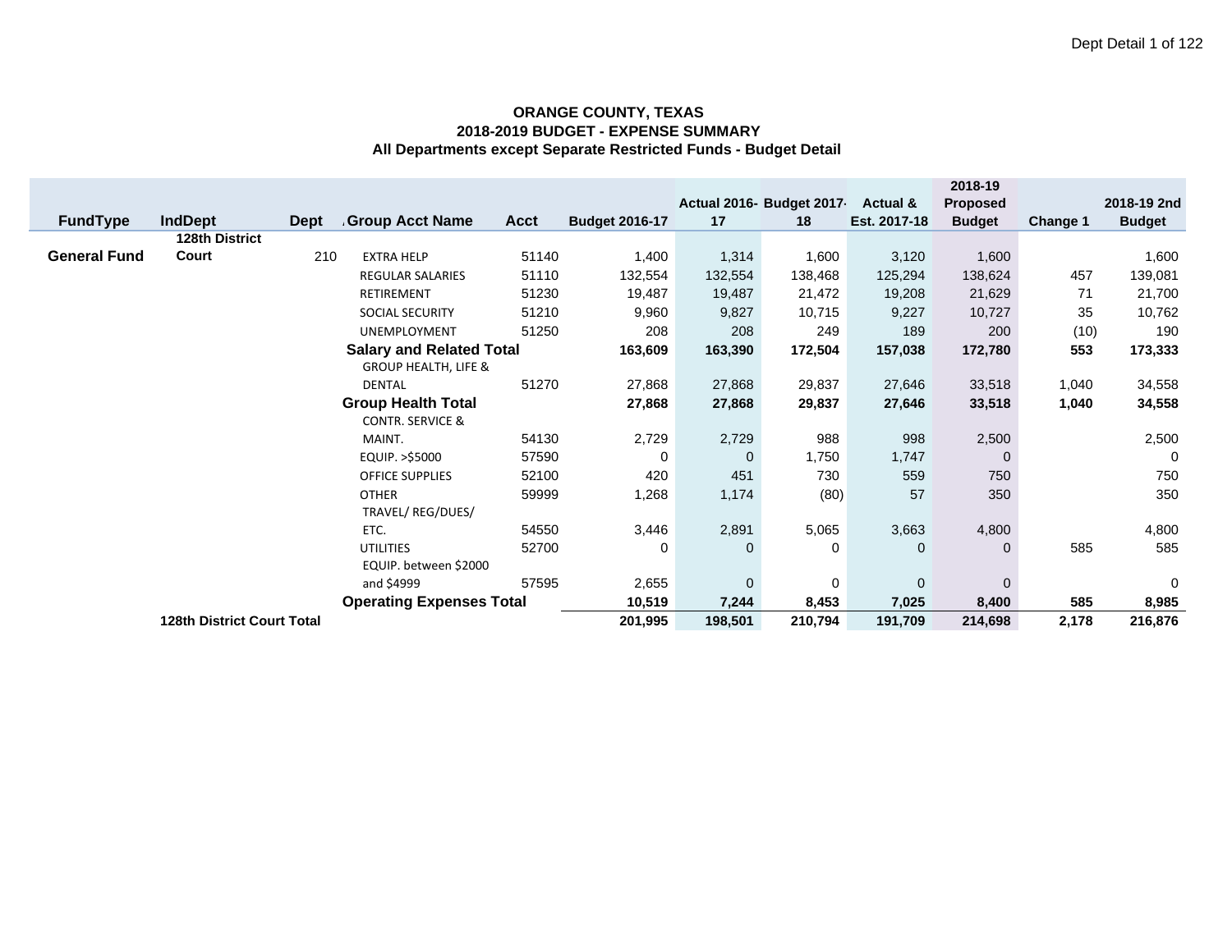**ORANGE COUNTY, TEXAS**
**2018-2019 BUDGET - EXPENSE SUMMARY**
**All Departments except Separate Restricted Funds - Budget Detail**

| FundType | IndDept | Dept | Group Acct Name | Acct | Budget 2016-17 | Actual 2016-17 | Budget 2017-18 | Actual & Est. 2017-18 | 2018-19 Proposed Budget | Change 1 | 2018-19 2nd Budget |
|---|---|---|---|---|---|---|---|---|---|---|---|
| **General Fund** | **128th District Court** | 210 | EXTRA HELP | 51140 | 1,400 | 1,314 | 1,600 | 3,120 | 1,600 | | 1,600 |
| | | | REGULAR SALARIES | 51110 | 132,554 | 132,554 | 138,468 | 125,294 | 138,624 | 457 | 139,081 |
| | | | RETIREMENT | 51230 | 19,487 | 19,487 | 21,472 | 19,208 | 21,629 | 71 | 21,700 |
| | | | SOCIAL SECURITY | 51210 | 9,960 | 9,827 | 10,715 | 9,227 | 10,727 | 35 | 10,762 |
| | | | UNEMPLOYMENT | 51250 | 208 | 208 | 249 | 189 | 200 | (10) | 190 |
| | | | **Salary and Related Total** | | **163,609** | **163,390** | **172,504** | **157,038** | **172,780** | **553** | **173,333** |
| | | | GROUP HEALTH, LIFE & DENTAL | 51270 | 27,868 | 27,868 | 29,837 | 27,646 | 33,518 | 1,040 | 34,558 |
| | | | **Group Health Total** | | **27,868** | **27,868** | **29,837** | **27,646** | **33,518** | **1,040** | **34,558** |
| | | | CONTR. SERVICE & MAINT. | 54130 | 2,729 | 2,729 | 988 | 998 | 2,500 | | 2,500 |
| | | | EQUIP. >$5000 | 57590 | 0 | 0 | 1,750 | 1,747 | 0 | | 0 |
| | | | OFFICE SUPPLIES | 52100 | 420 | 451 | 730 | 559 | 750 | | 750 |
| | | | OTHER | 59999 | 1,268 | 1,174 | (80) | 57 | 350 | | 350 |
| | | | TRAVEL/ REG/DUES/ ETC. | 54550 | 3,446 | 2,891 | 5,065 | 3,663 | 4,800 | | 4,800 |
| | | | UTILITIES | 52700 | 0 | 0 | 0 | 0 | 0 | 585 | 585 |
| | | | EQUIP. between $2000 and $4999 | 57595 | 2,655 | 0 | 0 | 0 | 0 | | 0 |
| | | | **Operating Expenses Total** | | **10,519** | **7,244** | **8,453** | **7,025** | **8,400** | **585** | **8,985** |
| | **128th District Court Total** | | | | **201,995** | **198,501** | **210,794** | **191,709** | **214,698** | **2,178** | **216,876** |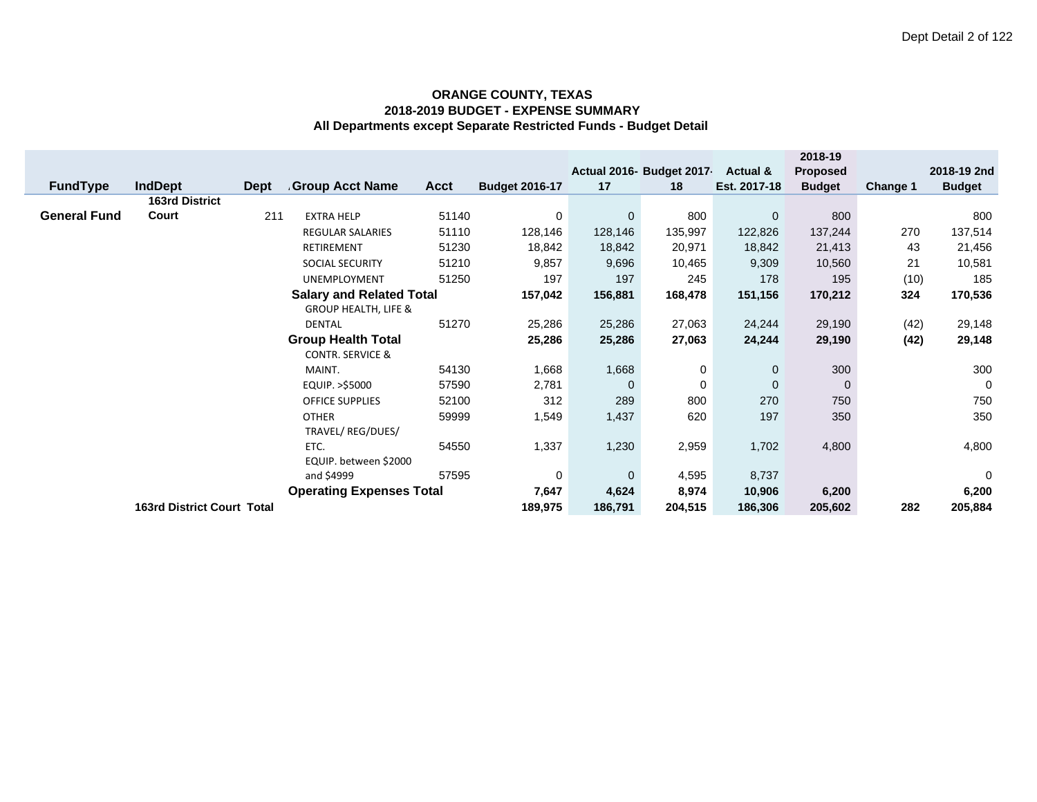**ORANGE COUNTY, TEXAS**
**2018-2019 BUDGET - EXPENSE SUMMARY**
**All Departments except Separate Restricted Funds - Budget Detail**

| FundType | IndDept | Dept | Group Acct Name | Acct | Budget 2016-17 | Actual 2016-17 | Budget 2017-18 | Actual & Est. 2017-18 | 2018-19 Proposed Budget | Change 1 | 2018-19 2nd Budget |
|---|---|---|---|---|---|---|---|---|---|---|---|
| **General Fund** | **163rd District Court** | 211 | EXTRA HELP | 51140 | 0 | 0 | 800 | 0 | 800 | | 800 |
| | | | REGULAR SALARIES | 51110 | 128,146 | 128,146 | 135,997 | 122,826 | 137,244 | 270 | 137,514 |
| | | | RETIREMENT | 51230 | 18,842 | 18,842 | 20,971 | 18,842 | 21,413 | 43 | 21,456 |
| | | | SOCIAL SECURITY | 51210 | 9,857 | 9,696 | 10,465 | 9,309 | 10,560 | 21 | 10,581 |
| | | | UNEMPLOYMENT | 51250 | 197 | 197 | 245 | 178 | 195 | (10) | 185 |
| | | | **Salary and Related Total** | | **157,042** | **156,881** | **168,478** | **151,156** | **170,212** | **324** | **170,536** |
| | | | GROUP HEALTH, LIFE & DENTAL | 51270 | 25,286 | 25,286 | 27,063 | 24,244 | 29,190 | (42) | 29,148 |
| | | | **Group Health Total** | | **25,286** | **25,286** | **27,063** | **24,244** | **29,190** | **(42)** | **29,148** |
| | | | CONTR. SERVICE & MAINT. | 54130 | 1,668 | 1,668 | 0 | 0 | 300 | | 300 |
| | | | EQUIP. >$5000 | 57590 | 2,781 | 0 | 0 | 0 | 0 | | 0 |
| | | | OFFICE SUPPLIES | 52100 | 312 | 289 | 800 | 270 | 750 | | 750 |
| | | | OTHER | 59999 | 1,549 | 1,437 | 620 | 197 | 350 | | 350 |
| | | | TRAVEL/ REG/DUES/ ETC. | 54550 | 1,337 | 1,230 | 2,959 | 1,702 | 4,800 | | 4,800 |
| | | | EQUIP. between $2000 and $4999 | 57595 | 0 | 0 | 4,595 | 8,737 | | | 0 |
| | | | **Operating Expenses Total** | | **7,647** | **4,624** | **8,974** | **10,906** | **6,200** | | **6,200** |
| | **163rd District Court Total** | | | | **189,975** | **186,791** | **204,515** | **186,306** | **205,602** | **282** | **205,884** |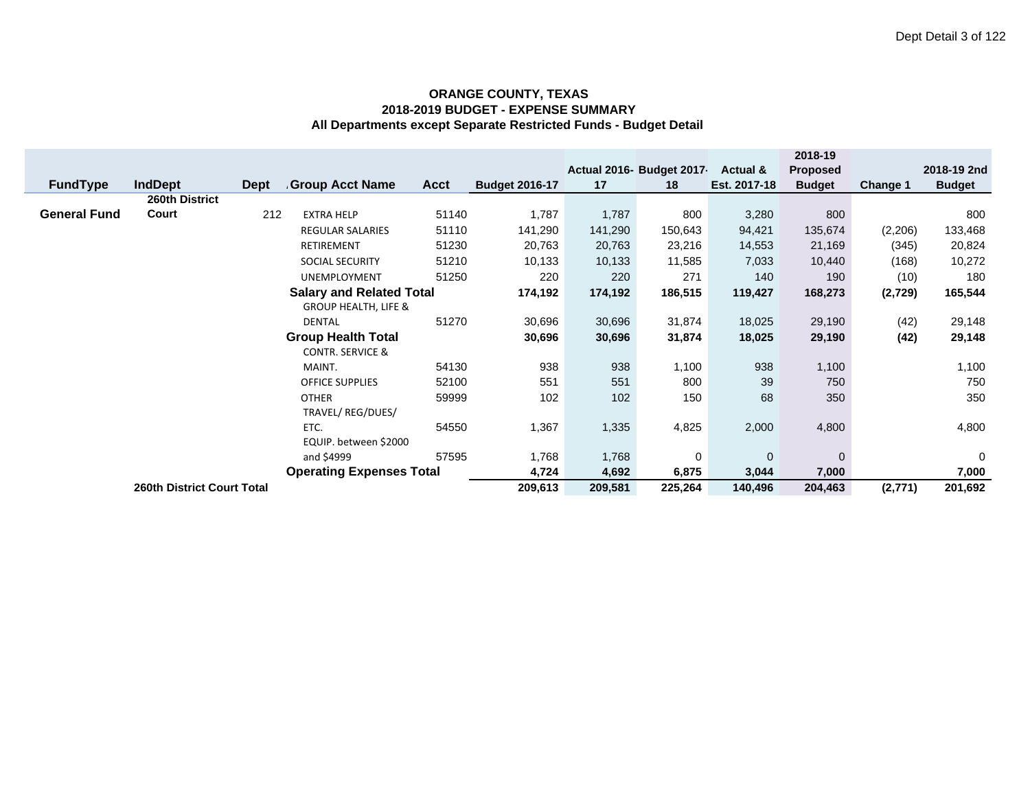**ORANGE COUNTY, TEXAS**
**2018-2019 BUDGET - EXPENSE SUMMARY**
**All Departments except Separate Restricted Funds - Budget Detail**

| FundType | IndDept | Dept | Group Acct Name | Acct | Budget 2016-17 | Actual 2016-17 | Budget 2017-18 | Actual & Est. 2017-18 | 2018-19 Proposed Budget | Change 1 | 2018-19 2nd Budget |
|---|---|---|---|---|---|---|---|---|---|---|---|
| **General Fund** | **260th District Court** | 212 | EXTRA HELP | 51140 | 1,787 | 1,787 | 800 | 3,280 | 800 | | 800 |
| | | | REGULAR SALARIES | 51110 | 141,290 | 141,290 | 150,643 | 94,421 | 135,674 | (2,206) | 133,468 |
| | | | RETIREMENT | 51230 | 20,763 | 20,763 | 23,216 | 14,553 | 21,169 | (345) | 20,824 |
| | | | SOCIAL SECURITY | 51210 | 10,133 | 10,133 | 11,585 | 7,033 | 10,440 | (168) | 10,272 |
| | | | UNEMPLOYMENT | 51250 | 220 | 220 | 271 | 140 | 190 | (10) | 180 |
| | | | **Salary and Related Total** | | **174,192** | **174,192** | **186,515** | **119,427** | **168,273** | **(2,729)** | **165,544** |
| | | | GROUP HEALTH, LIFE & DENTAL | 51270 | 30,696 | 30,696 | 31,874 | 18,025 | 29,190 | (42) | 29,148 |
| | | | **Group Health Total** | | **30,696** | **30,696** | **31,874** | **18,025** | **29,190** | **(42)** | **29,148** |
| | | | CONTR. SERVICE & MAINT. | 54130 | 938 | 938 | 1,100 | 938 | 1,100 | | 1,100 |
| | | | OFFICE SUPPLIES | 52100 | 551 | 551 | 800 | 39 | 750 | | 750 |
| | | | OTHER | 59999 | 102 | 102 | 150 | 68 | 350 | | 350 |
| | | | TRAVEL/ REG/DUES/ ETC. | 54550 | 1,367 | 1,335 | 4,825 | 2,000 | 4,800 | | 4,800 |
| | | | EQUIP. between $2000 and $4999 | 57595 | 1,768 | 1,768 | 0 | 0 | 0 | | 0 |
| | | | **Operating Expenses Total** | | **4,724** | **4,692** | **6,875** | **3,044** | **7,000** | | **7,000** |
| | **260th District Court Total** | | | | **209,613** | **209,581** | **225,264** | **140,496** | **204,463** | **(2,771)** | **201,692** |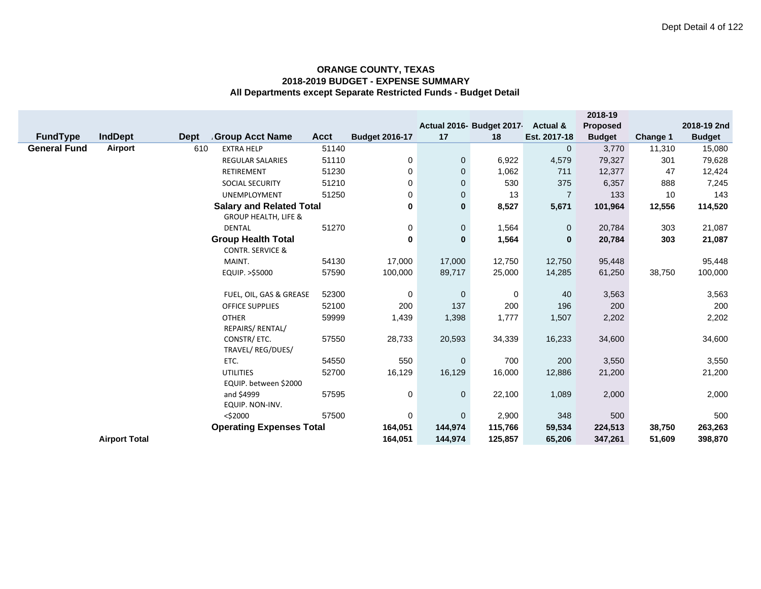**ORANGE COUNTY, TEXAS**
**2018-2019 BUDGET - EXPENSE SUMMARY**
**All Departments except Separate Restricted Funds - Budget Detail**

| FundType | IndDept | Dept | Group Acct Name | Acct | Budget 2016-17 | Actual 2016-17 | Budget 2017-18 | Actual & Est. 2017-18 | 2018-19 Proposed Budget | Change 1 | 2018-19 2nd Budget |
|---|---|---|---|---|---|---|---|---|---|---|---|
| **General Fund** | **Airport** | 610 | EXTRA HELP | 51140 | | | | 0 | 3,770 | 11,310 | 15,080 |
| | | | REGULAR SALARIES | 51110 | 0 | 0 | 6,922 | 4,579 | 79,327 | 301 | 79,628 |
| | | | RETIREMENT | 51230 | 0 | 0 | 1,062 | 711 | 12,377 | 47 | 12,424 |
| | | | SOCIAL SECURITY | 51210 | 0 | 0 | 530 | 375 | 6,357 | 888 | 7,245 |
| | | | UNEMPLOYMENT | 51250 | 0 | 0 | 13 | 7 | 133 | 10 | 143 |
| | | | **Salary and Related Total** | | **0** | **0** | **8,527** | **5,671** | **101,964** | **12,556** | **114,520** |
| | | | GROUP HEALTH, LIFE & DENTAL | 51270 | 0 | 0 | 1,564 | 0 | 20,784 | 303 | 21,087 |
| | | | **Group Health Total** | | **0** | **0** | **1,564** | **0** | **20,784** | **303** | **21,087** |
| | | | CONTR. SERVICE & MAINT. | 54130 | 17,000 | 17,000 | 12,750 | 12,750 | 95,448 | | 95,448 |
| | | | EQUIP. >$5000 | 57590 | 100,000 | 89,717 | 25,000 | 14,285 | 61,250 | 38,750 | 100,000 |
| | | | FUEL, OIL, GAS & GREASE | 52300 | 0 | 0 | 0 | 40 | 3,563 | | 3,563 |
| | | | OFFICE SUPPLIES | 52100 | 200 | 137 | 200 | 196 | 200 | | 200 |
| | | | OTHER | 59999 | 1,439 | 1,398 | 1,777 | 1,507 | 2,202 | | 2,202 |
| | | | REPAIRS/ RENTAL/ CONSTR/ ETC. | 57550 | 28,733 | 20,593 | 34,339 | 16,233 | 34,600 | | 34,600 |
| | | | TRAVEL/ REG/DUES/ ETC. | 54550 | 550 | 0 | 700 | 200 | 3,550 | | 3,550 |
| | | | UTILITIES | 52700 | 16,129 | 16,129 | 16,000 | 12,886 | 21,200 | | 21,200 |
| | | | EQUIP. between $2000 and $4999 | 57595 | 0 | 0 | 22,100 | 1,089 | 2,000 | | 2,000 |
| | | | EQUIP. NON-INV. <$2000 | 57500 | 0 | 0 | 2,900 | 348 | 500 | | 500 |
| | | | **Operating Expenses Total** | | **164,051** | **144,974** | **115,766** | **59,534** | **224,513** | **38,750** | **263,263** |
| | **Airport Total** | | | | **164,051** | **144,974** | **125,857** | **65,206** | **347,261** | **51,609** | **398,870** |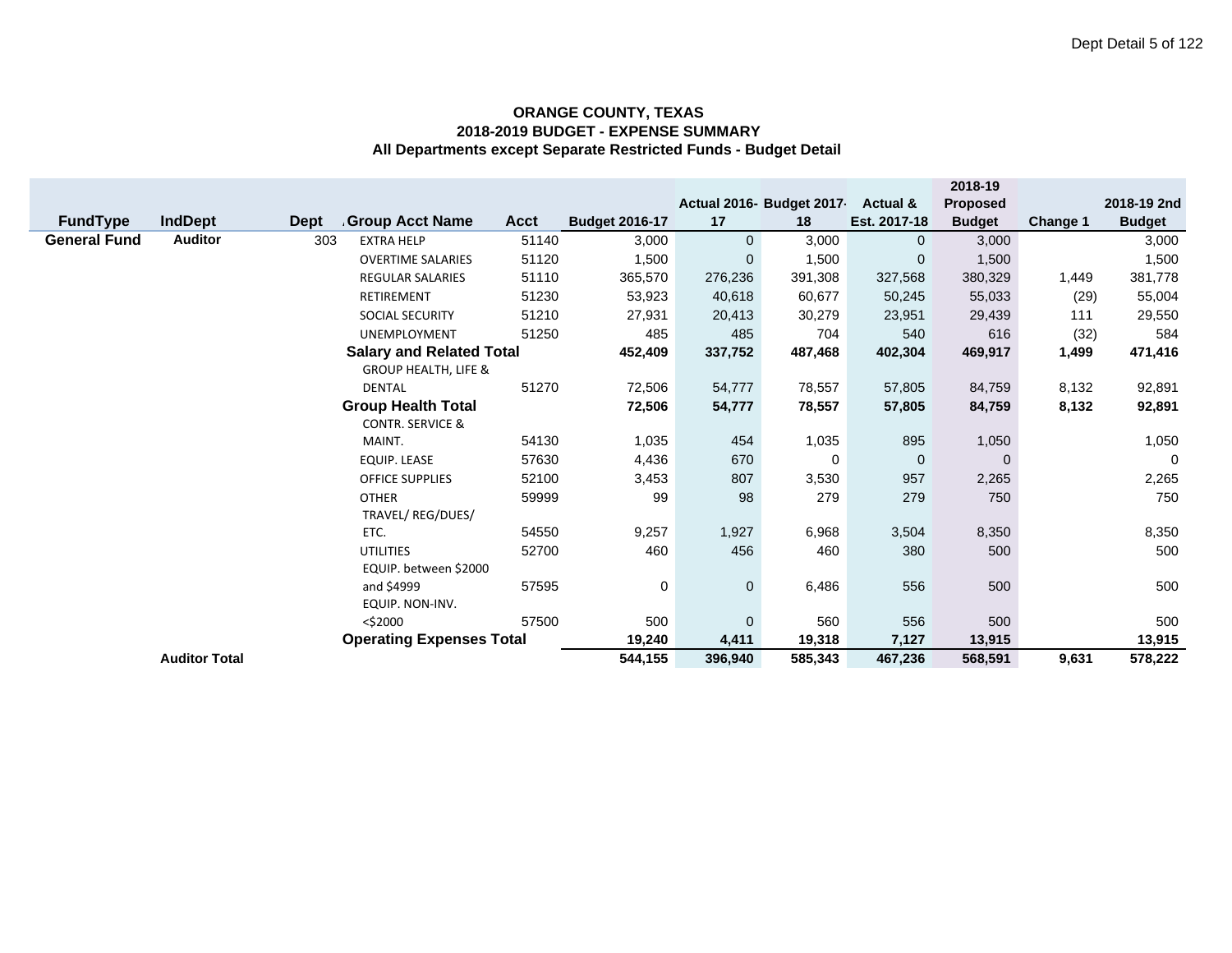**ORANGE COUNTY, TEXAS**
**2018-2019 BUDGET - EXPENSE SUMMARY**
**All Departments except Separate Restricted Funds - Budget Detail**

| FundType | IndDept | Dept | Group Acct Name | Acct | Budget 2016-17 | Actual 2016-17 | Budget 2017-18 | Actual & Est. 2017-18 | 2018-19 Proposed Budget | Change 1 | 2018-19 2nd Budget |
|---|---|---|---|---|---|---|---|---|---|---|---|
| **General Fund** | **Auditor** | 303 | EXTRA HELP | 51140 | 3,000 | 0 | 3,000 | 0 | 3,000 | | 3,000 |
| | | | OVERTIME SALARIES | 51120 | 1,500 | 0 | 1,500 | 0 | 1,500 | | 1,500 |
| | | | REGULAR SALARIES | 51110 | 365,570 | 276,236 | 391,308 | 327,568 | 380,329 | 1,449 | 381,778 |
| | | | RETIREMENT | 51230 | 53,923 | 40,618 | 60,677 | 50,245 | 55,033 | (29) | 55,004 |
| | | | SOCIAL SECURITY | 51210 | 27,931 | 20,413 | 30,279 | 23,951 | 29,439 | 111 | 29,550 |
| | | | UNEMPLOYMENT | 51250 | 485 | 485 | 704 | 540 | 616 | (32) | 584 |
| | | | **Salary and Related Total** | | **452,409** | **337,752** | **487,468** | **402,304** | **469,917** | **1,499** | **471,416** |
| | | | GROUP HEALTH, LIFE & DENTAL | 51270 | 72,506 | 54,777 | 78,557 | 57,805 | 84,759 | 8,132 | 92,891 |
| | | | **Group Health Total** | | **72,506** | **54,777** | **78,557** | **57,805** | **84,759** | **8,132** | **92,891** |
| | | | CONTR. SERVICE & MAINT. | 54130 | 1,035 | 454 | 1,035 | 895 | 1,050 | | 1,050 |
| | | | EQUIP. LEASE | 57630 | 4,436 | 670 | 0 | 0 | 0 | | 0 |
| | | | OFFICE SUPPLIES | 52100 | 3,453 | 807 | 3,530 | 957 | 2,265 | | 2,265 |
| | | | OTHER | 59999 | 99 | 98 | 279 | 279 | 750 | | 750 |
| | | | TRAVEL/ REG/DUES/ ETC. | 54550 | 9,257 | 1,927 | 6,968 | 3,504 | 8,350 | | 8,350 |
| | | | UTILITIES | 52700 | 460 | 456 | 460 | 380 | 500 | | 500 |
| | | | EQUIP. between $2000 and $4999 | 57595 | 0 | 0 | 6,486 | 556 | 500 | | 500 |
| | | | EQUIP. NON-INV. <$2000 | 57500 | 500 | 0 | 560 | 556 | 500 | | 500 |
| | | | **Operating Expenses Total** | | **19,240** | **4,411** | **19,318** | **7,127** | **13,915** | | **13,915** |
| | **Auditor Total** | | | | **544,155** | **396,940** | **585,343** | **467,236** | **568,591** | **9,631** | **578,222** |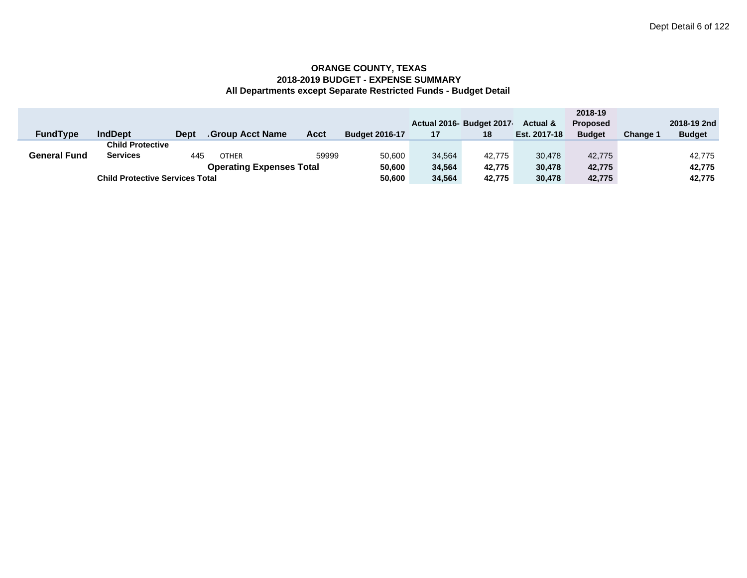**ORANGE COUNTY, TEXAS**
**2018-2019 BUDGET - EXPENSE SUMMARY**
**All Departments except Separate Restricted Funds - Budget Detail**

| FundType | IndDept | Dept | Group Acct Name | Acct | Budget 2016-17 | Actual 2016-17 | Budget 2017-18 | Actual & Est. 2017-18 | 2018-19 Proposed Budget | Change 1 | 2018-19 2nd Budget |
|---|---|---|---|---|---|---|---|---|---|---|---|
| **General Fund** | **Child Protective Services** | 445 | OTHER | 59999 | 50,600 | 34,564 | 42,775 | 30,478 | 42,775 | | 42,775 |
| | | | **Operating Expenses Total** | | **50,600** | **34,564** | **42,775** | **30,478** | **42,775** | | **42,775** |
| | **Child Protective Services Total** | | | | **50,600** | **34,564** | **42,775** | **30,478** | **42,775** | | **42,775** |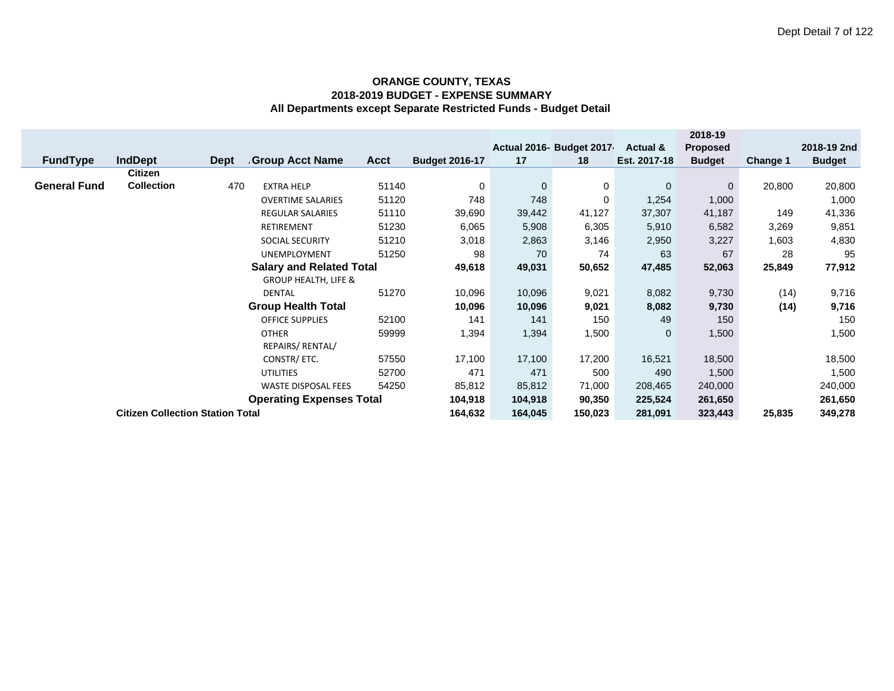**ORANGE COUNTY, TEXAS**
**2018-2019 BUDGET - EXPENSE SUMMARY**
**All Departments except Separate Restricted Funds - Budget Detail**

| FundType | IndDept | Dept | Group Acct Name | Acct | Budget 2016-17 | Actual 2016-17 | Budget 2017-18 | Actual & Est. 2017-18 | 2018-19 Proposed Budget | Change 1 | 2018-19 2nd Budget |
|---|---|---|---|---|---|---|---|---|---|---|---|
| **General Fund** | **Citizen Collection** | 470 | EXTRA HELP | 51140 | 0 | 0 | 0 | 0 | 0 | 20,800 | 20,800 |
| | | | OVERTIME SALARIES | 51120 | 748 | 748 | 0 | 1,254 | 1,000 | | 1,000 |
| | | | REGULAR SALARIES | 51110 | 39,690 | 39,442 | 41,127 | 37,307 | 41,187 | 149 | 41,336 |
| | | | RETIREMENT | 51230 | 6,065 | 5,908 | 6,305 | 5,910 | 6,582 | 3,269 | 9,851 |
| | | | SOCIAL SECURITY | 51210 | 3,018 | 2,863 | 3,146 | 2,950 | 3,227 | 1,603 | 4,830 |
| | | | UNEMPLOYMENT | 51250 | 98 | 70 | 74 | 63 | 67 | 28 | 95 |
| | | | **Salary and Related Total** | | **49,618** | **49,031** | **50,652** | **47,485** | **52,063** | **25,849** | **77,912** |
| | | | GROUP HEALTH, LIFE & DENTAL | 51270 | 10,096 | 10,096 | 9,021 | 8,082 | 9,730 | (14) | 9,716 |
| | | | **Group Health Total** | | **10,096** | **10,096** | **9,021** | **8,082** | **9,730** | **(14)** | **9,716** |
| | | | OFFICE SUPPLIES | 52100 | 141 | 141 | 150 | 49 | 150 | | 150 |
| | | | OTHER | 59999 | 1,394 | 1,394 | 1,500 | 0 | 1,500 | | 1,500 |
| | | | REPAIRS/ RENTAL/ CONSTR/ ETC. | 57550 | 17,100 | 17,100 | 17,200 | 16,521 | 18,500 | | 18,500 |
| | | | UTILITIES | 52700 | 471 | 471 | 500 | 490 | 1,500 | | 1,500 |
| | | | WASTE DISPOSAL FEES | 54250 | 85,812 | 85,812 | 71,000 | 208,465 | 240,000 | | 240,000 |
| | | | **Operating Expenses Total** | | **104,918** | **104,918** | **90,350** | **225,524** | **261,650** | | **261,650** |
| | **Citizen Collection Station Total** | | | | **164,632** | **164,045** | **150,023** | **281,091** | **323,443** | **25,835** | **349,278** |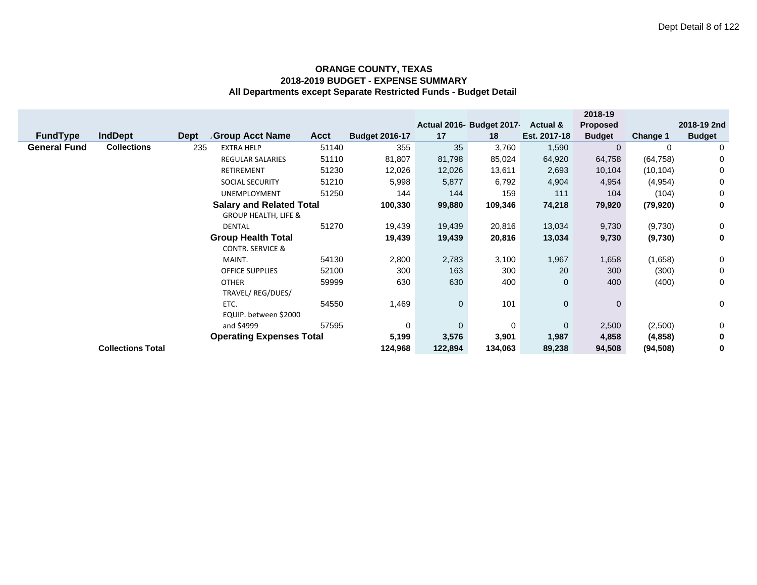**ORANGE COUNTY, TEXAS**
**2018-2019 BUDGET - EXPENSE SUMMARY**
**All Departments except Separate Restricted Funds - Budget Detail**

| FundType | IndDept | Dept | Group Acct Name | Acct | Budget 2016-17 | Actual 2016-17 | Budget 2017-18 | Actual & Est. 2017-18 | 2018-19 Proposed Budget | Change 1 | 2018-19 2nd Budget |
|---|---|---|---|---|---|---|---|---|---|---|---|
| **General Fund** | **Collections** | 235 | EXTRA HELP | 51140 | 355 | 35 | 3,760 | 1,590 | 0 | 0 | 0 |
| | | | REGULAR SALARIES | 51110 | 81,807 | 81,798 | 85,024 | 64,920 | 64,758 | (64,758) | 0 |
| | | | RETIREMENT | 51230 | 12,026 | 12,026 | 13,611 | 2,693 | 10,104 | (10,104) | 0 |
| | | | SOCIAL SECURITY | 51210 | 5,998 | 5,877 | 6,792 | 4,904 | 4,954 | (4,954) | 0 |
| | | | UNEMPLOYMENT | 51250 | 144 | 144 | 159 | 111 | 104 | (104) | 0 |
| | | | **Salary and Related Total** | | **100,330** | **99,880** | **109,346** | **74,218** | **79,920** | **(79,920)** | **0** |
| | | | GROUP HEALTH, LIFE & DENTAL | 51270 | 19,439 | 19,439 | 20,816 | 13,034 | 9,730 | (9,730) | 0 |
| | | | **Group Health Total** | | **19,439** | **19,439** | **20,816** | **13,034** | **9,730** | **(9,730)** | **0** |
| | | | CONTR. SERVICE & MAINT. | 54130 | 2,800 | 2,783 | 3,100 | 1,967 | 1,658 | (1,658) | 0 |
| | | | OFFICE SUPPLIES | 52100 | 300 | 163 | 300 | 20 | 300 | (300) | 0 |
| | | | OTHER | 59999 | 630 | 630 | 400 | 0 | 400 | (400) | 0 |
| | | | TRAVEL/ REG/DUES/ ETC. | 54550 | 1,469 | 0 | 101 | 0 | 0 | | 0 |
| | | | EQUIP. between $2000 and $4999 | 57595 | 0 | 0 | 0 | 0 | 2,500 | (2,500) | 0 |
| | | | **Operating Expenses Total** | | **5,199** | **3,576** | **3,901** | **1,987** | **4,858** | **(4,858)** | **0** |
| | **Collections Total** | | | | **124,968** | **122,894** | **134,063** | **89,238** | **94,508** | **(94,508)** | **0** |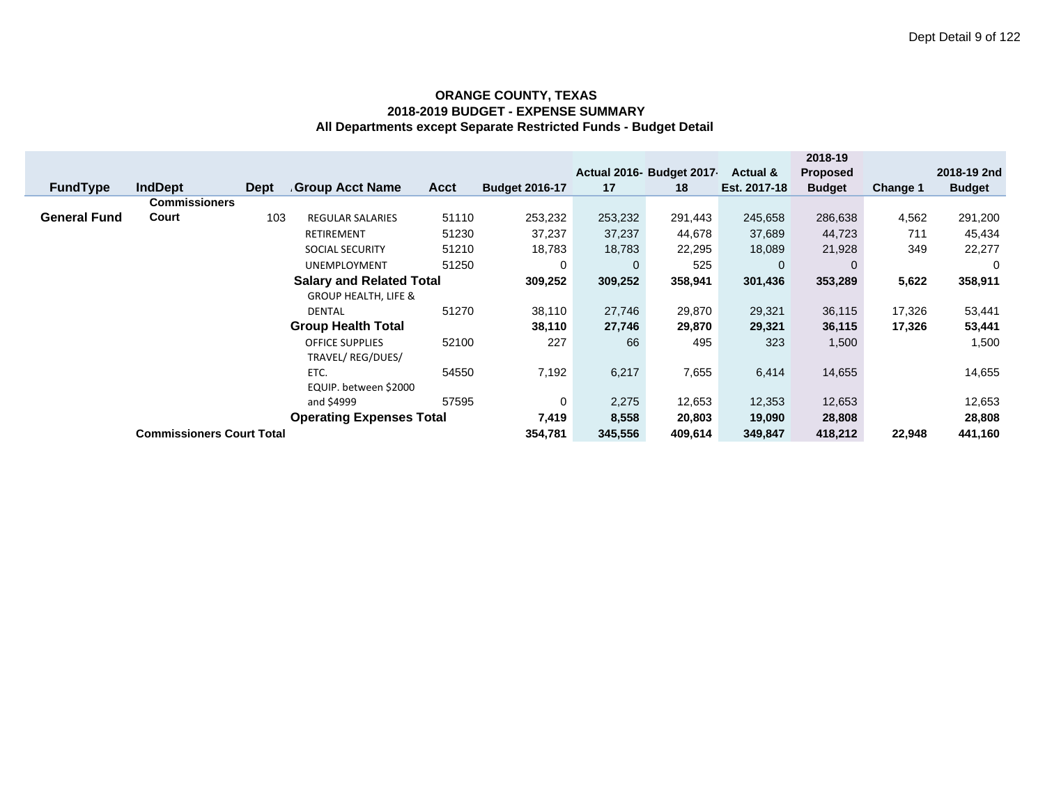**ORANGE COUNTY, TEXAS**
**2018-2019 BUDGET - EXPENSE SUMMARY**
**All Departments except Separate Restricted Funds - Budget Detail**

| FundType | IndDept | Dept | Group Acct Name | Acct | Budget 2016-17 | Actual 2016-17 | Budget 2017-18 | Actual & Est. 2017-18 | 2018-19 Proposed Budget | Change 1 | 2018-19 2nd Budget |
|---|---|---|---|---|---|---|---|---|---|---|---|
| **General Fund** | **Commissioners Court** | 103 | REGULAR SALARIES | 51110 | 253,232 | 253,232 | 291,443 | 245,658 | 286,638 | 4,562 | 291,200 |
| | | | RETIREMENT | 51230 | 37,237 | 37,237 | 44,678 | 37,689 | 44,723 | 711 | 45,434 |
| | | | SOCIAL SECURITY | 51210 | 18,783 | 18,783 | 22,295 | 18,089 | 21,928 | 349 | 22,277 |
| | | | UNEMPLOYMENT | 51250 | 0 | 0 | 525 | 0 | 0 | | 0 |
| | | | **Salary and Related Total** | | **309,252** | **309,252** | **358,941** | **301,436** | **353,289** | **5,622** | **358,911** |
| | | | GROUP HEALTH, LIFE & DENTAL | 51270 | 38,110 | 27,746 | 29,870 | 29,321 | 36,115 | 17,326 | 53,441 |
| | | | **Group Health Total** | | **38,110** | **27,746** | **29,870** | **29,321** | **36,115** | **17,326** | **53,441** |
| | | | OFFICE SUPPLIES | 52100 | 227 | 66 | 495 | 323 | 1,500 | | 1,500 |
| | | | TRAVEL/ REG/DUES/ ETC. | 54550 | 7,192 | 6,217 | 7,655 | 6,414 | 14,655 | | 14,655 |
| | | | EQUIP. between $2000 and $4999 | 57595 | 0 | 2,275 | 12,653 | 12,353 | 12,653 | | 12,653 |
| | | | **Operating Expenses Total** | | **7,419** | **8,558** | **20,803** | **19,090** | **28,808** | | **28,808** |
| | **Commissioners Court Total** | | | | **354,781** | **345,556** | **409,614** | **349,847** | **418,212** | **22,948** | **441,160** |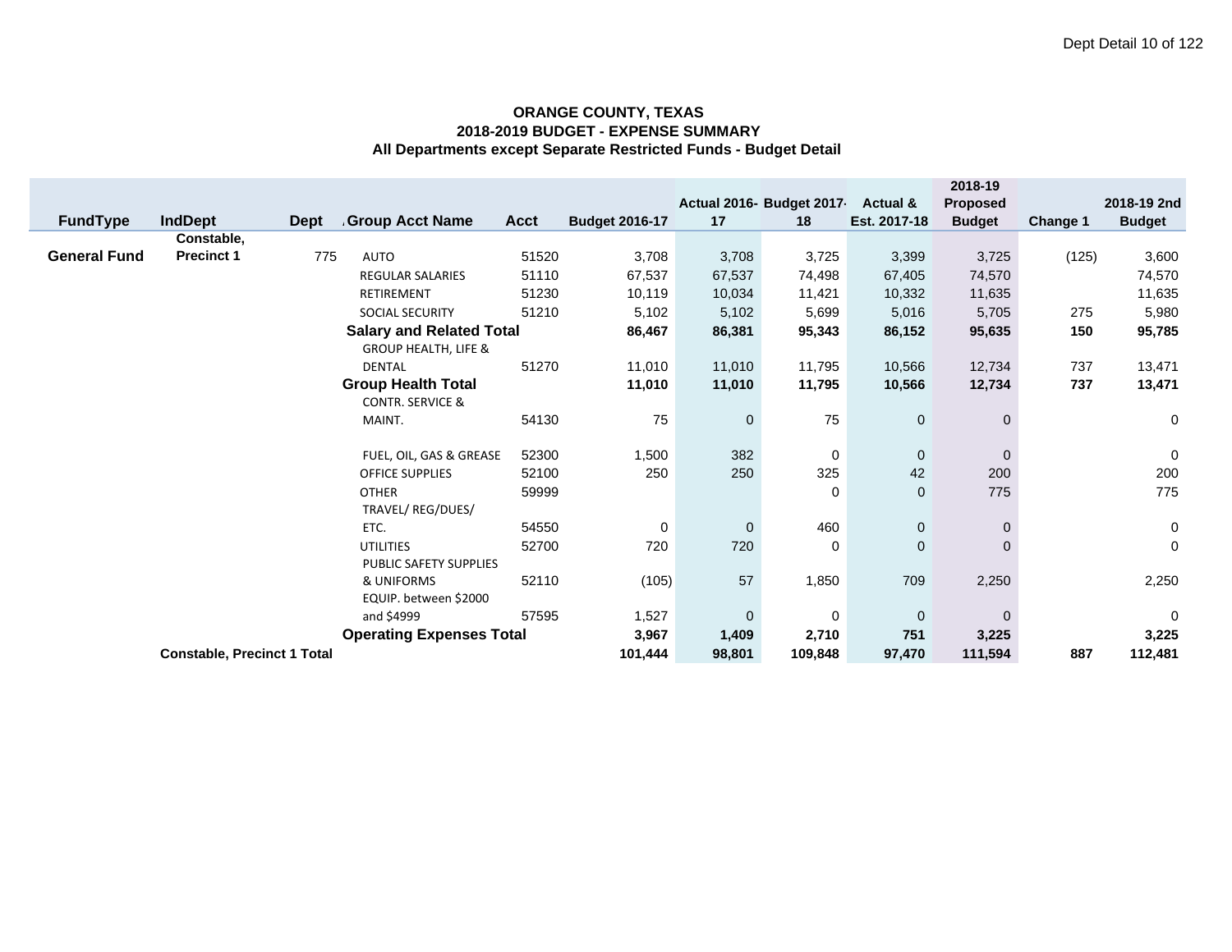**ORANGE COUNTY, TEXAS**
**2018-2019 BUDGET - EXPENSE SUMMARY**
**All Departments except Separate Restricted Funds - Budget Detail**

| FundType | IndDept | Dept | Group Acct Name | Acct | Budget 2016-17 | Actual 2016-17 | Budget 2017-18 | Actual & Est. 2017-18 | 2018-19 Proposed Budget | Change 1 | 2018-19 2nd Budget |
|---|---|---|---|---|---|---|---|---|---|---|---|
| **General Fund** | **Constable, Precinct 1** | 775 | AUTO | 51520 | 3,708 | 3,708 | 3,725 | 3,399 | 3,725 | (125) | 3,600 |
| | | | REGULAR SALARIES | 51110 | 67,537 | 67,537 | 74,498 | 67,405 | 74,570 | | 74,570 |
| | | | RETIREMENT | 51230 | 10,119 | 10,034 | 11,421 | 10,332 | 11,635 | | 11,635 |
| | | | SOCIAL SECURITY | 51210 | 5,102 | 5,102 | 5,699 | 5,016 | 5,705 | 275 | 5,980 |
| | | | **Salary and Related Total** | | **86,467** | **86,381** | **95,343** | **86,152** | **95,635** | **150** | **95,785** |
| | | | GROUP HEALTH, LIFE & DENTAL | 51270 | 11,010 | 11,010 | 11,795 | 10,566 | 12,734 | 737 | 13,471 |
| | | | **Group Health Total** | | **11,010** | **11,010** | **11,795** | **10,566** | **12,734** | **737** | **13,471** |
| | | | CONTR. SERVICE & MAINT. | 54130 | 75 | 0 | 75 | 0 | 0 | | 0 |
| | | | FUEL, OIL, GAS & GREASE | 52300 | 1,500 | 382 | 0 | 0 | 0 | | 0 |
| | | | OFFICE SUPPLIES | 52100 | 250 | 250 | 325 | 42 | 200 | | 200 |
| | | | OTHER | 59999 | | | 0 | 0 | 775 | | 775 |
| | | | TRAVEL/ REG/DUES/ ETC. | 54550 | 0 | 0 | 460 | 0 | 0 | | 0 |
| | | | UTILITIES | 52700 | 720 | 720 | 0 | 0 | 0 | | 0 |
| | | | PUBLIC SAFETY SUPPLIES & UNIFORMS | 52110 | (105) | 57 | 1,850 | 709 | 2,250 | | 2,250 |
| | | | EQUIP. between $2000 and $4999 | 57595 | 1,527 | 0 | 0 | 0 | 0 | | 0 |
| | | | **Operating Expenses Total** | | **3,967** | **1,409** | **2,710** | **751** | **3,225** | | **3,225** |
| | **Constable, Precinct 1 Total** | | | | **101,444** | **98,801** | **109,848** | **97,470** | **111,594** | **887** | **112,481** |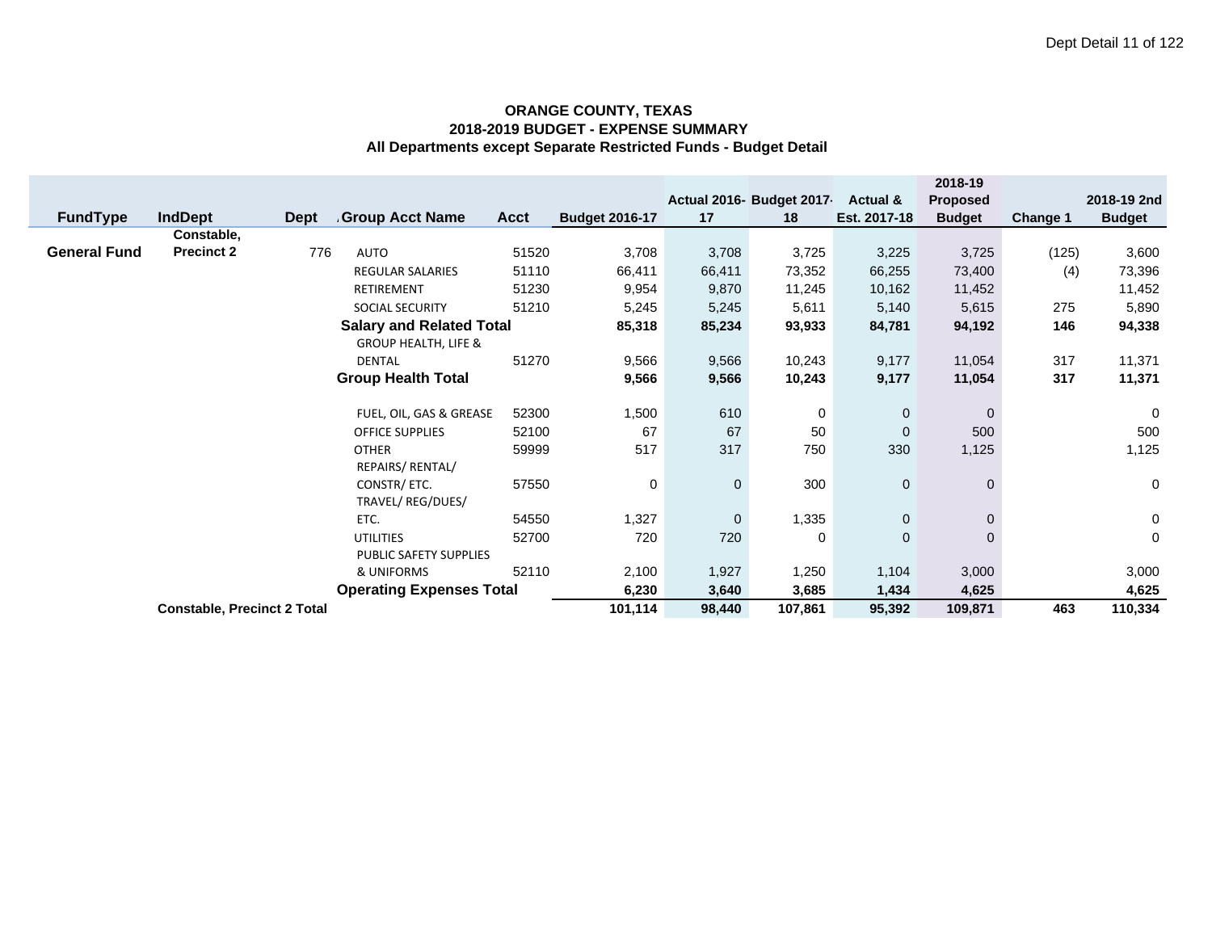**ORANGE COUNTY, TEXAS**
**2018-2019 BUDGET - EXPENSE SUMMARY**
**All Departments except Separate Restricted Funds - Budget Detail**

| FundType | IndDept | Dept | Group Acct Name | Acct | Budget 2016-17 | Actual 2016-17 | Budget 2017-18 | Actual & Est. 2017-18 | 2018-19 Proposed Budget | Change 1 | 2018-19 2nd Budget |
|---|---|---|---|---|---|---|---|---|---|---|---|
| **General Fund** | **Constable, Precinct 2** | 776 | AUTO | 51520 | 3,708 | 3,708 | 3,725 | 3,225 | 3,725 | (125) | 3,600 |
| | | | REGULAR SALARIES | 51110 | 66,411 | 66,411 | 73,352 | 66,255 | 73,400 | (4) | 73,396 |
| | | | RETIREMENT | 51230 | 9,954 | 9,870 | 11,245 | 10,162 | 11,452 | | 11,452 |
| | | | SOCIAL SECURITY | 51210 | 5,245 | 5,245 | 5,611 | 5,140 | 5,615 | 275 | 5,890 |
| | | | **Salary and Related Total** | | **85,318** | **85,234** | **93,933** | **84,781** | **94,192** | **146** | **94,338** |
| | | | GROUP HEALTH, LIFE & DENTAL | 51270 | 9,566 | 9,566 | 10,243 | 9,177 | 11,054 | 317 | 11,371 |
| | | | **Group Health Total** | | **9,566** | **9,566** | **10,243** | **9,177** | **11,054** | **317** | **11,371** |
| | | | FUEL, OIL, GAS & GREASE | 52300 | 1,500 | 610 | 0 | 0 | 0 | | 0 |
| | | | OFFICE SUPPLIES | 52100 | 67 | 67 | 50 | 0 | 500 | | 500 |
| | | | OTHER | 59999 | 517 | 317 | 750 | 330 | 1,125 | | 1,125 |
| | | | REPAIRS/ RENTAL/ CONSTR/ ETC. | 57550 | 0 | 0 | 300 | 0 | 0 | | 0 |
| | | | TRAVEL/ REG/DUES/ ETC. | 54550 | 1,327 | 0 | 1,335 | 0 | 0 | | 0 |
| | | | UTILITIES | 52700 | 720 | 720 | 0 | 0 | 0 | | 0 |
| | | | PUBLIC SAFETY SUPPLIES & UNIFORMS | 52110 | 2,100 | 1,927 | 1,250 | 1,104 | 3,000 | | 3,000 |
| | | | **Operating Expenses Total** | | **6,230** | **3,640** | **3,685** | **1,434** | **4,625** | | **4,625** |
| | **Constable, Precinct 2 Total** | | | | **101,114** | **98,440** | **107,861** | **95,392** | **109,871** | **463** | **110,334** |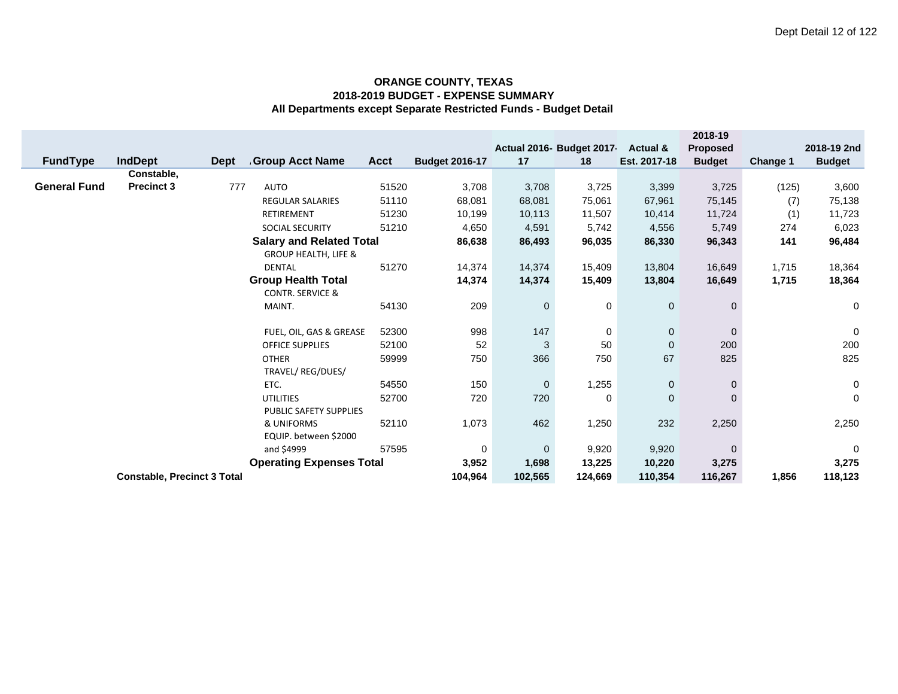**ORANGE COUNTY, TEXAS**
**2018-2019 BUDGET - EXPENSE SUMMARY**
**All Departments except Separate Restricted Funds - Budget Detail**

| FundType | IndDept | Dept | Group Acct Name | Acct | Budget 2016-17 | Actual 2016-17 | Budget 2017-18 | Actual & Est. 2017-18 | 2018-19 Proposed Budget | Change 1 | 2018-19 2nd Budget |
|---|---|---|---|---|---|---|---|---|---|---|---|
| **General Fund** | **Constable, Precinct 3** | 777 | AUTO | 51520 | 3,708 | 3,708 | 3,725 | 3,399 | 3,725 | (125) | 3,600 |
| | | | REGULAR SALARIES | 51110 | 68,081 | 68,081 | 75,061 | 67,961 | 75,145 | (7) | 75,138 |
| | | | RETIREMENT | 51230 | 10,199 | 10,113 | 11,507 | 10,414 | 11,724 | (1) | 11,723 |
| | | | SOCIAL SECURITY | 51210 | 4,650 | 4,591 | 5,742 | 4,556 | 5,749 | 274 | 6,023 |
| | | | **Salary and Related Total** | | **86,638** | **86,493** | **96,035** | **86,330** | **96,343** | **141** | **96,484** |
| | | | GROUP HEALTH, LIFE & DENTAL | 51270 | 14,374 | 14,374 | 15,409 | 13,804 | 16,649 | 1,715 | 18,364 |
| | | | **Group Health Total** | | **14,374** | **14,374** | **15,409** | **13,804** | **16,649** | **1,715** | **18,364** |
| | | | CONTR. SERVICE & MAINT. | 54130 | 209 | 0 | 0 | 0 | 0 | | 0 |
| | | | FUEL, OIL, GAS & GREASE | 52300 | 998 | 147 | 0 | 0 | 0 | | 0 |
| | | | OFFICE SUPPLIES | 52100 | 52 | 3 | 50 | 0 | 200 | | 200 |
| | | | OTHER | 59999 | 750 | 366 | 750 | 67 | 825 | | 825 |
| | | | TRAVEL/ REG/DUES/ ETC. | 54550 | 150 | 0 | 1,255 | 0 | 0 | | 0 |
| | | | UTILITIES | 52700 | 720 | 720 | 0 | 0 | 0 | | 0 |
| | | | PUBLIC SAFETY SUPPLIES & UNIFORMS | 52110 | 1,073 | 462 | 1,250 | 232 | 2,250 | | 2,250 |
| | | | EQUIP. between $2000 and $4999 | 57595 | 0 | 0 | 9,920 | 9,920 | 0 | | 0 |
| | | | **Operating Expenses Total** | | **3,952** | **1,698** | **13,225** | **10,220** | **3,275** | | **3,275** |
| | **Constable, Precinct 3 Total** | | | | **104,964** | **102,565** | **124,669** | **110,354** | **116,267** | **1,856** | **118,123** |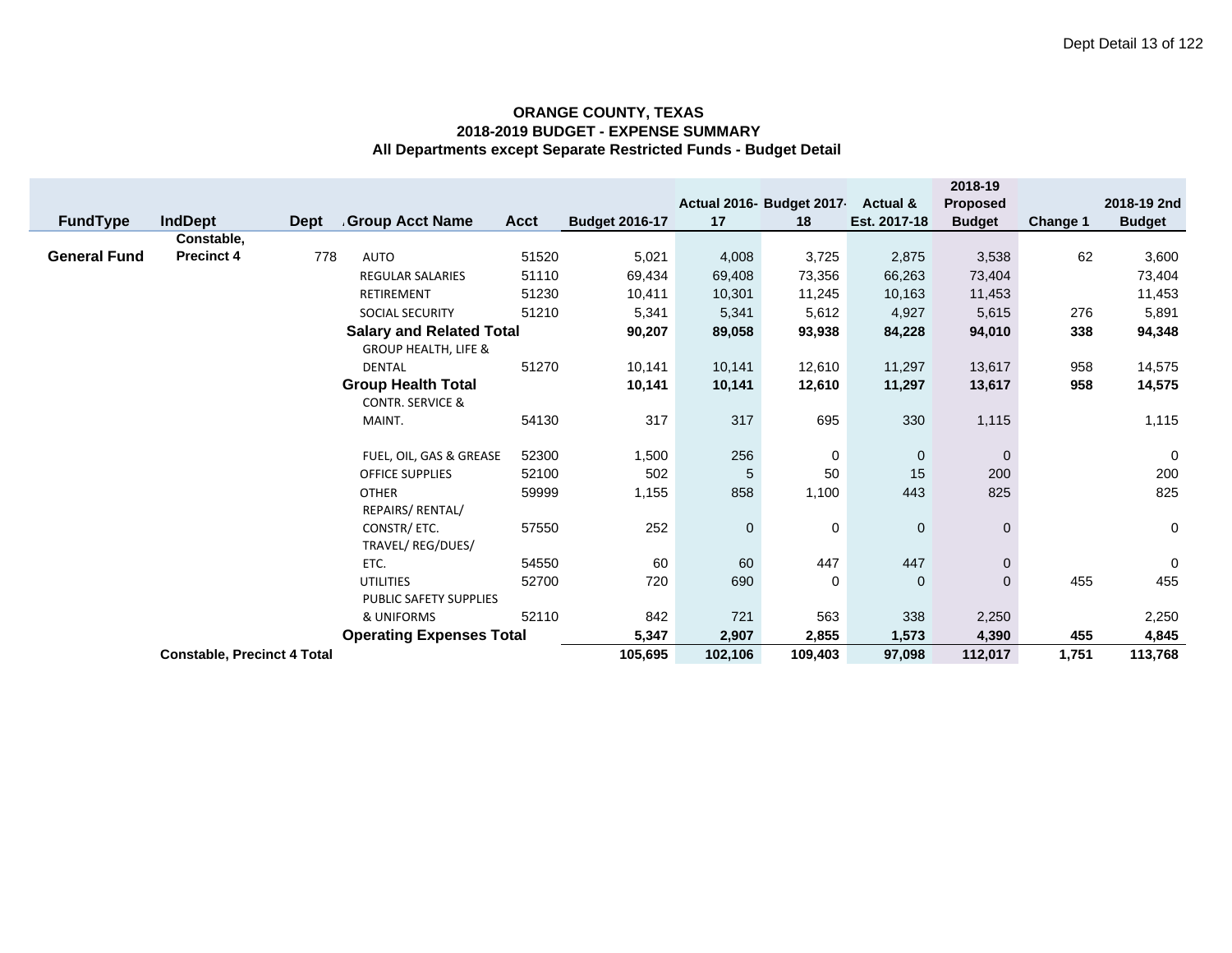**ORANGE COUNTY, TEXAS**
**2018-2019 BUDGET - EXPENSE SUMMARY**
**All Departments except Separate Restricted Funds - Budget Detail**

| FundType | IndDept | Dept | Group Acct Name | Acct | Budget 2016-17 | Actual 2016-17 | Budget 2017-18 | Actual & Est. 2017-18 | 2018-19 Proposed Budget | Change 1 | 2018-19 2nd Budget |
|---|---|---|---|---|---|---|---|---|---|---|---|
| **General Fund** | **Constable, Precinct 4** | 778 | AUTO | 51520 | 5,021 | 4,008 | 3,725 | 2,875 | 3,538 | 62 | 3,600 |
| | | | REGULAR SALARIES | 51110 | 69,434 | 69,408 | 73,356 | 66,263 | 73,404 | | 73,404 |
| | | | RETIREMENT | 51230 | 10,411 | 10,301 | 11,245 | 10,163 | 11,453 | | 11,453 |
| | | | SOCIAL SECURITY | 51210 | 5,341 | 5,341 | 5,612 | 4,927 | 5,615 | 276 | 5,891 |
| | | | **Salary and Related Total** | | **90,207** | **89,058** | **93,938** | **84,228** | **94,010** | **338** | **94,348** |
| | | | GROUP HEALTH, LIFE & DENTAL | 51270 | 10,141 | 10,141 | 12,610 | 11,297 | 13,617 | 958 | 14,575 |
| | | | **Group Health Total** | | **10,141** | **10,141** | **12,610** | **11,297** | **13,617** | **958** | **14,575** |
| | | | CONTR. SERVICE & MAINT. | 54130 | 317 | 317 | 695 | 330 | 1,115 | | 1,115 |
| | | | FUEL, OIL, GAS & GREASE | 52300 | 1,500 | 256 | 0 | 0 | 0 | | 0 |
| | | | OFFICE SUPPLIES | 52100 | 502 | 5 | 50 | 15 | 200 | | 200 |
| | | | OTHER | 59999 | 1,155 | 858 | 1,100 | 443 | 825 | | 825 |
| | | | REPAIRS/ RENTAL/ CONSTR/ ETC. | 57550 | 252 | 0 | 0 | 0 | 0 | | 0 |
| | | | TRAVEL/ REG/DUES/ ETC. | 54550 | 60 | 60 | 447 | 447 | 0 | | 0 |
| | | | UTILITIES | 52700 | 720 | 690 | 0 | 0 | 0 | 455 | 455 |
| | | | PUBLIC SAFETY SUPPLIES & UNIFORMS | 52110 | 842 | 721 | 563 | 338 | 2,250 | | 2,250 |
| | | | **Operating Expenses Total** | | **5,347** | **2,907** | **2,855** | **1,573** | **4,390** | **455** | **4,845** |
| | **Constable, Precinct 4 Total** | | | | **105,695** | **102,106** | **109,403** | **97,098** | **112,017** | **1,751** | **113,768** |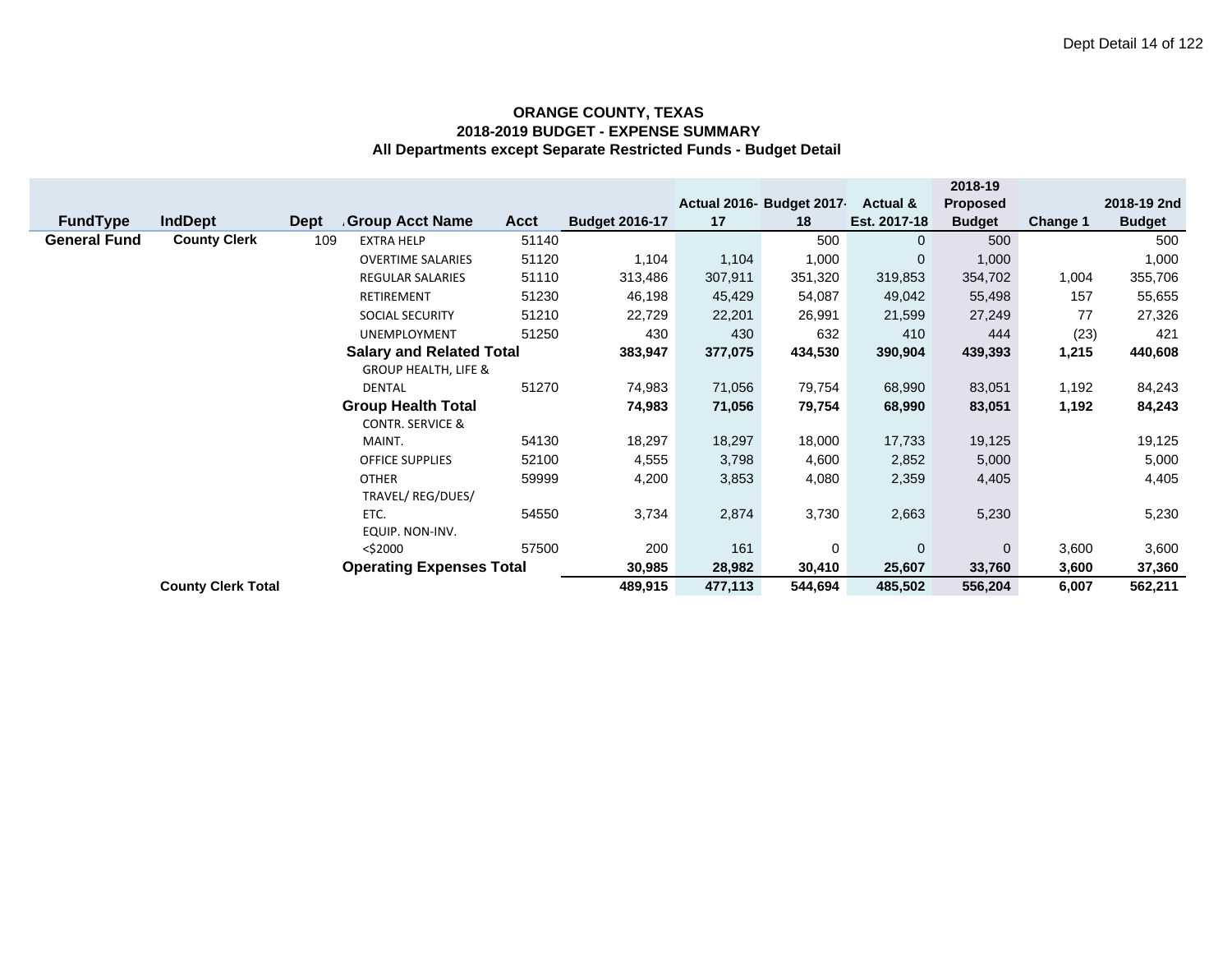**ORANGE COUNTY, TEXAS**
**2018-2019 BUDGET - EXPENSE SUMMARY**
**All Departments except Separate Restricted Funds - Budget Detail**

| FundType | IndDept | Dept | Group Acct Name | Acct | Budget 2016-17 | Actual 2016-17 | Budget 2017-18 | Actual & Est. 2017-18 | 2018-19 Proposed Budget | Change 1 | 2018-19 2nd Budget |
|---|---|---|---|---|---|---|---|---|---|---|---|
| **General Fund** | **County Clerk** | 109 | EXTRA HELP | 51140 | | | 500 | 0 | 500 | | 500 |
| | | | OVERTIME SALARIES | 51120 | 1,104 | 1,104 | 1,000 | 0 | 1,000 | | 1,000 |
| | | | REGULAR SALARIES | 51110 | 313,486 | 307,911 | 351,320 | 319,853 | 354,702 | 1,004 | 355,706 |
| | | | RETIREMENT | 51230 | 46,198 | 45,429 | 54,087 | 49,042 | 55,498 | 157 | 55,655 |
| | | | SOCIAL SECURITY | 51210 | 22,729 | 22,201 | 26,991 | 21,599 | 27,249 | 77 | 27,326 |
| | | | UNEMPLOYMENT | 51250 | 430 | 430 | 632 | 410 | 444 | (23) | 421 |
| | | | **Salary and Related Total** | | **383,947** | **377,075** | **434,530** | **390,904** | **439,393** | **1,215** | **440,608** |
| | | | GROUP HEALTH, LIFE & DENTAL | 51270 | 74,983 | 71,056 | 79,754 | 68,990 | 83,051 | 1,192 | 84,243 |
| | | | **Group Health Total** | | **74,983** | **71,056** | **79,754** | **68,990** | **83,051** | **1,192** | **84,243** |
| | | | CONTR. SERVICE & MAINT. | 54130 | 18,297 | 18,297 | 18,000 | 17,733 | 19,125 | | 19,125 |
| | | | OFFICE SUPPLIES | 52100 | 4,555 | 3,798 | 4,600 | 2,852 | 5,000 | | 5,000 |
| | | | OTHER | 59999 | 4,200 | 3,853 | 4,080 | 2,359 | 4,405 | | 4,405 |
| | | | TRAVEL/ REG/DUES/ ETC. | 54550 | 3,734 | 2,874 | 3,730 | 2,663 | 5,230 | | 5,230 |
| | | | EQUIP. NON-INV. <$2000 | 57500 | 200 | 161 | 0 | 0 | 0 | 3,600 | 3,600 |
| | | | **Operating Expenses Total** | | **30,985** | **28,982** | **30,410** | **25,607** | **33,760** | **3,600** | **37,360** |
| | **County Clerk Total** | | | | **489,915** | **477,113** | **544,694** | **485,502** | **556,204** | **6,007** | **562,211** |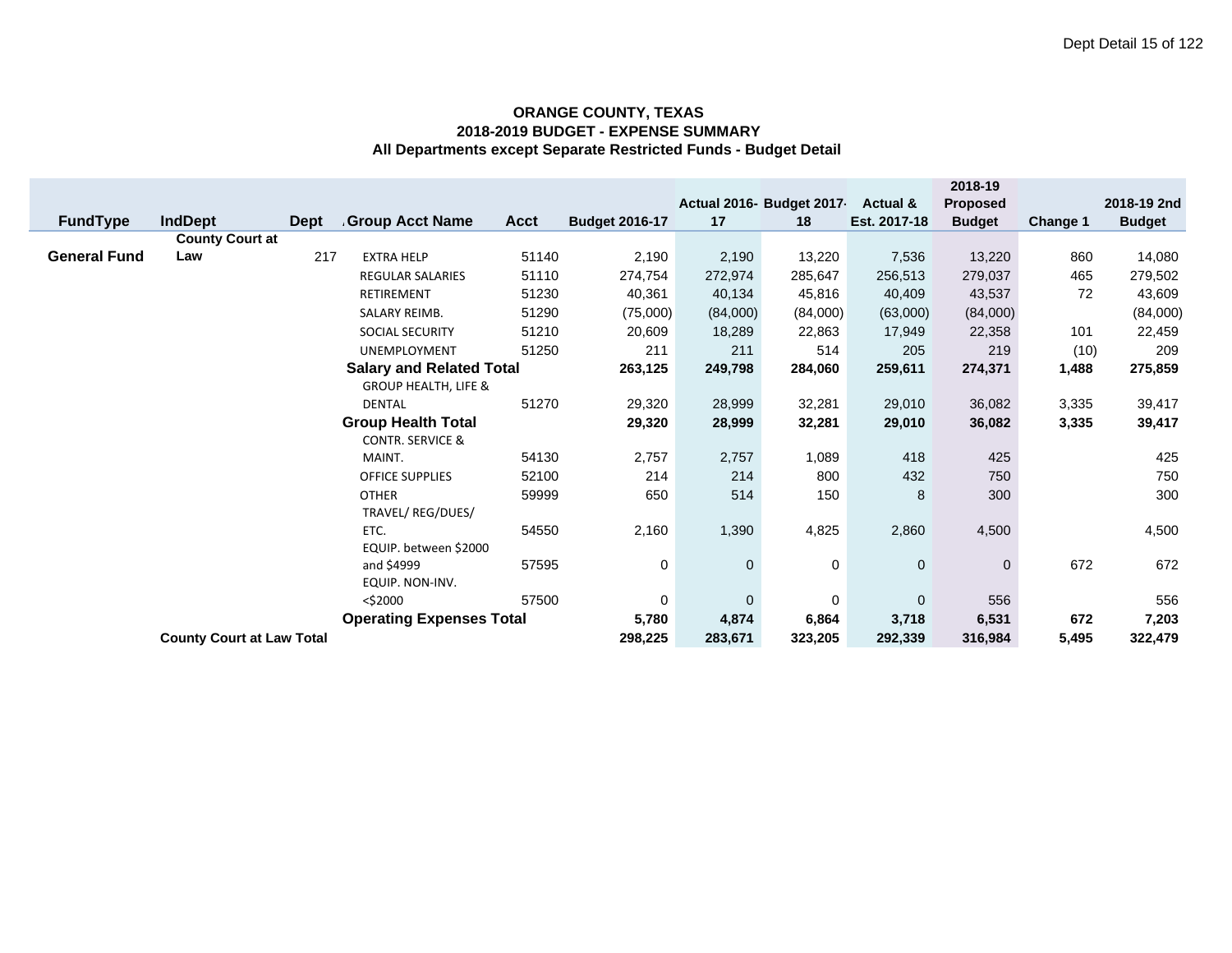**ORANGE COUNTY, TEXAS**
**2018-2019 BUDGET - EXPENSE SUMMARY**
**All Departments except Separate Restricted Funds - Budget Detail**

| FundType | IndDept | Dept | Group Acct Name | Acct | Budget 2016-17 | Actual 2016-17 | Budget 2017-18 | Actual & Est. 2017-18 | 2018-19 Proposed Budget | Change 1 | 2018-19 2nd Budget |
|---|---|---|---|---|---|---|---|---|---|---|---|
| **General Fund** | **County Court at Law** | 217 | EXTRA HELP | 51140 | 2,190 | 2,190 | 13,220 | 7,536 | 13,220 | 860 | 14,080 |
| | | | REGULAR SALARIES | 51110 | 274,754 | 272,974 | 285,647 | 256,513 | 279,037 | 465 | 279,502 |
| | | | RETIREMENT | 51230 | 40,361 | 40,134 | 45,816 | 40,409 | 43,537 | 72 | 43,609 |
| | | | SALARY REIMB. | 51290 | (75,000) | (84,000) | (84,000) | (63,000) | (84,000) | | (84,000) |
| | | | SOCIAL SECURITY | 51210 | 20,609 | 18,289 | 22,863 | 17,949 | 22,358 | 101 | 22,459 |
| | | | UNEMPLOYMENT | 51250 | 211 | 211 | 514 | 205 | 219 | (10) | 209 |
| | | | **Salary and Related Total** | | **263,125** | **249,798** | **284,060** | **259,611** | **274,371** | **1,488** | **275,859** |
| | | | GROUP HEALTH, LIFE & DENTAL | 51270 | 29,320 | 28,999 | 32,281 | 29,010 | 36,082 | 3,335 | 39,417 |
| | | | **Group Health Total** | | **29,320** | **28,999** | **32,281** | **29,010** | **36,082** | **3,335** | **39,417** |
| | | | CONTR. SERVICE & MAINT. | 54130 | 2,757 | 2,757 | 1,089 | 418 | 425 | | 425 |
| | | | OFFICE SUPPLIES | 52100 | 214 | 214 | 800 | 432 | 750 | | 750 |
| | | | OTHER | 59999 | 650 | 514 | 150 | 8 | 300 | | 300 |
| | | | TRAVEL/ REG/DUES/ ETC. | 54550 | 2,160 | 1,390 | 4,825 | 2,860 | 4,500 | | 4,500 |
| | | | EQUIP. between $2000 and $4999 | 57595 | 0 | 0 | 0 | 0 | 0 | 672 | 672 |
| | | | EQUIP. NON-INV. <$2000 | 57500 | 0 | 0 | 0 | 0 | 556 | | 556 |
| | | | **Operating Expenses Total** | | **5,780** | **4,874** | **6,864** | **3,718** | **6,531** | **672** | **7,203** |
| | **County Court at Law Total** | | | | **298,225** | **283,671** | **323,205** | **292,339** | **316,984** | **5,495** | **322,479** |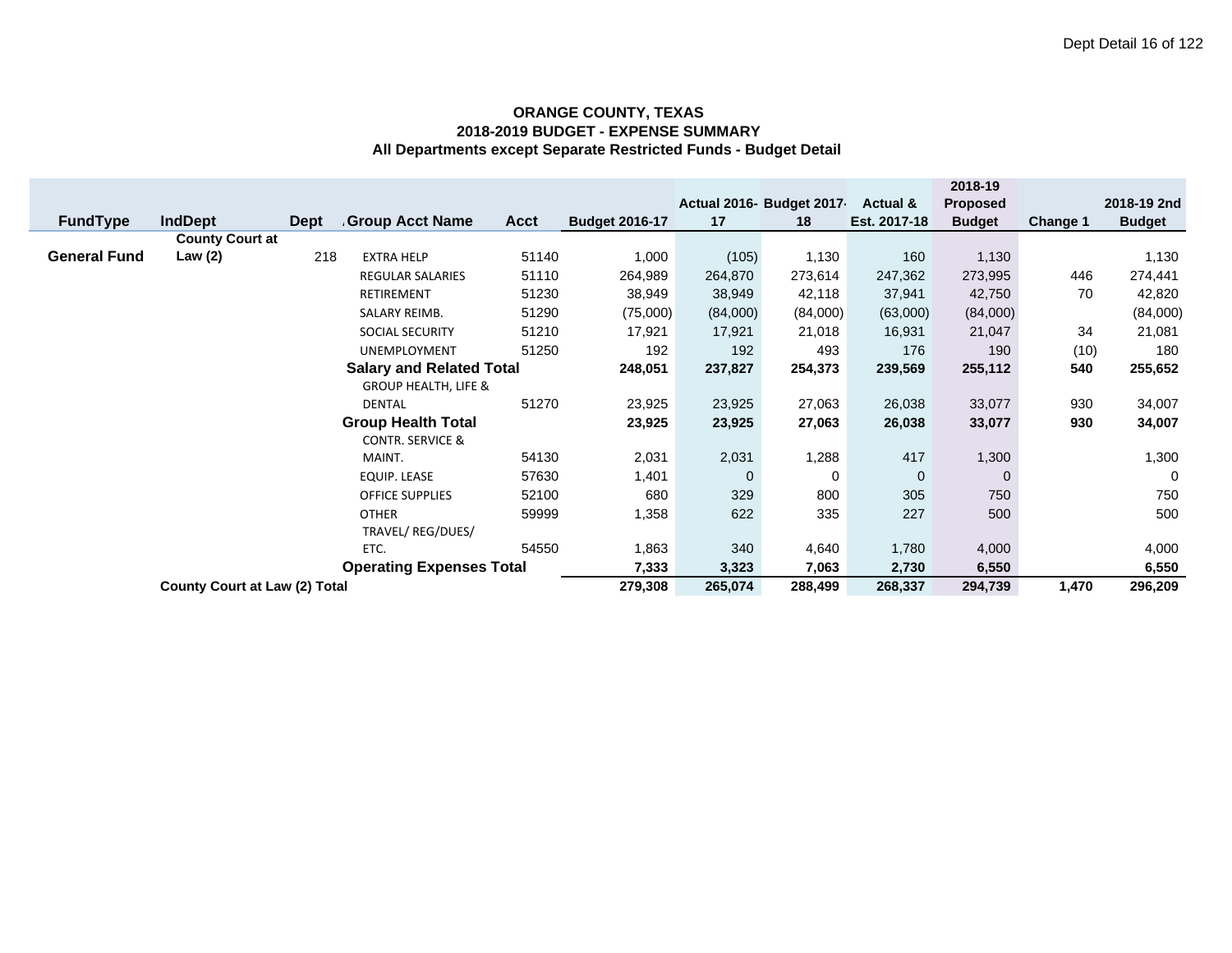## ORANGE COUNTY, TEXAS
## 2018-2019 BUDGET - EXPENSE SUMMARY
## All Departments except Separate Restricted Funds - Budget Detail

| FundType | IndDept | Dept | Group Acct Name | Acct | Budget 2016-17 | Actual 2016-17 | Budget 2017-18 | Actual & Est. 2017-18 | 2018-19 Proposed Budget | Change 1 | 2018-19 2nd Budget |
|---|---|---|---|---|---|---|---|---|---|---|---|
| **General Fund** | **County Court at Law (2)** | 218 | EXTRA HELP | 51140 | 1,000 | (105) | 1,130 | 160 | 1,130 | | 1,130 |
| | | | REGULAR SALARIES | 51110 | 264,989 | 264,870 | 273,614 | 247,362 | 273,995 | 446 | 274,441 |
| | | | RETIREMENT | 51230 | 38,949 | 38,949 | 42,118 | 37,941 | 42,750 | 70 | 42,820 |
| | | | SALARY REIMB. | 51290 | (75,000) | (84,000) | (84,000) | (63,000) | (84,000) | | (84,000) |
| | | | SOCIAL SECURITY | 51210 | 17,921 | 17,921 | 21,018 | 16,931 | 21,047 | 34 | 21,081 |
| | | | UNEMPLOYMENT | 51250 | 192 | 192 | 493 | 176 | 190 | (10) | 180 |
| | | | **Salary and Related Total** | | **248,051** | **237,827** | **254,373** | **239,569** | **255,112** | **540** | **255,652** |
| | | | GROUP HEALTH, LIFE & DENTAL | 51270 | 23,925 | 23,925 | 27,063 | 26,038 | 33,077 | 930 | 34,007 |
| | | | **Group Health Total** | | **23,925** | **23,925** | **27,063** | **26,038** | **33,077** | **930** | **34,007** |
| | | | CONTR. SERVICE & MAINT. | 54130 | 2,031 | 2,031 | 1,288 | 417 | 1,300 | | 1,300 |
| | | | EQUIP. LEASE | 57630 | 1,401 | 0 | 0 | 0 | 0 | | 0 |
| | | | OFFICE SUPPLIES | 52100 | 680 | 329 | 800 | 305 | 750 | | 750 |
| | | | OTHER | 59999 | 1,358 | 622 | 335 | 227 | 500 | | 500 |
| | | | TRAVEL/ REG/DUES/ ETC. | 54550 | 1,863 | 340 | 4,640 | 1,780 | 4,000 | | 4,000 |
| | | | **Operating Expenses Total** | | **7,333** | **3,323** | **7,063** | **2,730** | **6,550** | | **6,550** |
| | **County Court at Law (2) Total** | | | | **279,308** | **265,074** | **288,499** | **268,337** | **294,739** | **1,470** | **296,209** |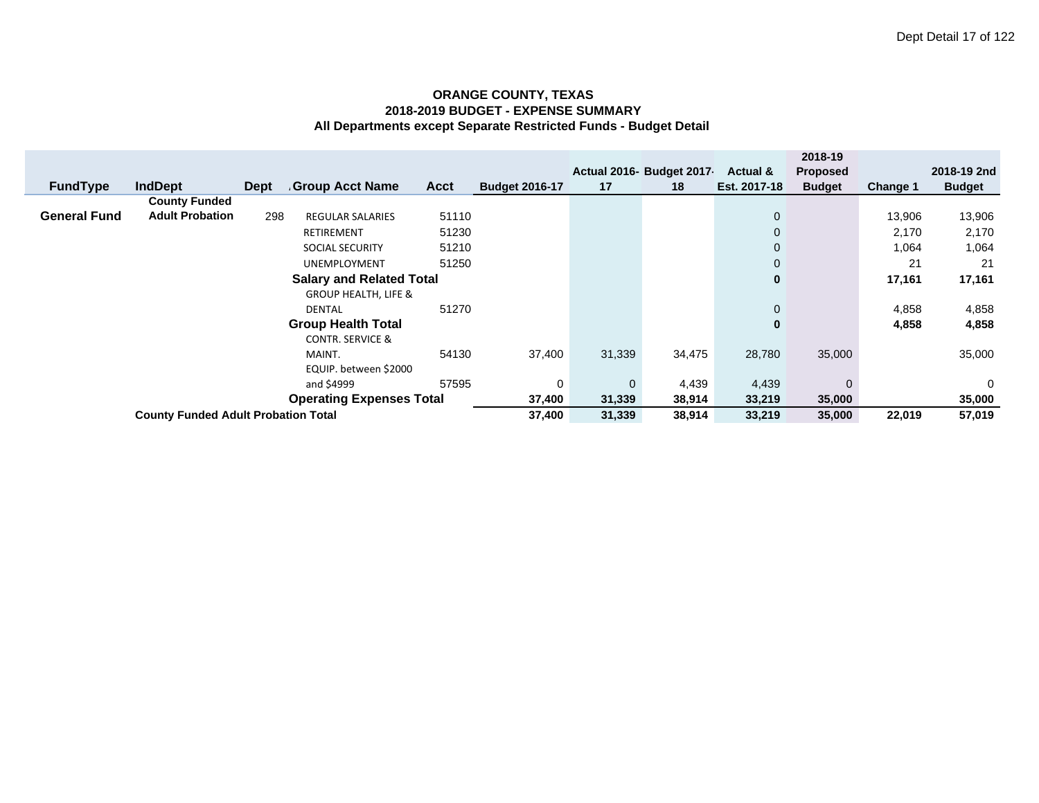**ORANGE COUNTY, TEXAS**
**2018-2019 BUDGET - EXPENSE SUMMARY**
**All Departments except Separate Restricted Funds - Budget Detail**

| FundType | IndDept | Dept | Group Acct Name | Acct | Budget 2016-17 | Actual 2016-17 | Budget 2017-18 | Actual & Est. 2017-18 | 2018-19 Proposed Budget | Change 1 | 2018-19 2nd Budget |
|---|---|---|---|---|---|---|---|---|---|---|---|
| **General Fund** | **County Funded Adult Probation** | 298 | REGULAR SALARIES | 51110 | | | | 0 | | 13,906 | 13,906 |
| | | | RETIREMENT | 51230 | | | | 0 | | 2,170 | 2,170 |
| | | | SOCIAL SECURITY | 51210 | | | | 0 | | 1,064 | 1,064 |
| | | | UNEMPLOYMENT | 51250 | | | | 0 | | 21 | 21 |
| | | | **Salary and Related Total** | | | | | **0** | | **17,161** | **17,161** |
| | | | GROUP HEALTH, LIFE & DENTAL | 51270 | | | | 0 | | 4,858 | 4,858 |
| | | | **Group Health Total** | | | | | **0** | | **4,858** | **4,858** |
| | | | CONTR. SERVICE & MAINT. | 54130 | 37,400 | 31,339 | 34,475 | 28,780 | 35,000 | | 35,000 |
| | | | EQUIP. between $2000 and $4999 | 57595 | 0 | 0 | 4,439 | 4,439 | 0 | | 0 |
| | | | **Operating Expenses Total** | | **37,400** | **31,339** | **38,914** | **33,219** | **35,000** | | **35,000** |
| | **County Funded Adult Probation Total** | | | | **37,400** | **31,339** | **38,914** | **33,219** | **35,000** | **22,019** | **57,019** |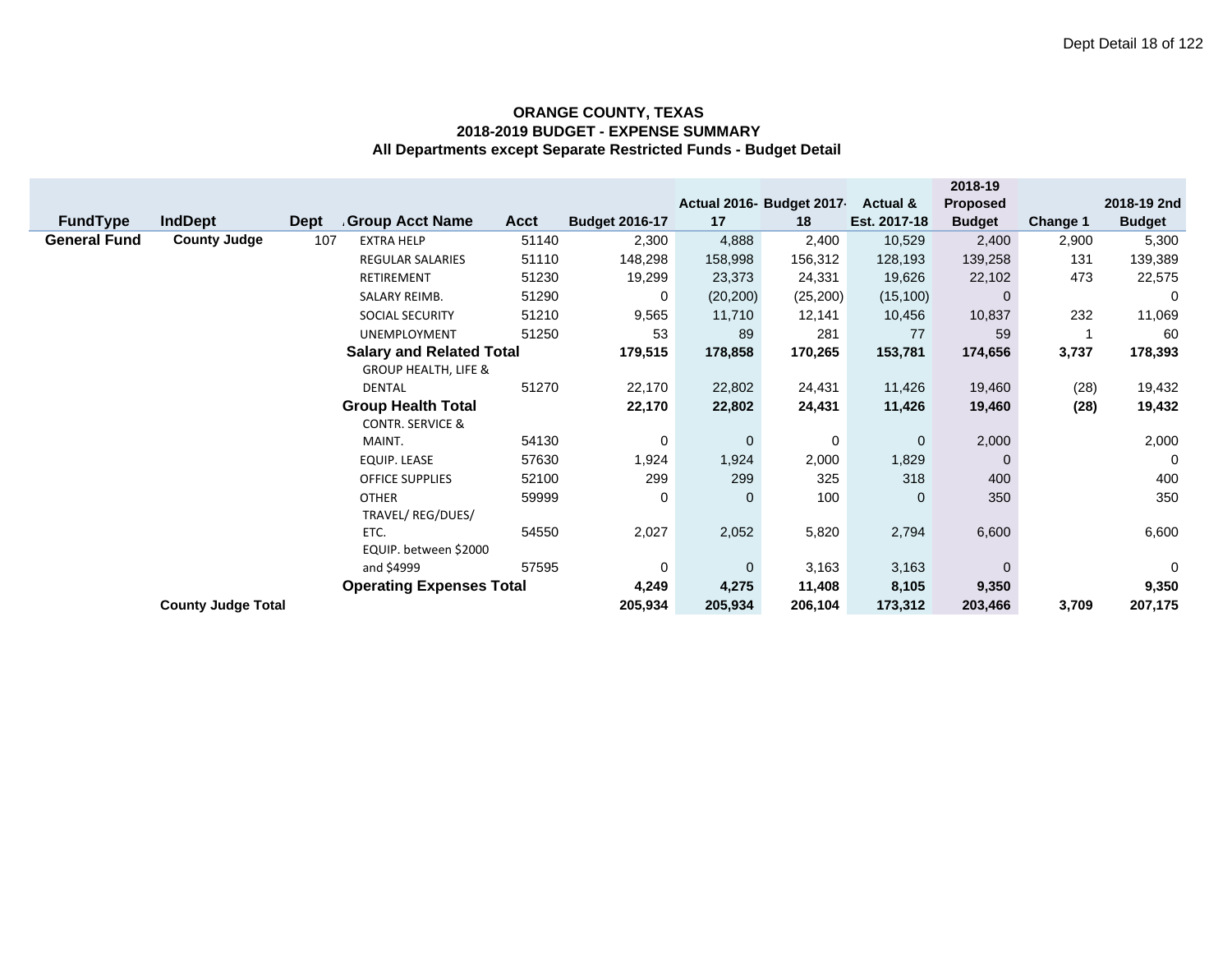**ORANGE COUNTY, TEXAS**
**2018-2019 BUDGET - EXPENSE SUMMARY**
**All Departments except Separate Restricted Funds - Budget Detail**

| FundType | IndDept | Dept | Group Acct Name | Acct | Budget 2016-17 | Actual 2016-17 | Budget 2017-18 | Actual & Est. 2017-18 | 2018-19 Proposed Budget | Change 1 | 2018-19 2nd Budget |
|---|---|---|---|---|---|---|---|---|---|---|---|
| **General Fund** | **County Judge** | 107 | EXTRA HELP | 51140 | 2,300 | 4,888 | 2,400 | 10,529 | 2,400 | 2,900 | 5,300 |
| | | | REGULAR SALARIES | 51110 | 148,298 | 158,998 | 156,312 | 128,193 | 139,258 | 131 | 139,389 |
| | | | RETIREMENT | 51230 | 19,299 | 23,373 | 24,331 | 19,626 | 22,102 | 473 | 22,575 |
| | | | SALARY REIMB. | 51290 | 0 | (20,200) | (25,200) | (15,100) | 0 | | 0 |
| | | | SOCIAL SECURITY | 51210 | 9,565 | 11,710 | 12,141 | 10,456 | 10,837 | 232 | 11,069 |
| | | | UNEMPLOYMENT | 51250 | 53 | 89 | 281 | 77 | 59 | 1 | 60 |
| | | | **Salary and Related Total** | | **179,515** | **178,858** | **170,265** | **153,781** | **174,656** | **3,737** | **178,393** |
| | | | GROUP HEALTH, LIFE & DENTAL | 51270 | 22,170 | 22,802 | 24,431 | 11,426 | 19,460 | (28) | 19,432 |
| | | | **Group Health Total** | | **22,170** | **22,802** | **24,431** | **11,426** | **19,460** | **(28)** | **19,432** |
| | | | CONTR. SERVICE & MAINT. | 54130 | 0 | 0 | 0 | 0 | 2,000 | | 2,000 |
| | | | EQUIP. LEASE | 57630 | 1,924 | 1,924 | 2,000 | 1,829 | 0 | | 0 |
| | | | OFFICE SUPPLIES | 52100 | 299 | 299 | 325 | 318 | 400 | | 400 |
| | | | OTHER | 59999 | 0 | 0 | 100 | 0 | 350 | | 350 |
| | | | TRAVEL/ REG/DUES/ ETC. | 54550 | 2,027 | 2,052 | 5,820 | 2,794 | 6,600 | | 6,600 |
| | | | EQUIP. between $2000 and $4999 | 57595 | 0 | 0 | 3,163 | 3,163 | 0 | | 0 |
| | | | **Operating Expenses Total** | | **4,249** | **4,275** | **11,408** | **8,105** | **9,350** | | **9,350** |
| | **County Judge Total** | | | | **205,934** | **205,934** | **206,104** | **173,312** | **203,466** | **3,709** | **207,175** |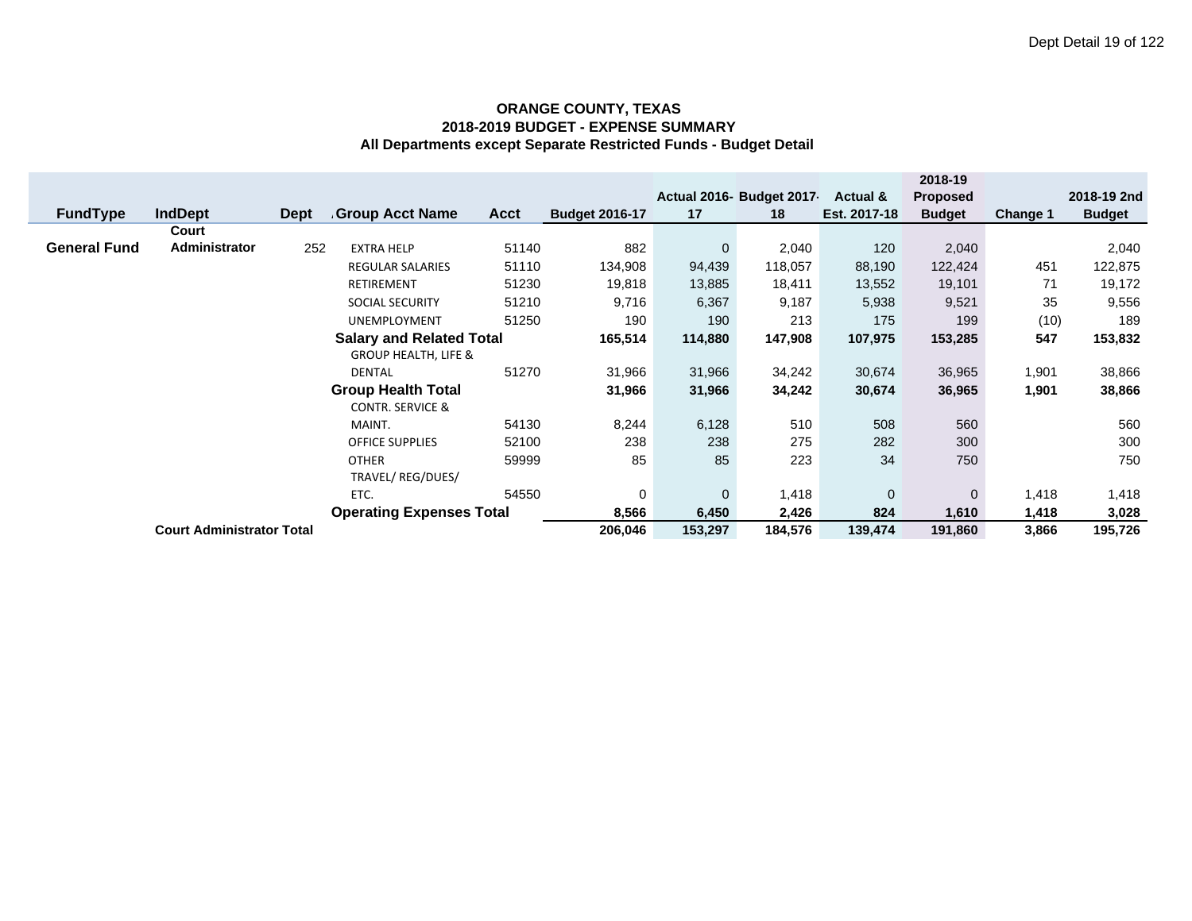**ORANGE COUNTY, TEXAS**
**2018-2019 BUDGET - EXPENSE SUMMARY**
**All Departments except Separate Restricted Funds - Budget Detail**

| FundType | IndDept | Dept | Group Acct Name | Acct | Budget 2016-17 | Actual 2016-17 | Budget 2017-18 | Actual & Est. 2017-18 | 2018-19 Proposed Budget | Change 1 | 2018-19 2nd Budget |
|---|---|---|---|---|---|---|---|---|---|---|---|
| **General Fund** | **Court Administrator** | 252 | EXTRA HELP | 51140 | 882 | 0 | 2,040 | 120 | 2,040 | | 2,040 |
| | | | REGULAR SALARIES | 51110 | 134,908 | 94,439 | 118,057 | 88,190 | 122,424 | 451 | 122,875 |
| | | | RETIREMENT | 51230 | 19,818 | 13,885 | 18,411 | 13,552 | 19,101 | 71 | 19,172 |
| | | | SOCIAL SECURITY | 51210 | 9,716 | 6,367 | 9,187 | 5,938 | 9,521 | 35 | 9,556 |
| | | | UNEMPLOYMENT | 51250 | 190 | 190 | 213 | 175 | 199 | (10) | 189 |
| | | | **Salary and Related Total** | | **165,514** | **114,880** | **147,908** | **107,975** | **153,285** | **547** | **153,832** |
| | | | GROUP HEALTH, LIFE & DENTAL | 51270 | 31,966 | 31,966 | 34,242 | 30,674 | 36,965 | 1,901 | 38,866 |
| | | | **Group Health Total** | | **31,966** | **31,966** | **34,242** | **30,674** | **36,965** | **1,901** | **38,866** |
| | | | CONTR. SERVICE & MAINT. | 54130 | 8,244 | 6,128 | 510 | 508 | 560 | | 560 |
| | | | OFFICE SUPPLIES | 52100 | 238 | 238 | 275 | 282 | 300 | | 300 |
| | | | OTHER | 59999 | 85 | 85 | 223 | 34 | 750 | | 750 |
| | | | TRAVEL/ REG/DUES/ ETC. | 54550 | 0 | 0 | 1,418 | 0 | 0 | 1,418 | 1,418 |
| | | | **Operating Expenses Total** | | **8,566** | **6,450** | **2,426** | **824** | **1,610** | **1,418** | **3,028** |
| | **Court Administrator Total** | | | | **206,046** | **153,297** | **184,576** | **139,474** | **191,860** | **3,866** | **195,726** |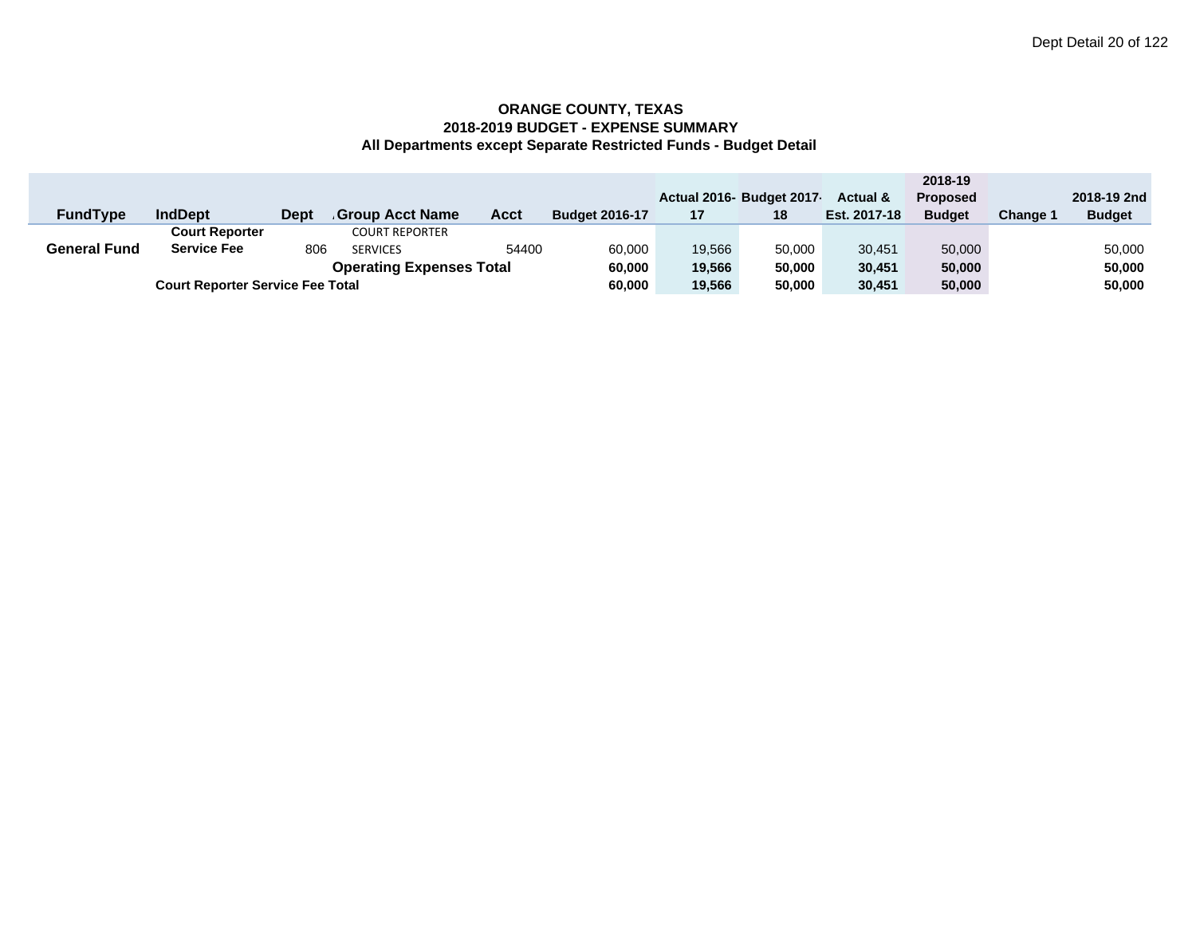**ORANGE COUNTY, TEXAS**
**2018-2019 BUDGET - EXPENSE SUMMARY**
**All Departments except Separate Restricted Funds - Budget Detail**

| FundType | IndDept | Dept | Group Acct Name | Acct | Budget 2016-17 | Actual 2016-17 | Budget 2017-18 | Actual & Est. 2017-18 | 2018-19 Proposed Budget | Change 1 | 2018-19 2nd Budget |
|---|---|---|---|---|---|---|---|---|---|---|---|
| **General Fund** | **Court Reporter Service Fee** | 806 | COURT REPORTER SERVICES | 54400 | 60,000 | 19,566 | 50,000 | 30,451 | 50,000 | | 50,000 |
| | | | **Operating Expenses Total** | | **60,000** | **19,566** | **50,000** | **30,451** | **50,000** | | **50,000** |
| | **Court Reporter Service Fee Total** | | | | **60,000** | **19,566** | **50,000** | **30,451** | **50,000** | | **50,000** |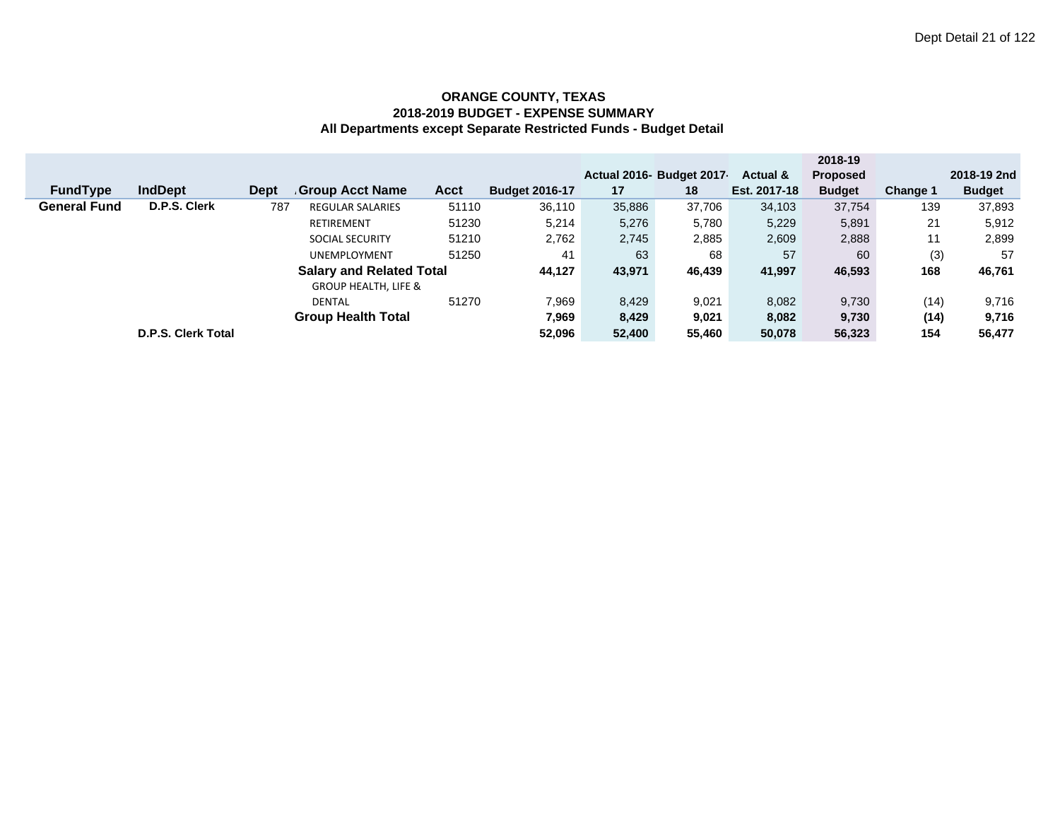**ORANGE COUNTY, TEXAS**
**2018-2019 BUDGET - EXPENSE SUMMARY**
**All Departments except Separate Restricted Funds - Budget Detail**

| FundType | IndDept | Dept | Group Acct Name | Acct | Budget 2016-17 | Actual 2016-17 | Budget 2017-18 | Actual & Est. 2017-18 | 2018-19 Proposed Budget | Change 1 | 2018-19 2nd Budget |
|---|---|---|---|---|---|---|---|---|---|---|---|
| **General Fund** | **D.P.S. Clerk** | 787 | REGULAR SALARIES | 51110 | 36,110 | 35,886 | 37,706 | 34,103 | 37,754 | 139 | 37,893 |
| | | | RETIREMENT | 51230 | 5,214 | 5,276 | 5,780 | 5,229 | 5,891 | 21 | 5,912 |
| | | | SOCIAL SECURITY | 51210 | 2,762 | 2,745 | 2,885 | 2,609 | 2,888 | 11 | 2,899 |
| | | | UNEMPLOYMENT | 51250 | 41 | 63 | 68 | 57 | 60 | (3) | 57 |
| | | | **Salary and Related Total** | | **44,127** | **43,971** | **46,439** | **41,997** | **46,593** | **168** | **46,761** |
| | | | GROUP HEALTH, LIFE & DENTAL | 51270 | 7,969 | 8,429 | 9,021 | 8,082 | 9,730 | (14) | 9,716 |
| | | | **Group Health Total** | | **7,969** | **8,429** | **9,021** | **8,082** | **9,730** | **(14)** | **9,716** |
| | **D.P.S. Clerk Total** | | | | **52,096** | **52,400** | **55,460** | **50,078** | **56,323** | **154** | **56,477** |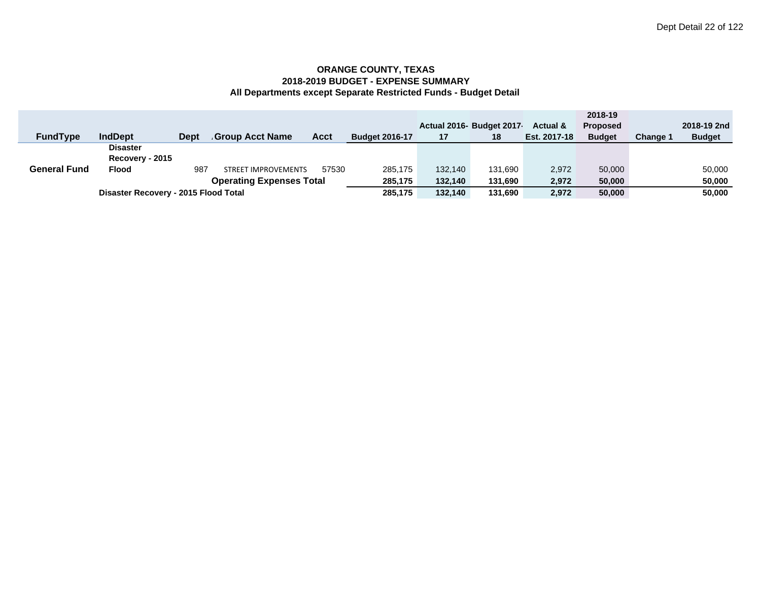**ORANGE COUNTY, TEXAS**
**2018-2019 BUDGET - EXPENSE SUMMARY**
**All Departments except Separate Restricted Funds - Budget Detail**

| FundType | IndDept | Dept | Group Acct Name | Acct | Budget 2016-17 | Actual 2016-17 | Budget 2017-18 | Actual & Est. 2017-18 | 2018-19 Proposed Budget | Change 1 | 2018-19 2nd Budget |
|---|---|---|---|---|---|---|---|---|---|---|---|
| **General Fund** | **Disaster Recovery - 2015 Flood** | 987 | STREET IMPROVEMENTS | 57530 | 285,175 | 132,140 | 131,690 | 2,972 | 50,000 | | 50,000 |
| | | | **Operating Expenses Total** | | **285,175** | **132,140** | **131,690** | **2,972** | **50,000** | | **50,000** |
| | **Disaster Recovery - 2015 Flood Total** | | | | **285,175** | **132,140** | **131,690** | **2,972** | **50,000** | | **50,000** |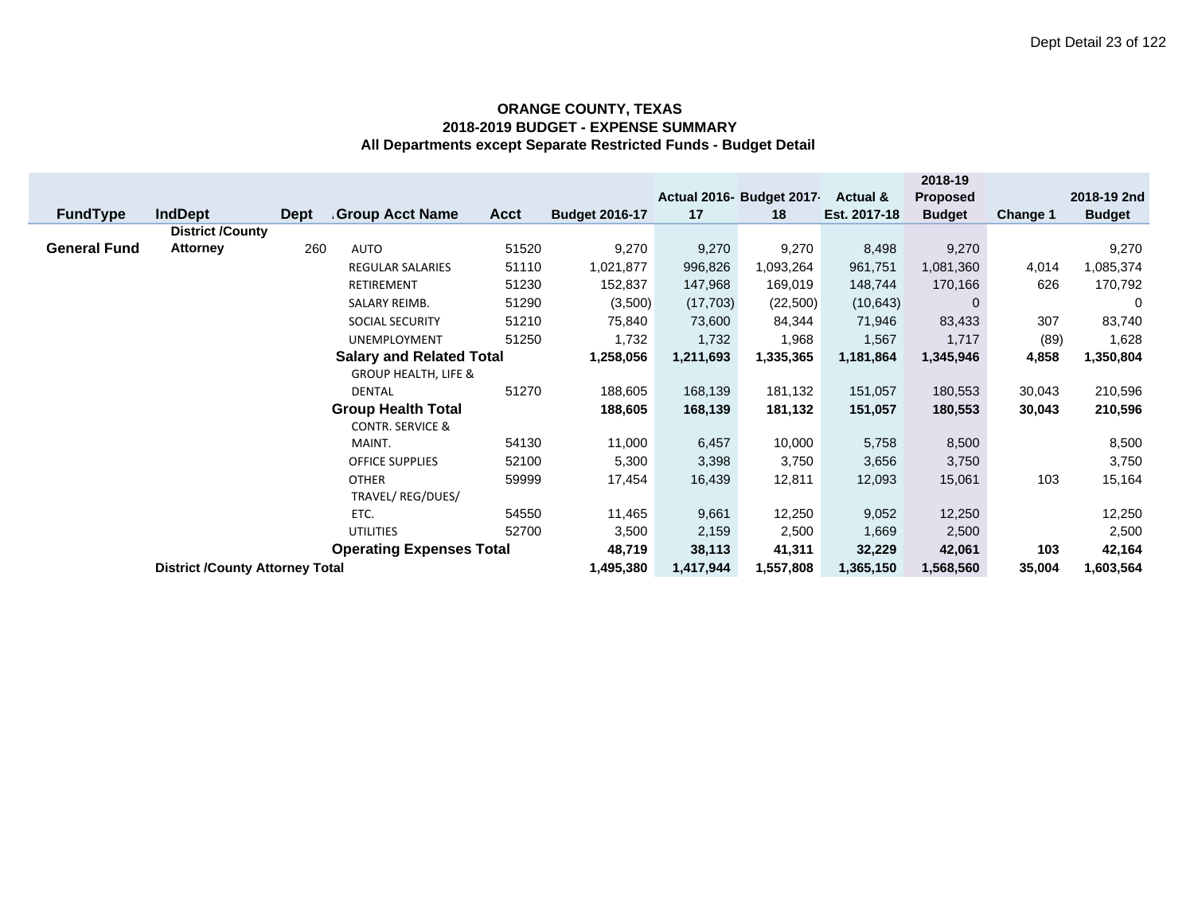**ORANGE COUNTY, TEXAS**
**2018-2019 BUDGET - EXPENSE SUMMARY**
**All Departments except Separate Restricted Funds - Budget Detail**

| FundType | IndDept | Dept | Group Acct Name | Acct | Budget 2016-17 | Actual 2016-17 | Budget 2017-18 | Actual & Est. 2017-18 | 2018-19 Proposed Budget | Change 1 | 2018-19 2nd Budget |
|---|---|---|---|---|---|---|---|---|---|---|---|
| **General Fund** | **District /County Attorney** | 260 | AUTO | 51520 | 9,270 | 9,270 | 9,270 | 8,498 | 9,270 | | 9,270 |
| | | | REGULAR SALARIES | 51110 | 1,021,877 | 996,826 | 1,093,264 | 961,751 | 1,081,360 | 4,014 | 1,085,374 |
| | | | RETIREMENT | 51230 | 152,837 | 147,968 | 169,019 | 148,744 | 170,166 | 626 | 170,792 |
| | | | SALARY REIMB. | 51290 | (3,500) | (17,703) | (22,500) | (10,643) | 0 | | 0 |
| | | | SOCIAL SECURITY | 51210 | 75,840 | 73,600 | 84,344 | 71,946 | 83,433 | 307 | 83,740 |
| | | | UNEMPLOYMENT | 51250 | 1,732 | 1,732 | 1,968 | 1,567 | 1,717 | (89) | 1,628 |
| | | | **Salary and Related Total** | | **1,258,056** | **1,211,693** | **1,335,365** | **1,181,864** | **1,345,946** | **4,858** | **1,350,804** |
| | | | GROUP HEALTH, LIFE & DENTAL | 51270 | 188,605 | 168,139 | 181,132 | 151,057 | 180,553 | 30,043 | 210,596 |
| | | | **Group Health Total** | | **188,605** | **168,139** | **181,132** | **151,057** | **180,553** | **30,043** | **210,596** |
| | | | CONTR. SERVICE & MAINT. | 54130 | 11,000 | 6,457 | 10,000 | 5,758 | 8,500 | | 8,500 |
| | | | OFFICE SUPPLIES | 52100 | 5,300 | 3,398 | 3,750 | 3,656 | 3,750 | | 3,750 |
| | | | OTHER | 59999 | 17,454 | 16,439 | 12,811 | 12,093 | 15,061 | 103 | 15,164 |
| | | | TRAVEL/ REG/DUES/ ETC. | 54550 | 11,465 | 9,661 | 12,250 | 9,052 | 12,250 | | 12,250 |
| | | | UTILITIES | 52700 | 3,500 | 2,159 | 2,500 | 1,669 | 2,500 | | 2,500 |
| | | | **Operating Expenses Total** | | **48,719** | **38,113** | **41,311** | **32,229** | **42,061** | **103** | **42,164** |
| | **District /County Attorney Total** | | | | **1,495,380** | **1,417,944** | **1,557,808** | **1,365,150** | **1,568,560** | **35,004** | **1,603,564** |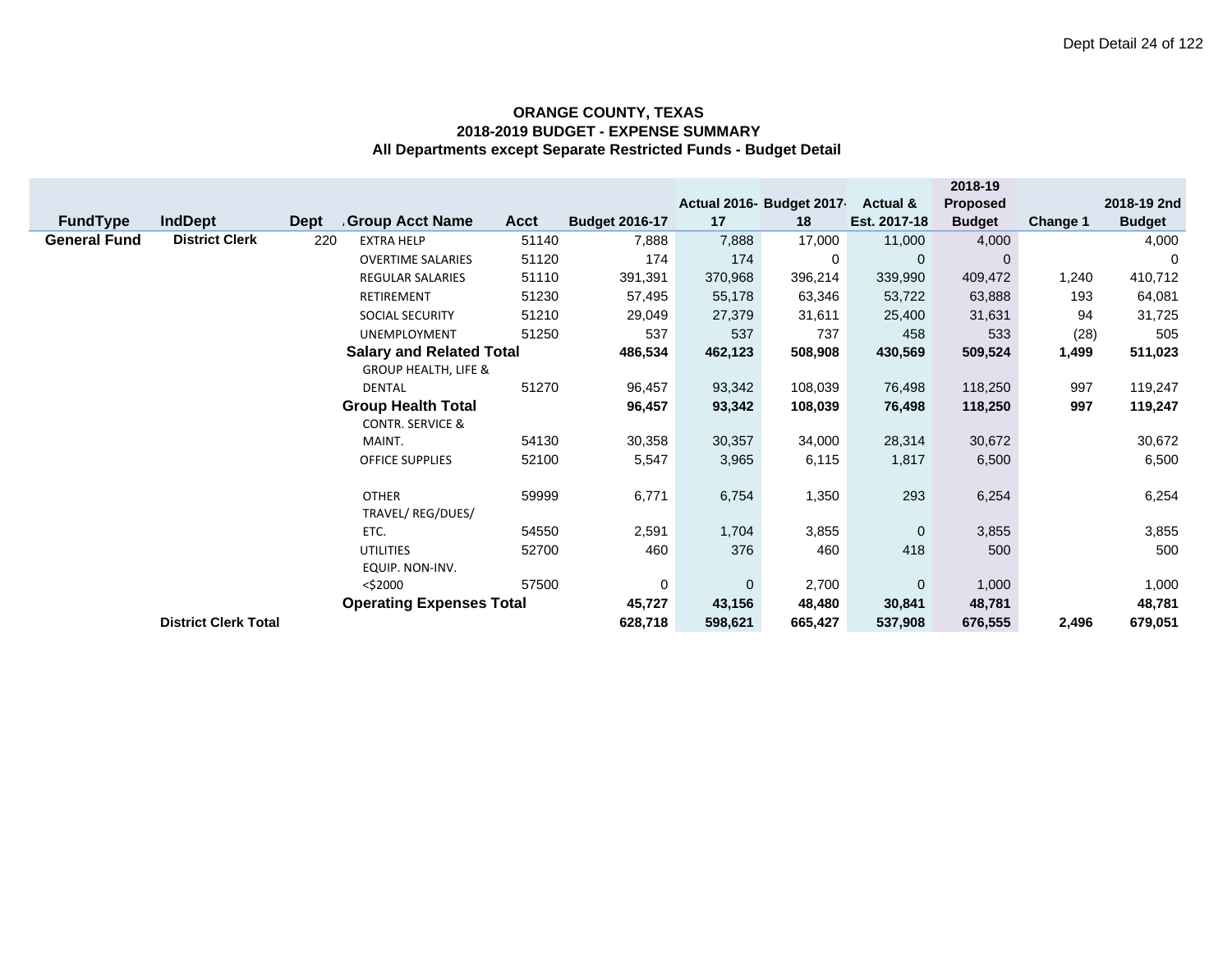**ORANGE COUNTY, TEXAS**
**2018-2019 BUDGET - EXPENSE SUMMARY**
**All Departments except Separate Restricted Funds - Budget Detail**

| FundType | IndDept | Dept | Group Acct Name | Acct | Budget 2016-17 | Actual 2016-17 | Budget 2017-18 | Actual & Est. 2017-18 | 2018-19 Proposed Budget | Change 1 | 2018-19 2nd Budget |
|---|---|---|---|---|---|---|---|---|---|---|---|
| **General Fund** | **District Clerk** | 220 | EXTRA HELP | 51140 | 7,888 | 7,888 | 17,000 | 11,000 | 4,000 | | 4,000 |
| | | | OVERTIME SALARIES | 51120 | 174 | 174 | 0 | 0 | 0 | | 0 |
| | | | REGULAR SALARIES | 51110 | 391,391 | 370,968 | 396,214 | 339,990 | 409,472 | 1,240 | 410,712 |
| | | | RETIREMENT | 51230 | 57,495 | 55,178 | 63,346 | 53,722 | 63,888 | 193 | 64,081 |
| | | | SOCIAL SECURITY | 51210 | 29,049 | 27,379 | 31,611 | 25,400 | 31,631 | 94 | 31,725 |
| | | | UNEMPLOYMENT | 51250 | 537 | 537 | 737 | 458 | 533 | (28) | 505 |
| | | | **Salary and Related Total** | | **486,534** | **462,123** | **508,908** | **430,569** | **509,524** | **1,499** | **511,023** |
| | | | GROUP HEALTH, LIFE & DENTAL | 51270 | 96,457 | 93,342 | 108,039 | 76,498 | 118,250 | 997 | 119,247 |
| | | | **Group Health Total** | | **96,457** | **93,342** | **108,039** | **76,498** | **118,250** | **997** | **119,247** |
| | | | CONTR. SERVICE & MAINT. | 54130 | 30,358 | 30,357 | 34,000 | 28,314 | 30,672 | | 30,672 |
| | | | OFFICE SUPPLIES | 52100 | 5,547 | 3,965 | 6,115 | 1,817 | 6,500 | | 6,500 |
| | | | OTHER | 59999 | 6,771 | 6,754 | 1,350 | 293 | 6,254 | | 6,254 |
| | | | TRAVEL/ REG/DUES/ ETC. | 54550 | 2,591 | 1,704 | 3,855 | 0 | 3,855 | | 3,855 |
| | | | UTILITIES | 52700 | 460 | 376 | 460 | 418 | 500 | | 500 |
| | | | EQUIP. NON-INV. <$2000 | 57500 | 0 | 0 | 2,700 | 0 | 1,000 | | 1,000 |
| | | | **Operating Expenses Total** | | **45,727** | **43,156** | **48,480** | **30,841** | **48,781** | | **48,781** |
| | **District Clerk Total** | | | | **628,718** | **598,621** | **665,427** | **537,908** | **676,555** | **2,496** | **679,051** |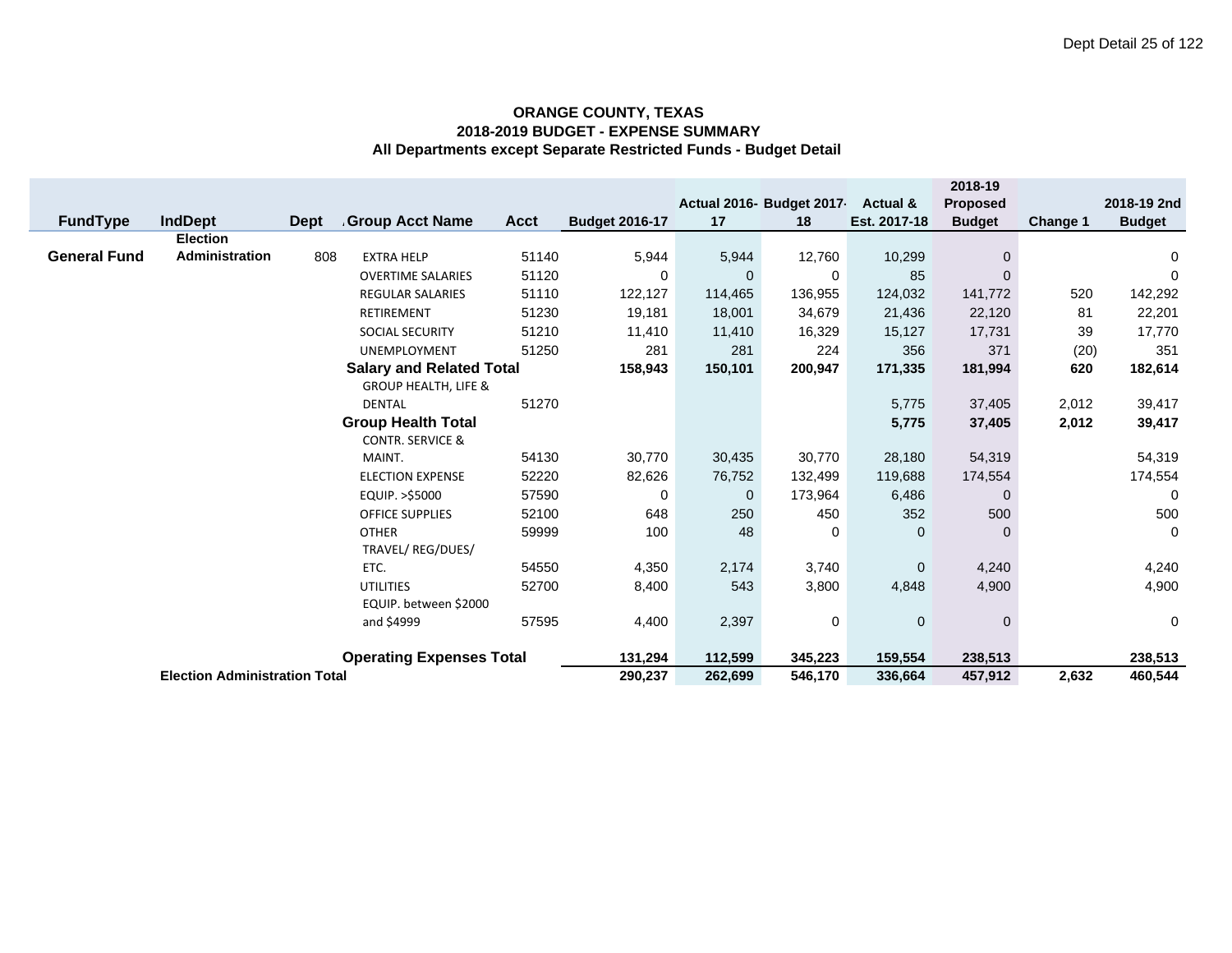**ORANGE COUNTY, TEXAS**
**2018-2019 BUDGET - EXPENSE SUMMARY**
**All Departments except Separate Restricted Funds - Budget Detail**

| FundType | IndDept | Dept | Group Acct Name | Acct | Budget 2016-17 | Actual 2016-17 | Budget 2017-18 | Actual & Est. 2017-18 | 2018-19 Proposed Budget | Change 1 | 2018-19 2nd Budget |
|---|---|---|---|---|---|---|---|---|---|---|---|
| **General Fund** | **Election Administration** | 808 | EXTRA HELP | 51140 | 5,944 | 5,944 | 12,760 | 10,299 | 0 | | 0 |
| | | | OVERTIME SALARIES | 51120 | 0 | 0 | 0 | 85 | 0 | | 0 |
| | | | REGULAR SALARIES | 51110 | 122,127 | 114,465 | 136,955 | 124,032 | 141,772 | 520 | 142,292 |
| | | | RETIREMENT | 51230 | 19,181 | 18,001 | 34,679 | 21,436 | 22,120 | 81 | 22,201 |
| | | | SOCIAL SECURITY | 51210 | 11,410 | 11,410 | 16,329 | 15,127 | 17,731 | 39 | 17,770 |
| | | | UNEMPLOYMENT | 51250 | 281 | 281 | 224 | 356 | 371 | (20) | 351 |
| | | | **Salary and Related Total** | | **158,943** | **150,101** | **200,947** | **171,335** | **181,994** | **620** | **182,614** |
| | | | GROUP HEALTH, LIFE & DENTAL | 51270 | | | | 5,775 | 37,405 | 2,012 | 39,417 |
| | | | **Group Health Total** | | | | | **5,775** | **37,405** | **2,012** | **39,417** |
| | | | CONTR. SERVICE & MAINT. | 54130 | 30,770 | 30,435 | 30,770 | 28,180 | 54,319 | | 54,319 |
| | | | ELECTION EXPENSE | 52220 | 82,626 | 76,752 | 132,499 | 119,688 | 174,554 | | 174,554 |
| | | | EQUIP. >$5000 | 57590 | 0 | 0 | 173,964 | 6,486 | 0 | | 0 |
| | | | OFFICE SUPPLIES | 52100 | 648 | 250 | 450 | 352 | 500 | | 500 |
| | | | OTHER | 59999 | 100 | 48 | 0 | 0 | 0 | | 0 |
| | | | TRAVEL/ REG/DUES/ ETC. | 54550 | 4,350 | 2,174 | 3,740 | 0 | 4,240 | | 4,240 |
| | | | UTILITIES | 52700 | 8,400 | 543 | 3,800 | 4,848 | 4,900 | | 4,900 |
| | | | EQUIP. between $2000 and $4999 | 57595 | 4,400 | 2,397 | 0 | 0 | 0 | | 0 |
| | | | **Operating Expenses Total** | | **131,294** | **112,599** | **345,223** | **159,554** | **238,513** | | **238,513** |
| | **Election Administration Total** | | | | **290,237** | **262,699** | **546,170** | **336,664** | **457,912** | **2,632** | **460,544** |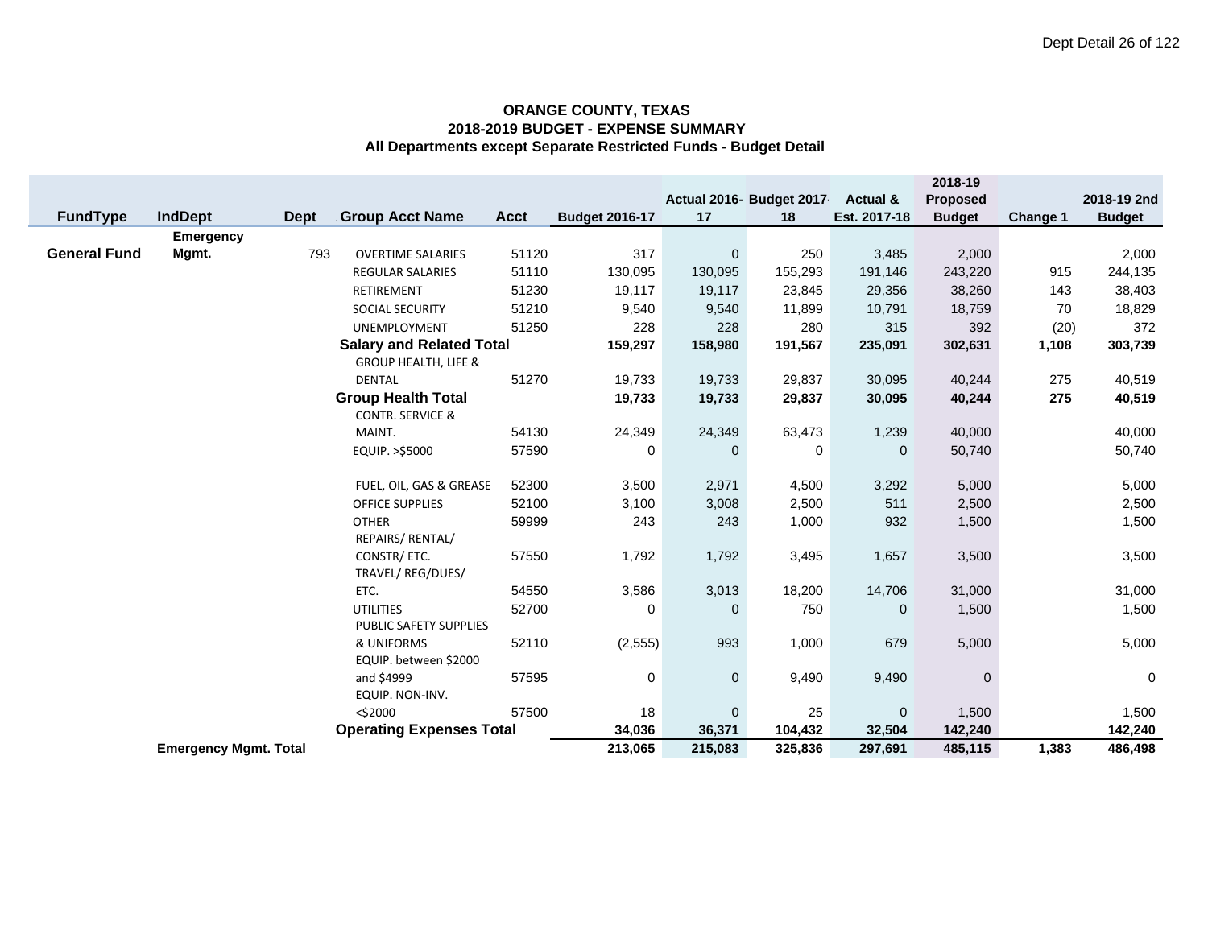**ORANGE COUNTY, TEXAS**
**2018-2019 BUDGET - EXPENSE SUMMARY**
**All Departments except Separate Restricted Funds - Budget Detail**

| FundType | IndDept | Dept | Group Acct Name | Acct | Budget 2016-17 | Actual 2016-17 | Budget 2017-18 | Actual & Est. 2017-18 | 2018-19 Proposed Budget | Change 1 | 2018-19 2nd Budget |
|---|---|---|---|---|---|---|---|---|---|---|---|
| **General Fund** | **Emergency Mgmt.** | 793 | OVERTIME SALARIES | 51120 | 317 | 0 | 250 | 3,485 | 2,000 | | 2,000 |
| | | | REGULAR SALARIES | 51110 | 130,095 | 130,095 | 155,293 | 191,146 | 243,220 | 915 | 244,135 |
| | | | RETIREMENT | 51230 | 19,117 | 19,117 | 23,845 | 29,356 | 38,260 | 143 | 38,403 |
| | | | SOCIAL SECURITY | 51210 | 9,540 | 9,540 | 11,899 | 10,791 | 18,759 | 70 | 18,829 |
| | | | UNEMPLOYMENT | 51250 | 228 | 228 | 280 | 315 | 392 | (20) | 372 |
| | | | **Salary and Related Total** | | **159,297** | **158,980** | **191,567** | **235,091** | **302,631** | **1,108** | **303,739** |
| | | | GROUP HEALTH, LIFE & DENTAL | 51270 | 19,733 | 19,733 | 29,837 | 30,095 | 40,244 | 275 | 40,519 |
| | | | **Group Health Total** | | **19,733** | **19,733** | **29,837** | **30,095** | **40,244** | **275** | **40,519** |
| | | | CONTR. SERVICE & MAINT. | 54130 | 24,349 | 24,349 | 63,473 | 1,239 | 40,000 | | 40,000 |
| | | | EQUIP. >$5000 | 57590 | 0 | 0 | 0 | 0 | 50,740 | | 50,740 |
| | | | FUEL, OIL, GAS & GREASE | 52300 | 3,500 | 2,971 | 4,500 | 3,292 | 5,000 | | 5,000 |
| | | | OFFICE SUPPLIES | 52100 | 3,100 | 3,008 | 2,500 | 511 | 2,500 | | 2,500 |
| | | | OTHER | 59999 | 243 | 243 | 1,000 | 932 | 1,500 | | 1,500 |
| | | | REPAIRS/ RENTAL/ CONSTR/ ETC. | 57550 | 1,792 | 1,792 | 3,495 | 1,657 | 3,500 | | 3,500 |
| | | | TRAVEL/ REG/DUES/ ETC. | 54550 | 3,586 | 3,013 | 18,200 | 14,706 | 31,000 | | 31,000 |
| | | | UTILITIES | 52700 | 0 | 0 | 750 | 0 | 1,500 | | 1,500 |
| | | | PUBLIC SAFETY SUPPLIES & UNIFORMS | 52110 | (2,555) | 993 | 1,000 | 679 | 5,000 | | 5,000 |
| | | | EQUIP. between $2000 and $4999 | 57595 | 0 | 0 | 9,490 | 9,490 | 0 | | 0 |
| | | | EQUIP. NON-INV. <$2000 | 57500 | 18 | 0 | 25 | 0 | 1,500 | | 1,500 |
| | | | **Operating Expenses Total** | | **34,036** | **36,371** | **104,432** | **32,504** | **142,240** | | **142,240** |
| | **Emergency Mgmt. Total** | | | | **213,065** | **215,083** | **325,836** | **297,691** | **485,115** | **1,383** | **486,498** |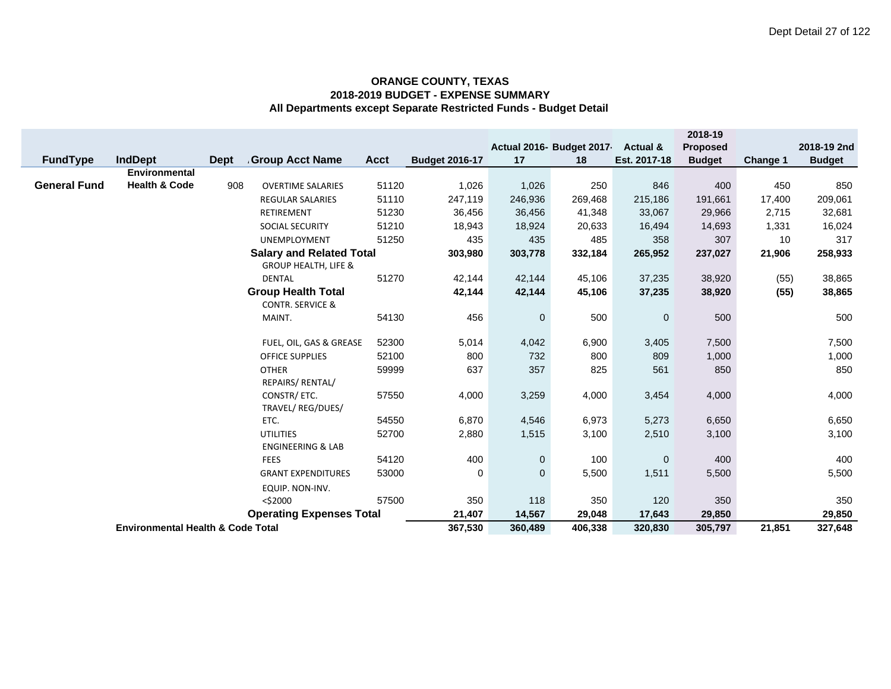**ORANGE COUNTY, TEXAS**
**2018-2019 BUDGET - EXPENSE SUMMARY**
**All Departments except Separate Restricted Funds - Budget Detail**

| FundType | IndDept | Dept | Group Acct Name | Acct | Budget 2016-17 | Actual 2016-17 | Budget 2017-18 | Actual & Est. 2017-18 | 2018-19 Proposed Budget | Change 1 | 2018-19 2nd Budget |
|---|---|---|---|---|---|---|---|---|---|---|---|
| **General Fund** | **Environmental Health & Code** | 908 | OVERTIME SALARIES | 51120 | 1,026 | 1,026 | 250 | 846 | 400 | 450 | 850 |
| | | | REGULAR SALARIES | 51110 | 247,119 | 246,936 | 269,468 | 215,186 | 191,661 | 17,400 | 209,061 |
| | | | RETIREMENT | 51230 | 36,456 | 36,456 | 41,348 | 33,067 | 29,966 | 2,715 | 32,681 |
| | | | SOCIAL SECURITY | 51210 | 18,943 | 18,924 | 20,633 | 16,494 | 14,693 | 1,331 | 16,024 |
| | | | UNEMPLOYMENT | 51250 | 435 | 435 | 485 | 358 | 307 | 10 | 317 |
| | | | **Salary and Related Total** | | **303,980** | **303,778** | **332,184** | **265,952** | **237,027** | **21,906** | **258,933** |
| | | | GROUP HEALTH, LIFE & DENTAL | 51270 | 42,144 | 42,144 | 45,106 | 37,235 | 38,920 | (55) | 38,865 |
| | | | **Group Health Total** | | **42,144** | **42,144** | **45,106** | **37,235** | **38,920** | **(55)** | **38,865** |
| | | | CONTR. SERVICE & MAINT. | 54130 | 456 | 0 | 500 | 0 | 500 | | 500 |
| | | | FUEL, OIL, GAS & GREASE | 52300 | 5,014 | 4,042 | 6,900 | 3,405 | 7,500 | | 7,500 |
| | | | OFFICE SUPPLIES | 52100 | 800 | 732 | 800 | 809 | 1,000 | | 1,000 |
| | | | OTHER | 59999 | 637 | 357 | 825 | 561 | 850 | | 850 |
| | | | REPAIRS/ RENTAL/ CONSTR/ ETC. | 57550 | 4,000 | 3,259 | 4,000 | 3,454 | 4,000 | | 4,000 |
| | | | TRAVEL/ REG/DUES/ ETC. | 54550 | 6,870 | 4,546 | 6,973 | 5,273 | 6,650 | | 6,650 |
| | | | UTILITIES | 52700 | 2,880 | 1,515 | 3,100 | 2,510 | 3,100 | | 3,100 |
| | | | ENGINEERING & LAB FEES | 54120 | 400 | 0 | 100 | 0 | 400 | | 400 |
| | | | GRANT EXPENDITURES | 53000 | 0 | 0 | 5,500 | 1,511 | 5,500 | | 5,500 |
| | | | EQUIP. NON-INV. <$2000 | 57500 | 350 | 118 | 350 | 120 | 350 | | 350 |
| | | | **Operating Expenses Total** | | **21,407** | **14,567** | **29,048** | **17,643** | **29,850** | | **29,850** |
| | **Environmental Health & Code Total** | | | | **367,530** | **360,489** | **406,338** | **320,830** | **305,797** | **21,851** | **327,648** |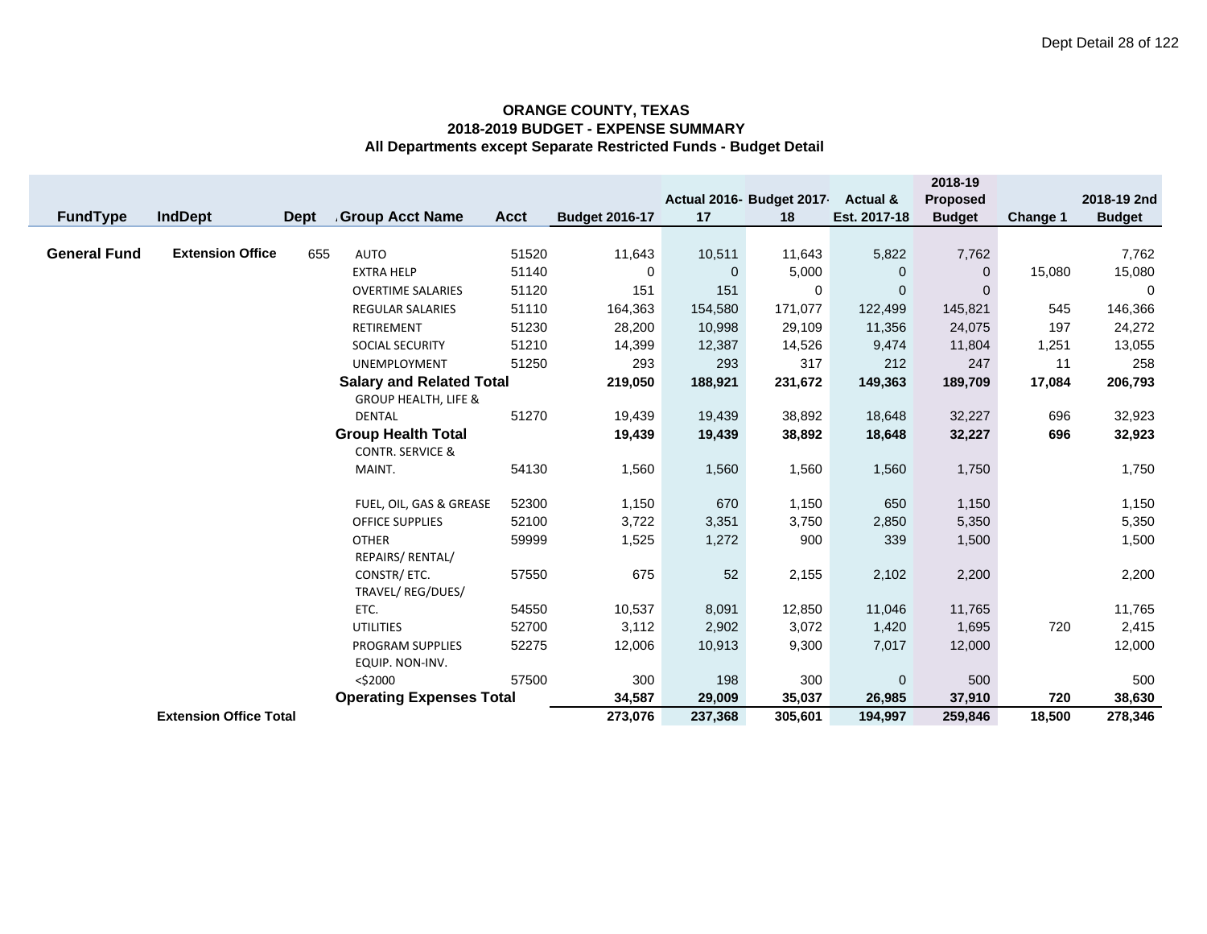**ORANGE COUNTY, TEXAS**
**2018-2019 BUDGET - EXPENSE SUMMARY**
**All Departments except Separate Restricted Funds - Budget Detail**

| FundType | IndDept | Dept | Group Acct Name | Acct | Budget 2016-17 | Actual 2016-17 | Budget 2017-18 | Actual & Est. 2017-18 | 2018-19 Proposed Budget | Change 1 | 2018-19 2nd Budget |
|---|---|---|---|---|---|---|---|---|---|---|---|
| **General Fund** | **Extension Office** | 655 | AUTO | 51520 | 11,643 | 10,511 | 11,643 | 5,822 | 7,762 | | 7,762 |
| | | | EXTRA HELP | 51140 | 0 | 0 | 5,000 | 0 | 0 | 15,080 | 15,080 |
| | | | OVERTIME SALARIES | 51120 | 151 | 151 | 0 | 0 | 0 | | 0 |
| | | | REGULAR SALARIES | 51110 | 164,363 | 154,580 | 171,077 | 122,499 | 145,821 | 545 | 146,366 |
| | | | RETIREMENT | 51230 | 28,200 | 10,998 | 29,109 | 11,356 | 24,075 | 197 | 24,272 |
| | | | SOCIAL SECURITY | 51210 | 14,399 | 12,387 | 14,526 | 9,474 | 11,804 | 1,251 | 13,055 |
| | | | UNEMPLOYMENT | 51250 | 293 | 293 | 317 | 212 | 247 | 11 | 258 |
| | | | **Salary and Related Total** | | **219,050** | **188,921** | **231,672** | **149,363** | **189,709** | **17,084** | **206,793** |
| | | | GROUP HEALTH, LIFE & DENTAL | 51270 | 19,439 | 19,439 | 38,892 | 18,648 | 32,227 | 696 | 32,923 |
| | | | **Group Health Total** | | **19,439** | **19,439** | **38,892** | **18,648** | **32,227** | **696** | **32,923** |
| | | | CONTR. SERVICE & MAINT. | 54130 | 1,560 | 1,560 | 1,560 | 1,560 | 1,750 | | 1,750 |
| | | | FUEL, OIL, GAS & GREASE | 52300 | 1,150 | 670 | 1,150 | 650 | 1,150 | | 1,150 |
| | | | OFFICE SUPPLIES | 52100 | 3,722 | 3,351 | 3,750 | 2,850 | 5,350 | | 5,350 |
| | | | OTHER | 59999 | 1,525 | 1,272 | 900 | 339 | 1,500 | | 1,500 |
| | | | REPAIRS/ RENTAL/ CONSTR/ ETC. | 57550 | 675 | 52 | 2,155 | 2,102 | 2,200 | | 2,200 |
| | | | TRAVEL/ REG/DUES/ ETC. | 54550 | 10,537 | 8,091 | 12,850 | 11,046 | 11,765 | | 11,765 |
| | | | UTILITIES | 52700 | 3,112 | 2,902 | 3,072 | 1,420 | 1,695 | 720 | 2,415 |
| | | | PROGRAM SUPPLIES | 52275 | 12,006 | 10,913 | 9,300 | 7,017 | 12,000 | | 12,000 |
| | | | EQUIP. NON-INV. <$2000 | 57500 | 300 | 198 | 300 | 0 | 500 | | 500 |
| | | | **Operating Expenses Total** | | **34,587** | **29,009** | **35,037** | **26,985** | **37,910** | **720** | **38,630** |
| | **Extension Office Total** | | | | **273,076** | **237,368** | **305,601** | **194,997** | **259,846** | **18,500** | **278,346** |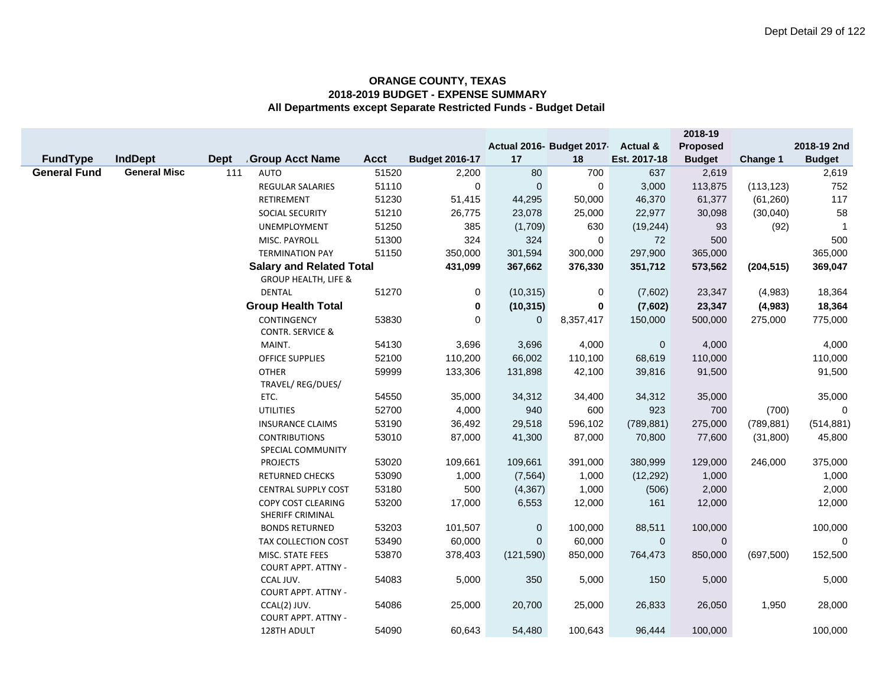# ORANGE COUNTY, TEXAS
## 2018-2019 BUDGET - EXPENSE SUMMARY
### All Departments except Separate Restricted Funds - Budget Detail

| FundType | IndDept | Dept | Group Acct Name | Acct | Budget 2016-17 | Actual 2016-17 | Budget 2017-18 | Actual & Est. 2017-18 | 2018-19 Proposed Budget | Change 1 | 2018-19 2nd Budget |
|---|---|---|---|---|---|---|---|---|---|---|---|
| **General Fund** | **General Misc** | 111 | AUTO | 51520 | 2,200 | 80 | 700 | 637 | 2,619 | | 2,619 |
| | | | REGULAR SALARIES | 51110 | 0 | 0 | 0 | 3,000 | 113,875 | (113,123) | 752 |
| | | | RETIREMENT | 51230 | 51,415 | 44,295 | 50,000 | 46,370 | 61,377 | (61,260) | 117 |
| | | | SOCIAL SECURITY | 51210 | 26,775 | 23,078 | 25,000 | 22,977 | 30,098 | (30,040) | 58 |
| | | | UNEMPLOYMENT | 51250 | 385 | (1,709) | 630 | (19,244) | 93 | (92) | 1 |
| | | | MISC. PAYROLL | 51300 | 324 | 324 | 0 | 72 | 500 | | 500 |
| | | | TERMINATION PAY | 51150 | 350,000 | 301,594 | 300,000 | 297,900 | 365,000 | | 365,000 |
| | | | **Salary and Related Total** | | **431,099** | **367,662** | **376,330** | **351,712** | **573,562** | **(204,515)** | **369,047** |
| | | | GROUP HEALTH, LIFE & DENTAL | 51270 | 0 | (10,315) | 0 | (7,602) | 23,347 | (4,983) | 18,364 |
| | | | **Group Health Total** | | **0** | **(10,315)** | **0** | **(7,602)** | **23,347** | **(4,983)** | **18,364** |
| | | | CONTINGENCY | 53830 | 0 | 0 | 8,357,417 | 150,000 | 500,000 | 275,000 | 775,000 |
| | | | CONTR. SERVICE & MAINT. | 54130 | 3,696 | 3,696 | 4,000 | 0 | 4,000 | | 4,000 |
| | | | OFFICE SUPPLIES | 52100 | 110,200 | 66,002 | 110,100 | 68,619 | 110,000 | | 110,000 |
| | | | OTHER | 59999 | 133,306 | 131,898 | 42,100 | 39,816 | 91,500 | | 91,500 |
| | | | TRAVEL/ REG/DUES/ ETC. | 54550 | 35,000 | 34,312 | 34,400 | 34,312 | 35,000 | | 35,000 |
| | | | UTILITIES | 52700 | 4,000 | 940 | 600 | 923 | 700 | (700) | 0 |
| | | | INSURANCE CLAIMS | 53190 | 36,492 | 29,518 | 596,102 | (789,881) | 275,000 | (789,881) | (514,881) |
| | | | CONTRIBUTIONS | 53010 | 87,000 | 41,300 | 87,000 | 70,800 | 77,600 | (31,800) | 45,800 |
| | | | SPECIAL COMMUNITY PROJECTS | 53020 | 109,661 | 109,661 | 391,000 | 380,999 | 129,000 | 246,000 | 375,000 |
| | | | RETURNED CHECKS | 53090 | 1,000 | (7,564) | 1,000 | (12,292) | 1,000 | | 1,000 |
| | | | CENTRAL SUPPLY COST | 53180 | 500 | (4,367) | 1,000 | (506) | 2,000 | | 2,000 |
| | | | COPY COST CLEARING | 53200 | 17,000 | 6,553 | 12,000 | 161 | 12,000 | | 12,000 |
| | | | SHERIFF CRIMINAL BONDS RETURNED | 53203 | 101,507 | 0 | 100,000 | 88,511 | 100,000 | | 100,000 |
| | | | TAX COLLECTION COST | 53490 | 60,000 | 0 | 60,000 | 0 | 0 | | 0 |
| | | | MISC. STATE FEES | 53870 | 378,403 | (121,590) | 850,000 | 764,473 | 850,000 | (697,500) | 152,500 |
| | | | COURT APPT. ATTNY - CCAL JUV. | 54083 | 5,000 | 350 | 5,000 | 150 | 5,000 | | 5,000 |
| | | | COURT APPT. ATTNY - CCAL(2) JUV. | 54086 | 25,000 | 20,700 | 25,000 | 26,833 | 26,050 | 1,950 | 28,000 |
| | | | COURT APPT. ATTNY - 128TH ADULT | 54090 | 60,643 | 54,480 | 100,643 | 96,444 | 100,000 | | 100,000 |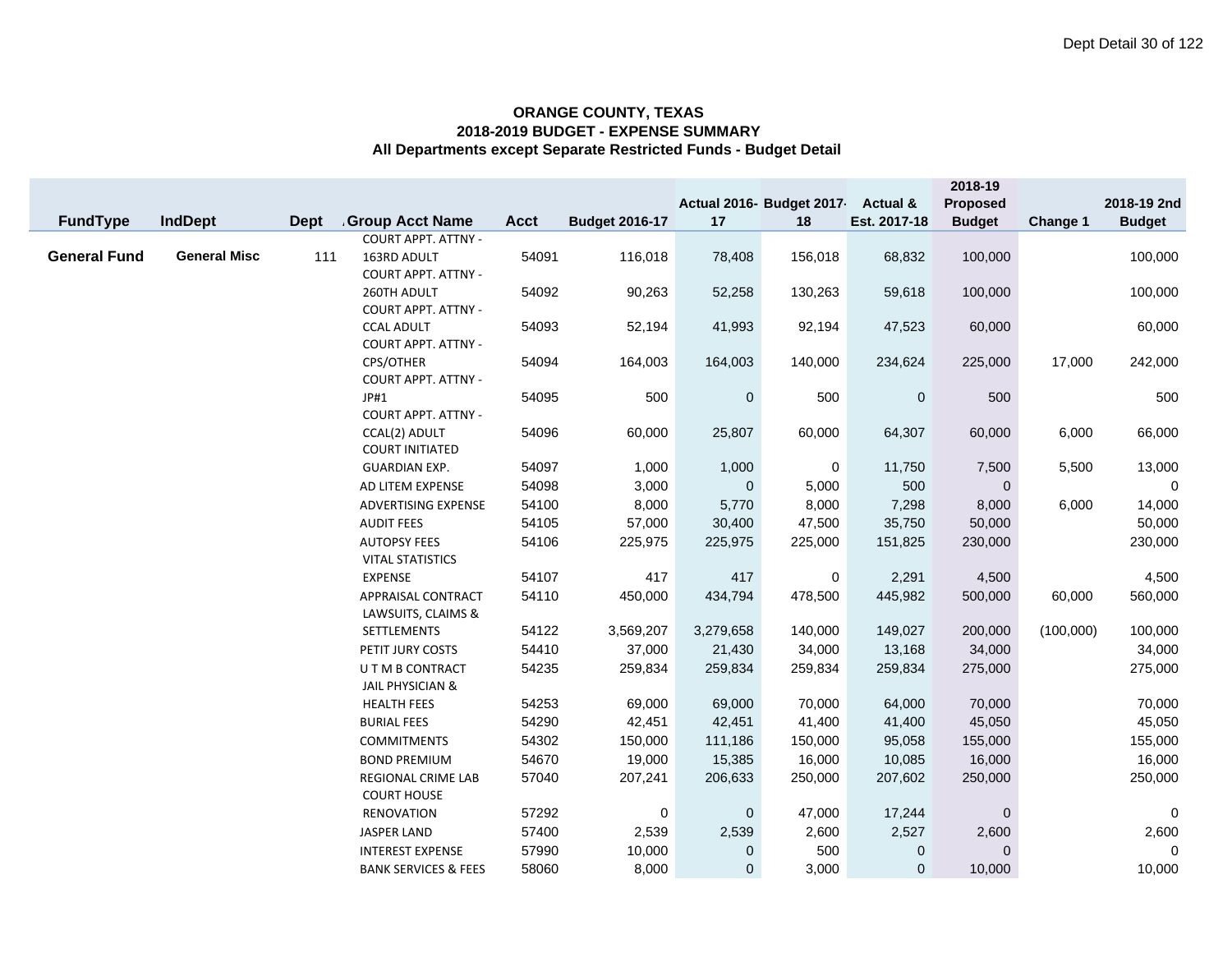**ORANGE COUNTY, TEXAS**
**2018-2019 BUDGET - EXPENSE SUMMARY**
**All Departments except Separate Restricted Funds - Budget Detail**

| FundType | IndDept | Dept | Group Acct Name | Acct | Budget 2016-17 | Actual 2016-17 | Budget 2017-18 | Actual & Est. 2017-18 | 2018-19 Proposed Budget | Change 1 | 2018-19 2nd Budget |
|---|---|---|---|---|---|---|---|---|---|---|---|
| **General Fund** | **General Misc** | 111 | COURT APPT. ATTNY - 163RD ADULT | 54091 | 116,018 | 78,408 | 156,018 | 68,832 | 100,000 | | 100,000 |
| | | | COURT APPT. ATTNY - 260TH ADULT | 54092 | 90,263 | 52,258 | 130,263 | 59,618 | 100,000 | | 100,000 |
| | | | COURT APPT. ATTNY - CCAL ADULT | 54093 | 52,194 | 41,993 | 92,194 | 47,523 | 60,000 | | 60,000 |
| | | | COURT APPT. ATTNY - CPS/OTHER | 54094 | 164,003 | 164,003 | 140,000 | 234,624 | 225,000 | 17,000 | 242,000 |
| | | | COURT APPT. ATTNY - JP#1 | 54095 | 500 | 0 | 500 | 0 | 500 | | 500 |
| | | | COURT APPT. ATTNY - CCAL(2) ADULT | 54096 | 60,000 | 25,807 | 60,000 | 64,307 | 60,000 | 6,000 | 66,000 |
| | | | COURT INITIATED GUARDIAN EXP. | 54097 | 1,000 | 1,000 | 0 | 11,750 | 7,500 | 5,500 | 13,000 |
| | | | AD LITEM EXPENSE | 54098 | 3,000 | 0 | 5,000 | 500 | 0 | | 0 |
| | | | ADVERTISING EXPENSE | 54100 | 8,000 | 5,770 | 8,000 | 7,298 | 8,000 | 6,000 | 14,000 |
| | | | AUDIT FEES | 54105 | 57,000 | 30,400 | 47,500 | 35,750 | 50,000 | | 50,000 |
| | | | AUTOPSY FEES | 54106 | 225,975 | 225,975 | 225,000 | 151,825 | 230,000 | | 230,000 |
| | | | VITAL STATISTICS EXPENSE | 54107 | 417 | 417 | 0 | 2,291 | 4,500 | | 4,500 |
| | | | APPRAISAL CONTRACT | 54110 | 450,000 | 434,794 | 478,500 | 445,982 | 500,000 | 60,000 | 560,000 |
| | | | LAWSUITS, CLAIMS & SETTLEMENTS | 54122 | 3,569,207 | 3,279,658 | 140,000 | 149,027 | 200,000 | (100,000) | 100,000 |
| | | | PETIT JURY COSTS | 54410 | 37,000 | 21,430 | 34,000 | 13,168 | 34,000 | | 34,000 |
| | | | U T M B CONTRACT | 54235 | 259,834 | 259,834 | 259,834 | 259,834 | 275,000 | | 275,000 |
| | | | JAIL PHYSICIAN & HEALTH FEES | 54253 | 69,000 | 69,000 | 70,000 | 64,000 | 70,000 | | 70,000 |
| | | | BURIAL FEES | 54290 | 42,451 | 42,451 | 41,400 | 41,400 | 45,050 | | 45,050 |
| | | | COMMITMENTS | 54302 | 150,000 | 111,186 | 150,000 | 95,058 | 155,000 | | 155,000 |
| | | | BOND PREMIUM | 54670 | 19,000 | 15,385 | 16,000 | 10,085 | 16,000 | | 16,000 |
| | | | REGIONAL CRIME LAB | 57040 | 207,241 | 206,633 | 250,000 | 207,602 | 250,000 | | 250,000 |
| | | | COURT HOUSE RENOVATION | 57292 | 0 | 0 | 47,000 | 17,244 | 0 | | 0 |
| | | | JASPER LAND | 57400 | 2,539 | 2,539 | 2,600 | 2,527 | 2,600 | | 2,600 |
| | | | INTEREST EXPENSE | 57990 | 10,000 | 0 | 500 | 0 | 0 | | 0 |
| | | | BANK SERVICES & FEES | 58060 | 8,000 | 0 | 3,000 | 0 | 10,000 | | 10,000 |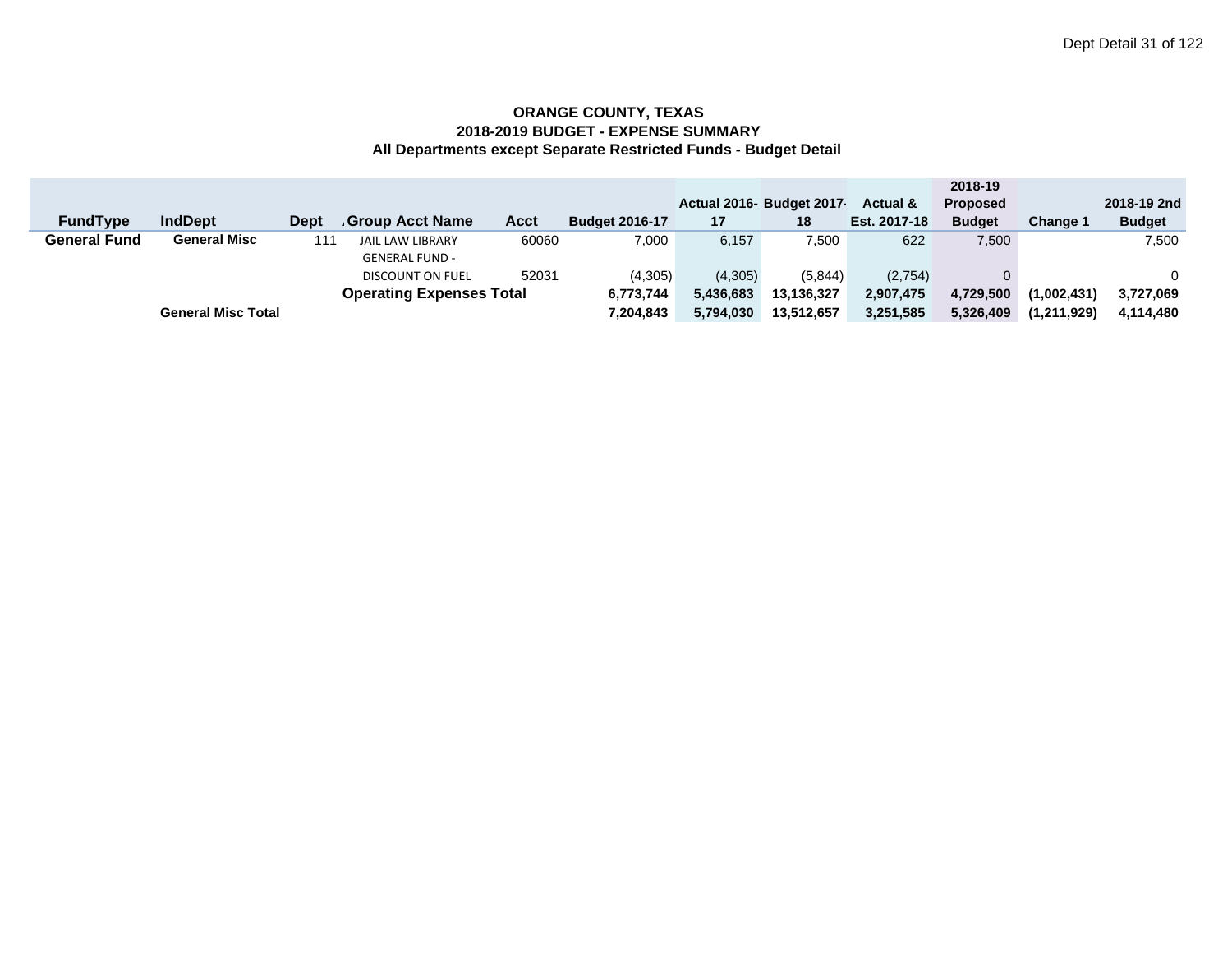**ORANGE COUNTY, TEXAS**
**2018-2019 BUDGET - EXPENSE SUMMARY**
**All Departments except Separate Restricted Funds - Budget Detail**

| FundType | IndDept | Dept | Group Acct Name | Acct | Budget 2016-17 | Actual 2016-17 | Budget 2017-18 | Actual & Est. 2017-18 | 2018-19 Proposed Budget | Change 1 | 2018-19 2nd Budget |
|---|---|---|---|---|---|---|---|---|---|---|---|
| **General Fund** | **General Misc** | 111 | JAIL LAW LIBRARY | 60060 | 7,000 | 6,157 | 7,500 | 622 | 7,500 | | 7,500 |
| | | | GENERAL FUND - DISCOUNT ON FUEL | 52031 | (4,305) | (4,305) | (5,844) | (2,754) | 0 | | 0 |
| | | | **Operating Expenses Total** | | **6,773,744** | **5,436,683** | **13,136,327** | **2,907,475** | **4,729,500** | **(1,002,431)** | **3,727,069** |
| | **General Misc Total** | | | | **7,204,843** | **5,794,030** | **13,512,657** | **3,251,585** | **5,326,409** | **(1,211,929)** | **4,114,480** |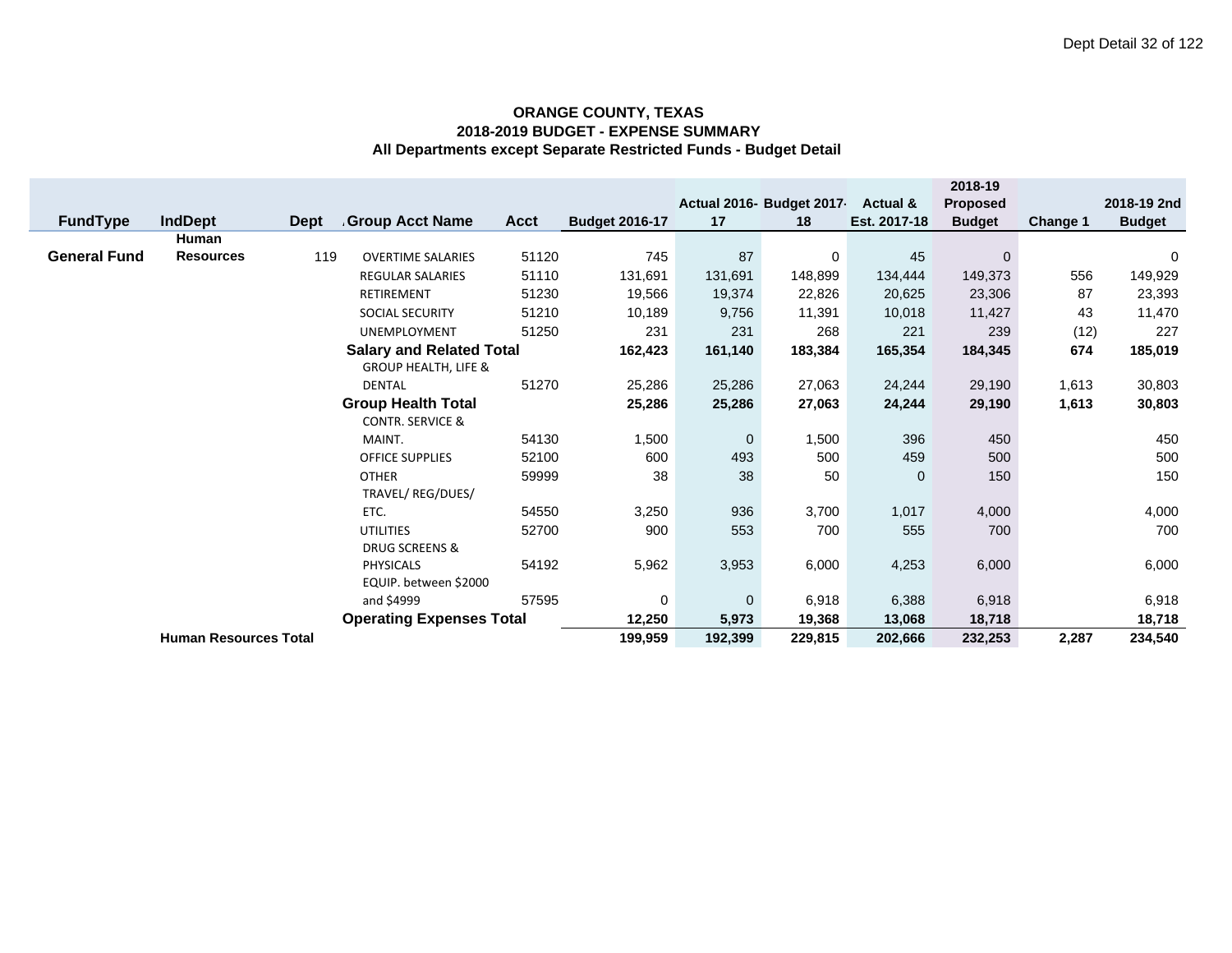**ORANGE COUNTY, TEXAS**
**2018-2019 BUDGET - EXPENSE SUMMARY**
**All Departments except Separate Restricted Funds - Budget Detail**

| FundType | IndDept | Dept | Group Acct Name | Acct | Budget 2016-17 | Actual 2016-17 | Budget 2017-18 | Actual & Est. 2017-18 | 2018-19 Proposed Budget | Change 1 | 2018-19 2nd Budget |
|---|---|---|---|---|---|---|---|---|---|---|---|
| General Fund | Human Resources | 119 | OVERTIME SALARIES | 51120 | 745 | 87 | 0 | 45 | 0 | | 0 |
| | | | REGULAR SALARIES | 51110 | 131,691 | 131,691 | 148,899 | 134,444 | 149,373 | 556 | 149,929 |
| | | | RETIREMENT | 51230 | 19,566 | 19,374 | 22,826 | 20,625 | 23,306 | 87 | 23,393 |
| | | | SOCIAL SECURITY | 51210 | 10,189 | 9,756 | 11,391 | 10,018 | 11,427 | 43 | 11,470 |
| | | | UNEMPLOYMENT | 51250 | 231 | 231 | 268 | 221 | 239 | (12) | 227 |
| | | | **Salary and Related Total** | | **162,423** | **161,140** | **183,384** | **165,354** | **184,345** | **674** | **185,019** |
| | | | GROUP HEALTH, LIFE & DENTAL | 51270 | 25,286 | 25,286 | 27,063 | 24,244 | 29,190 | 1,613 | 30,803 |
| | | | **Group Health Total** | | **25,286** | **25,286** | **27,063** | **24,244** | **29,190** | **1,613** | **30,803** |
| | | | CONTR. SERVICE & MAINT. | 54130 | 1,500 | 0 | 1,500 | 396 | 450 | | 450 |
| | | | OFFICE SUPPLIES | 52100 | 600 | 493 | 500 | 459 | 500 | | 500 |
| | | | OTHER | 59999 | 38 | 38 | 50 | 0 | 150 | | 150 |
| | | | TRAVEL/ REG/DUES/ ETC. | 54550 | 3,250 | 936 | 3,700 | 1,017 | 4,000 | | 4,000 |
| | | | UTILITIES | 52700 | 900 | 553 | 700 | 555 | 700 | | 700 |
| | | | DRUG SCREENS & PHYSICALS | 54192 | 5,962 | 3,953 | 6,000 | 4,253 | 6,000 | | 6,000 |
| | | | EQUIP. between $2000 and $4999 | 57595 | 0 | 0 | 6,918 | 6,388 | 6,918 | | 6,918 |
| | | | **Operating Expenses Total** | | **12,250** | **5,973** | **19,368** | **13,068** | **18,718** | | **18,718** |
| | **Human Resources Total** | | | | **199,959** | **192,399** | **229,815** | **202,666** | **232,253** | **2,287** | **234,540** |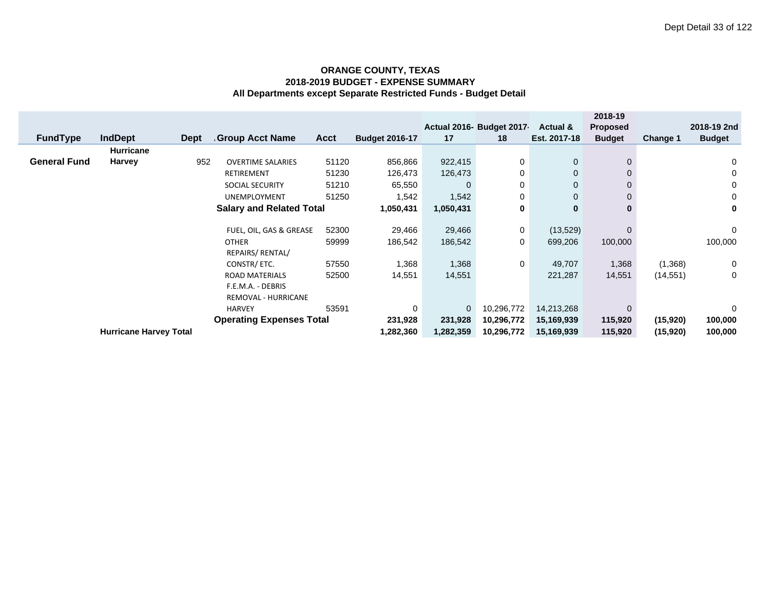**ORANGE COUNTY, TEXAS**
**2018-2019 BUDGET - EXPENSE SUMMARY**
**All Departments except Separate Restricted Funds - Budget Detail**

| FundType | IndDept | Dept | Group Acct Name | Acct | Budget 2016-17 | Actual 2016-17 | Budget 2017-18 | Actual & Est. 2017-18 | 2018-19 Proposed Budget | Change 1 | 2018-19 2nd Budget |
|---|---|---|---|---|---|---|---|---|---|---|---|
| **General Fund** | **Hurricane Harvey** | 952 | OVERTIME SALARIES | 51120 | 856,866 | 922,415 | 0 | 0 | 0 | | 0 |
| | | | RETIREMENT | 51230 | 126,473 | 126,473 | 0 | 0 | 0 | | 0 |
| | | | SOCIAL SECURITY | 51210 | 65,550 | 0 | 0 | 0 | 0 | | 0 |
| | | | UNEMPLOYMENT | 51250 | 1,542 | 1,542 | 0 | 0 | 0 | | 0 |
| | | | **Salary and Related Total** | | **1,050,431** | **1,050,431** | **0** | **0** | **0** | | **0** |
| | | | FUEL, OIL, GAS & GREASE | 52300 | 29,466 | 29,466 | 0 | (13,529) | 0 | | 0 |
| | | | OTHER | 59999 | 186,542 | 186,542 | 0 | 699,206 | 100,000 | | 100,000 |
| | | | REPAIRS/ RENTAL/ CONSTR/ ETC. | 57550 | 1,368 | 1,368 | 0 | 49,707 | 1,368 | (1,368) | 0 |
| | | | ROAD MATERIALS | 52500 | 14,551 | 14,551 | | 221,287 | 14,551 | (14,551) | 0 |
| | | | F.E.M.A. - DEBRIS REMOVAL - HURRICANE HARVEY | 53591 | 0 | 0 | 10,296,772 | 14,213,268 | 0 | | 0 |
| | | | **Operating Expenses Total** | | **231,928** | **231,928** | **10,296,772** | **15,169,939** | **115,920** | **(15,920)** | **100,000** |
| | **Hurricane Harvey Total** | | | | **1,282,360** | **1,282,359** | **10,296,772** | **15,169,939** | **115,920** | **(15,920)** | **100,000** |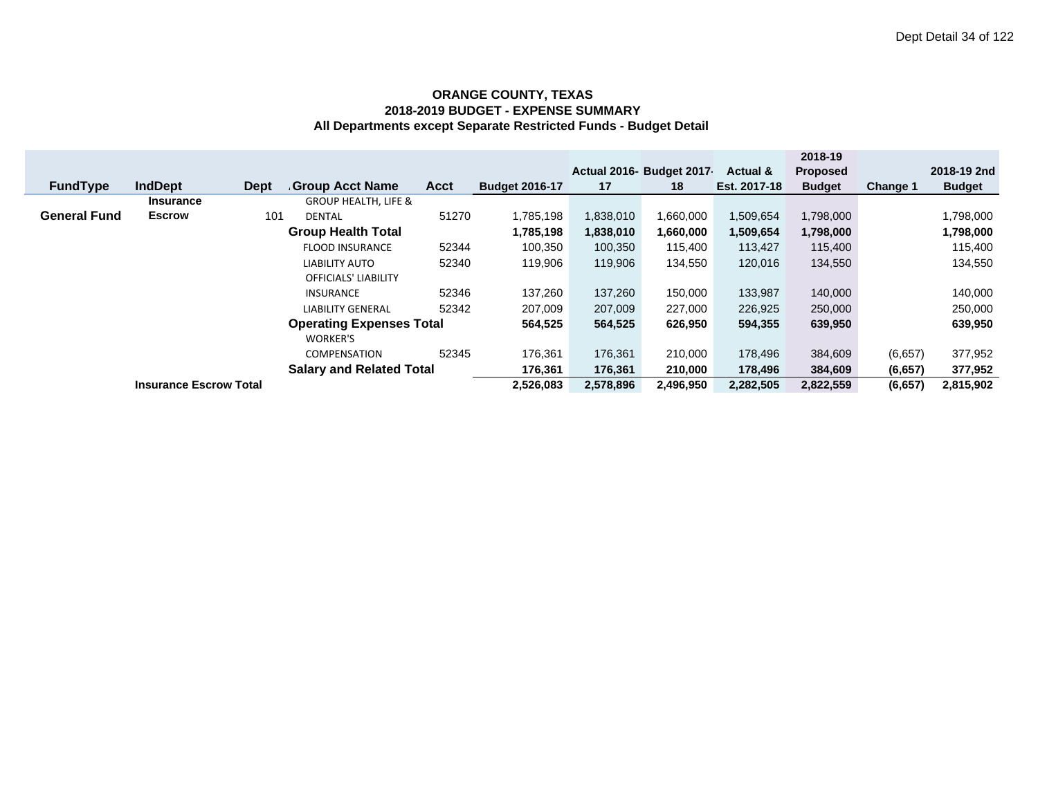**ORANGE COUNTY, TEXAS**
**2018-2019 BUDGET - EXPENSE SUMMARY**
**All Departments except Separate Restricted Funds - Budget Detail**

| FundType | IndDept | Dept | Group Acct Name | Acct | Budget 2016-17 | Actual 2016-17 | Budget 2017-18 | Actual & Est. 2017-18 | 2018-19 Proposed Budget | Change 1 | 2018-19 2nd Budget |
|---|---|---|---|---|---|---|---|---|---|---|---|
| **General Fund** | **Insurance Escrow** | 101 | GROUP HEALTH, LIFE & DENTAL | 51270 | 1,785,198 | 1,838,010 | 1,660,000 | 1,509,654 | 1,798,000 | | 1,798,000 |
| | | | **Group Health Total** | | **1,785,198** | **1,838,010** | **1,660,000** | **1,509,654** | **1,798,000** | | **1,798,000** |
| | | | FLOOD INSURANCE | 52344 | 100,350 | 100,350 | 115,400 | 113,427 | 115,400 | | 115,400 |
| | | | LIABILITY AUTO | 52340 | 119,906 | 119,906 | 134,550 | 120,016 | 134,550 | | 134,550 |
| | | | OFFICIALS' LIABILITY INSURANCE | 52346 | 137,260 | 137,260 | 150,000 | 133,987 | 140,000 | | 140,000 |
| | | | LIABILITY GENERAL | 52342 | 207,009 | 207,009 | 227,000 | 226,925 | 250,000 | | 250,000 |
| | | | **Operating Expenses Total** | | **564,525** | **564,525** | **626,950** | **594,355** | **639,950** | | **639,950** |
| | | | WORKER'S COMPENSATION | 52345 | 176,361 | 176,361 | 210,000 | 178,496 | 384,609 | (6,657) | 377,952 |
| | | | **Salary and Related Total** | | **176,361** | **176,361** | **210,000** | **178,496** | **384,609** | **(6,657)** | **377,952** |
| | **Insurance Escrow Total** | | | | **2,526,083** | **2,578,896** | **2,496,950** | **2,282,505** | **2,822,559** | **(6,657)** | **2,815,902** |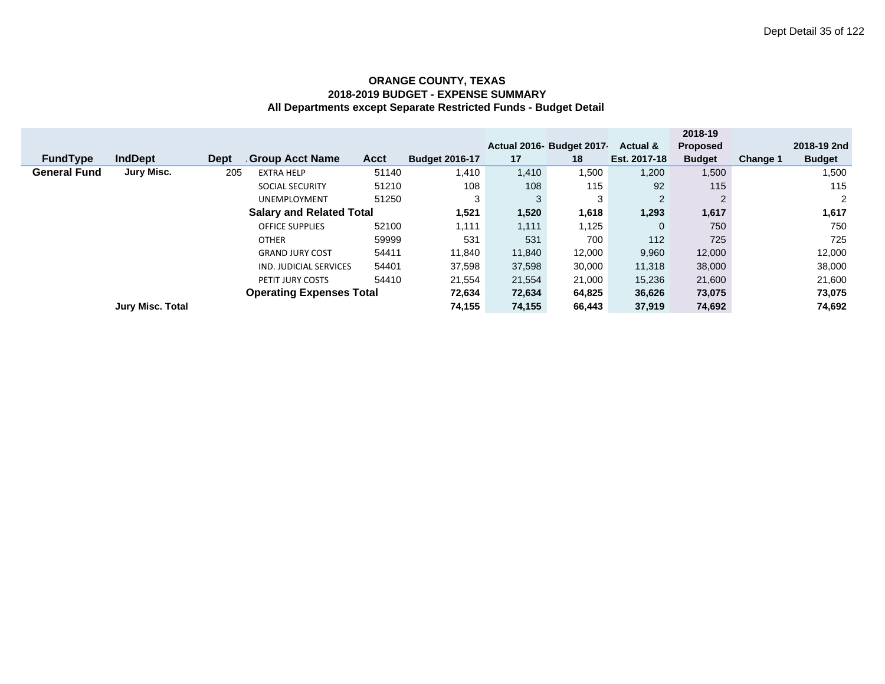**ORANGE COUNTY, TEXAS**
**2018-2019 BUDGET - EXPENSE SUMMARY**
**All Departments except Separate Restricted Funds - Budget Detail**

| FundType | IndDept | Dept | Group Acct Name | Acct | Budget 2016-17 | Actual 2016-17 | Budget 2017-18 | Actual & Est. 2017-18 | 2018-19 Proposed Budget | Change 1 | 2018-19 2nd Budget |
|---|---|---|---|---|---|---|---|---|---|---|---|
| **General Fund** | **Jury Misc.** | 205 | EXTRA HELP | 51140 | 1,410 | 1,410 | 1,500 | 1,200 | 1,500 | | 1,500 |
| | | | SOCIAL SECURITY | 51210 | 108 | 108 | 115 | 92 | 115 | | 115 |
| | | | UNEMPLOYMENT | 51250 | 3 | 3 | 3 | 2 | 2 | | 2 |
| | | | **Salary and Related Total** | | **1,521** | **1,520** | **1,618** | **1,293** | **1,617** | | **1,617** |
| | | | OFFICE SUPPLIES | 52100 | 1,111 | 1,111 | 1,125 | 0 | 750 | | 750 |
| | | | OTHER | 59999 | 531 | 531 | 700 | 112 | 725 | | 725 |
| | | | GRAND JURY COST | 54411 | 11,840 | 11,840 | 12,000 | 9,960 | 12,000 | | 12,000 |
| | | | IND. JUDICIAL SERVICES | 54401 | 37,598 | 37,598 | 30,000 | 11,318 | 38,000 | | 38,000 |
| | | | PETIT JURY COSTS | 54410 | 21,554 | 21,554 | 21,000 | 15,236 | 21,600 | | 21,600 |
| | | | **Operating Expenses Total** | | **72,634** | **72,634** | **64,825** | **36,626** | **73,075** | | **73,075** |
| | **Jury Misc. Total** | | | | **74,155** | **74,155** | **66,443** | **37,919** | **74,692** | | **74,692** |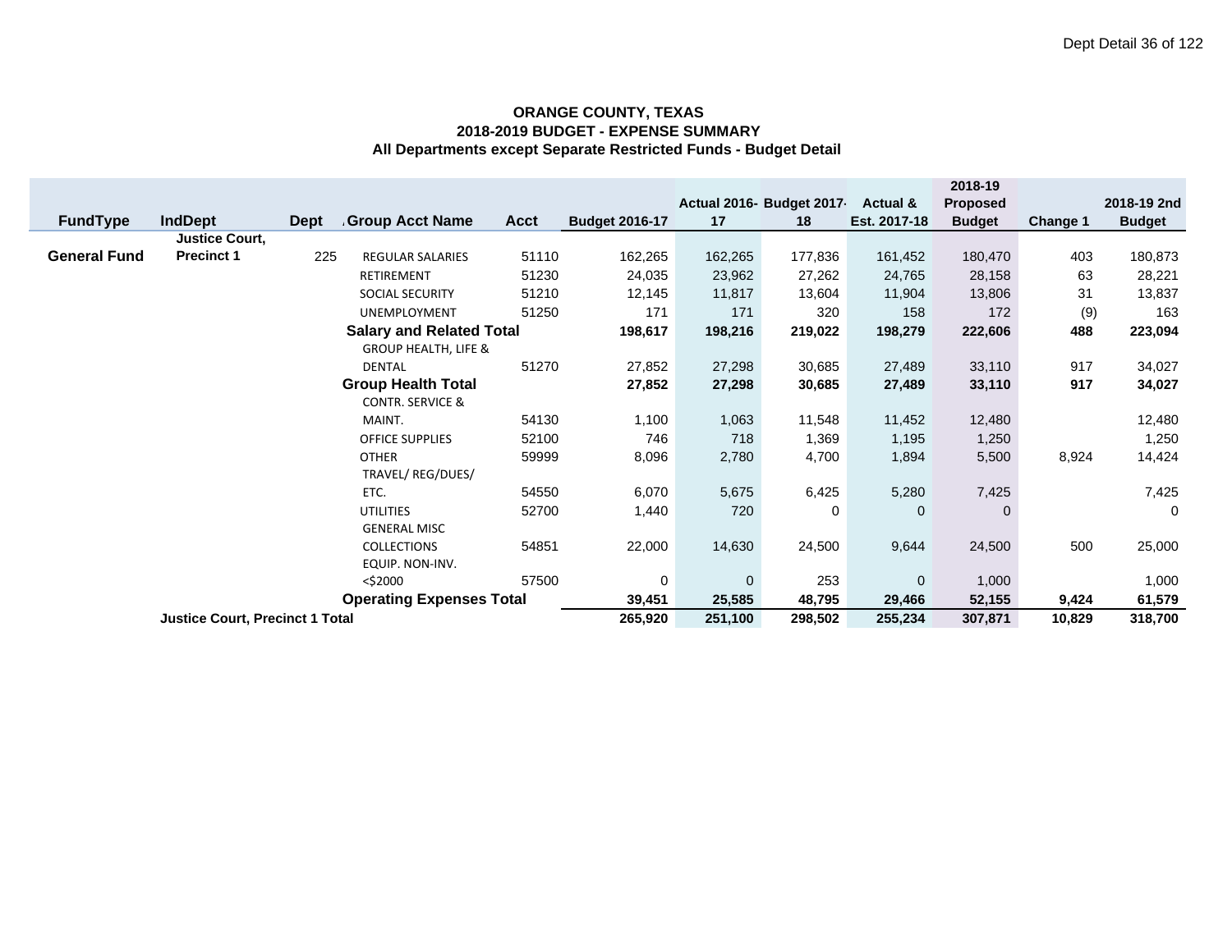**ORANGE COUNTY, TEXAS**
**2018-2019 BUDGET - EXPENSE SUMMARY**
**All Departments except Separate Restricted Funds - Budget Detail**

| FundType | IndDept | Dept | Group Acct Name | Acct | Budget 2016-17 | Actual 2016-17 | Budget 2017-18 | Actual & Est. 2017-18 | 2018-19 Proposed Budget | Change 1 | 2018-19 2nd Budget |
|---|---|---|---|---|---|---|---|---|---|---|---|
| **General Fund** | **Justice Court, Precinct 1** | 225 | REGULAR SALARIES | 51110 | 162,265 | 162,265 | 177,836 | 161,452 | 180,470 | 403 | 180,873 |
| | | | RETIREMENT | 51230 | 24,035 | 23,962 | 27,262 | 24,765 | 28,158 | 63 | 28,221 |
| | | | SOCIAL SECURITY | 51210 | 12,145 | 11,817 | 13,604 | 11,904 | 13,806 | 31 | 13,837 |
| | | | UNEMPLOYMENT | 51250 | 171 | 171 | 320 | 158 | 172 | (9) | 163 |
| | | | **Salary and Related Total** | | **198,617** | **198,216** | **219,022** | **198,279** | **222,606** | **488** | **223,094** |
| | | | GROUP HEALTH, LIFE & DENTAL | 51270 | 27,852 | 27,298 | 30,685 | 27,489 | 33,110 | 917 | 34,027 |
| | | | **Group Health Total** | | **27,852** | **27,298** | **30,685** | **27,489** | **33,110** | **917** | **34,027** |
| | | | CONTR. SERVICE & MAINT. | 54130 | 1,100 | 1,063 | 11,548 | 11,452 | 12,480 | | 12,480 |
| | | | OFFICE SUPPLIES | 52100 | 746 | 718 | 1,369 | 1,195 | 1,250 | | 1,250 |
| | | | OTHER | 59999 | 8,096 | 2,780 | 4,700 | 1,894 | 5,500 | 8,924 | 14,424 |
| | | | TRAVEL/ REG/DUES/ ETC. | 54550 | 6,070 | 5,675 | 6,425 | 5,280 | 7,425 | | 7,425 |
| | | | UTILITIES | 52700 | 1,440 | 720 | 0 | 0 | 0 | | 0 |
| | | | GENERAL MISC COLLECTIONS | 54851 | 22,000 | 14,630 | 24,500 | 9,644 | 24,500 | 500 | 25,000 |
| | | | EQUIP. NON-INV. <$2000 | 57500 | 0 | 0 | 253 | 0 | 1,000 | | 1,000 |
| | | | **Operating Expenses Total** | | **39,451** | **25,585** | **48,795** | **29,466** | **52,155** | **9,424** | **61,579** |
| | **Justice Court, Precinct 1 Total** | | | | **265,920** | **251,100** | **298,502** | **255,234** | **307,871** | **10,829** | **318,700** |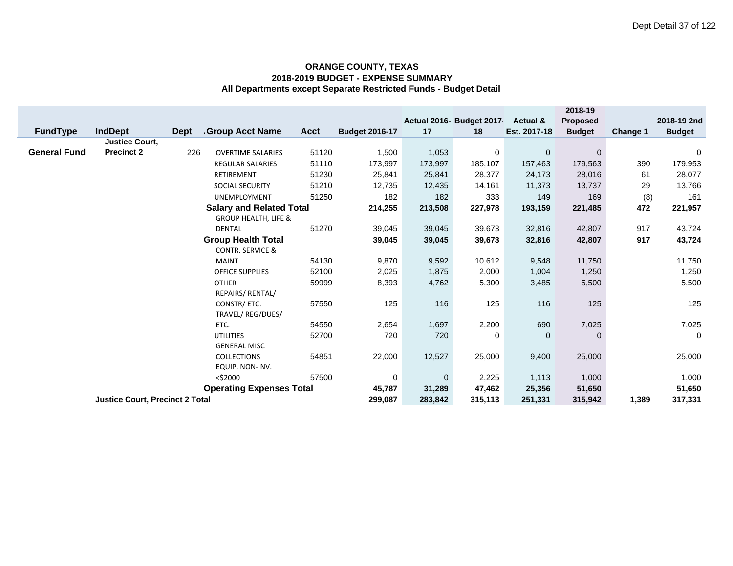**ORANGE COUNTY, TEXAS**
**2018-2019 BUDGET - EXPENSE SUMMARY**
**All Departments except Separate Restricted Funds - Budget Detail**

| FundType | IndDept | Dept | Group Acct Name | Acct | Budget 2016-17 | Actual 2016-17 | Budget 2017-18 | Actual & Est. 2017-18 | 2018-19 Proposed Budget | Change 1 | 2018-19 2nd Budget |
|---|---|---|---|---|---|---|---|---|---|---|---|
| **General Fund** | **Justice Court, Precinct 2** | 226 | OVERTIME SALARIES | 51120 | 1,500 | 1,053 | 0 | 0 | 0 | | 0 |
| | | | REGULAR SALARIES | 51110 | 173,997 | 173,997 | 185,107 | 157,463 | 179,563 | 390 | 179,953 |
| | | | RETIREMENT | 51230 | 25,841 | 25,841 | 28,377 | 24,173 | 28,016 | 61 | 28,077 |
| | | | SOCIAL SECURITY | 51210 | 12,735 | 12,435 | 14,161 | 11,373 | 13,737 | 29 | 13,766 |
| | | | UNEMPLOYMENT | 51250 | 182 | 182 | 333 | 149 | 169 | (8) | 161 |
| | | | **Salary and Related Total** | | **214,255** | **213,508** | **227,978** | **193,159** | **221,485** | **472** | **221,957** |
| | | | GROUP HEALTH, LIFE & DENTAL | 51270 | 39,045 | 39,045 | 39,673 | 32,816 | 42,807 | 917 | 43,724 |
| | | | **Group Health Total** | | **39,045** | **39,045** | **39,673** | **32,816** | **42,807** | **917** | **43,724** |
| | | | CONTR. SERVICE & MAINT. | 54130 | 9,870 | 9,592 | 10,612 | 9,548 | 11,750 | | 11,750 |
| | | | OFFICE SUPPLIES | 52100 | 2,025 | 1,875 | 2,000 | 1,004 | 1,250 | | 1,250 |
| | | | OTHER | 59999 | 8,393 | 4,762 | 5,300 | 3,485 | 5,500 | | 5,500 |
| | | | REPAIRS/ RENTAL/ CONSTR/ ETC. | 57550 | 125 | 116 | 125 | 116 | 125 | | 125 |
| | | | TRAVEL/ REG/DUES/ ETC. | 54550 | 2,654 | 1,697 | 2,200 | 690 | 7,025 | | 7,025 |
| | | | UTILITIES | 52700 | 720 | 720 | 0 | 0 | 0 | | 0 |
| | | | GENERAL MISC COLLECTIONS | 54851 | 22,000 | 12,527 | 25,000 | 9,400 | 25,000 | | 25,000 |
| | | | EQUIP. NON-INV. <$2000 | 57500 | 0 | 0 | 2,225 | 1,113 | 1,000 | | 1,000 |
| | | | **Operating Expenses Total** | | **45,787** | **31,289** | **47,462** | **25,356** | **51,650** | | **51,650** |
| | **Justice Court, Precinct 2 Total** | | | | **299,087** | **283,842** | **315,113** | **251,331** | **315,942** | **1,389** | **317,331** |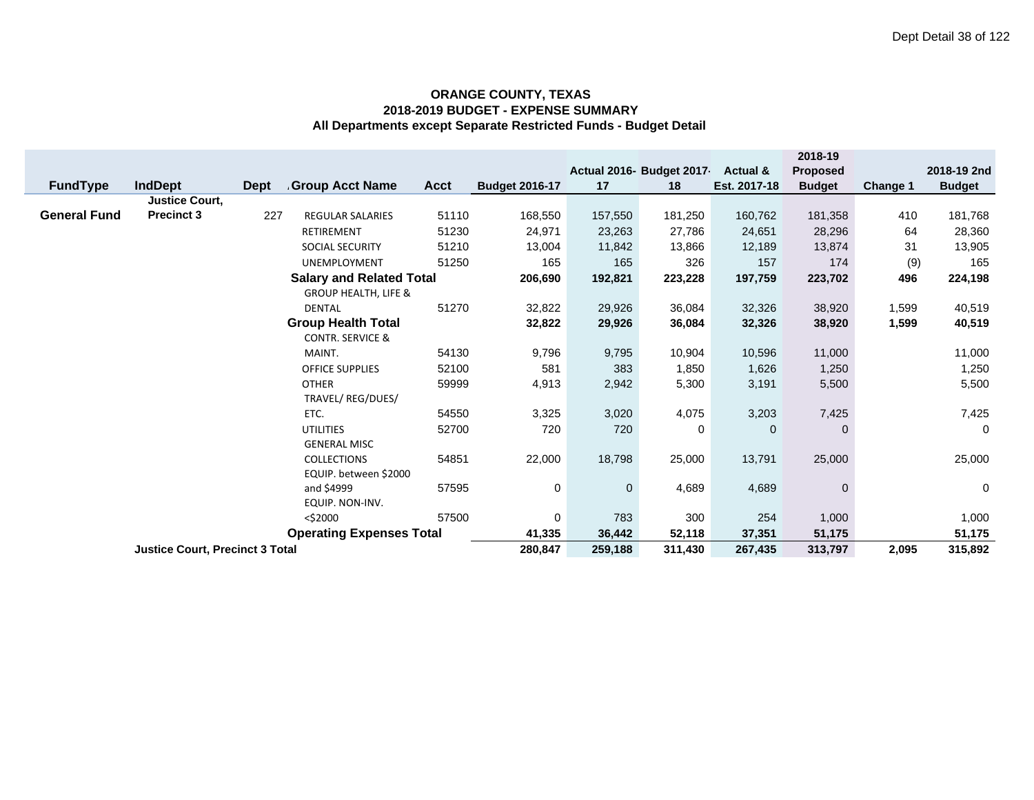**ORANGE COUNTY, TEXAS**
**2018-2019 BUDGET - EXPENSE SUMMARY**
**All Departments except Separate Restricted Funds - Budget Detail**

| FundType | IndDept | Dept | Group Acct Name | Acct | Budget 2016-17 | Actual 2016-17 | Budget 2017-18 | Actual & Est. 2017-18 | 2018-19 Proposed Budget | Change 1 | 2018-19 2nd Budget |
|---|---|---|---|---|---|---|---|---|---|---|---|
| **General Fund** | **Justice Court, Precinct 3** | 227 | REGULAR SALARIES | 51110 | 168,550 | 157,550 | 181,250 | 160,762 | 181,358 | 410 | 181,768 |
| | | | RETIREMENT | 51230 | 24,971 | 23,263 | 27,786 | 24,651 | 28,296 | 64 | 28,360 |
| | | | SOCIAL SECURITY | 51210 | 13,004 | 11,842 | 13,866 | 12,189 | 13,874 | 31 | 13,905 |
| | | | UNEMPLOYMENT | 51250 | 165 | 165 | 326 | 157 | 174 | (9) | 165 |
| | | | **Salary and Related Total** | | **206,690** | **192,821** | **223,228** | **197,759** | **223,702** | **496** | **224,198** |
| | | | GROUP HEALTH, LIFE & DENTAL | 51270 | 32,822 | 29,926 | 36,084 | 32,326 | 38,920 | 1,599 | 40,519 |
| | | | **Group Health Total** | | **32,822** | **29,926** | **36,084** | **32,326** | **38,920** | **1,599** | **40,519** |
| | | | CONTR. SERVICE & MAINT. | 54130 | 9,796 | 9,795 | 10,904 | 10,596 | 11,000 | | 11,000 |
| | | | OFFICE SUPPLIES | 52100 | 581 | 383 | 1,850 | 1,626 | 1,250 | | 1,250 |
| | | | OTHER | 59999 | 4,913 | 2,942 | 5,300 | 3,191 | 5,500 | | 5,500 |
| | | | TRAVEL/ REG/DUES/ ETC. | 54550 | 3,325 | 3,020 | 4,075 | 3,203 | 7,425 | | 7,425 |
| | | | UTILITIES | 52700 | 720 | 720 | 0 | 0 | 0 | | 0 |
| | | | GENERAL MISC COLLECTIONS | 54851 | 22,000 | 18,798 | 25,000 | 13,791 | 25,000 | | 25,000 |
| | | | EQUIP. between $2000 and $4999 | 57595 | 0 | 0 | 4,689 | 4,689 | 0 | | 0 |
| | | | EQUIP. NON-INV. <$2000 | 57500 | 0 | 783 | 300 | 254 | 1,000 | | 1,000 |
| | | | **Operating Expenses Total** | | **41,335** | **36,442** | **52,118** | **37,351** | **51,175** | | **51,175** |
| | **Justice Court, Precinct 3 Total** | | | | **280,847** | **259,188** | **311,430** | **267,435** | **313,797** | **2,095** | **315,892** |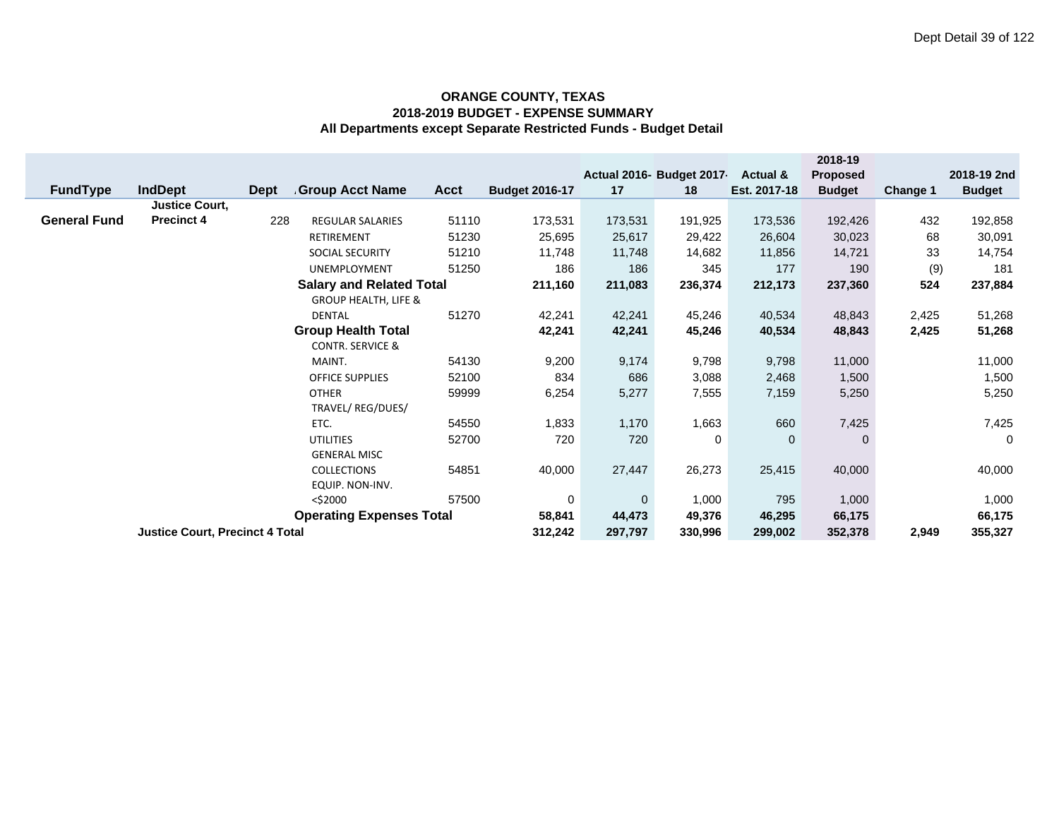**ORANGE COUNTY, TEXAS**
**2018-2019 BUDGET - EXPENSE SUMMARY**
**All Departments except Separate Restricted Funds - Budget Detail**

| FundType | IndDept | Dept | Group Acct Name | Acct | Budget 2016-17 | Actual 2016-17 | Budget 2017-18 | Actual & Est. 2017-18 | 2018-19 Proposed Budget | Change 1 | 2018-19 2nd Budget |
|---|---|---|---|---|---|---|---|---|---|---|---|
| **General Fund** | **Justice Court, Precinct 4** | 228 | REGULAR SALARIES | 51110 | 173,531 | 173,531 | 191,925 | 173,536 | 192,426 | 432 | 192,858 |
| | | | RETIREMENT | 51230 | 25,695 | 25,617 | 29,422 | 26,604 | 30,023 | 68 | 30,091 |
| | | | SOCIAL SECURITY | 51210 | 11,748 | 11,748 | 14,682 | 11,856 | 14,721 | 33 | 14,754 |
| | | | UNEMPLOYMENT | 51250 | 186 | 186 | 345 | 177 | 190 | (9) | 181 |
| | | | **Salary and Related Total** | | **211,160** | **211,083** | **236,374** | **212,173** | **237,360** | **524** | **237,884** |
| | | | GROUP HEALTH, LIFE & DENTAL | 51270 | 42,241 | 42,241 | 45,246 | 40,534 | 48,843 | 2,425 | 51,268 |
| | | | **Group Health Total** | | **42,241** | **42,241** | **45,246** | **40,534** | **48,843** | **2,425** | **51,268** |
| | | | CONTR. SERVICE & MAINT. | 54130 | 9,200 | 9,174 | 9,798 | 9,798 | 11,000 | | 11,000 |
| | | | OFFICE SUPPLIES | 52100 | 834 | 686 | 3,088 | 2,468 | 1,500 | | 1,500 |
| | | | OTHER | 59999 | 6,254 | 5,277 | 7,555 | 7,159 | 5,250 | | 5,250 |
| | | | TRAVEL/ REG/DUES/ ETC. | 54550 | 1,833 | 1,170 | 1,663 | 660 | 7,425 | | 7,425 |
| | | | UTILITIES | 52700 | 720 | 720 | 0 | 0 | 0 | | 0 |
| | | | GENERAL MISC COLLECTIONS | 54851 | 40,000 | 27,447 | 26,273 | 25,415 | 40,000 | | 40,000 |
| | | | EQUIP. NON-INV. <$2000 | 57500 | 0 | 0 | 1,000 | 795 | 1,000 | | 1,000 |
| | | | **Operating Expenses Total** | | **58,841** | **44,473** | **49,376** | **46,295** | **66,175** | | **66,175** |
| | **Justice Court, Precinct 4 Total** | | | | **312,242** | **297,797** | **330,996** | **299,002** | **352,378** | **2,949** | **355,327** |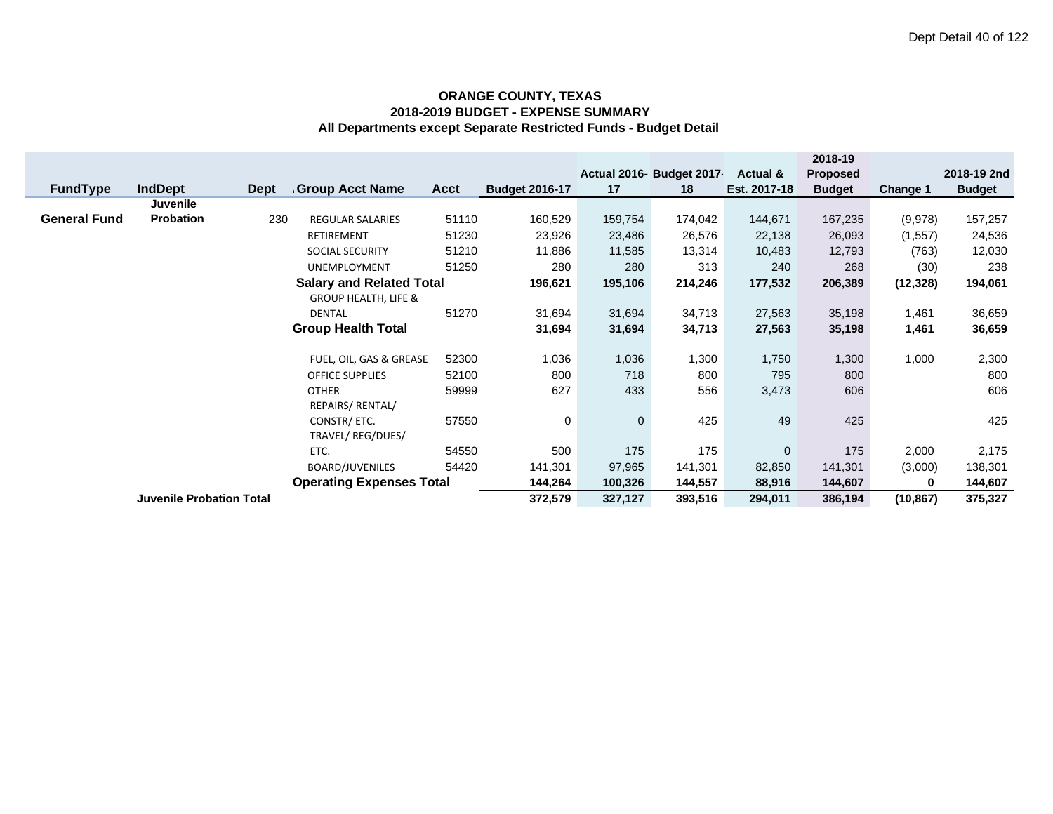**ORANGE COUNTY, TEXAS**
**2018-2019 BUDGET - EXPENSE SUMMARY**
**All Departments except Separate Restricted Funds - Budget Detail**

| FundType | IndDept | Dept | Group Acct Name | Acct | Budget 2016-17 | Actual 2016-17 | Budget 2017-18 | Actual & Est. 2017-18 | 2018-19 Proposed Budget | Change 1 | 2018-19 2nd Budget |
|---|---|---|---|---|---|---|---|---|---|---|---|
| **General Fund** | **Juvenile Probation** | 230 | REGULAR SALARIES | 51110 | 160,529 | 159,754 | 174,042 | 144,671 | 167,235 | (9,978) | 157,257 |
| | | | RETIREMENT | 51230 | 23,926 | 23,486 | 26,576 | 22,138 | 26,093 | (1,557) | 24,536 |
| | | | SOCIAL SECURITY | 51210 | 11,886 | 11,585 | 13,314 | 10,483 | 12,793 | (763) | 12,030 |
| | | | UNEMPLOYMENT | 51250 | 280 | 280 | 313 | 240 | 268 | (30) | 238 |
| | | | **Salary and Related Total** | | **196,621** | **195,106** | **214,246** | **177,532** | **206,389** | **(12,328)** | **194,061** |
| | | | GROUP HEALTH, LIFE & DENTAL | 51270 | 31,694 | 31,694 | 34,713 | 27,563 | 35,198 | 1,461 | 36,659 |
| | | | **Group Health Total** | | **31,694** | **31,694** | **34,713** | **27,563** | **35,198** | **1,461** | **36,659** |
| | | | FUEL, OIL, GAS & GREASE | 52300 | 1,036 | 1,036 | 1,300 | 1,750 | 1,300 | 1,000 | 2,300 |
| | | | OFFICE SUPPLIES | 52100 | 800 | 718 | 800 | 795 | 800 | | 800 |
| | | | OTHER | 59999 | 627 | 433 | 556 | 3,473 | 606 | | 606 |
| | | | REPAIRS/ RENTAL/ CONSTR/ ETC. | 57550 | 0 | 0 | 425 | 49 | 425 | | 425 |
| | | | TRAVEL/ REG/DUES/ ETC. | 54550 | 500 | 175 | 175 | 0 | 175 | 2,000 | 2,175 |
| | | | BOARD/JUVENILES | 54420 | 141,301 | 97,965 | 141,301 | 82,850 | 141,301 | (3,000) | 138,301 |
| | | | **Operating Expenses Total** | | **144,264** | **100,326** | **144,557** | **88,916** | **144,607** | **0** | **144,607** |
| | **Juvenile Probation Total** | | | | **372,579** | **327,127** | **393,516** | **294,011** | **386,194** | **(10,867)** | **375,327** |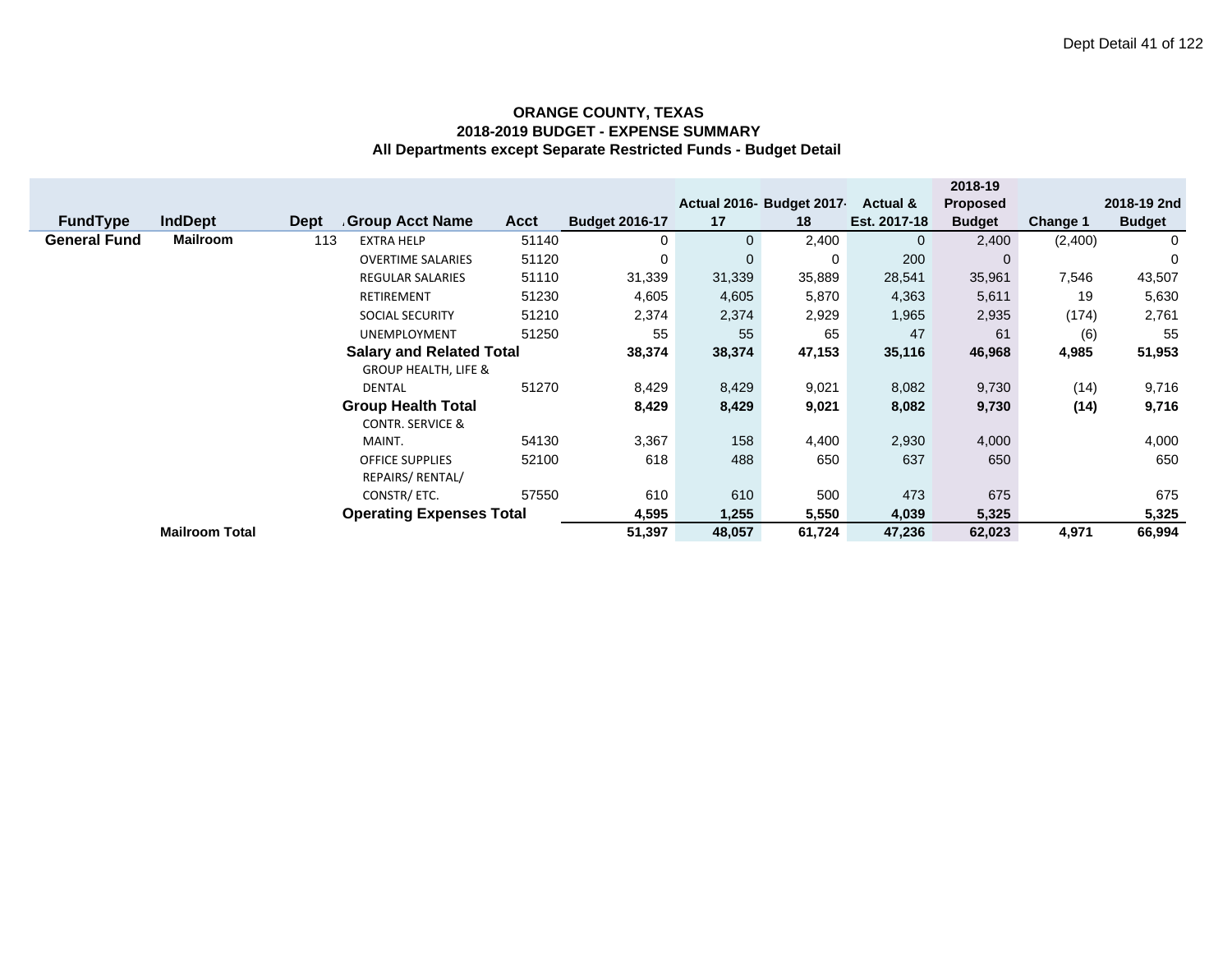**ORANGE COUNTY, TEXAS**
**2018-2019 BUDGET - EXPENSE SUMMARY**
**All Departments except Separate Restricted Funds - Budget Detail**

| FundType | IndDept | Dept | Group Acct Name | Acct | Budget 2016-17 | Actual 2016-17 | Budget 2017-18 | Actual & Est. 2017-18 | 2018-19 Proposed Budget | Change 1 | 2018-19 2nd Budget |
|---|---|---|---|---|---|---|---|---|---|---|---|
| **General Fund** | **Mailroom** | 113 | EXTRA HELP | 51140 | 0 | 0 | 2,400 | 0 | 2,400 | (2,400) | 0 |
| | | | OVERTIME SALARIES | 51120 | 0 | 0 | 0 | 200 | 0 | | 0 |
| | | | REGULAR SALARIES | 51110 | 31,339 | 31,339 | 35,889 | 28,541 | 35,961 | 7,546 | 43,507 |
| | | | RETIREMENT | 51230 | 4,605 | 4,605 | 5,870 | 4,363 | 5,611 | 19 | 5,630 |
| | | | SOCIAL SECURITY | 51210 | 2,374 | 2,374 | 2,929 | 1,965 | 2,935 | (174) | 2,761 |
| | | | UNEMPLOYMENT | 51250 | 55 | 55 | 65 | 47 | 61 | (6) | 55 |
| | | | **Salary and Related Total** | | **38,374** | **38,374** | **47,153** | **35,116** | **46,968** | **4,985** | **51,953** |
| | | | GROUP HEALTH, LIFE & DENTAL | 51270 | 8,429 | 8,429 | 9,021 | 8,082 | 9,730 | (14) | 9,716 |
| | | | **Group Health Total** | | **8,429** | **8,429** | **9,021** | **8,082** | **9,730** | **(14)** | **9,716** |
| | | | CONTR. SERVICE & MAINT. | 54130 | 3,367 | 158 | 4,400 | 2,930 | 4,000 | | 4,000 |
| | | | OFFICE SUPPLIES | 52100 | 618 | 488 | 650 | 637 | 650 | | 650 |
| | | | REPAIRS/ RENTAL/ CONSTR/ ETC. | 57550 | 610 | 610 | 500 | 473 | 675 | | 675 |
| | | | **Operating Expenses Total** | | **4,595** | **1,255** | **5,550** | **4,039** | **5,325** | | **5,325** |
| | **Mailroom Total** | | | | **51,397** | **48,057** | **61,724** | **47,236** | **62,023** | **4,971** | **66,994** |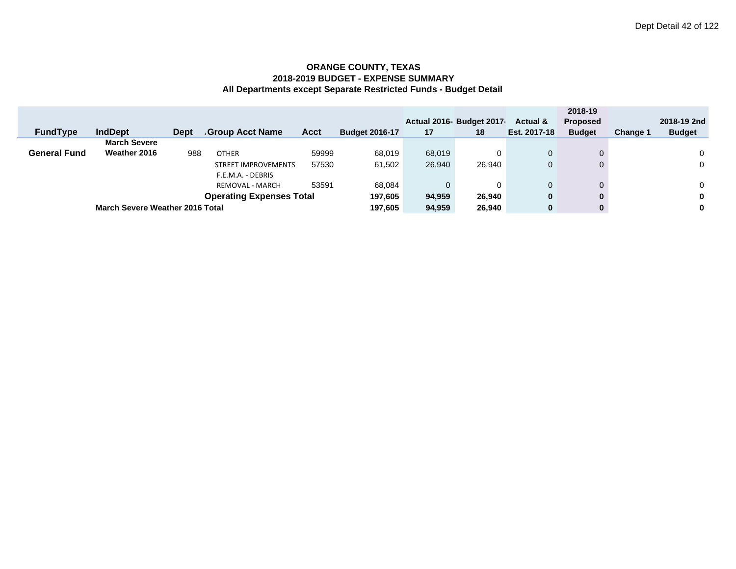**ORANGE COUNTY, TEXAS**
**2018-2019 BUDGET - EXPENSE SUMMARY**
**All Departments except Separate Restricted Funds - Budget Detail**

| FundType | IndDept | Dept | Group Acct Name | Acct | Budget 2016-17 | Actual 2016-17 | Budget 2017-18 | Actual & Est. 2017-18 | 2018-19 Proposed Budget | Change 1 | 2018-19 2nd Budget |
|---|---|---|---|---|---|---|---|---|---|---|---|
| **General Fund** | **March Severe Weather 2016** | 988 | OTHER | 59999 | 68,019 | 68,019 | 0 | 0 | 0 | | 0 |
| | | | STREET IMPROVEMENTS | 57530 | 61,502 | 26,940 | 26,940 | 0 | 0 | | 0 |
| | | | F.E.M.A. - DEBRIS REMOVAL - MARCH | 53591 | 68,084 | 0 | 0 | 0 | 0 | | 0 |
| | | | **Operating Expenses Total** | | **197,605** | **94,959** | **26,940** | **0** | **0** | | **0** |
| | **March Severe Weather 2016 Total** | | | | **197,605** | **94,959** | **26,940** | **0** | **0** | | **0** |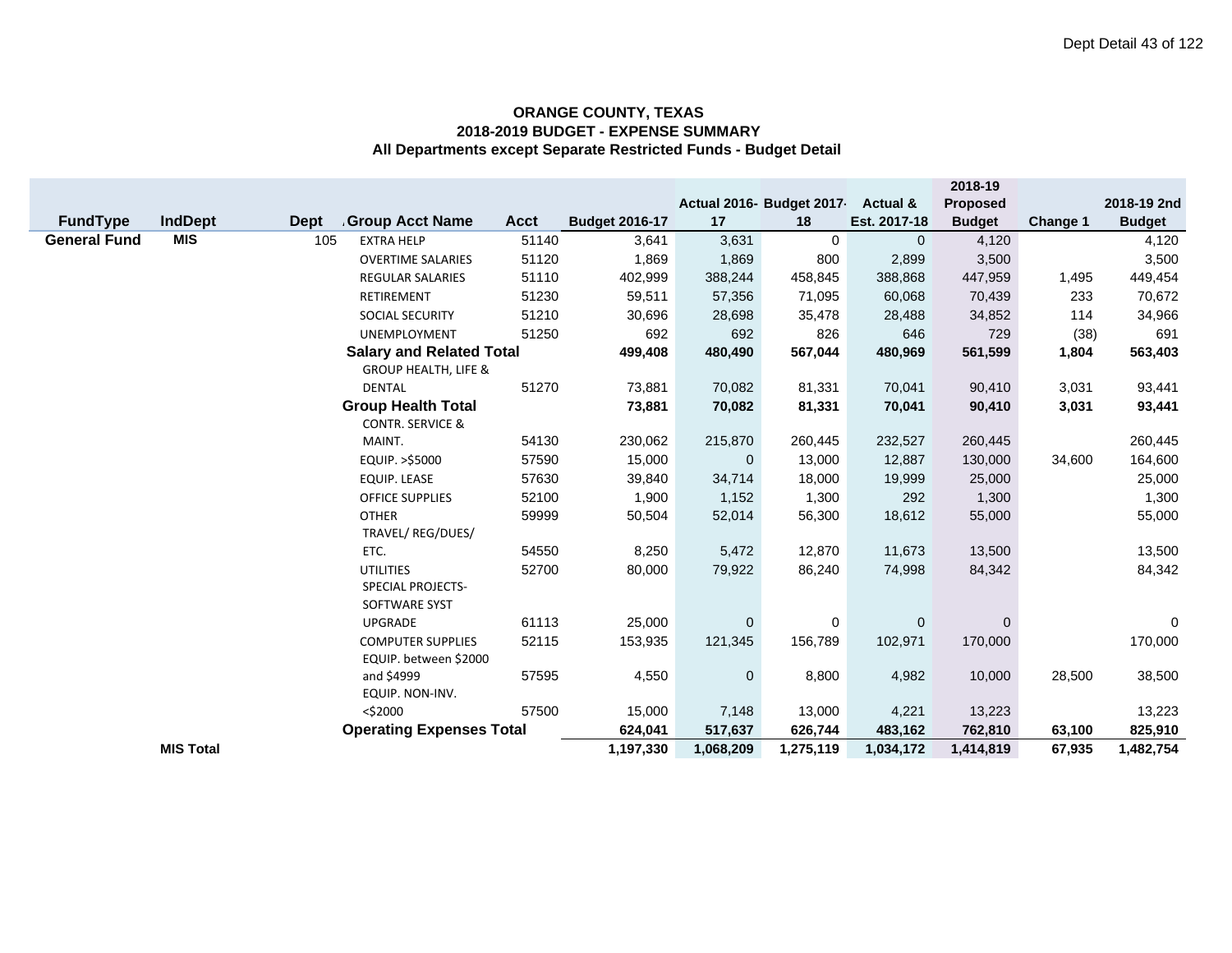**ORANGE COUNTY, TEXAS**
**2018-2019 BUDGET - EXPENSE SUMMARY**
**All Departments except Separate Restricted Funds - Budget Detail**

| FundType | IndDept | Dept | Group Acct Name | Acct | Budget 2016-17 | Actual 2016-17 | Budget 2017-18 | Actual & Est. 2017-18 | 2018-19 Proposed Budget | Change 1 | 2018-19 2nd Budget |
|---|---|---|---|---|---|---|---|---|---|---|---|
| **General Fund** | **MIS** | 105 | EXTRA HELP | 51140 | 3,641 | 3,631 | 0 | 0 | 4,120 | | 4,120 |
| | | | OVERTIME SALARIES | 51120 | 1,869 | 1,869 | 800 | 2,899 | 3,500 | | 3,500 |
| | | | REGULAR SALARIES | 51110 | 402,999 | 388,244 | 458,845 | 388,868 | 447,959 | 1,495 | 449,454 |
| | | | RETIREMENT | 51230 | 59,511 | 57,356 | 71,095 | 60,068 | 70,439 | 233 | 70,672 |
| | | | SOCIAL SECURITY | 51210 | 30,696 | 28,698 | 35,478 | 28,488 | 34,852 | 114 | 34,966 |
| | | | UNEMPLOYMENT | 51250 | 692 | 692 | 826 | 646 | 729 | (38) | 691 |
| | | | **Salary and Related Total** | | **499,408** | **480,490** | **567,044** | **480,969** | **561,599** | **1,804** | **563,403** |
| | | | GROUP HEALTH, LIFE & DENTAL | 51270 | 73,881 | 70,082 | 81,331 | 70,041 | 90,410 | 3,031 | 93,441 |
| | | | **Group Health Total** | | **73,881** | **70,082** | **81,331** | **70,041** | **90,410** | **3,031** | **93,441** |
| | | | CONTR. SERVICE & MAINT. | 54130 | 230,062 | 215,870 | 260,445 | 232,527 | 260,445 | | 260,445 |
| | | | EQUIP. >$5000 | 57590 | 15,000 | 0 | 13,000 | 12,887 | 130,000 | 34,600 | 164,600 |
| | | | EQUIP. LEASE | 57630 | 39,840 | 34,714 | 18,000 | 19,999 | 25,000 | | 25,000 |
| | | | OFFICE SUPPLIES | 52100 | 1,900 | 1,152 | 1,300 | 292 | 1,300 | | 1,300 |
| | | | OTHER | 59999 | 50,504 | 52,014 | 56,300 | 18,612 | 55,000 | | 55,000 |
| | | | TRAVEL/ REG/DUES/ ETC. | 54550 | 8,250 | 5,472 | 12,870 | 11,673 | 13,500 | | 13,500 |
| | | | UTILITIES | 52700 | 80,000 | 79,922 | 86,240 | 74,998 | 84,342 | | 84,342 |
| | | | SPECIAL PROJECTS-SOFTWARE SYST UPGRADE | 61113 | 25,000 | 0 | 0 | 0 | 0 | | 0 |
| | | | COMPUTER SUPPLIES | 52115 | 153,935 | 121,345 | 156,789 | 102,971 | 170,000 | | 170,000 |
| | | | EQUIP. between $2000 and $4999 | 57595 | 4,550 | 0 | 8,800 | 4,982 | 10,000 | 28,500 | 38,500 |
| | | | EQUIP. NON-INV. <$2000 | 57500 | 15,000 | 7,148 | 13,000 | 4,221 | 13,223 | | 13,223 |
| | | | **Operating Expenses Total** | | **624,041** | **517,637** | **626,744** | **483,162** | **762,810** | **63,100** | **825,910** |
| | **MIS Total** | | | | **1,197,330** | **1,068,209** | **1,275,119** | **1,034,172** | **1,414,819** | **67,935** | **1,482,754** |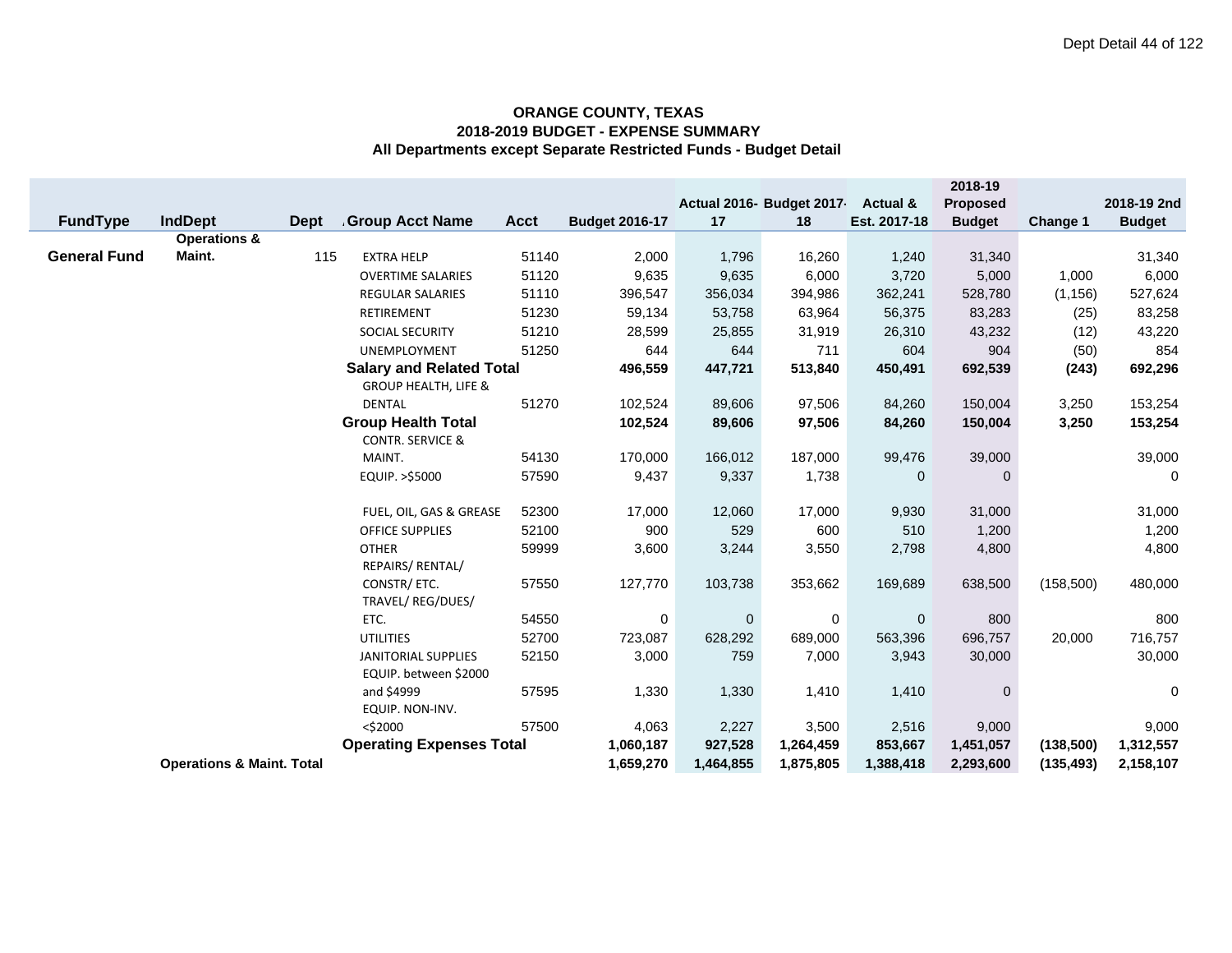**ORANGE COUNTY, TEXAS**
**2018-2019 BUDGET - EXPENSE SUMMARY**
**All Departments except Separate Restricted Funds - Budget Detail**

| FundType | IndDept | Dept | Group Acct Name | Acct | Budget 2016-17 | Actual 2016-17 | Budget 2017-18 | Actual & Est. 2017-18 | 2018-19 Proposed Budget | Change 1 | 2018-19 2nd Budget |
|---|---|---|---|---|---|---|---|---|---|---|---|
| **General Fund** | **Operations & Maint.** | 115 | EXTRA HELP | 51140 | 2,000 | 1,796 | 16,260 | 1,240 | 31,340 | | 31,340 |
| | | | OVERTIME SALARIES | 51120 | 9,635 | 9,635 | 6,000 | 3,720 | 5,000 | 1,000 | 6,000 |
| | | | REGULAR SALARIES | 51110 | 396,547 | 356,034 | 394,986 | 362,241 | 528,780 | (1,156) | 527,624 |
| | | | RETIREMENT | 51230 | 59,134 | 53,758 | 63,964 | 56,375 | 83,283 | (25) | 83,258 |
| | | | SOCIAL SECURITY | 51210 | 28,599 | 25,855 | 31,919 | 26,310 | 43,232 | (12) | 43,220 |
| | | | UNEMPLOYMENT | 51250 | 644 | 644 | 711 | 604 | 904 | (50) | 854 |
| | | | **Salary and Related Total** | | **496,559** | **447,721** | **513,840** | **450,491** | **692,539** | **(243)** | **692,296** |
| | | | GROUP HEALTH, LIFE & DENTAL | 51270 | 102,524 | 89,606 | 97,506 | 84,260 | 150,004 | 3,250 | 153,254 |
| | | | **Group Health Total** | | **102,524** | **89,606** | **97,506** | **84,260** | **150,004** | **3,250** | **153,254** |
| | | | CONTR. SERVICE & MAINT. | 54130 | 170,000 | 166,012 | 187,000 | 99,476 | 39,000 | | 39,000 |
| | | | EQUIP. >$5000 | 57590 | 9,437 | 9,337 | 1,738 | 0 | 0 | | 0 |
| | | | FUEL, OIL, GAS & GREASE | 52300 | 17,000 | 12,060 | 17,000 | 9,930 | 31,000 | | 31,000 |
| | | | OFFICE SUPPLIES | 52100 | 900 | 529 | 600 | 510 | 1,200 | | 1,200 |
| | | | OTHER | 59999 | 3,600 | 3,244 | 3,550 | 2,798 | 4,800 | | 4,800 |
| | | | REPAIRS/ RENTAL/ CONSTR/ ETC. | 57550 | 127,770 | 103,738 | 353,662 | 169,689 | 638,500 | (158,500) | 480,000 |
| | | | TRAVEL/ REG/DUES/ ETC. | 54550 | 0 | 0 | 0 | 0 | 800 | | 800 |
| | | | UTILITIES | 52700 | 723,087 | 628,292 | 689,000 | 563,396 | 696,757 | 20,000 | 716,757 |
| | | | JANITORIAL SUPPLIES | 52150 | 3,000 | 759 | 7,000 | 3,943 | 30,000 | | 30,000 |
| | | | EQUIP. between $2000 and $4999 | 57595 | 1,330 | 1,330 | 1,410 | 1,410 | 0 | | 0 |
| | | | EQUIP. NON-INV. <$2000 | 57500 | 4,063 | 2,227 | 3,500 | 2,516 | 9,000 | | 9,000 |
| | | | **Operating Expenses Total** | | **1,060,187** | **927,528** | **1,264,459** | **853,667** | **1,451,057** | **(138,500)** | **1,312,557** |
| | **Operations & Maint. Total** | | | | **1,659,270** | **1,464,855** | **1,875,805** | **1,388,418** | **2,293,600** | **(135,493)** | **2,158,107** |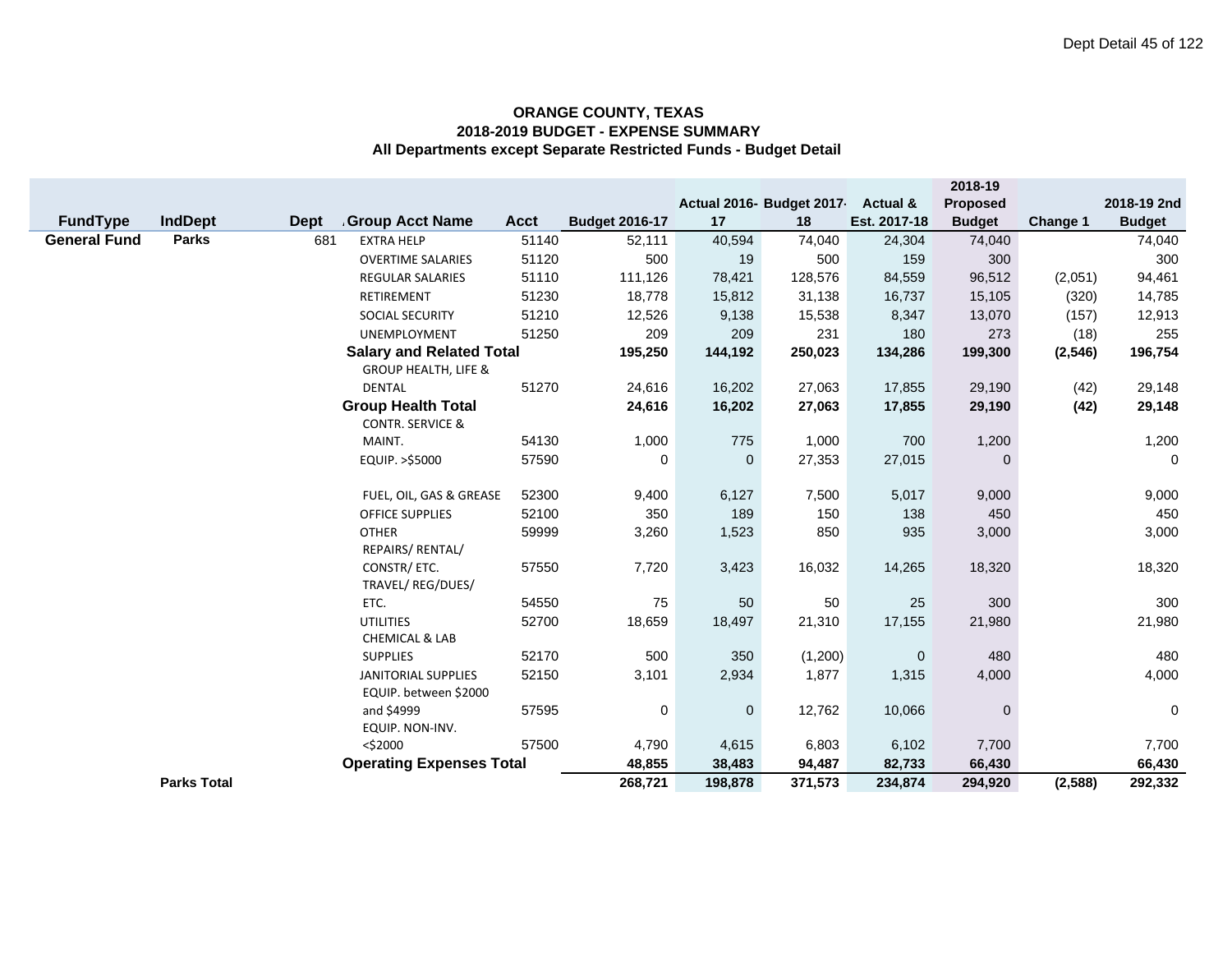**ORANGE COUNTY, TEXAS**
**2018-2019 BUDGET - EXPENSE SUMMARY**
**All Departments except Separate Restricted Funds - Budget Detail**

| FundType | IndDept | Dept | Group Acct Name | Acct | Budget 2016-17 | Actual 2016-17 | Budget 2017-18 | Actual & Est. 2017-18 | 2018-19 Proposed Budget | Change 1 | 2018-19 2nd Budget |
|---|---|---|---|---|---|---|---|---|---|---|---|
| **General Fund** | **Parks** | 681 | EXTRA HELP | 51140 | 52,111 | 40,594 | 74,040 | 24,304 | 74,040 | | 74,040 |
| | | | OVERTIME SALARIES | 51120 | 500 | 19 | 500 | 159 | 300 | | 300 |
| | | | REGULAR SALARIES | 51110 | 111,126 | 78,421 | 128,576 | 84,559 | 96,512 | (2,051) | 94,461 |
| | | | RETIREMENT | 51230 | 18,778 | 15,812 | 31,138 | 16,737 | 15,105 | (320) | 14,785 |
| | | | SOCIAL SECURITY | 51210 | 12,526 | 9,138 | 15,538 | 8,347 | 13,070 | (157) | 12,913 |
| | | | UNEMPLOYMENT | 51250 | 209 | 209 | 231 | 180 | 273 | (18) | 255 |
| | | | **Salary and Related Total** | | **195,250** | **144,192** | **250,023** | **134,286** | **199,300** | **(2,546)** | **196,754** |
| | | | GROUP HEALTH, LIFE & DENTAL | 51270 | 24,616 | 16,202 | 27,063 | 17,855 | 29,190 | (42) | 29,148 |
| | | | **Group Health Total** | | **24,616** | **16,202** | **27,063** | **17,855** | **29,190** | **(42)** | **29,148** |
| | | | CONTR. SERVICE & MAINT. | 54130 | 1,000 | 775 | 1,000 | 700 | 1,200 | | 1,200 |
| | | | EQUIP. >$5000 | 57590 | 0 | 0 | 27,353 | 27,015 | 0 | | 0 |
| | | | FUEL, OIL, GAS & GREASE | 52300 | 9,400 | 6,127 | 7,500 | 5,017 | 9,000 | | 9,000 |
| | | | OFFICE SUPPLIES | 52100 | 350 | 189 | 150 | 138 | 450 | | 450 |
| | | | OTHER | 59999 | 3,260 | 1,523 | 850 | 935 | 3,000 | | 3,000 |
| | | | REPAIRS/ RENTAL/ CONSTR/ ETC. | 57550 | 7,720 | 3,423 | 16,032 | 14,265 | 18,320 | | 18,320 |
| | | | TRAVEL/ REG/DUES/ ETC. | 54550 | 75 | 50 | 50 | 25 | 300 | | 300 |
| | | | UTILITIES | 52700 | 18,659 | 18,497 | 21,310 | 17,155 | 21,980 | | 21,980 |
| | | | CHEMICAL & LAB SUPPLIES | 52170 | 500 | 350 | (1,200) | 0 | 480 | | 480 |
| | | | JANITORIAL SUPPLIES | 52150 | 3,101 | 2,934 | 1,877 | 1,315 | 4,000 | | 4,000 |
| | | | EQUIP. between $2000 and $4999 | 57595 | 0 | 0 | 12,762 | 10,066 | 0 | | 0 |
| | | | EQUIP. NON-INV. <$2000 | 57500 | 4,790 | 4,615 | 6,803 | 6,102 | 7,700 | | 7,700 |
| | | | **Operating Expenses Total** | | **48,855** | **38,483** | **94,487** | **82,733** | **66,430** | | **66,430** |
| | **Parks Total** | | | | **268,721** | **198,878** | **371,573** | **234,874** | **294,920** | **(2,588)** | **292,332** |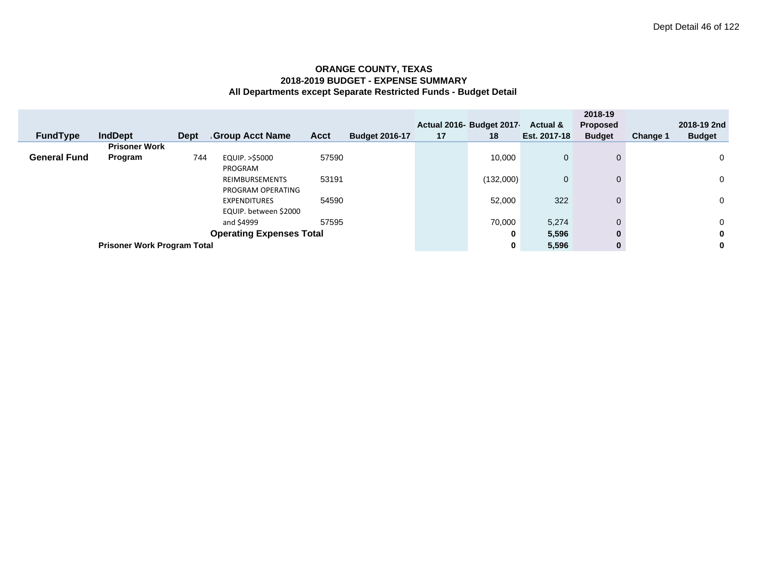**ORANGE COUNTY, TEXAS**
**2018-2019 BUDGET - EXPENSE SUMMARY**
**All Departments except Separate Restricted Funds - Budget Detail**

| FundType | IndDept | Dept | Group Acct Name | Acct | Budget 2016-17 | Actual 2016-17 | Budget 2017-18 | Actual & Est. 2017-18 | 2018-19 Proposed Budget | Change 1 | 2018-19 2nd Budget |
|---|---|---|---|---|---|---|---|---|---|---|---|
| **General Fund** | **Prisoner Work Program** | 744 | EQUIP. >$5000 | 57590 | | | 10,000 | 0 | 0 | | 0 |
| | | | PROGRAM REIMBURSEMENTS | 53191 | | | (132,000) | 0 | 0 | | 0 |
| | | | PROGRAM OPERATING EXPENDITURES | 54590 | | | 52,000 | 322 | 0 | | 0 |
| | | | EQUIP. between $2000 and $4999 | 57595 | | | 70,000 | 5,274 | 0 | | 0 |
| | | | **Operating Expenses Total** | | | | **0** | **5,596** | **0** | | **0** |
| | **Prisoner Work Program Total** | | | | | | **0** | **5,596** | **0** | | **0** |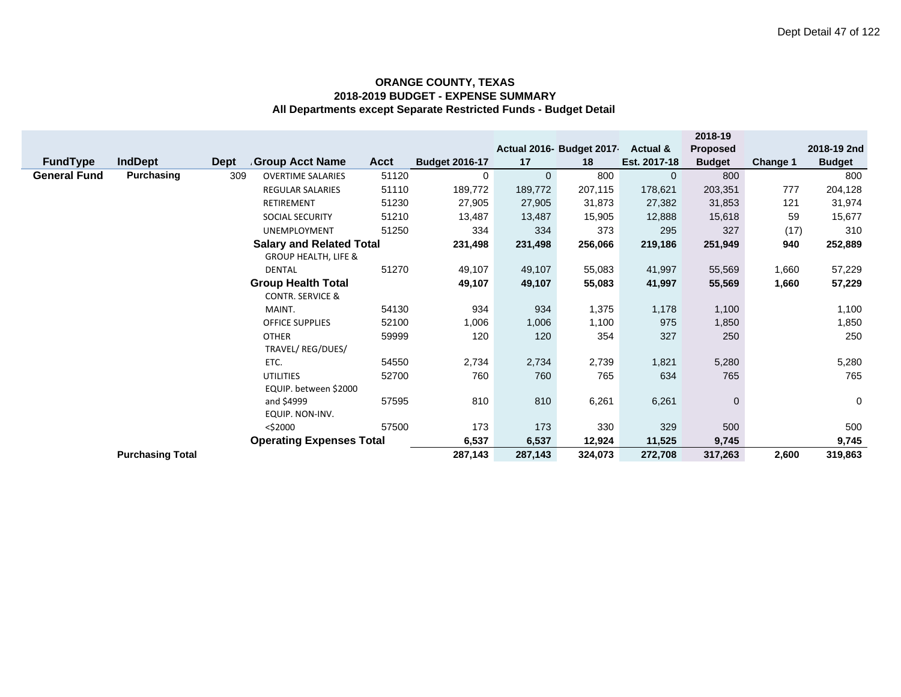**ORANGE COUNTY, TEXAS**
**2018-2019 BUDGET - EXPENSE SUMMARY**
**All Departments except Separate Restricted Funds - Budget Detail**

| FundType | IndDept | Dept | Group Acct Name | Acct | Budget 2016-17 | Actual 2016-17 | Budget 2017-18 | Actual & Est. 2017-18 | 2018-19 Proposed Budget | Change 1 | 2018-19 2nd Budget |
|---|---|---|---|---|---|---|---|---|---|---|---|
| **General Fund** | **Purchasing** | 309 | OVERTIME SALARIES | 51120 | 0 | 0 | 800 | 0 | 800 | | 800 |
| | | | REGULAR SALARIES | 51110 | 189,772 | 189,772 | 207,115 | 178,621 | 203,351 | 777 | 204,128 |
| | | | RETIREMENT | 51230 | 27,905 | 27,905 | 31,873 | 27,382 | 31,853 | 121 | 31,974 |
| | | | SOCIAL SECURITY | 51210 | 13,487 | 13,487 | 15,905 | 12,888 | 15,618 | 59 | 15,677 |
| | | | UNEMPLOYMENT | 51250 | 334 | 334 | 373 | 295 | 327 | (17) | 310 |
| | | | **Salary and Related Total** | | **231,498** | **231,498** | **256,066** | **219,186** | **251,949** | **940** | **252,889** |
| | | | GROUP HEALTH, LIFE & DENTAL | 51270 | 49,107 | 49,107 | 55,083 | 41,997 | 55,569 | 1,660 | 57,229 |
| | | | **Group Health Total** | | **49,107** | **49,107** | **55,083** | **41,997** | **55,569** | **1,660** | **57,229** |
| | | | CONTR. SERVICE & MAINT. | 54130 | 934 | 934 | 1,375 | 1,178 | 1,100 | | 1,100 |
| | | | OFFICE SUPPLIES | 52100 | 1,006 | 1,006 | 1,100 | 975 | 1,850 | | 1,850 |
| | | | OTHER | 59999 | 120 | 120 | 354 | 327 | 250 | | 250 |
| | | | TRAVEL/ REG/DUES/ ETC. | 54550 | 2,734 | 2,734 | 2,739 | 1,821 | 5,280 | | 5,280 |
| | | | UTILITIES | 52700 | 760 | 760 | 765 | 634 | 765 | | 765 |
| | | | EQUIP. between $2000 and $4999 | 57595 | 810 | 810 | 6,261 | 6,261 | 0 | | 0 |
| | | | EQUIP. NON-INV. <$2000 | 57500 | 173 | 173 | 330 | 329 | 500 | | 500 |
| | | | **Operating Expenses Total** | | **6,537** | **6,537** | **12,924** | **11,525** | **9,745** | | **9,745** |
| | **Purchasing Total** | | | | **287,143** | **287,143** | **324,073** | **272,708** | **317,263** | **2,600** | **319,863** |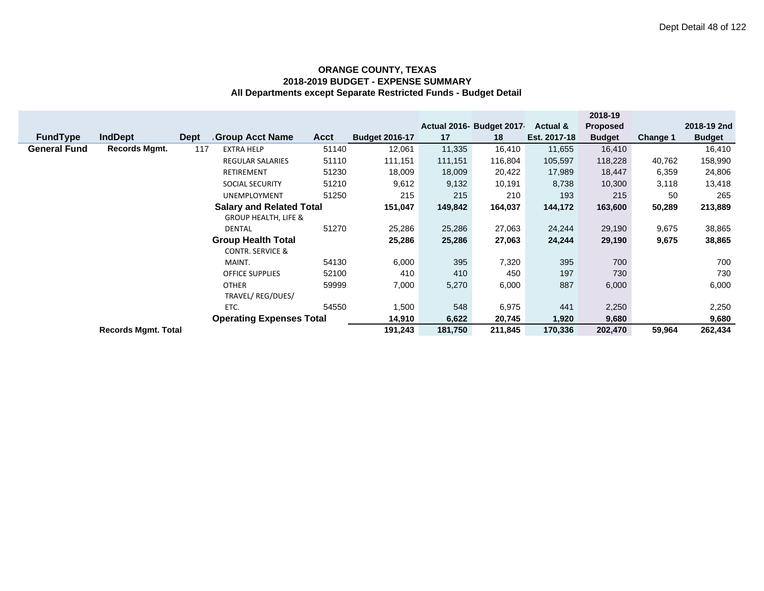**ORANGE COUNTY, TEXAS**
**2018-2019 BUDGET - EXPENSE SUMMARY**
**All Departments except Separate Restricted Funds - Budget Detail**

| FundType | IndDept | Dept | Group Acct Name | Acct | Budget 2016-17 | Actual 2016-17 | Budget 2017-18 | Actual & Est. 2017-18 | 2018-19 Proposed Budget | Change 1 | 2018-19 2nd Budget |
|---|---|---|---|---|---|---|---|---|---|---|---|
| **General Fund** | **Records Mgmt.** | 117 | EXTRA HELP | 51140 | 12,061 | 11,335 | 16,410 | 11,655 | 16,410 | | 16,410 |
| | | | REGULAR SALARIES | 51110 | 111,151 | 111,151 | 116,804 | 105,597 | 118,228 | 40,762 | 158,990 |
| | | | RETIREMENT | 51230 | 18,009 | 18,009 | 20,422 | 17,989 | 18,447 | 6,359 | 24,806 |
| | | | SOCIAL SECURITY | 51210 | 9,612 | 9,132 | 10,191 | 8,738 | 10,300 | 3,118 | 13,418 |
| | | | UNEMPLOYMENT | 51250 | 215 | 215 | 210 | 193 | 215 | 50 | 265 |
| | | | **Salary and Related Total** | | **151,047** | **149,842** | **164,037** | **144,172** | **163,600** | **50,289** | **213,889** |
| | | | GROUP HEALTH, LIFE & DENTAL | 51270 | 25,286 | 25,286 | 27,063 | 24,244 | 29,190 | 9,675 | 38,865 |
| | | | **Group Health Total** | | **25,286** | **25,286** | **27,063** | **24,244** | **29,190** | **9,675** | **38,865** |
| | | | CONTR. SERVICE & MAINT. | 54130 | 6,000 | 395 | 7,320 | 395 | 700 | | 700 |
| | | | OFFICE SUPPLIES | 52100 | 410 | 410 | 450 | 197 | 730 | | 730 |
| | | | OTHER | 59999 | 7,000 | 5,270 | 6,000 | 887 | 6,000 | | 6,000 |
| | | | TRAVEL/ REG/DUES/ ETC. | 54550 | 1,500 | 548 | 6,975 | 441 | 2,250 | | 2,250 |
| | | | **Operating Expenses Total** | | **14,910** | **6,622** | **20,745** | **1,920** | **9,680** | | **9,680** |
| | **Records Mgmt. Total** | | | | **191,243** | **181,750** | **211,845** | **170,336** | **202,470** | **59,964** | **262,434** |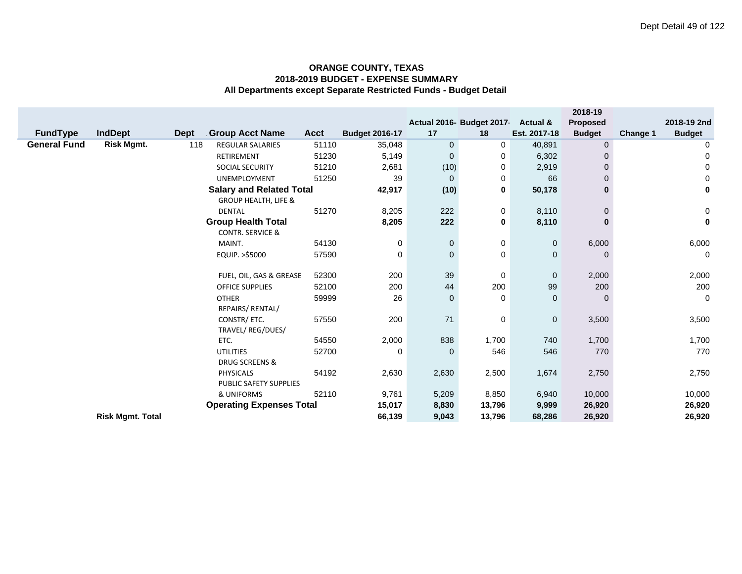**ORANGE COUNTY, TEXAS**
**2018-2019 BUDGET - EXPENSE SUMMARY**
**All Departments except Separate Restricted Funds - Budget Detail**

| FundType | IndDept | Dept | Group Acct Name | Acct | Budget 2016-17 | Actual 2016-17 | Budget 2017-18 | Actual & Est. 2017-18 | 2018-19 Proposed Budget | Change 1 | 2018-19 2nd Budget |
|---|---|---|---|---|---|---|---|---|---|---|---|
| **General Fund** | **Risk Mgmt.** | 118 | REGULAR SALARIES | 51110 | 35,048 | 0 | 0 | 40,891 | 0 | | 0 |
| | | | RETIREMENT | 51230 | 5,149 | 0 | 0 | 6,302 | 0 | | 0 |
| | | | SOCIAL SECURITY | 51210 | 2,681 | (10) | 0 | 2,919 | 0 | | 0 |
| | | | UNEMPLOYMENT | 51250 | 39 | 0 | 0 | 66 | 0 | | 0 |
| | | | **Salary and Related Total** | | **42,917** | **(10)** | **0** | **50,178** | **0** | | **0** |
| | | | GROUP HEALTH, LIFE & DENTAL | 51270 | 8,205 | 222 | 0 | 8,110 | 0 | | 0 |
| | | | **Group Health Total** | | **8,205** | **222** | **0** | **8,110** | **0** | | **0** |
| | | | CONTR. SERVICE & MAINT. | 54130 | 0 | 0 | 0 | 0 | 6,000 | | 6,000 |
| | | | EQUIP. >$5000 | 57590 | 0 | 0 | 0 | 0 | 0 | | 0 |
| | | | FUEL, OIL, GAS & GREASE | 52300 | 200 | 39 | 0 | 0 | 2,000 | | 2,000 |
| | | | OFFICE SUPPLIES | 52100 | 200 | 44 | 200 | 99 | 200 | | 200 |
| | | | OTHER | 59999 | 26 | 0 | 0 | 0 | 0 | | 0 |
| | | | REPAIRS/ RENTAL/ CONSTR/ ETC. | 57550 | 200 | 71 | 0 | 0 | 3,500 | | 3,500 |
| | | | TRAVEL/ REG/DUES/ ETC. | 54550 | 2,000 | 838 | 1,700 | 740 | 1,700 | | 1,700 |
| | | | UTILITIES | 52700 | 0 | 0 | 546 | 546 | 770 | | 770 |
| | | | DRUG SCREENS & PHYSICALS | 54192 | 2,630 | 2,630 | 2,500 | 1,674 | 2,750 | | 2,750 |
| | | | PUBLIC SAFETY SUPPLIES & UNIFORMS | 52110 | 9,761 | 5,209 | 8,850 | 6,940 | 10,000 | | 10,000 |
| | | | **Operating Expenses Total** | | **15,017** | **8,830** | **13,796** | **9,999** | **26,920** | | **26,920** |
| | **Risk Mgmt. Total** | | | | **66,139** | **9,043** | **13,796** | **68,286** | **26,920** | | **26,920** |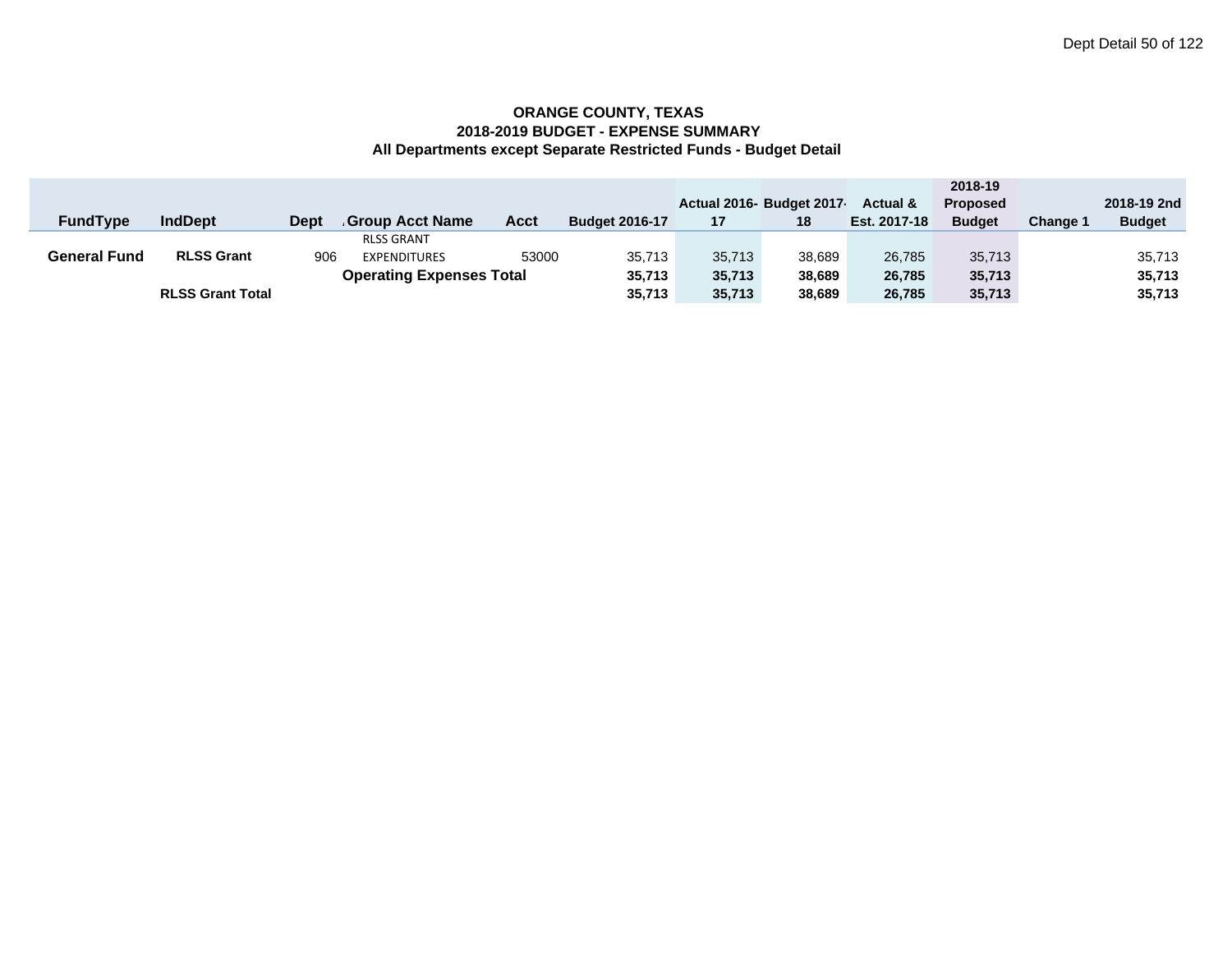**ORANGE COUNTY, TEXAS**
**2018-2019 BUDGET - EXPENSE SUMMARY**
**All Departments except Separate Restricted Funds - Budget Detail**

| FundType | IndDept | Dept | Group Acct Name | Acct | Budget 2016-17 | Actual 2016-17 | Budget 2017-18 | Actual & Est. 2017-18 | 2018-19 Proposed Budget | Change 1 | 2018-19 2nd Budget |
|---|---|---|---|---|---|---|---|---|---|---|---|
| **General Fund** | **RLSS Grant** | 906 | RLSS GRANT EXPENDITURES | 53000 | 35,713 | 35,713 | 38,689 | 26,785 | 35,713 | | 35,713 |
| | | | **Operating Expenses Total** | | **35,713** | **35,713** | **38,689** | **26,785** | **35,713** | | **35,713** |
| | **RLSS Grant Total** | | | | **35,713** | **35,713** | **38,689** | **26,785** | **35,713** | | **35,713** |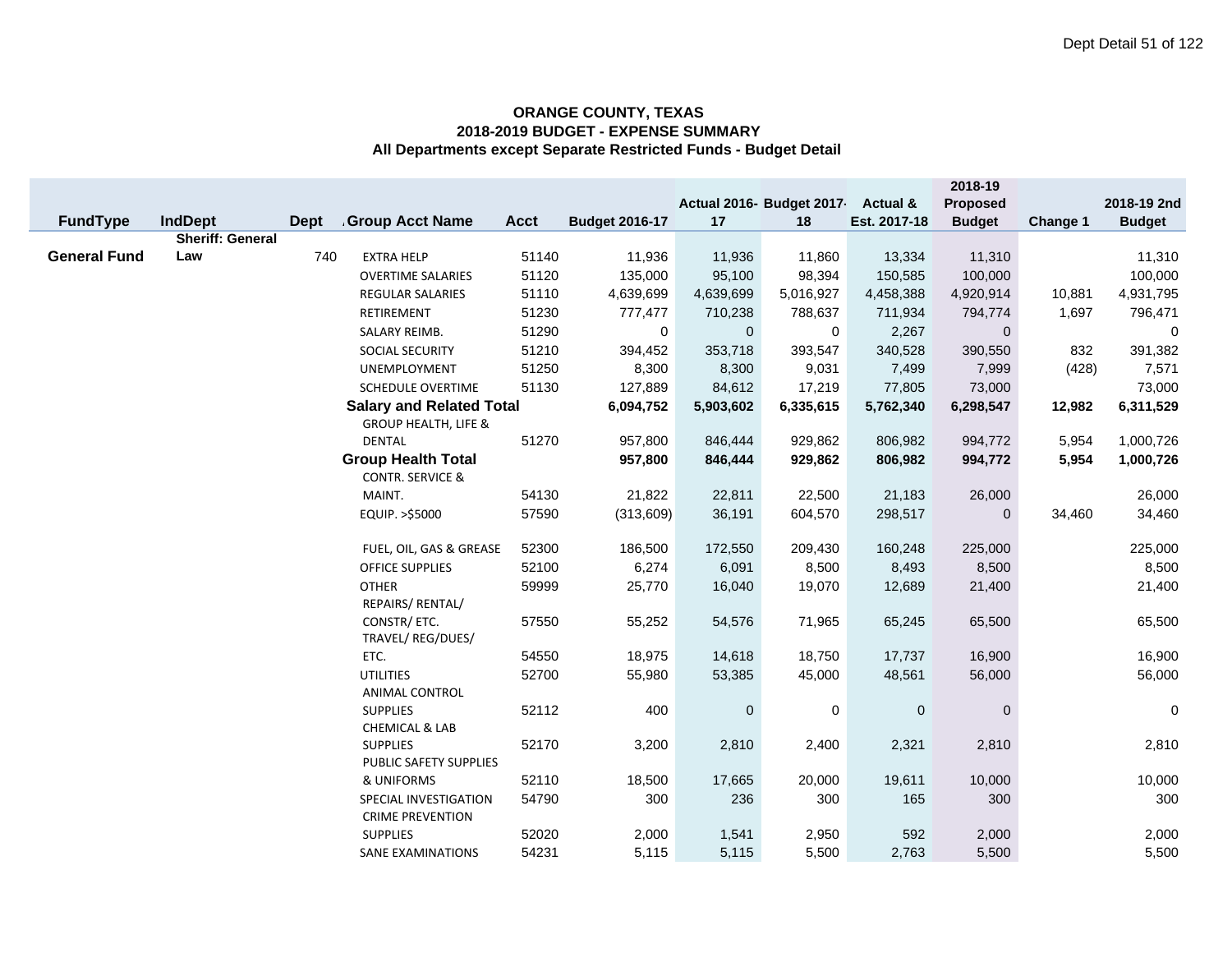**ORANGE COUNTY, TEXAS**
**2018-2019 BUDGET - EXPENSE SUMMARY**
**All Departments except Separate Restricted Funds - Budget Detail**

| FundType | IndDept | Dept | Group Acct Name | Acct | Budget 2016-17 | Actual 2016-17 | Budget 2017-18 | Actual & Est. 2017-18 | 2018-19 Proposed Budget | Change 1 | 2018-19 2nd Budget |
|---|---|---|---|---|---|---|---|---|---|---|---|
| **General Fund** | **Sheriff: General Law** | 740 | EXTRA HELP | 51140 | 11,936 | 11,936 | 11,860 | 13,334 | 11,310 | | 11,310 |
| | | | OVERTIME SALARIES | 51120 | 135,000 | 95,100 | 98,394 | 150,585 | 100,000 | | 100,000 |
| | | | REGULAR SALARIES | 51110 | 4,639,699 | 4,639,699 | 5,016,927 | 4,458,388 | 4,920,914 | 10,881 | 4,931,795 |
| | | | RETIREMENT | 51230 | 777,477 | 710,238 | 788,637 | 711,934 | 794,774 | 1,697 | 796,471 |
| | | | SALARY REIMB. | 51290 | 0 | 0 | 0 | 2,267 | 0 | | 0 |
| | | | SOCIAL SECURITY | 51210 | 394,452 | 353,718 | 393,547 | 340,528 | 390,550 | 832 | 391,382 |
| | | | UNEMPLOYMENT | 51250 | 8,300 | 8,300 | 9,031 | 7,499 | 7,999 | (428) | 7,571 |
| | | | SCHEDULE OVERTIME | 51130 | 127,889 | 84,612 | 17,219 | 77,805 | 73,000 | | 73,000 |
| | | | **Salary and Related Total** | | **6,094,752** | **5,903,602** | **6,335,615** | **5,762,340** | **6,298,547** | **12,982** | **6,311,529** |
| | | | GROUP HEALTH, LIFE & DENTAL | 51270 | 957,800 | 846,444 | 929,862 | 806,982 | 994,772 | 5,954 | 1,000,726 |
| | | | **Group Health Total** | | **957,800** | **846,444** | **929,862** | **806,982** | **994,772** | **5,954** | **1,000,726** |
| | | | CONTR. SERVICE & MAINT. | 54130 | 21,822 | 22,811 | 22,500 | 21,183 | 26,000 | | 26,000 |
| | | | EQUIP. >$5000 | 57590 | (313,609) | 36,191 | 604,570 | 298,517 | 0 | 34,460 | 34,460 |
| | | | FUEL, OIL, GAS & GREASE | 52300 | 186,500 | 172,550 | 209,430 | 160,248 | 225,000 | | 225,000 |
| | | | OFFICE SUPPLIES | 52100 | 6,274 | 6,091 | 8,500 | 8,493 | 8,500 | | 8,500 |
| | | | OTHER | 59999 | 25,770 | 16,040 | 19,070 | 12,689 | 21,400 | | 21,400 |
| | | | REPAIRS/ RENTAL/ CONSTR/ ETC. | 57550 | 55,252 | 54,576 | 71,965 | 65,245 | 65,500 | | 65,500 |
| | | | TRAVEL/ REG/DUES/ ETC. | 54550 | 18,975 | 14,618 | 18,750 | 17,737 | 16,900 | | 16,900 |
| | | | UTILITIES | 52700 | 55,980 | 53,385 | 45,000 | 48,561 | 56,000 | | 56,000 |
| | | | ANIMAL CONTROL SUPPLIES | 52112 | 400 | 0 | 0 | 0 | 0 | | 0 |
| | | | CHEMICAL & LAB SUPPLIES | 52170 | 3,200 | 2,810 | 2,400 | 2,321 | 2,810 | | 2,810 |
| | | | PUBLIC SAFETY SUPPLIES & UNIFORMS | 52110 | 18,500 | 17,665 | 20,000 | 19,611 | 10,000 | | 10,000 |
| | | | SPECIAL INVESTIGATION | 54790 | 300 | 236 | 300 | 165 | 300 | | 300 |
| | | | CRIME PREVENTION SUPPLIES | 52020 | 2,000 | 1,541 | 2,950 | 592 | 2,000 | | 2,000 |
| | | | SANE EXAMINATIONS | 54231 | 5,115 | 5,115 | 5,500 | 2,763 | 5,500 | | 5,500 |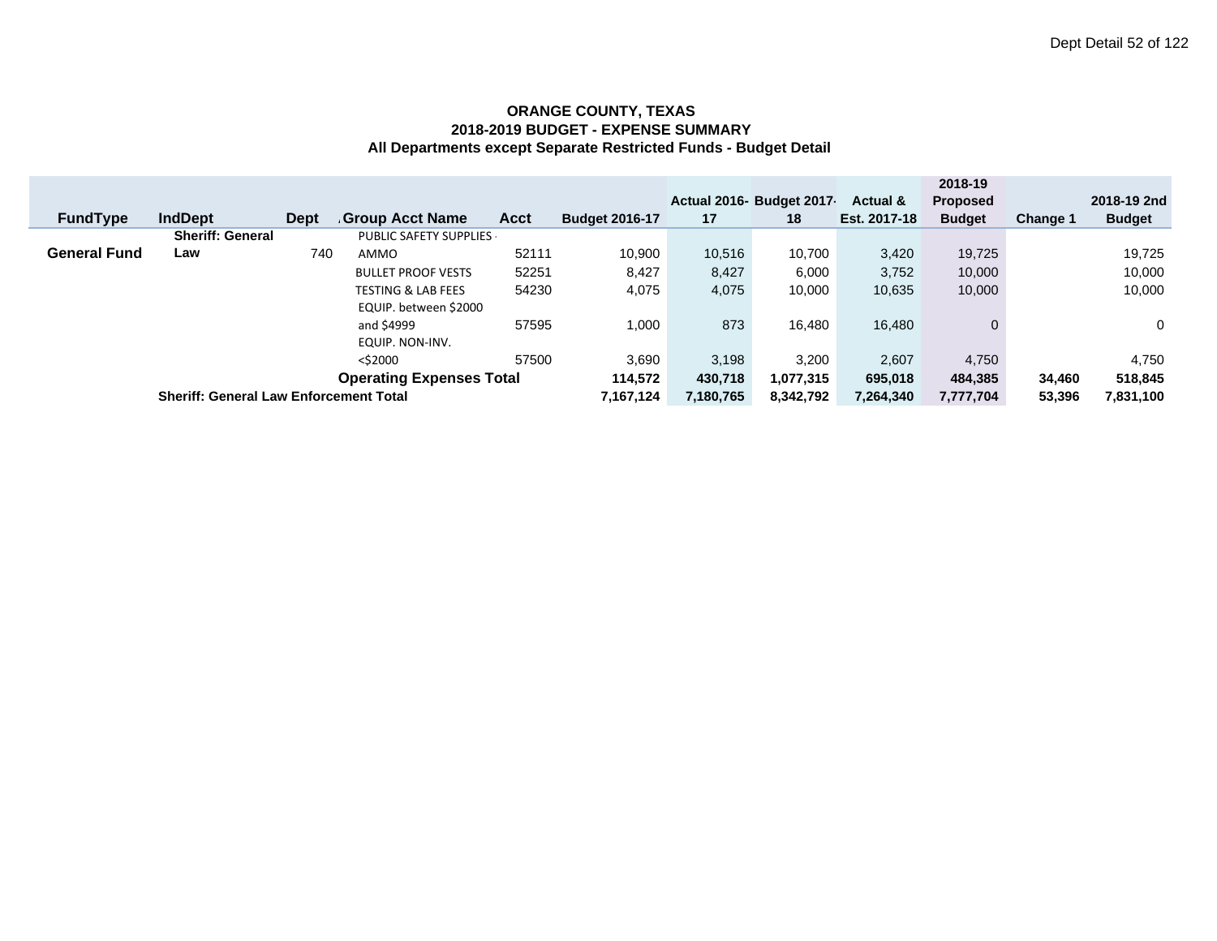**ORANGE COUNTY, TEXAS**
**2018-2019 BUDGET - EXPENSE SUMMARY**
**All Departments except Separate Restricted Funds - Budget Detail**

| FundType | IndDept | Dept | Group Acct Name | Acct | Budget 2016-17 | Actual 2016-17 | Budget 2017-18 | Actual & Est. 2017-18 | 2018-19 Proposed Budget | Change 1 | 2018-19 2nd Budget |
|---|---|---|---|---|---|---|---|---|---|---|---|
| **General Fund** | **Sheriff: General Law** | 740 | PUBLIC SAFETY SUPPLIES - AMMO | 52111 | 10,900 | 10,516 | 10,700 | 3,420 | 19,725 | | 19,725 |
| | | | BULLET PROOF VESTS | 52251 | 8,427 | 8,427 | 6,000 | 3,752 | 10,000 | | 10,000 |
| | | | TESTING & LAB FEES | 54230 | 4,075 | 4,075 | 10,000 | 10,635 | 10,000 | | 10,000 |
| | | | EQUIP. between $2000 and $4999 | 57595 | 1,000 | 873 | 16,480 | 16,480 | 0 | | 0 |
| | | | EQUIP. NON-INV. <$2000 | 57500 | 3,690 | 3,198 | 3,200 | 2,607 | 4,750 | | 4,750 |
| | | | **Operating Expenses Total** | | **114,572** | **430,718** | **1,077,315** | **695,018** | **484,385** | **34,460** | **518,845** |
| | **Sheriff: General Law Enforcement Total** | | | | **7,167,124** | **7,180,765** | **8,342,792** | **7,264,340** | **7,777,704** | **53,396** | **7,831,100** |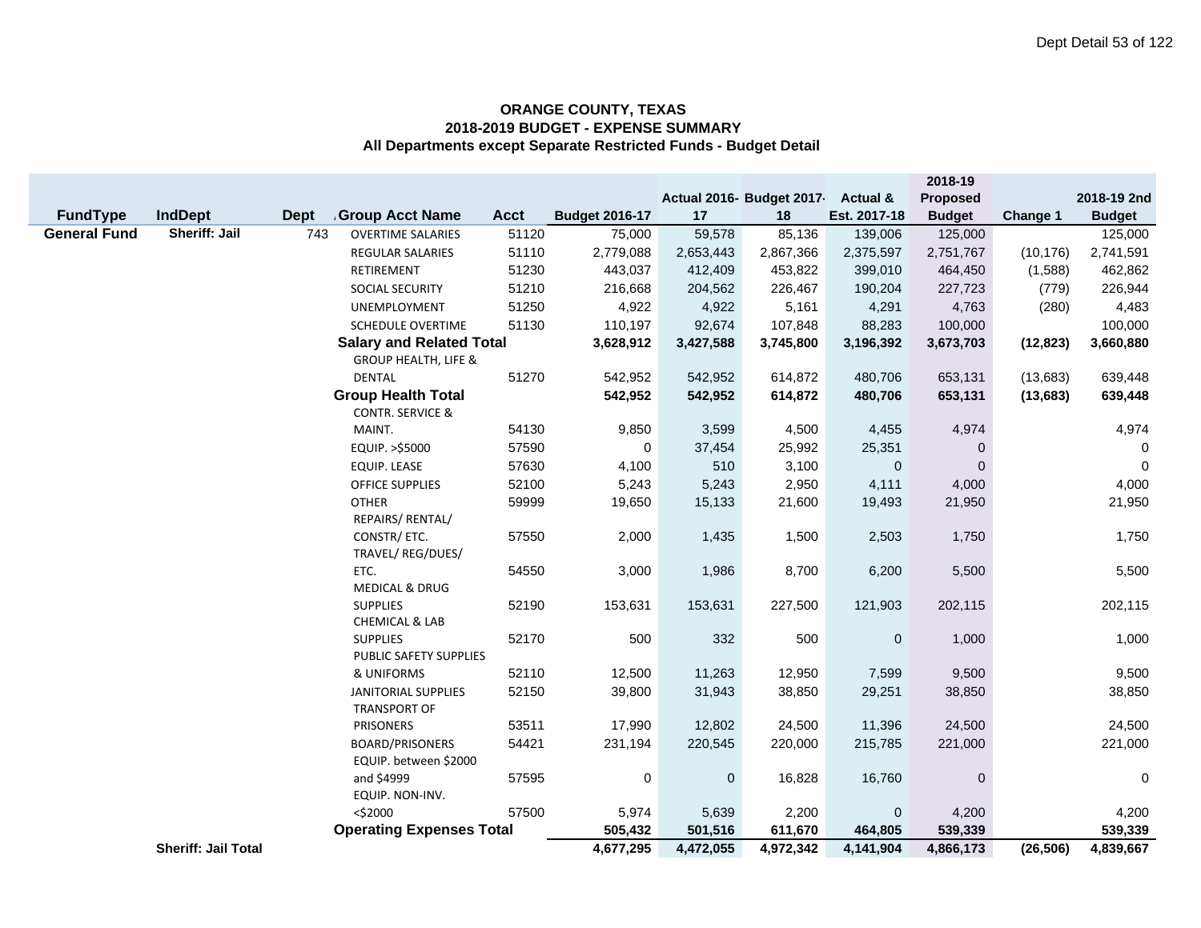**ORANGE COUNTY, TEXAS**
**2018-2019 BUDGET - EXPENSE SUMMARY**
**All Departments except Separate Restricted Funds - Budget Detail**

| FundType | IndDept | Dept | Group Acct Name | Acct | Budget 2016-17 | Actual 2016-17 | Budget 2017-18 | Actual & Est. 2017-18 | 2018-19 Proposed Budget | Change 1 | 2018-19 2nd Budget |
|---|---|---|---|---|---|---|---|---|---|---|---|
| **General Fund** | **Sheriff: Jail** | 743 | OVERTIME SALARIES | 51120 | 75,000 | 59,578 | 85,136 | 139,006 | 125,000 | | 125,000 |
| | | | REGULAR SALARIES | 51110 | 2,779,088 | 2,653,443 | 2,867,366 | 2,375,597 | 2,751,767 | (10,176) | 2,741,591 |
| | | | RETIREMENT | 51230 | 443,037 | 412,409 | 453,822 | 399,010 | 464,450 | (1,588) | 462,862 |
| | | | SOCIAL SECURITY | 51210 | 216,668 | 204,562 | 226,467 | 190,204 | 227,723 | (779) | 226,944 |
| | | | UNEMPLOYMENT | 51250 | 4,922 | 4,922 | 5,161 | 4,291 | 4,763 | (280) | 4,483 |
| | | | SCHEDULE OVERTIME | 51130 | 110,197 | 92,674 | 107,848 | 88,283 | 100,000 | | 100,000 |
| | | | **Salary and Related Total** | | **3,628,912** | **3,427,588** | **3,745,800** | **3,196,392** | **3,673,703** | **(12,823)** | **3,660,880** |
| | | | GROUP HEALTH, LIFE & DENTAL | 51270 | 542,952 | 542,952 | 614,872 | 480,706 | 653,131 | (13,683) | 639,448 |
| | | | **Group Health Total** | | **542,952** | **542,952** | **614,872** | **480,706** | **653,131** | **(13,683)** | **639,448** |
| | | | CONTR. SERVICE & MAINT. | 54130 | 9,850 | 3,599 | 4,500 | 4,455 | 4,974 | | 4,974 |
| | | | EQUIP. >$5000 | 57590 | 0 | 37,454 | 25,992 | 25,351 | 0 | | 0 |
| | | | EQUIP. LEASE | 57630 | 4,100 | 510 | 3,100 | 0 | 0 | | 0 |
| | | | OFFICE SUPPLIES | 52100 | 5,243 | 5,243 | 2,950 | 4,111 | 4,000 | | 4,000 |
| | | | OTHER | 59999 | 19,650 | 15,133 | 21,600 | 19,493 | 21,950 | | 21,950 |
| | | | REPAIRS/ RENTAL/ CONSTR/ ETC. | 57550 | 2,000 | 1,435 | 1,500 | 2,503 | 1,750 | | 1,750 |
| | | | TRAVEL/ REG/DUES/ ETC. | 54550 | 3,000 | 1,986 | 8,700 | 6,200 | 5,500 | | 5,500 |
| | | | MEDICAL & DRUG SUPPLIES | 52190 | 153,631 | 153,631 | 227,500 | 121,903 | 202,115 | | 202,115 |
| | | | CHEMICAL & LAB SUPPLIES | 52170 | 500 | 332 | 500 | 0 | 1,000 | | 1,000 |
| | | | PUBLIC SAFETY SUPPLIES & UNIFORMS | 52110 | 12,500 | 11,263 | 12,950 | 7,599 | 9,500 | | 9,500 |
| | | | JANITORIAL SUPPLIES | 52150 | 39,800 | 31,943 | 38,850 | 29,251 | 38,850 | | 38,850 |
| | | | TRANSPORT OF PRISONERS | 53511 | 17,990 | 12,802 | 24,500 | 11,396 | 24,500 | | 24,500 |
| | | | BOARD/PRISONERS | 54421 | 231,194 | 220,545 | 220,000 | 215,785 | 221,000 | | 221,000 |
| | | | EQUIP. between $2000 and $4999 | 57595 | 0 | 0 | 16,828 | 16,760 | 0 | | 0 |
| | | | EQUIP. NON-INV. <$2000 | 57500 | 5,974 | 5,639 | 2,200 | 0 | 4,200 | | 4,200 |
| | | | **Operating Expenses Total** | | **505,432** | **501,516** | **611,670** | **464,805** | **539,339** | | **539,339** |
| | **Sheriff: Jail Total** | | | | **4,677,295** | **4,472,055** | **4,972,342** | **4,141,904** | **4,866,173** | **(26,506)** | **4,839,667** |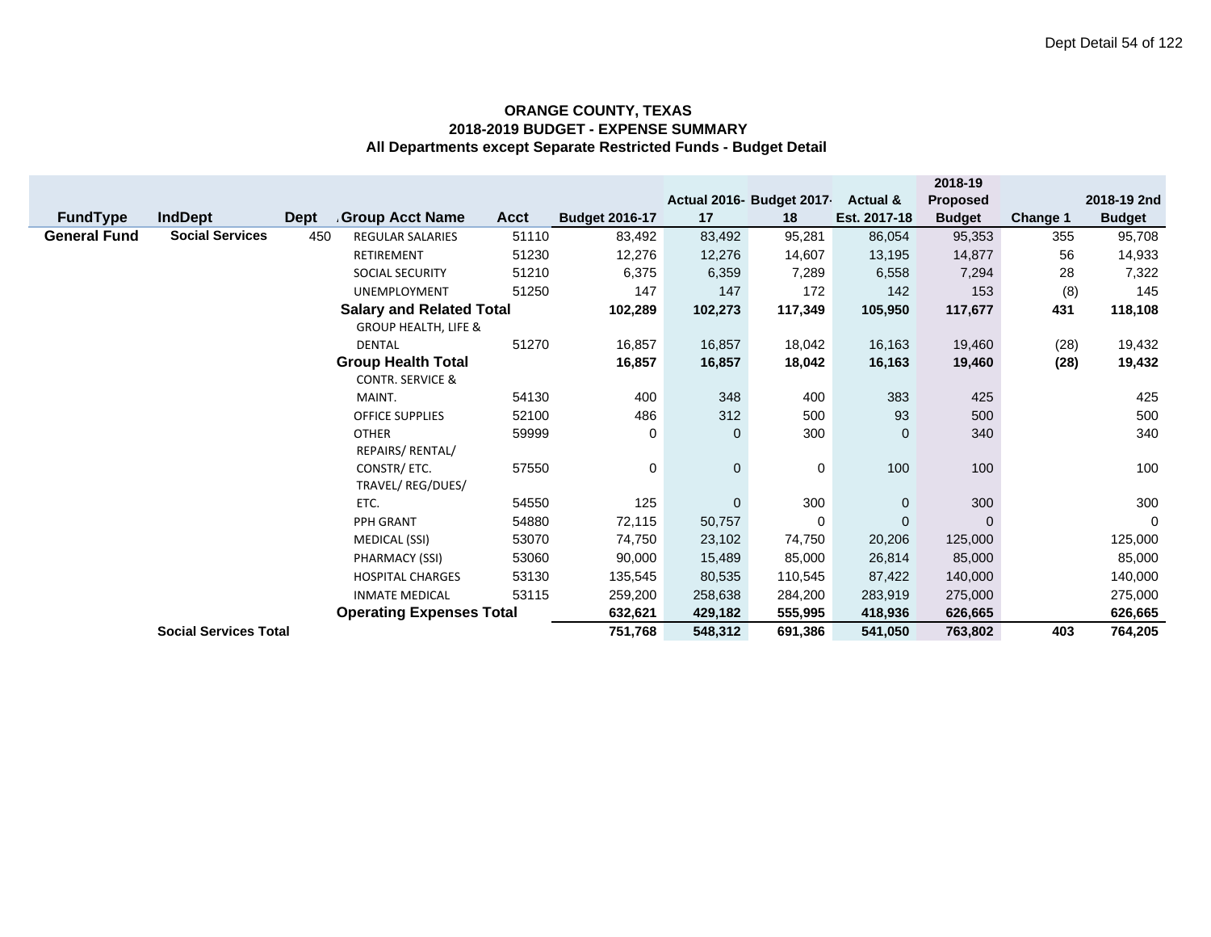**ORANGE COUNTY, TEXAS**
**2018-2019 BUDGET - EXPENSE SUMMARY**
**All Departments except Separate Restricted Funds - Budget Detail**

| FundType | IndDept | Dept | Group Acct Name | Acct | Budget 2016-17 | Actual 2016-17 | Budget 2017-18 | Actual & Est. 2017-18 | 2018-19 Proposed Budget | Change 1 | 2018-19 2nd Budget |
|---|---|---|---|---|---|---|---|---|---|---|---|
| **General Fund** | **Social Services** | 450 | REGULAR SALARIES | 51110 | 83,492 | 83,492 | 95,281 | 86,054 | 95,353 | 355 | 95,708 |
| | | | RETIREMENT | 51230 | 12,276 | 12,276 | 14,607 | 13,195 | 14,877 | 56 | 14,933 |
| | | | SOCIAL SECURITY | 51210 | 6,375 | 6,359 | 7,289 | 6,558 | 7,294 | 28 | 7,322 |
| | | | UNEMPLOYMENT | 51250 | 147 | 147 | 172 | 142 | 153 | (8) | 145 |
| | | | **Salary and Related Total** | | **102,289** | **102,273** | **117,349** | **105,950** | **117,677** | **431** | **118,108** |
| | | | GROUP HEALTH, LIFE & DENTAL | 51270 | 16,857 | 16,857 | 18,042 | 16,163 | 19,460 | (28) | 19,432 |
| | | | **Group Health Total** | | **16,857** | **16,857** | **18,042** | **16,163** | **19,460** | **(28)** | **19,432** |
| | | | CONTR. SERVICE & MAINT. | 54130 | 400 | 348 | 400 | 383 | 425 | | 425 |
| | | | OFFICE SUPPLIES | 52100 | 486 | 312 | 500 | 93 | 500 | | 500 |
| | | | OTHER | 59999 | 0 | 0 | 300 | 0 | 340 | | 340 |
| | | | REPAIRS/ RENTAL/ CONSTR/ ETC. | 57550 | 0 | 0 | 0 | 100 | 100 | | 100 |
| | | | TRAVEL/ REG/DUES/ ETC. | 54550 | 125 | 0 | 300 | 0 | 300 | | 300 |
| | | | PPH GRANT | 54880 | 72,115 | 50,757 | 0 | 0 | 0 | | 0 |
| | | | MEDICAL (SSI) | 53070 | 74,750 | 23,102 | 74,750 | 20,206 | 125,000 | | 125,000 |
| | | | PHARMACY (SSI) | 53060 | 90,000 | 15,489 | 85,000 | 26,814 | 85,000 | | 85,000 |
| | | | HOSPITAL CHARGES | 53130 | 135,545 | 80,535 | 110,545 | 87,422 | 140,000 | | 140,000 |
| | | | INMATE MEDICAL | 53115 | 259,200 | 258,638 | 284,200 | 283,919 | 275,000 | | 275,000 |
| | | | **Operating Expenses Total** | | **632,621** | **429,182** | **555,995** | **418,936** | **626,665** | | **626,665** |
| | **Social Services Total** | | | | **751,768** | **548,312** | **691,386** | **541,050** | **763,802** | **403** | **764,205** |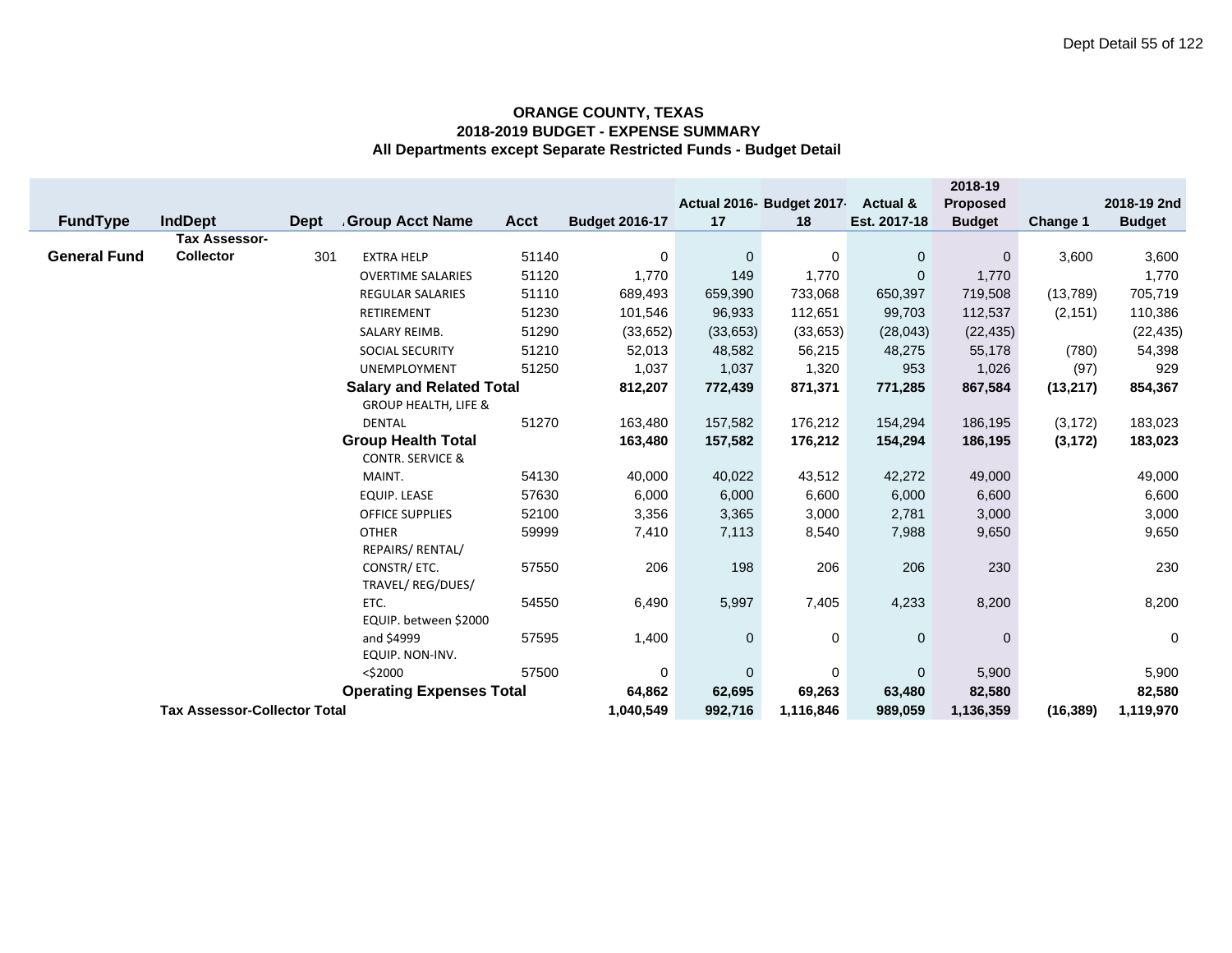**ORANGE COUNTY, TEXAS**
**2018-2019 BUDGET - EXPENSE SUMMARY**
**All Departments except Separate Restricted Funds - Budget Detail**

| FundType | IndDept | Dept | Group Acct Name | Acct | Budget 2016-17 | Actual 2016-17 | Budget 2017-18 | Actual & Est. 2017-18 | 2018-19 Proposed Budget | Change 1 | 2018-19 2nd Budget |
|---|---|---|---|---|---|---|---|---|---|---|---|
| **General Fund** | **Tax Assessor-Collector** | 301 | EXTRA HELP | 51140 | 0 | 0 | 0 | 0 | 0 | 3,600 | 3,600 |
| | | | OVERTIME SALARIES | 51120 | 1,770 | 149 | 1,770 | 0 | 1,770 | | 1,770 |
| | | | REGULAR SALARIES | 51110 | 689,493 | 659,390 | 733,068 | 650,397 | 719,508 | (13,789) | 705,719 |
| | | | RETIREMENT | 51230 | 101,546 | 96,933 | 112,651 | 99,703 | 112,537 | (2,151) | 110,386 |
| | | | SALARY REIMB. | 51290 | (33,652) | (33,653) | (33,653) | (28,043) | (22,435) | | (22,435) |
| | | | SOCIAL SECURITY | 51210 | 52,013 | 48,582 | 56,215 | 48,275 | 55,178 | (780) | 54,398 |
| | | | UNEMPLOYMENT | 51250 | 1,037 | 1,037 | 1,320 | 953 | 1,026 | (97) | 929 |
| | | | **Salary and Related Total** | | **812,207** | **772,439** | **871,371** | **771,285** | **867,584** | **(13,217)** | **854,367** |
| | | | GROUP HEALTH, LIFE & DENTAL | 51270 | 163,480 | 157,582 | 176,212 | 154,294 | 186,195 | (3,172) | 183,023 |
| | | | **Group Health Total** | | **163,480** | **157,582** | **176,212** | **154,294** | **186,195** | **(3,172)** | **183,023** |
| | | | CONTR. SERVICE & MAINT. | 54130 | 40,000 | 40,022 | 43,512 | 42,272 | 49,000 | | 49,000 |
| | | | EQUIP. LEASE | 57630 | 6,000 | 6,000 | 6,600 | 6,000 | 6,600 | | 6,600 |
| | | | OFFICE SUPPLIES | 52100 | 3,356 | 3,365 | 3,000 | 2,781 | 3,000 | | 3,000 |
| | | | OTHER | 59999 | 7,410 | 7,113 | 8,540 | 7,988 | 9,650 | | 9,650 |
| | | | REPAIRS/ RENTAL/ CONSTR/ ETC. | 57550 | 206 | 198 | 206 | 206 | 230 | | 230 |
| | | | TRAVEL/ REG/DUES/ ETC. | 54550 | 6,490 | 5,997 | 7,405 | 4,233 | 8,200 | | 8,200 |
| | | | EQUIP. between $2000 and $4999 | 57595 | 1,400 | 0 | 0 | 0 | 0 | | 0 |
| | | | EQUIP. NON-INV. <$2000 | 57500 | 0 | 0 | 0 | 0 | 5,900 | | 5,900 |
| | | | **Operating Expenses Total** | | **64,862** | **62,695** | **69,263** | **63,480** | **82,580** | | **82,580** |
| | **Tax Assessor-Collector Total** | | | | **1,040,549** | **992,716** | **1,116,846** | **989,059** | **1,136,359** | **(16,389)** | **1,119,970** |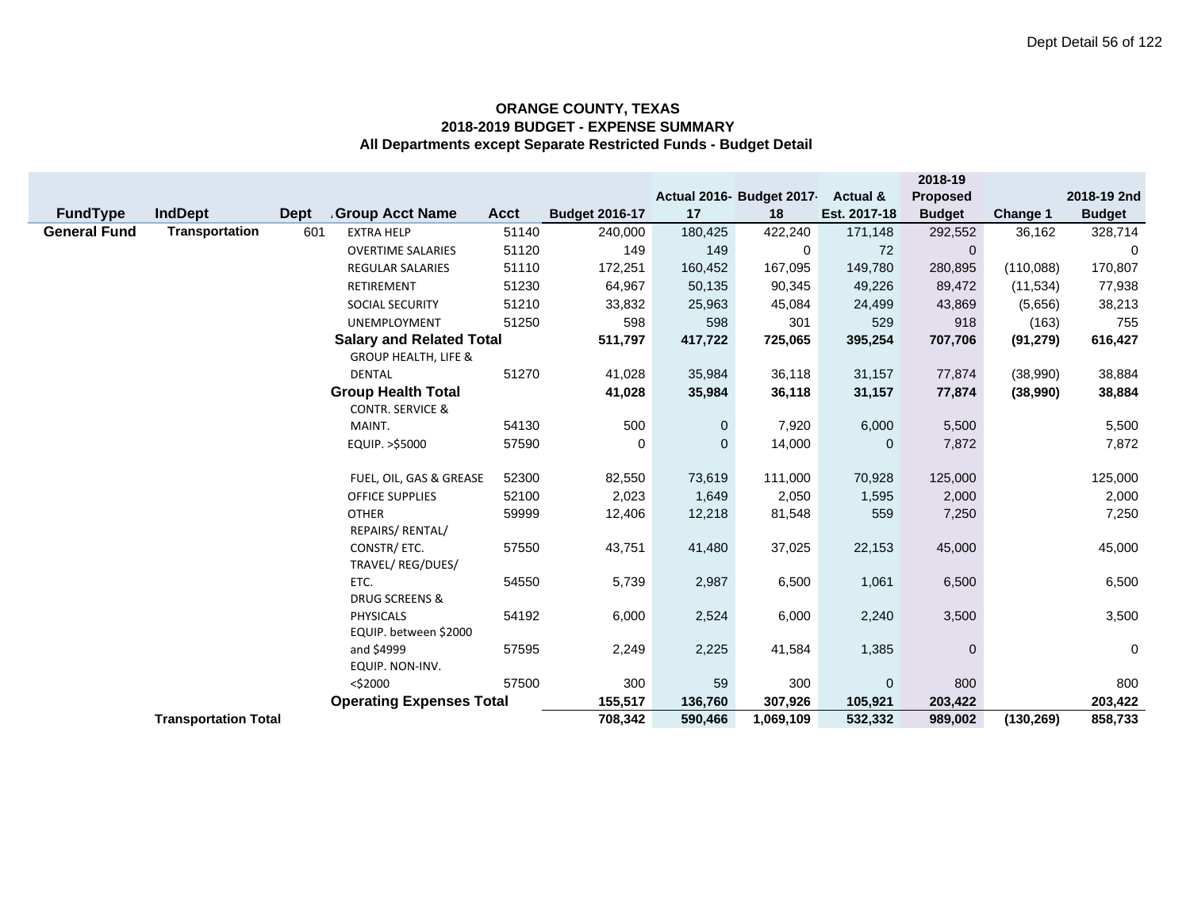**ORANGE COUNTY, TEXAS**
**2018-2019 BUDGET - EXPENSE SUMMARY**
**All Departments except Separate Restricted Funds - Budget Detail**

| FundType | IndDept | Dept | Group Acct Name | Acct | Budget 2016-17 | Actual 2016-17 | Budget 2017-18 | Actual & Est. 2017-18 | 2018-19 Proposed Budget | Change 1 | 2018-19 2nd Budget |
|---|---|---|---|---|---|---|---|---|---|---|---|
| **General Fund** | **Transportation** | 601 | EXTRA HELP | 51140 | 240,000 | 180,425 | 422,240 | 171,148 | 292,552 | 36,162 | 328,714 |
| | | | OVERTIME SALARIES | 51120 | 149 | 149 | 0 | 72 | 0 | | 0 |
| | | | REGULAR SALARIES | 51110 | 172,251 | 160,452 | 167,095 | 149,780 | 280,895 | (110,088) | 170,807 |
| | | | RETIREMENT | 51230 | 64,967 | 50,135 | 90,345 | 49,226 | 89,472 | (11,534) | 77,938 |
| | | | SOCIAL SECURITY | 51210 | 33,832 | 25,963 | 45,084 | 24,499 | 43,869 | (5,656) | 38,213 |
| | | | UNEMPLOYMENT | 51250 | 598 | 598 | 301 | 529 | 918 | (163) | 755 |
| | | | **Salary and Related Total** | | **511,797** | **417,722** | **725,065** | **395,254** | **707,706** | **(91,279)** | **616,427** |
| | | | GROUP HEALTH, LIFE & DENTAL | 51270 | 41,028 | 35,984 | 36,118 | 31,157 | 77,874 | (38,990) | 38,884 |
| | | | **Group Health Total** | | **41,028** | **35,984** | **36,118** | **31,157** | **77,874** | **(38,990)** | **38,884** |
| | | | CONTR. SERVICE & MAINT. | 54130 | 500 | 0 | 7,920 | 6,000 | 5,500 | | 5,500 |
| | | | EQUIP. >$5000 | 57590 | 0 | 0 | 14,000 | 0 | 7,872 | | 7,872 |
| | | | FUEL, OIL, GAS & GREASE | 52300 | 82,550 | 73,619 | 111,000 | 70,928 | 125,000 | | 125,000 |
| | | | OFFICE SUPPLIES | 52100 | 2,023 | 1,649 | 2,050 | 1,595 | 2,000 | | 2,000 |
| | | | OTHER | 59999 | 12,406 | 12,218 | 81,548 | 559 | 7,250 | | 7,250 |
| | | | REPAIRS/ RENTAL/ CONSTR/ ETC. | 57550 | 43,751 | 41,480 | 37,025 | 22,153 | 45,000 | | 45,000 |
| | | | TRAVEL/ REG/DUES/ ETC. | 54550 | 5,739 | 2,987 | 6,500 | 1,061 | 6,500 | | 6,500 |
| | | | DRUG SCREENS & PHYSICALS | 54192 | 6,000 | 2,524 | 6,000 | 2,240 | 3,500 | | 3,500 |
| | | | EQUIP. between $2000 and $4999 | 57595 | 2,249 | 2,225 | 41,584 | 1,385 | 0 | | 0 |
| | | | EQUIP. NON-INV. <$2000 | 57500 | 300 | 59 | 300 | 0 | 800 | | 800 |
| | | | **Operating Expenses Total** | | **155,517** | **136,760** | **307,926** | **105,921** | **203,422** | | **203,422** |
| | **Transportation Total** | | | | **708,342** | **590,466** | **1,069,109** | **532,332** | **989,002** | **(130,269)** | **858,733** |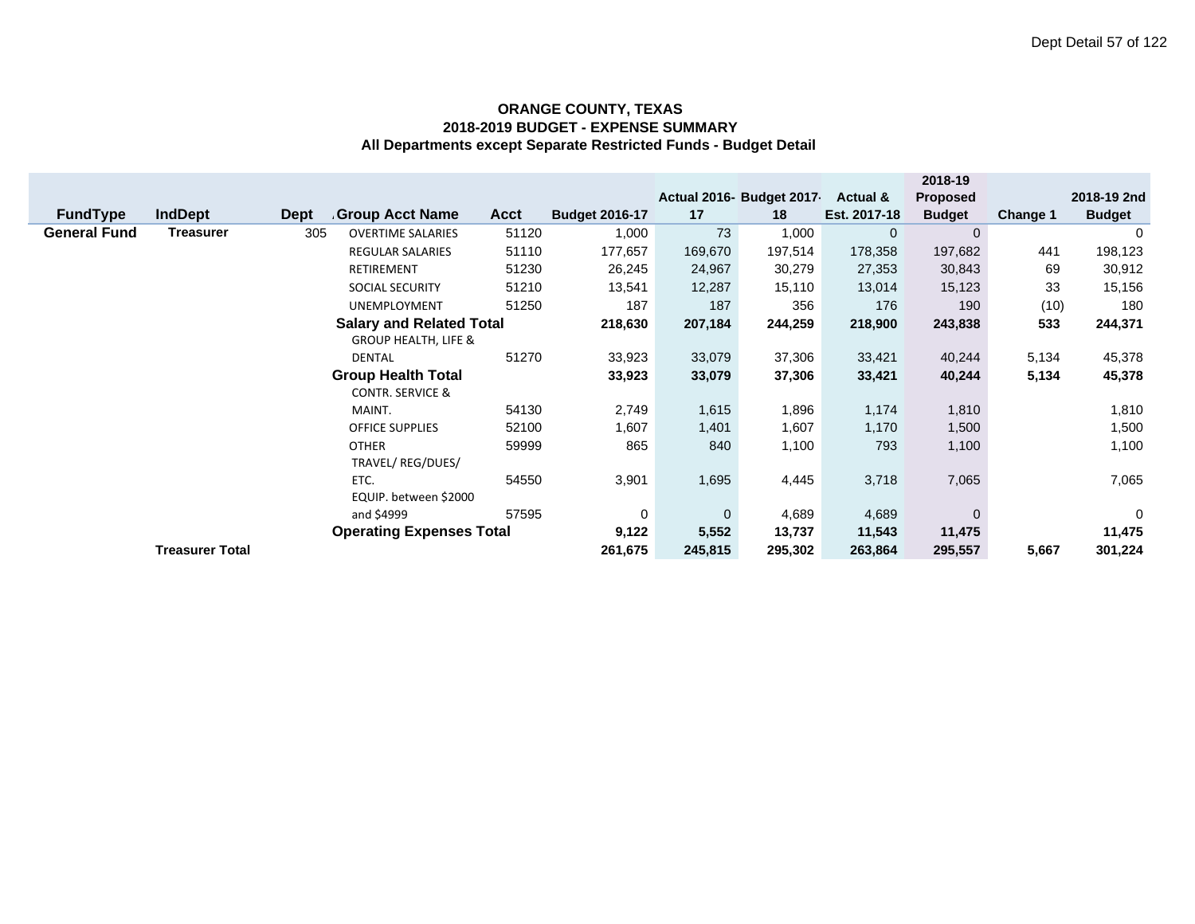**ORANGE COUNTY, TEXAS**
**2018-2019 BUDGET - EXPENSE SUMMARY**
**All Departments except Separate Restricted Funds - Budget Detail**

| FundType | IndDept | Dept | Group Acct Name | Acct | Budget 2016-17 | Actual 2016-17 | Budget 2017-18 | Actual & Est. 2017-18 | 2018-19 Proposed Budget | Change 1 | 2018-19 2nd Budget |
|---|---|---|---|---|---|---|---|---|---|---|---|
| **General Fund** | **Treasurer** | 305 | OVERTIME SALARIES | 51120 | 1,000 | 73 | 1,000 | 0 | 0 | | 0 |
| | | | REGULAR SALARIES | 51110 | 177,657 | 169,670 | 197,514 | 178,358 | 197,682 | 441 | 198,123 |
| | | | RETIREMENT | 51230 | 26,245 | 24,967 | 30,279 | 27,353 | 30,843 | 69 | 30,912 |
| | | | SOCIAL SECURITY | 51210 | 13,541 | 12,287 | 15,110 | 13,014 | 15,123 | 33 | 15,156 |
| | | | UNEMPLOYMENT | 51250 | 187 | 187 | 356 | 176 | 190 | (10) | 180 |
| | | | **Salary and Related Total** | | **218,630** | **207,184** | **244,259** | **218,900** | **243,838** | **533** | **244,371** |
| | | | GROUP HEALTH, LIFE & DENTAL | 51270 | 33,923 | 33,079 | 37,306 | 33,421 | 40,244 | 5,134 | 45,378 |
| | | | **Group Health Total** | | **33,923** | **33,079** | **37,306** | **33,421** | **40,244** | **5,134** | **45,378** |
| | | | CONTR. SERVICE & MAINT. | 54130 | 2,749 | 1,615 | 1,896 | 1,174 | 1,810 | | 1,810 |
| | | | OFFICE SUPPLIES | 52100 | 1,607 | 1,401 | 1,607 | 1,170 | 1,500 | | 1,500 |
| | | | OTHER | 59999 | 865 | 840 | 1,100 | 793 | 1,100 | | 1,100 |
| | | | TRAVEL/ REG/DUES/ ETC. | 54550 | 3,901 | 1,695 | 4,445 | 3,718 | 7,065 | | 7,065 |
| | | | EQUIP. between $2000 and $4999 | 57595 | 0 | 0 | 4,689 | 4,689 | 0 | | 0 |
| | | | **Operating Expenses Total** | | **9,122** | **5,552** | **13,737** | **11,543** | **11,475** | | **11,475** |
| | **Treasurer Total** | | | | **261,675** | **245,815** | **295,302** | **263,864** | **295,557** | **5,667** | **301,224** |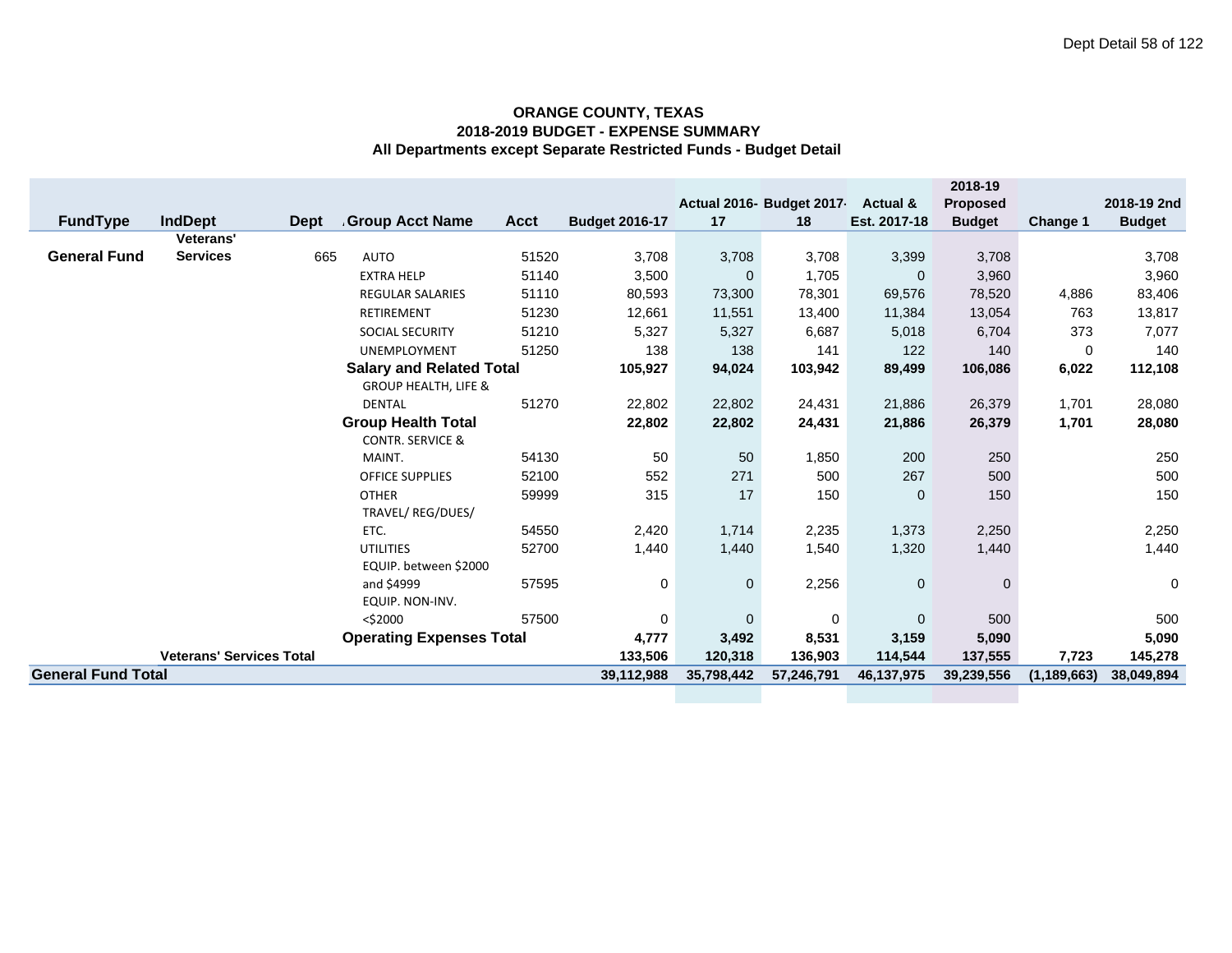**ORANGE COUNTY, TEXAS**
**2018-2019 BUDGET - EXPENSE SUMMARY**
**All Departments except Separate Restricted Funds - Budget Detail**

| FundType | IndDept | Dept | Group Acct Name | Acct | Budget 2016-17 | Actual 2016-17 | Budget 2017-18 | Actual & Est. 2017-18 | 2018-19 Proposed Budget | Change 1 | 2018-19 2nd Budget |
|---|---|---|---|---|---|---|---|---|---|---|---|
| **General Fund** | **Veterans' Services** | 665 | AUTO | 51520 | 3,708 | 3,708 | 3,708 | 3,399 | 3,708 | | 3,708 |
| | | | EXTRA HELP | 51140 | 3,500 | 0 | 1,705 | 0 | 3,960 | | 3,960 |
| | | | REGULAR SALARIES | 51110 | 80,593 | 73,300 | 78,301 | 69,576 | 78,520 | 4,886 | 83,406 |
| | | | RETIREMENT | 51230 | 12,661 | 11,551 | 13,400 | 11,384 | 13,054 | 763 | 13,817 |
| | | | SOCIAL SECURITY | 51210 | 5,327 | 5,327 | 6,687 | 5,018 | 6,704 | 373 | 7,077 |
| | | | UNEMPLOYMENT | 51250 | 138 | 138 | 141 | 122 | 140 | 0 | 140 |
| | | | **Salary and Related Total** | | **105,927** | **94,024** | **103,942** | **89,499** | **106,086** | **6,022** | **112,108** |
| | | | GROUP HEALTH, LIFE & DENTAL | 51270 | 22,802 | 22,802 | 24,431 | 21,886 | 26,379 | 1,701 | 28,080 |
| | | | **Group Health Total** | | **22,802** | **22,802** | **24,431** | **21,886** | **26,379** | **1,701** | **28,080** |
| | | | CONTR. SERVICE & MAINT. | 54130 | 50 | 50 | 1,850 | 200 | 250 | | 250 |
| | | | OFFICE SUPPLIES | 52100 | 552 | 271 | 500 | 267 | 500 | | 500 |
| | | | OTHER | 59999 | 315 | 17 | 150 | 0 | 150 | | 150 |
| | | | TRAVEL/ REG/DUES/ ETC. | 54550 | 2,420 | 1,714 | 2,235 | 1,373 | 2,250 | | 2,250 |
| | | | UTILITIES | 52700 | 1,440 | 1,440 | 1,540 | 1,320 | 1,440 | | 1,440 |
| | | | EQUIP. between $2000 and $4999 | 57595 | 0 | 0 | 2,256 | 0 | 0 | | 0 |
| | | | EQUIP. NON-INV. <$2000 | 57500 | 0 | 0 | 0 | 0 | 500 | | 500 |
| | | | **Operating Expenses Total** | | **4,777** | **3,492** | **8,531** | **3,159** | **5,090** | | **5,090** |
| | **Veterans' Services Total** | | | | **133,506** | **120,318** | **136,903** | **114,544** | **137,555** | **7,723** | **145,278** |
| **General Fund Total** | | | | | **39,112,988** | **35,798,442** | **57,246,791** | **46,137,975** | **39,239,556** | **(1,189,663)** | **38,049,894** |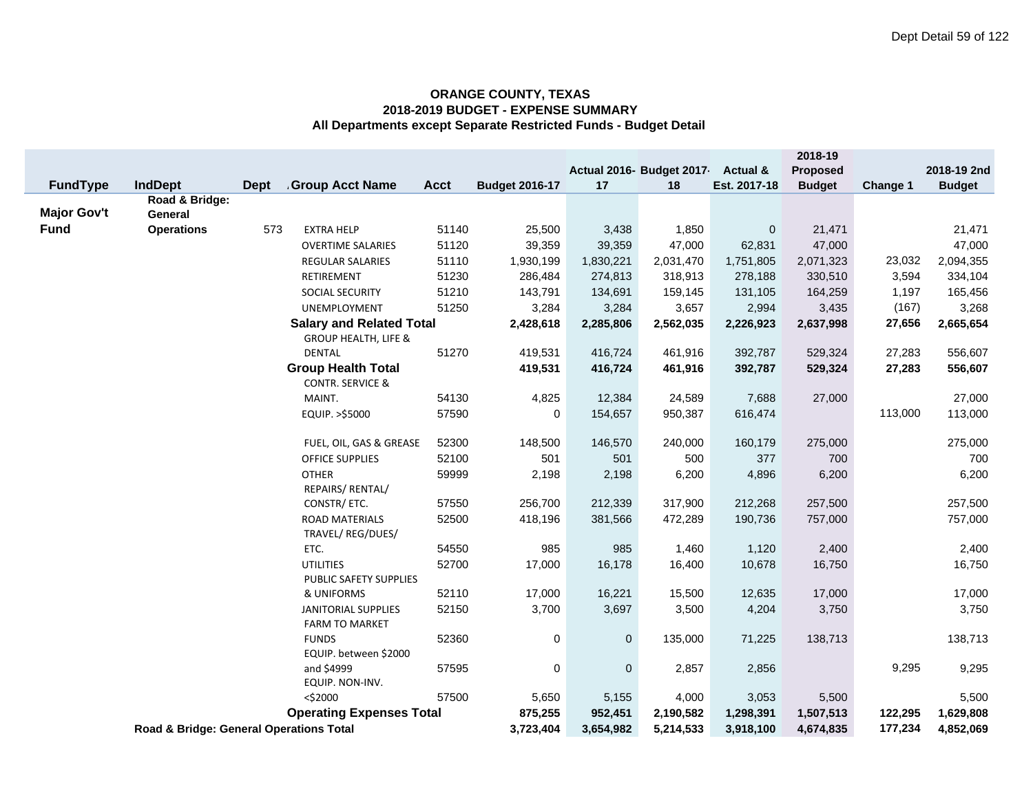# ORANGE COUNTY, TEXAS
## 2018-2019 BUDGET - EXPENSE SUMMARY
### All Departments except Separate Restricted Funds - Budget Detail

| FundType | IndDept | Dept | Group Acct Name | Acct | Budget 2016-17 | Actual 2016-17 | Budget 2017-18 | Actual & Est. 2017-18 | 2018-19 Proposed Budget | Change 1 | 2018-19 2nd Budget |
|---|---|---|---|---|---|---|---|---|---|---|---|
| Major Gov't Fund | Road & Bridge: General Operations | 573 | EXTRA HELP | 51140 | 25,500 | 3,438 | 1,850 | 0 | 21,471 | | 21,471 |
| | | | OVERTIME SALARIES | 51120 | 39,359 | 39,359 | 47,000 | 62,831 | 47,000 | | 47,000 |
| | | | REGULAR SALARIES | 51110 | 1,930,199 | 1,830,221 | 2,031,470 | 1,751,805 | 2,071,323 | 23,032 | 2,094,355 |
| | | | RETIREMENT | 51230 | 286,484 | 274,813 | 318,913 | 278,188 | 330,510 | 3,594 | 334,104 |
| | | | SOCIAL SECURITY | 51210 | 143,791 | 134,691 | 159,145 | 131,105 | 164,259 | 1,197 | 165,456 |
| | | | UNEMPLOYMENT | 51250 | 3,284 | 3,284 | 3,657 | 2,994 | 3,435 | (167) | 3,268 |
| | | | **Salary and Related Total** | | **2,428,618** | **2,285,806** | **2,562,035** | **2,226,923** | **2,637,998** | **27,656** | **2,665,654** |
| | | | GROUP HEALTH, LIFE & DENTAL | 51270 | 419,531 | 416,724 | 461,916 | 392,787 | 529,324 | 27,283 | 556,607 |
| | | | **Group Health Total** | | **419,531** | **416,724** | **461,916** | **392,787** | **529,324** | **27,283** | **556,607** |
| | | | CONTR. SERVICE & MAINT. | 54130 | 4,825 | 12,384 | 24,589 | 7,688 | 27,000 | | 27,000 |
| | | | EQUIP. >$5000 | 57590 | 0 | 154,657 | 950,387 | 616,474 | | 113,000 | 113,000 |
| | | | FUEL, OIL, GAS & GREASE | 52300 | 148,500 | 146,570 | 240,000 | 160,179 | 275,000 | | 275,000 |
| | | | OFFICE SUPPLIES | 52100 | 501 | 501 | 500 | 377 | 700 | | 700 |
| | | | OTHER | 59999 | 2,198 | 2,198 | 6,200 | 4,896 | 6,200 | | 6,200 |
| | | | REPAIRS/ RENTAL/ CONSTR/ ETC. | 57550 | 256,700 | 212,339 | 317,900 | 212,268 | 257,500 | | 257,500 |
| | | | ROAD MATERIALS | 52500 | 418,196 | 381,566 | 472,289 | 190,736 | 757,000 | | 757,000 |
| | | | TRAVEL/ REG/DUES/ ETC. | 54550 | 985 | 985 | 1,460 | 1,120 | 2,400 | | 2,400 |
| | | | UTILITIES | 52700 | 17,000 | 16,178 | 16,400 | 10,678 | 16,750 | | 16,750 |
| | | | PUBLIC SAFETY SUPPLIES & UNIFORMS | 52110 | 17,000 | 16,221 | 15,500 | 12,635 | 17,000 | | 17,000 |
| | | | JANITORIAL SUPPLIES | 52150 | 3,700 | 3,697 | 3,500 | 4,204 | 3,750 | | 3,750 |
| | | | FARM TO MARKET FUNDS | 52360 | 0 | 0 | 135,000 | 71,225 | 138,713 | | 138,713 |
| | | | EQUIP. between $2000 and $4999 | 57595 | 0 | 0 | 2,857 | 2,856 | | 9,295 | 9,295 |
| | | | EQUIP. NON-INV. <$2000 | 57500 | 5,650 | 5,155 | 4,000 | 3,053 | 5,500 | | 5,500 |
| | | | **Operating Expenses Total** | | **875,255** | **952,451** | **2,190,582** | **1,298,391** | **1,507,513** | **122,295** | **1,629,808** |
| | **Road & Bridge: General Operations Total** | | | | **3,723,404** | **3,654,982** | **5,214,533** | **3,918,100** | **4,674,835** | **177,234** | **4,852,069** |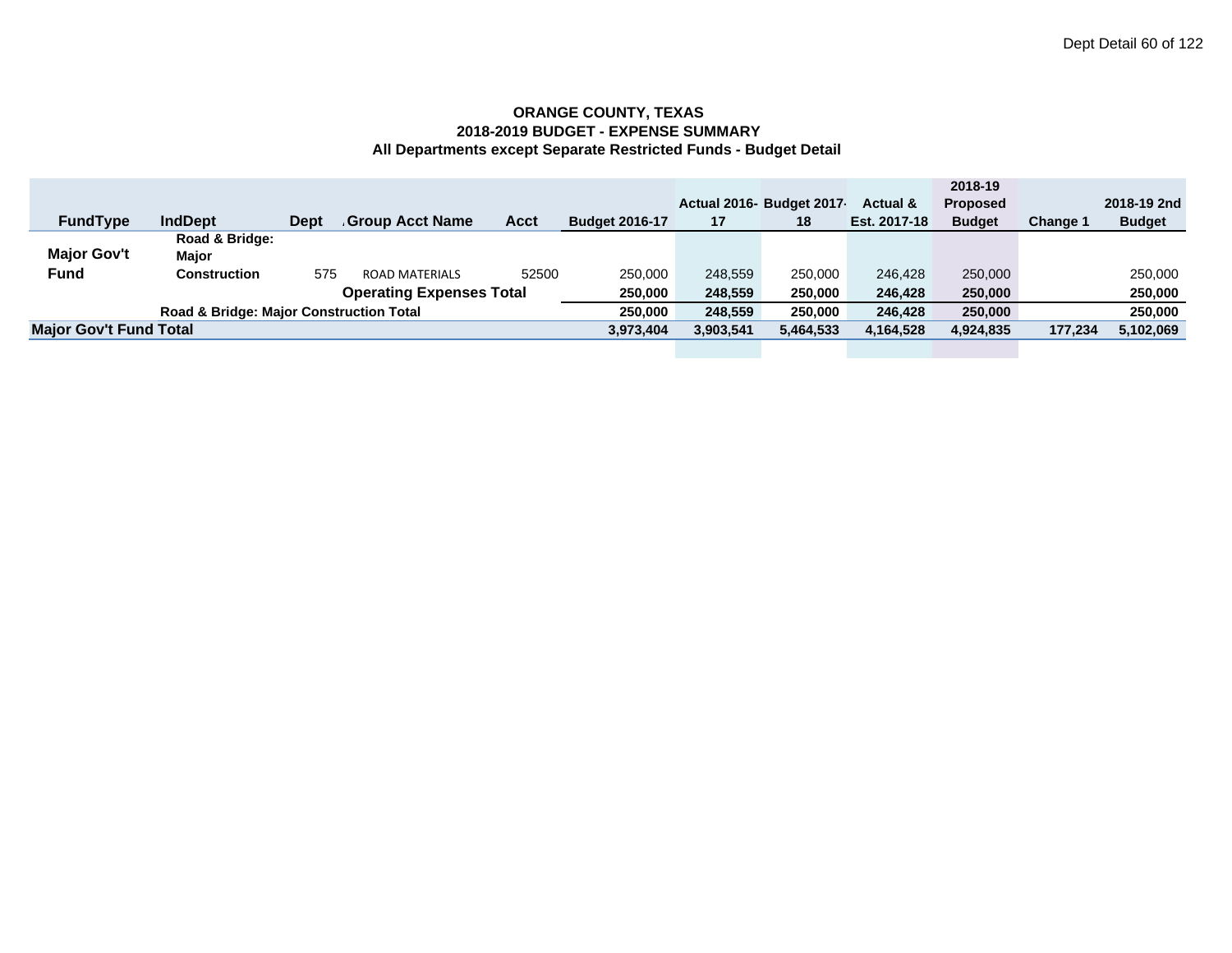**ORANGE COUNTY, TEXAS**
**2018-2019 BUDGET - EXPENSE SUMMARY**
**All Departments except Separate Restricted Funds - Budget Detail**

| FundType | IndDept | Dept | Group Acct Name | Acct | Budget 2016-17 | Actual 2016-17 | Budget 2017-18 | Actual & Est. 2017-18 | 2018-19 Proposed Budget | Change 1 | 2018-19 2nd Budget |
|---|---|---|---|---|---|---|---|---|---|---|---|
| **Major Gov't Fund** | **Road & Bridge: Major Construction** | 575 | ROAD MATERIALS | 52500 | 250,000 | 248,559 | 250,000 | 246,428 | 250,000 | | 250,000 |
| | | | **Operating Expenses Total** | | **250,000** | **248,559** | **250,000** | **246,428** | **250,000** | | **250,000** |
| | **Road & Bridge: Major Construction Total** | | | | **250,000** | **248,559** | **250,000** | **246,428** | **250,000** | | **250,000** |
| **Major Gov't Fund Total** | | | | | **3,973,404** | **3,903,541** | **5,464,533** | **4,164,528** | **4,924,835** | **177,234** | **5,102,069** |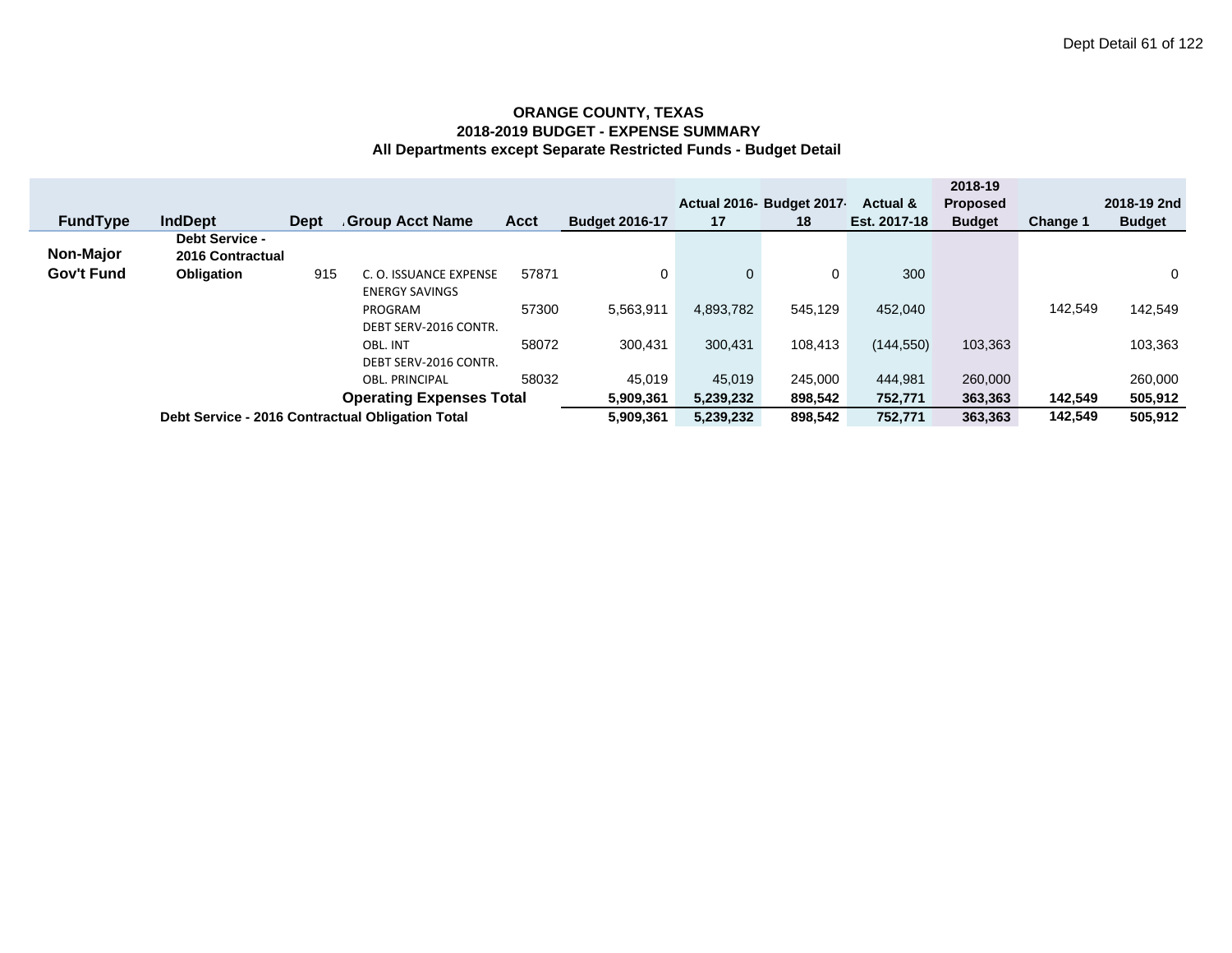**ORANGE COUNTY, TEXAS**
**2018-2019 BUDGET - EXPENSE SUMMARY**
**All Departments except Separate Restricted Funds - Budget Detail**

| FundType | IndDept | Dept | Group Acct Name | Acct | Budget 2016-17 | Actual 2016-17 | Budget 2017-18 | Actual & Est. 2017-18 | 2018-19 Proposed Budget | Change 1 | 2018-19 2nd Budget |
|---|---|---|---|---|---|---|---|---|---|---|---|
| Non-Major Gov't Fund | Debt Service - 2016 Contractual Obligation | 915 | C. O. ISSUANCE EXPENSE | 57871 | 0 | 0 | 0 | 300 | | | 0 |
| | | | ENERGY SAVINGS PROGRAM | 57300 | 5,563,911 | 4,893,782 | 545,129 | 452,040 | | 142,549 | 142,549 |
| | | | DEBT SERV-2016 CONTR. OBL. INT | 58072 | 300,431 | 300,431 | 108,413 | (144,550) | 103,363 | | 103,363 |
| | | | DEBT SERV-2016 CONTR. OBL. PRINCIPAL | 58032 | 45,019 | 45,019 | 245,000 | 444,981 | 260,000 | | 260,000 |
| | | | **Operating Expenses Total** | | **5,909,361** | **5,239,232** | **898,542** | **752,771** | **363,363** | **142,549** | **505,912** |
| | **Debt Service - 2016 Contractual Obligation Total** | | | | **5,909,361** | **5,239,232** | **898,542** | **752,771** | **363,363** | **142,549** | **505,912** |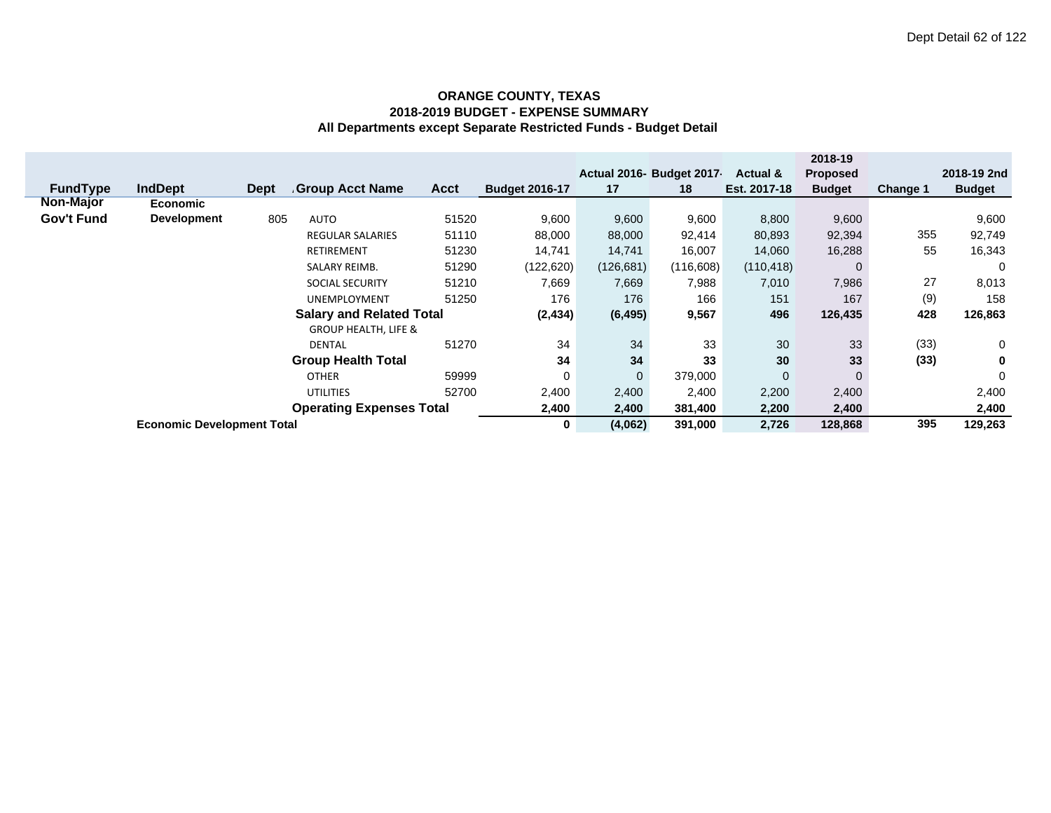**ORANGE COUNTY, TEXAS**
**2018-2019 BUDGET - EXPENSE SUMMARY**
**All Departments except Separate Restricted Funds - Budget Detail**

| FundType | IndDept | Dept | Group Acct Name | Acct | Budget 2016-17 | Actual 2016-17 | Budget 2017-18 | Actual & Est. 2017-18 | 2018-19 Proposed Budget | Change 1 | 2018-19 2nd Budget |
|---|---|---|---|---|---|---|---|---|---|---|---|
| Non-Major Gov't Fund | Economic Development | 805 | AUTO | 51520 | 9,600 | 9,600 | 9,600 | 8,800 | 9,600 | | 9,600 |
| | | | REGULAR SALARIES | 51110 | 88,000 | 88,000 | 92,414 | 80,893 | 92,394 | 355 | 92,749 |
| | | | RETIREMENT | 51230 | 14,741 | 14,741 | 16,007 | 14,060 | 16,288 | 55 | 16,343 |
| | | | SALARY REIMB. | 51290 | (122,620) | (126,681) | (116,608) | (110,418) | 0 | | 0 |
| | | | SOCIAL SECURITY | 51210 | 7,669 | 7,669 | 7,988 | 7,010 | 7,986 | 27 | 8,013 |
| | | | UNEMPLOYMENT | 51250 | 176 | 176 | 166 | 151 | 167 | (9) | 158 |
| | | | **Salary and Related Total** | | **(2,434)** | **(6,495)** | **9,567** | **496** | **126,435** | **428** | **126,863** |
| | | | GROUP HEALTH, LIFE & DENTAL | 51270 | 34 | 34 | 33 | 30 | 33 | (33) | 0 |
| | | | **Group Health Total** | | **34** | **34** | **33** | **30** | **33** | **(33)** | **0** |
| | | | OTHER | 59999 | 0 | 0 | 379,000 | 0 | 0 | | 0 |
| | | | UTILITIES | 52700 | 2,400 | 2,400 | 2,400 | 2,200 | 2,400 | | 2,400 |
| | | | **Operating Expenses Total** | | **2,400** | **2,400** | **381,400** | **2,200** | **2,400** | | **2,400** |
| | **Economic Development Total** | | | | **0** | **(4,062)** | **391,000** | **2,726** | **128,868** | **395** | **129,263** |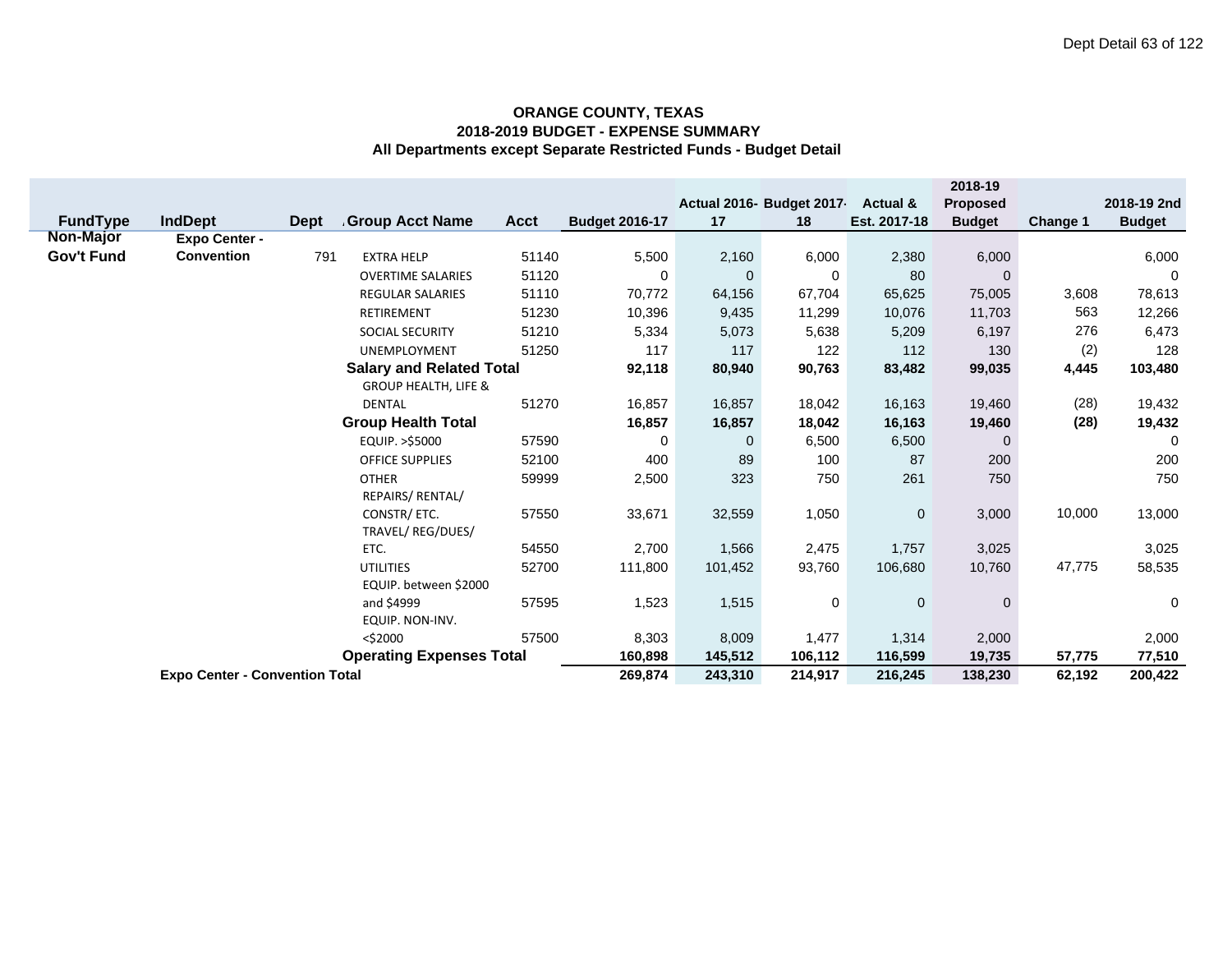**ORANGE COUNTY, TEXAS**
**2018-2019 BUDGET - EXPENSE SUMMARY**
**All Departments except Separate Restricted Funds - Budget Detail**

| FundType | IndDept | Dept | Group Acct Name | Acct | Budget 2016-17 | Actual 2016-17 | Budget 2017-18 | Actual & Est. 2017-18 | 2018-19 Proposed Budget | Change 1 | 2018-19 2nd Budget |
|---|---|---|---|---|---|---|---|---|---|---|---|
| Non-Major Gov't Fund | Expo Center - Convention | 791 | EXTRA HELP | 51140 | 5,500 | 2,160 | 6,000 | 2,380 | 6,000 | | 6,000 |
| | | | OVERTIME SALARIES | 51120 | 0 | 0 | 0 | 80 | 0 | | 0 |
| | | | REGULAR SALARIES | 51110 | 70,772 | 64,156 | 67,704 | 65,625 | 75,005 | 3,608 | 78,613 |
| | | | RETIREMENT | 51230 | 10,396 | 9,435 | 11,299 | 10,076 | 11,703 | 563 | 12,266 |
| | | | SOCIAL SECURITY | 51210 | 5,334 | 5,073 | 5,638 | 5,209 | 6,197 | 276 | 6,473 |
| | | | UNEMPLOYMENT | 51250 | 117 | 117 | 122 | 112 | 130 | (2) | 128 |
| | | | **Salary and Related Total** | | **92,118** | **80,940** | **90,763** | **83,482** | **99,035** | **4,445** | **103,480** |
| | | | GROUP HEALTH, LIFE & DENTAL | 51270 | 16,857 | 16,857 | 18,042 | 16,163 | 19,460 | (28) | 19,432 |
| | | | **Group Health Total** | | **16,857** | **16,857** | **18,042** | **16,163** | **19,460** | **(28)** | **19,432** |
| | | | EQUIP. >$5000 | 57590 | 0 | 0 | 6,500 | 6,500 | 0 | | 0 |
| | | | OFFICE SUPPLIES | 52100 | 400 | 89 | 100 | 87 | 200 | | 200 |
| | | | OTHER | 59999 | 2,500 | 323 | 750 | 261 | 750 | | 750 |
| | | | REPAIRS/ RENTAL/ CONSTR/ ETC. | 57550 | 33,671 | 32,559 | 1,050 | 0 | 3,000 | 10,000 | 13,000 |
| | | | TRAVEL/ REG/DUES/ ETC. | 54550 | 2,700 | 1,566 | 2,475 | 1,757 | 3,025 | | 3,025 |
| | | | UTILITIES | 52700 | 111,800 | 101,452 | 93,760 | 106,680 | 10,760 | 47,775 | 58,535 |
| | | | EQUIP. between $2000 and $4999 | 57595 | 1,523 | 1,515 | 0 | 0 | 0 | | 0 |
| | | | EQUIP. NON-INV. <$2000 | 57500 | 8,303 | 8,009 | 1,477 | 1,314 | 2,000 | | 2,000 |
| | | | **Operating Expenses Total** | | **160,898** | **145,512** | **106,112** | **116,599** | **19,735** | **57,775** | **77,510** |
| | **Expo Center - Convention Total** | | | | **269,874** | **243,310** | **214,917** | **216,245** | **138,230** | **62,192** | **200,422** |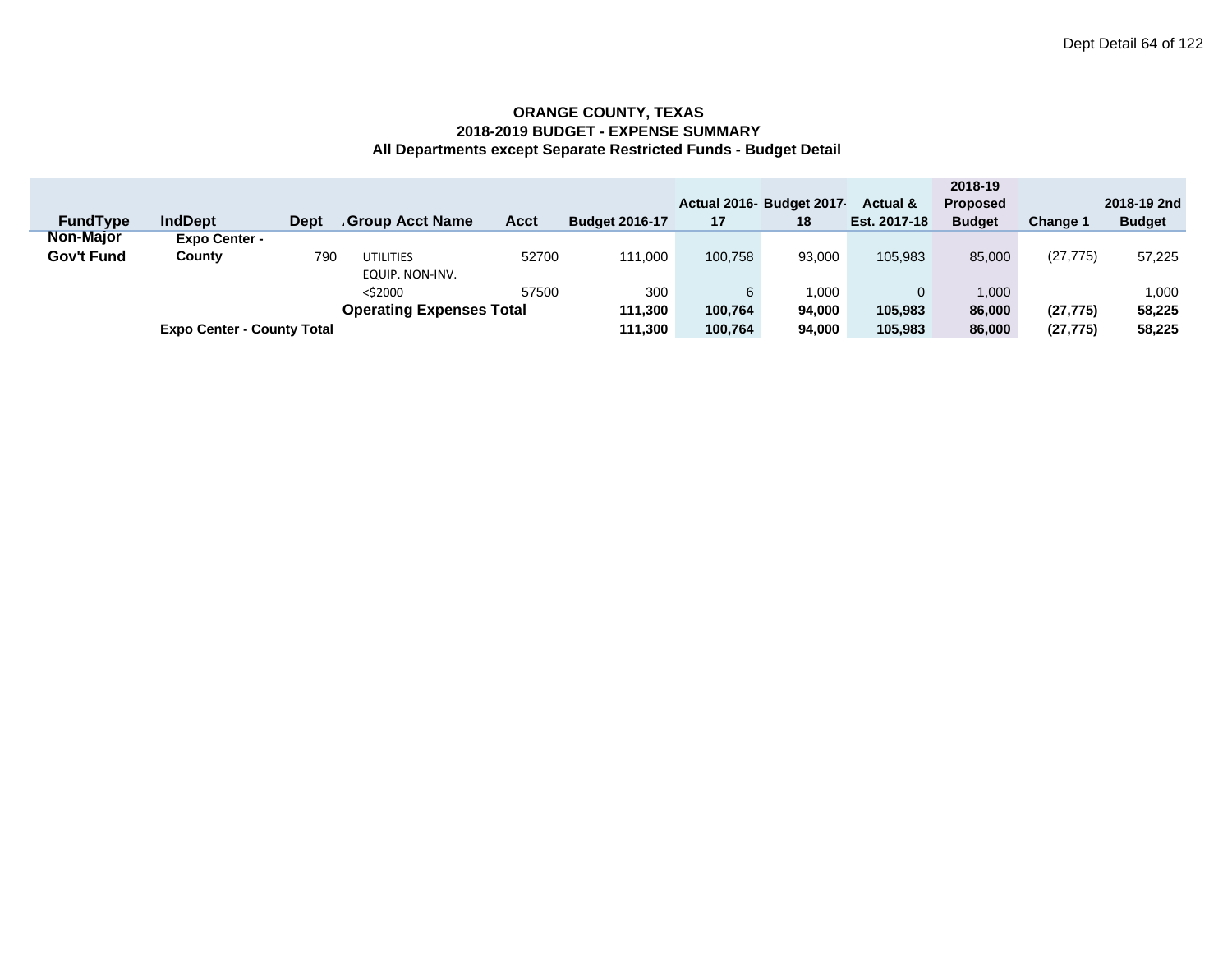**ORANGE COUNTY, TEXAS**
**2018-2019 BUDGET - EXPENSE SUMMARY**
**All Departments except Separate Restricted Funds - Budget Detail**

| FundType | IndDept | Dept | Group Acct Name | Acct | Budget 2016-17 | Actual 2016-17 | Budget 2017-18 | Actual & Est. 2017-18 | 2018-19 Proposed Budget | Change 1 | 2018-19 2nd Budget |
|---|---|---|---|---|---|---|---|---|---|---|---|
| Non-Major Gov't Fund | Expo Center - County | 790 | UTILITIES | 52700 | 111,000 | 100,758 | 93,000 | 105,983 | 85,000 | (27,775) | 57,225 |
| | | | EQUIP. NON-INV. <$2000 | 57500 | 300 | 6 | 1,000 | 0 | 1,000 | | 1,000 |
| | | | **Operating Expenses Total** | | **111,300** | **100,764** | **94,000** | **105,983** | **86,000** | **(27,775)** | **58,225** |
| | **Expo Center - County Total** | | | | **111,300** | **100,764** | **94,000** | **105,983** | **86,000** | **(27,775)** | **58,225** |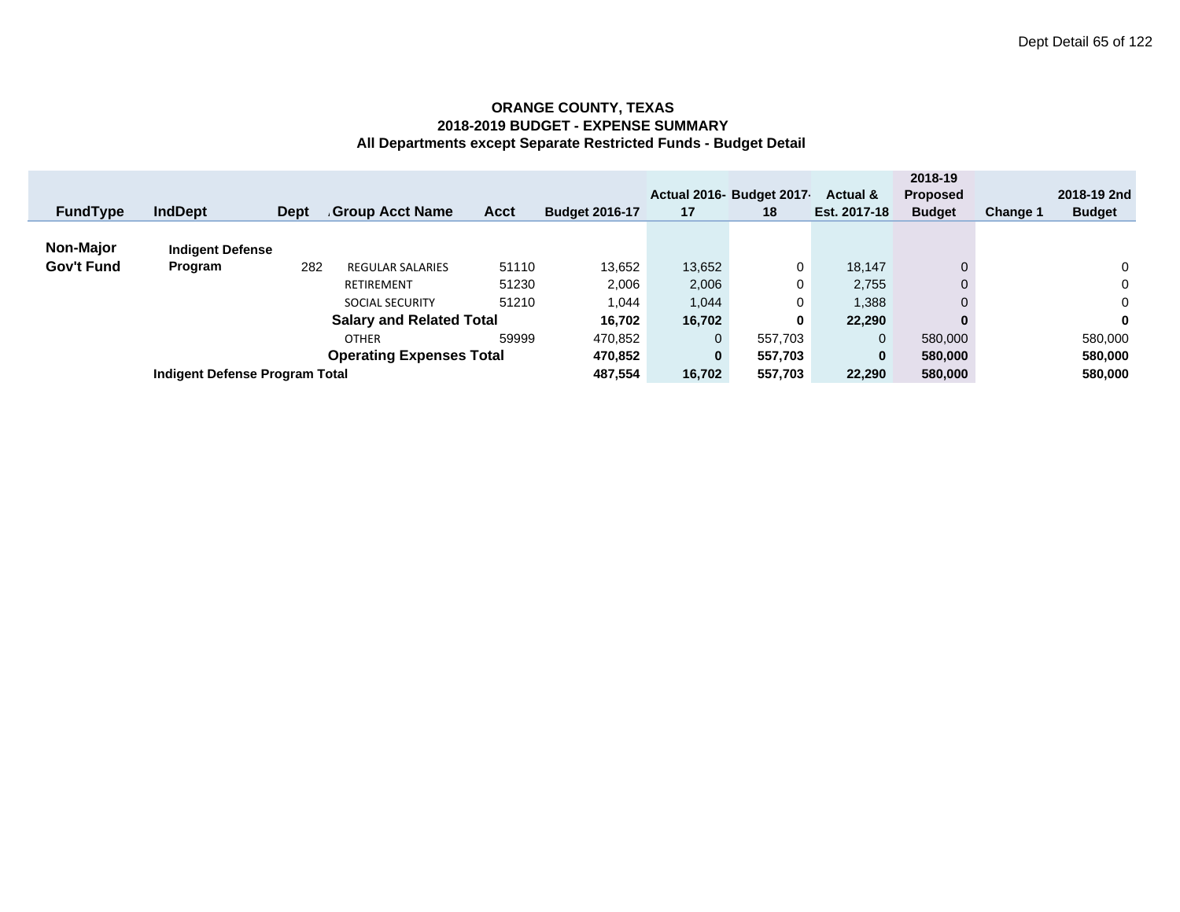**ORANGE COUNTY, TEXAS**
**2018-2019 BUDGET - EXPENSE SUMMARY**
**All Departments except Separate Restricted Funds - Budget Detail**

| FundType | IndDept | Dept | Group Acct Name | Acct | Budget 2016-17 | Actual 2016-17 | Budget 2017-18 | Actual & Est. 2017-18 | 2018-19 Proposed Budget | Change 1 | 2018-19 2nd Budget |
|---|---|---|---|---|---|---|---|---|---|---|---|
| **Non-Major Gov't Fund** | **Indigent Defense Program** | 282 | REGULAR SALARIES | 51110 | 13,652 | 13,652 | 0 | 18,147 | 0 | | 0 |
| | | | RETIREMENT | 51230 | 2,006 | 2,006 | 0 | 2,755 | 0 | | 0 |
| | | | SOCIAL SECURITY | 51210 | 1,044 | 1,044 | 0 | 1,388 | 0 | | 0 |
| | | | **Salary and Related Total** | | **16,702** | **16,702** | **0** | **22,290** | **0** | | **0** |
| | | | OTHER | 59999 | 470,852 | 0 | 557,703 | 0 | 580,000 | | 580,000 |
| | | | **Operating Expenses Total** | | **470,852** | **0** | **557,703** | **0** | **580,000** | | **580,000** |
| | **Indigent Defense Program Total** | | | | **487,554** | **16,702** | **557,703** | **22,290** | **580,000** | | **580,000** |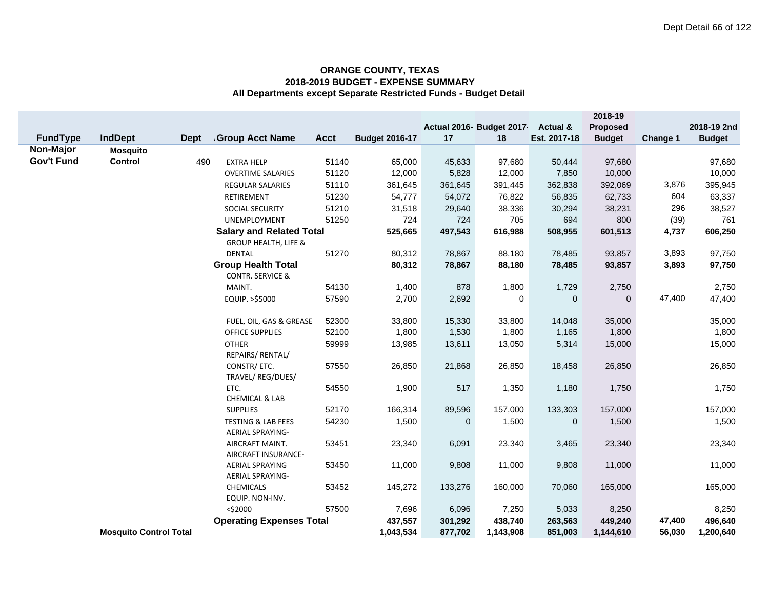**ORANGE COUNTY, TEXAS**
**2018-2019 BUDGET - EXPENSE SUMMARY**
**All Departments except Separate Restricted Funds - Budget Detail**

| FundType | IndDept | Dept | Group Acct Name | Acct | Budget 2016-17 | Actual 2016-17 | Budget 2017-18 | Actual & Est. 2017-18 | 2018-19 Proposed Budget | Change 1 | 2018-19 2nd Budget |
|---|---|---|---|---|---|---|---|---|---|---|---|
| Non-Major Gov't Fund | Mosquito Control | 490 | EXTRA HELP | 51140 | 65,000 | 45,633 | 97,680 | 50,444 | 97,680 | | 97,680 |
| | | | OVERTIME SALARIES | 51120 | 12,000 | 5,828 | 12,000 | 7,850 | 10,000 | | 10,000 |
| | | | REGULAR SALARIES | 51110 | 361,645 | 361,645 | 391,445 | 362,838 | 392,069 | 3,876 | 395,945 |
| | | | RETIREMENT | 51230 | 54,777 | 54,072 | 76,822 | 56,835 | 62,733 | 604 | 63,337 |
| | | | SOCIAL SECURITY | 51210 | 31,518 | 29,640 | 38,336 | 30,294 | 38,231 | 296 | 38,527 |
| | | | UNEMPLOYMENT | 51250 | 724 | 724 | 705 | 694 | 800 | (39) | 761 |
| | | | **Salary and Related Total** | | **525,665** | **497,543** | **616,988** | **508,955** | **601,513** | **4,737** | **606,250** |
| | | | GROUP HEALTH, LIFE & DENTAL | 51270 | 80,312 | 78,867 | 88,180 | 78,485 | 93,857 | 3,893 | 97,750 |
| | | | **Group Health Total** | | **80,312** | **78,867** | **88,180** | **78,485** | **93,857** | **3,893** | **97,750** |
| | | | CONTR. SERVICE & MAINT. | 54130 | 1,400 | 878 | 1,800 | 1,729 | 2,750 | | 2,750 |
| | | | EQUIP. >$5000 | 57590 | 2,700 | 2,692 | 0 | 0 | 0 | 47,400 | 47,400 |
| | | | FUEL, OIL, GAS & GREASE | 52300 | 33,800 | 15,330 | 33,800 | 14,048 | 35,000 | | 35,000 |
| | | | OFFICE SUPPLIES | 52100 | 1,800 | 1,530 | 1,800 | 1,165 | 1,800 | | 1,800 |
| | | | OTHER | 59999 | 13,985 | 13,611 | 13,050 | 5,314 | 15,000 | | 15,000 |
| | | | REPAIRS/ RENTAL/ CONSTR/ ETC. | 57550 | 26,850 | 21,868 | 26,850 | 18,458 | 26,850 | | 26,850 |
| | | | TRAVEL/ REG/DUES/ ETC. | 54550 | 1,900 | 517 | 1,350 | 1,180 | 1,750 | | 1,750 |
| | | | CHEMICAL & LAB SUPPLIES | 52170 | 166,314 | 89,596 | 157,000 | 133,303 | 157,000 | | 157,000 |
| | | | TESTING & LAB FEES | 54230 | 1,500 | 0 | 1,500 | 0 | 1,500 | | 1,500 |
| | | | AERIAL SPRAYING-AIRCRAFT MAINT. | 53451 | 23,340 | 6,091 | 23,340 | 3,465 | 23,340 | | 23,340 |
| | | | AIRCRAFT INSURANCE-AERIAL SPRAYING | 53450 | 11,000 | 9,808 | 11,000 | 9,808 | 11,000 | | 11,000 |
| | | | AERIAL SPRAYING-CHEMICALS | 53452 | 145,272 | 133,276 | 160,000 | 70,060 | 165,000 | | 165,000 |
| | | | EQUIP. NON-INV. <$2000 | 57500 | 7,696 | 6,096 | 7,250 | 5,033 | 8,250 | | 8,250 |
| | | | **Operating Expenses Total** | | **437,557** | **301,292** | **438,740** | **263,563** | **449,240** | **47,400** | **496,640** |
| | **Mosquito Control Total** | | | | **1,043,534** | **877,702** | **1,143,908** | **851,003** | **1,144,610** | **56,030** | **1,200,640** |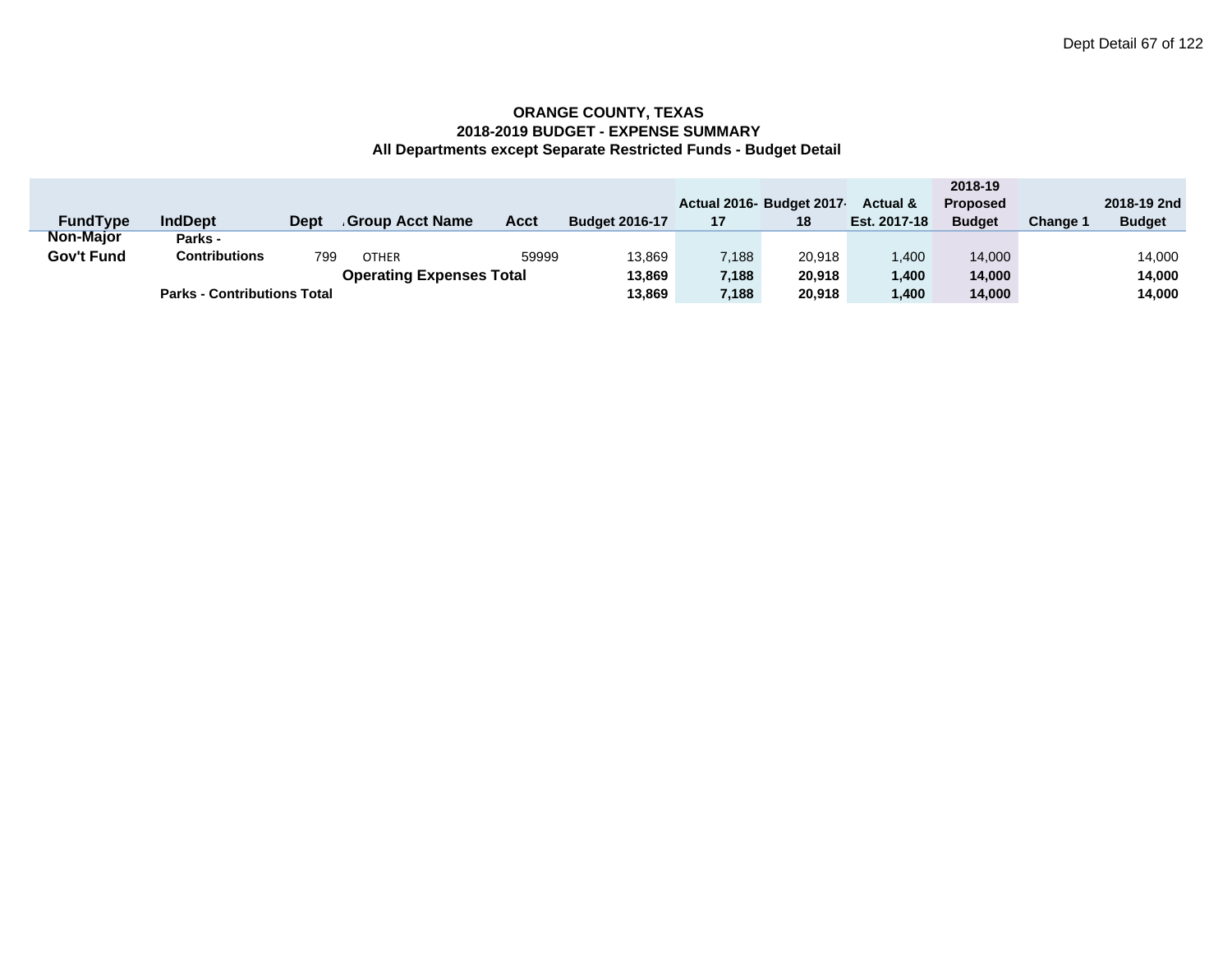**ORANGE COUNTY, TEXAS**
**2018-2019 BUDGET - EXPENSE SUMMARY**
**All Departments except Separate Restricted Funds - Budget Detail**

| FundType | IndDept | Dept | Group Acct Name | Acct | Budget 2016-17 | Actual 2016-17 | Budget 2017-18 | Actual & Est. 2017-18 | 2018-19 Proposed Budget | Change 1 | 2018-19 2nd Budget |
|---|---|---|---|---|---|---|---|---|---|---|---|
| **Non-Major Gov't Fund** | **Parks - Contributions** | 799 | OTHER | 59999 | 13,869 | 7,188 | 20,918 | 1,400 | 14,000 | | 14,000 |
| | | | **Operating Expenses Total** | | **13,869** | **7,188** | **20,918** | **1,400** | **14,000** | | **14,000** |
| | **Parks - Contributions Total** | | | | **13,869** | **7,188** | **20,918** | **1,400** | **14,000** | | **14,000** |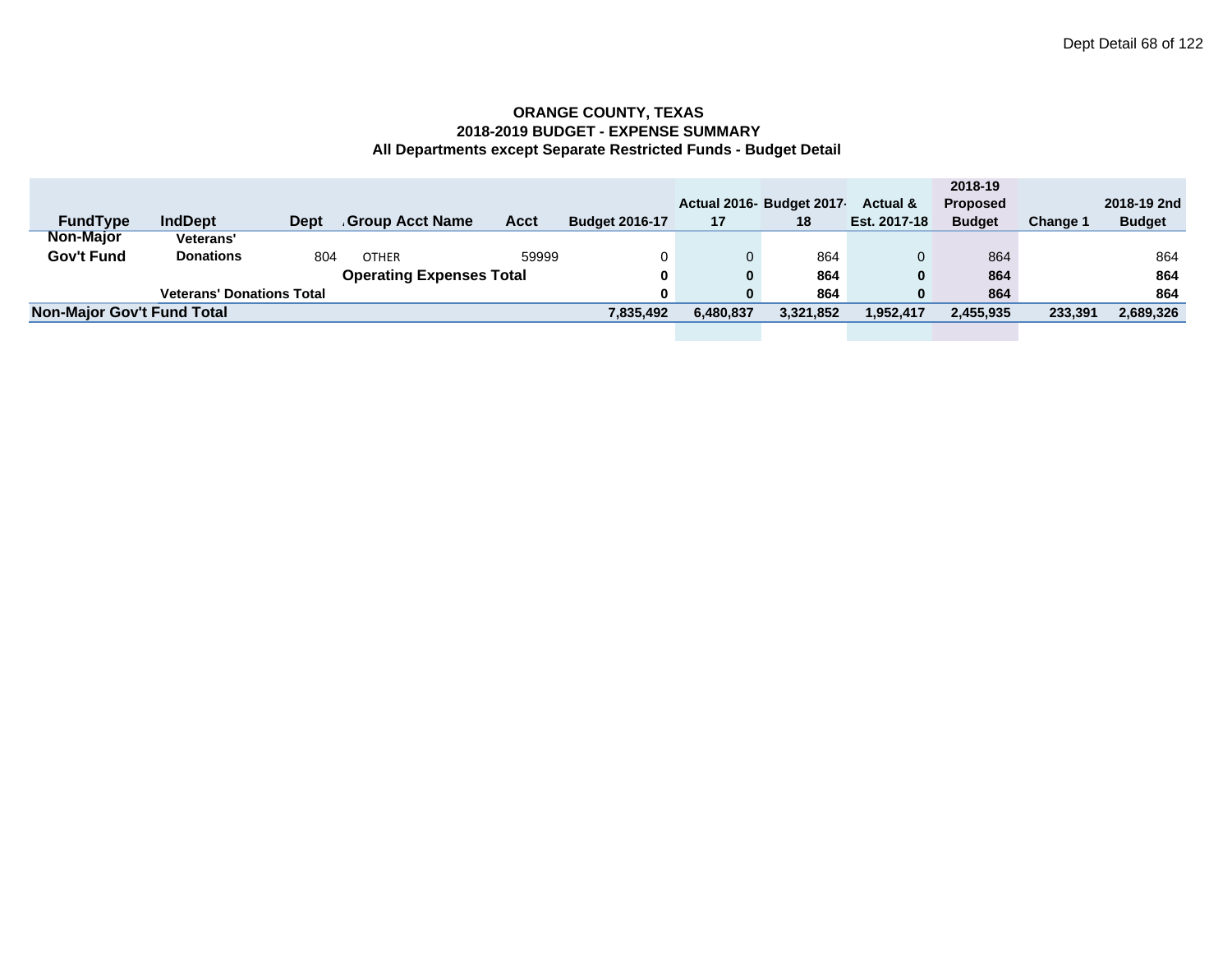**ORANGE COUNTY, TEXAS**
**2018-2019 BUDGET - EXPENSE SUMMARY**
**All Departments except Separate Restricted Funds - Budget Detail**

| FundType | IndDept | Dept | Group Acct Name | Acct | Budget 2016-17 | Actual 2016-17 | Budget 2017-18 | Actual & Est. 2017-18 | 2018-19 Proposed Budget | Change 1 | 2018-19 2nd Budget |
|---|---|---|---|---|---|---|---|---|---|---|---|
| Non-Major Gov't Fund | Veterans' Donations | 804 | OTHER | 59999 | 0 | 0 | 864 | 0 | 864 | | 864 |
| | | | **Operating Expenses Total** | | **0** | **0** | **864** | **0** | **864** | | **864** |
| | **Veterans' Donations Total** | | | | **0** | **0** | **864** | **0** | **864** | | **864** |
| **Non-Major Gov't Fund Total** | | | | | **7,835,492** | **6,480,837** | **3,321,852** | **1,952,417** | **2,455,935** | **233,391** | **2,689,326** |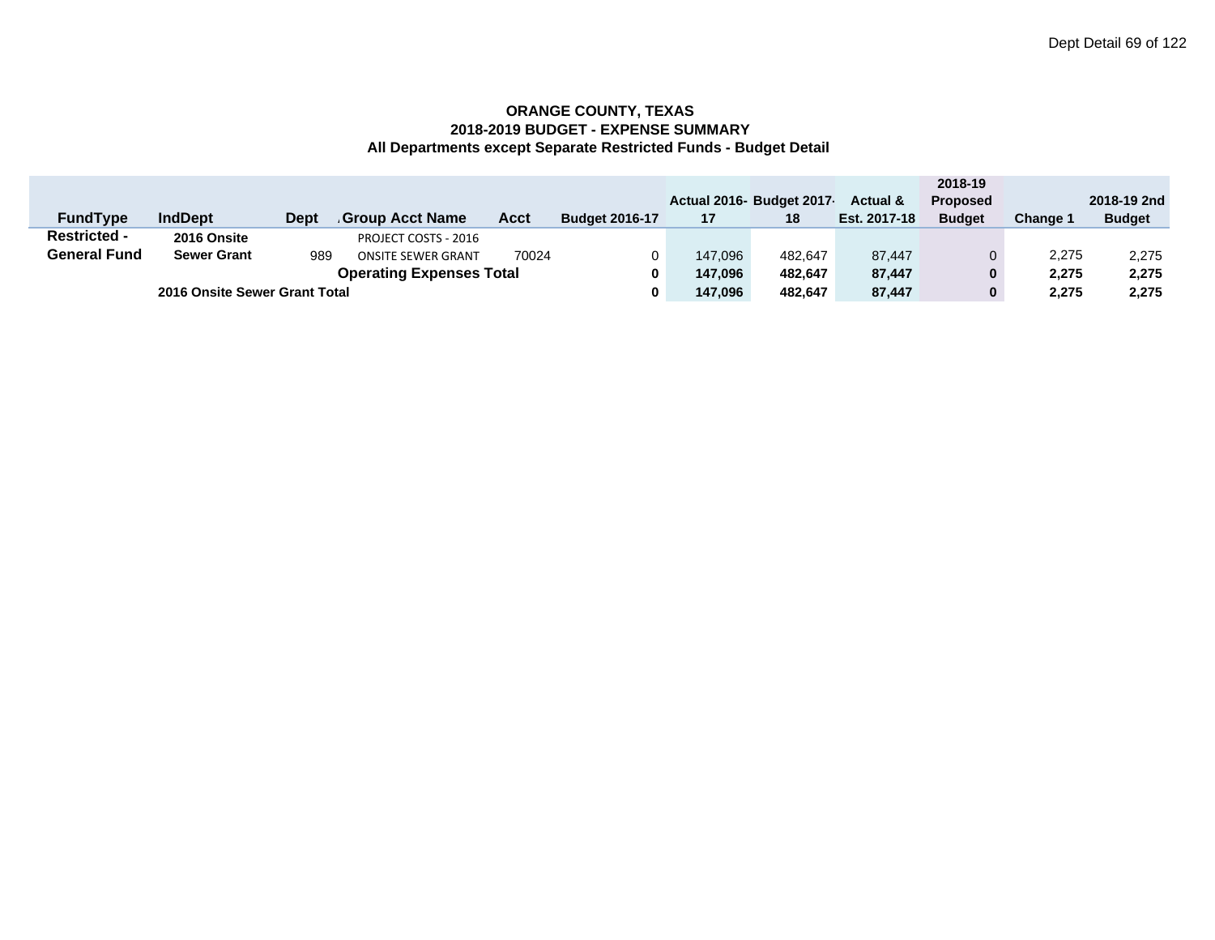**ORANGE COUNTY, TEXAS**
**2018-2019 BUDGET - EXPENSE SUMMARY**
**All Departments except Separate Restricted Funds - Budget Detail**

| FundType | IndDept | Dept | Group Acct Name | Acct | Budget 2016-17 | Actual 2016-17 | Budget 2017-18 | Actual & Est. 2017-18 | 2018-19 Proposed Budget | Change 1 | 2018-19 2nd Budget |
|---|---|---|---|---|---|---|---|---|---|---|---|
| **Restricted - General Fund** | **2016 Onsite Sewer Grant** | 989 | PROJECT COSTS - 2016 ONSITE SEWER GRANT | 70024 | 0 | 147,096 | 482,647 | 87,447 | 0 | 2,275 | 2,275 |
| | | | **Operating Expenses Total** | | **0** | **147,096** | **482,647** | **87,447** | **0** | **2,275** | **2,275** |
| | **2016 Onsite Sewer Grant Total** | | | | **0** | **147,096** | **482,647** | **87,447** | **0** | **2,275** | **2,275** |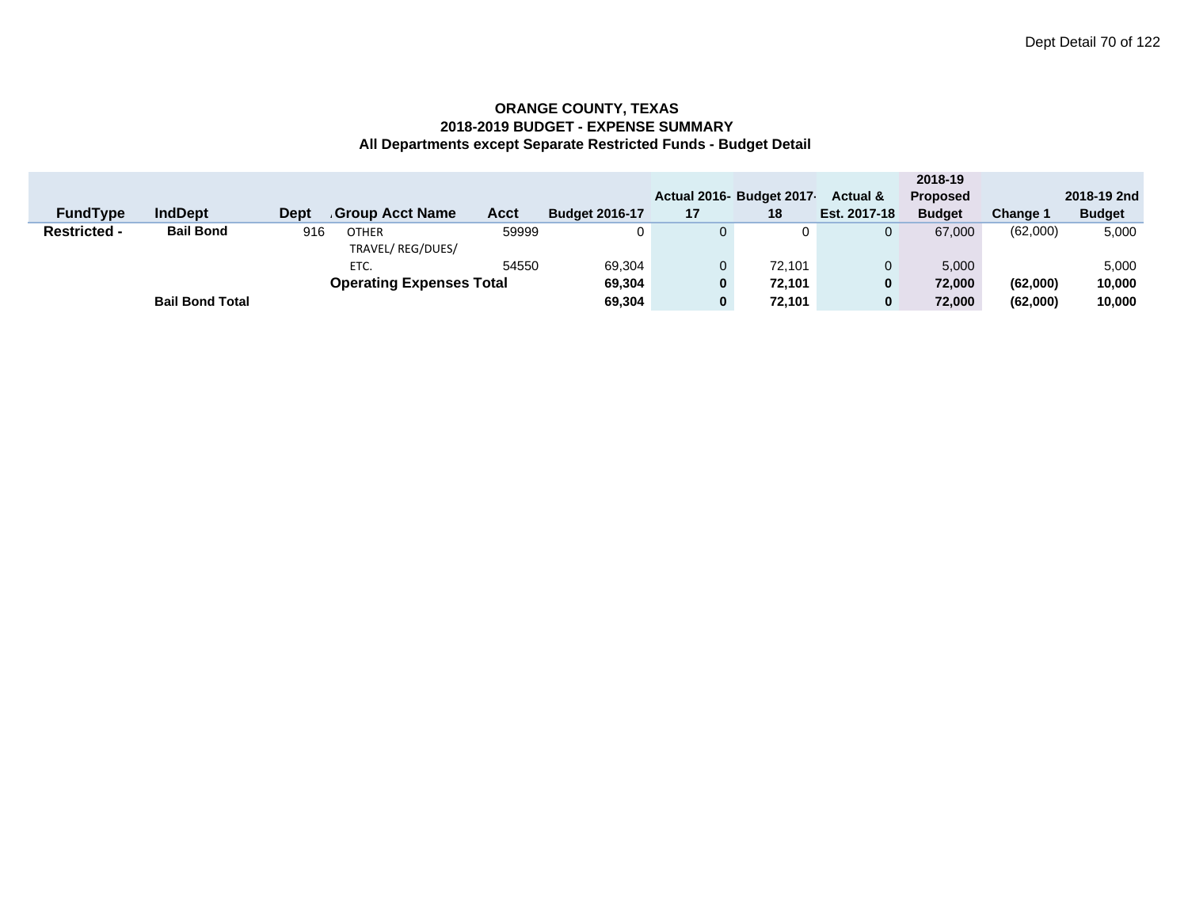**ORANGE COUNTY, TEXAS**
**2018-2019 BUDGET - EXPENSE SUMMARY**
**All Departments except Separate Restricted Funds - Budget Detail**

| FundType | IndDept | Dept | Group Acct Name | Acct | Budget 2016-17 | Actual 2016-17 | Budget 2017-18 | Actual & Est. 2017-18 | 2018-19 Proposed Budget | Change 1 | 2018-19 2nd Budget |
|---|---|---|---|---|---|---|---|---|---|---|---|
| **Restricted -** | **Bail Bond** | 916 | OTHER | 59999 | 0 | 0 | 0 | 0 | 67,000 | (62,000) | 5,000 |
| | | | TRAVEL/ REG/DUES/ ETC. | 54550 | 69,304 | 0 | 72,101 | 0 | 5,000 | | 5,000 |
| | | | **Operating Expenses Total** | | **69,304** | **0** | **72,101** | **0** | **72,000** | **(62,000)** | **10,000** |
| | **Bail Bond Total** | | | | **69,304** | **0** | **72,101** | **0** | **72,000** | **(62,000)** | **10,000** |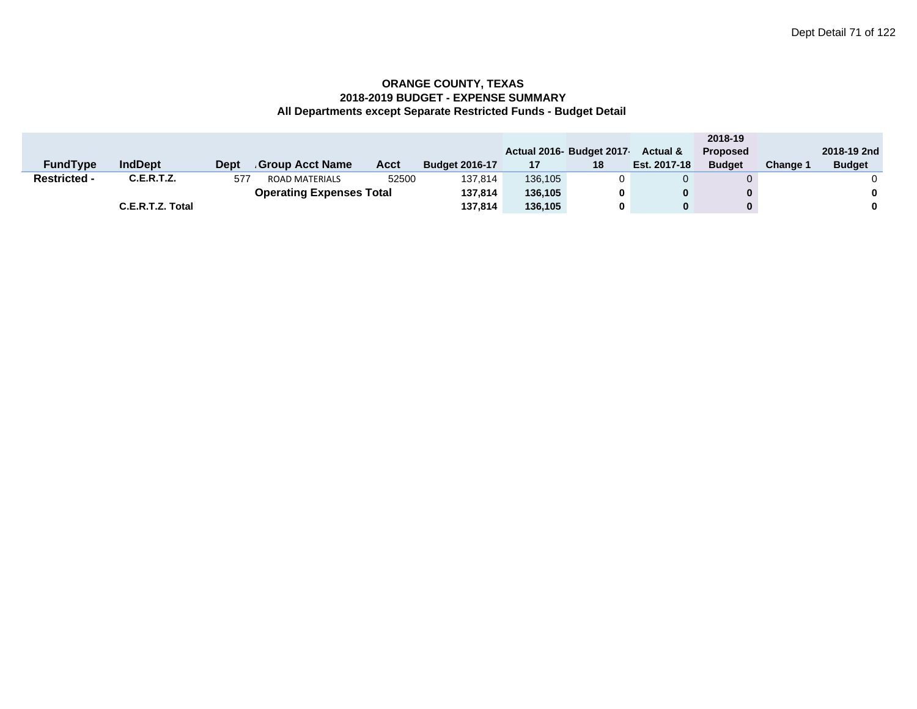**ORANGE COUNTY, TEXAS**
**2018-2019 BUDGET - EXPENSE SUMMARY**
**All Departments except Separate Restricted Funds - Budget Detail**

| FundType | IndDept | Dept | Group Acct Name | Acct | Budget 2016-17 | Actual 2016-17 | Budget 2017-18 | Actual & Est. 2017-18 | 2018-19 Proposed Budget | Change 1 | 2018-19 2nd Budget |
|---|---|---|---|---|---|---|---|---|---|---|---|
| **Restricted -** | **C.E.R.T.Z.** | 577 | ROAD MATERIALS | 52500 | 137,814 | 136,105 | 0 | 0 | 0 | | 0 |
| | | | **Operating Expenses Total** | | **137,814** | **136,105** | **0** | **0** | **0** | | **0** |
| | **C.E.R.T.Z. Total** | | | | **137,814** | **136,105** | **0** | **0** | **0** | | **0** |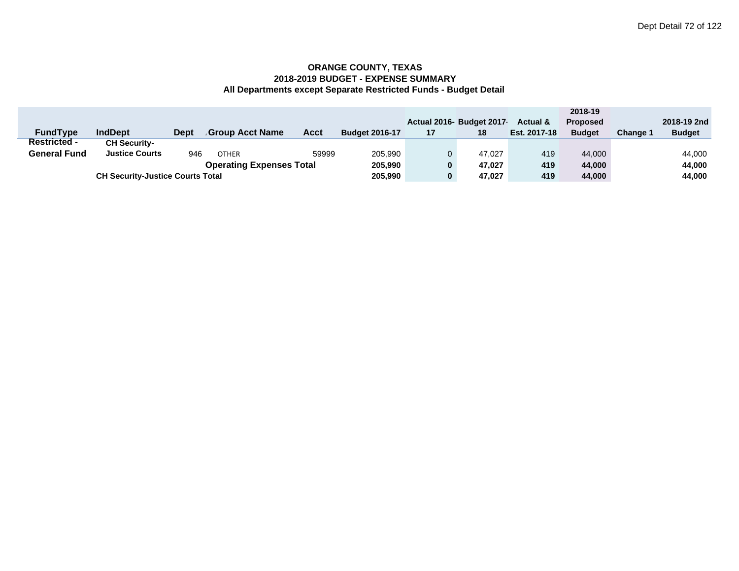**ORANGE COUNTY, TEXAS**
**2018-2019 BUDGET - EXPENSE SUMMARY**
**All Departments except Separate Restricted Funds - Budget Detail**

| FundType | IndDept | Dept | Group Acct Name | Acct | Budget 2016-17 | Actual 2016-17 | Budget 2017-18 | Actual & Est. 2017-18 | 2018-19 Proposed Budget | Change 1 | 2018-19 2nd Budget |
|---|---|---|---|---|---|---|---|---|---|---|---|
| Restricted - General Fund | CH Security-Justice Courts | 946 | OTHER | 59999 | 205,990 | 0 | 47,027 | 419 | 44,000 | | 44,000 |
| | | | **Operating Expenses Total** | | **205,990** | **0** | **47,027** | **419** | **44,000** | | **44,000** |
| | **CH Security-Justice Courts Total** | | | | **205,990** | **0** | **47,027** | **419** | **44,000** | | **44,000** |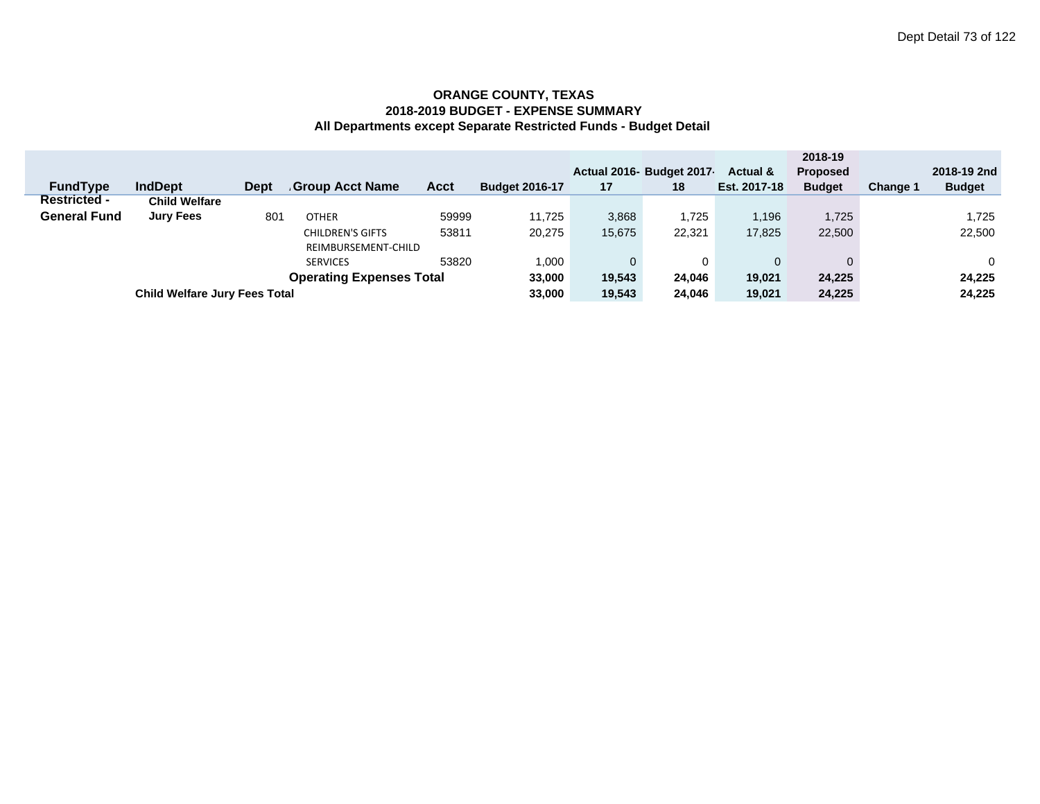**ORANGE COUNTY, TEXAS**
**2018-2019 BUDGET - EXPENSE SUMMARY**
**All Departments except Separate Restricted Funds - Budget Detail**

| FundType | IndDept | Dept | Group Acct Name | Acct | Budget 2016-17 | Actual 2016-17 | Budget 2017-18 | Actual & Est. 2017-18 | 2018-19 Proposed Budget | Change 1 | 2018-19 2nd Budget |
|---|---|---|---|---|---|---|---|---|---|---|---|
| **Restricted - General Fund** | **Child Welfare Jury Fees** | 801 | OTHER | 59999 | 11,725 | 3,868 | 1,725 | 1,196 | 1,725 | | 1,725 |
| | | | CHILDREN'S GIFTS | 53811 | 20,275 | 15,675 | 22,321 | 17,825 | 22,500 | | 22,500 |
| | | | REIMBURSEMENT-CHILD SERVICES | 53820 | 1,000 | 0 | 0 | 0 | 0 | | 0 |
| | | | **Operating Expenses Total** | | **33,000** | **19,543** | **24,046** | **19,021** | **24,225** | | **24,225** |
| | **Child Welfare Jury Fees Total** | | | | **33,000** | **19,543** | **24,046** | **19,021** | **24,225** | | **24,225** |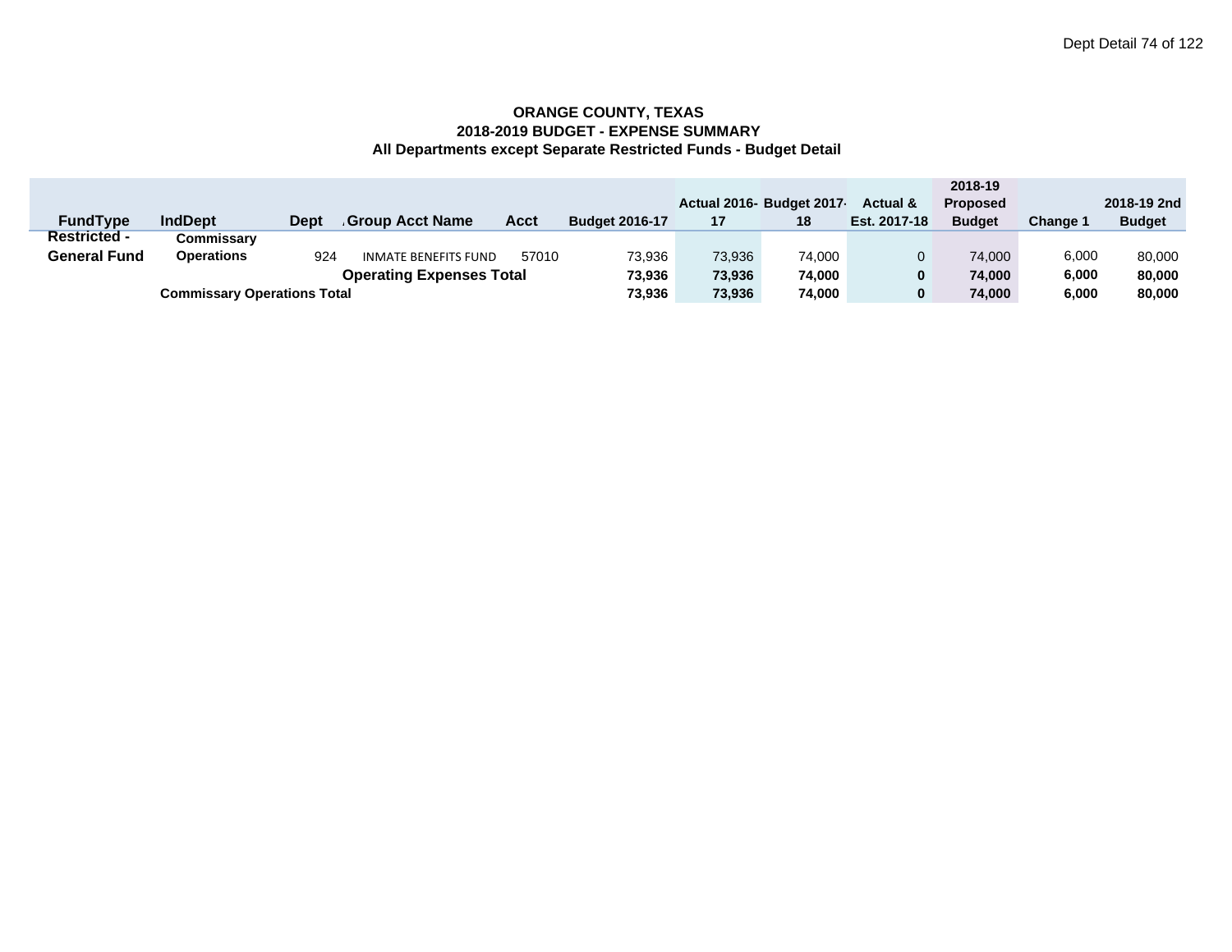**ORANGE COUNTY, TEXAS**
**2018-2019 BUDGET - EXPENSE SUMMARY**
**All Departments except Separate Restricted Funds - Budget Detail**

| FundType | IndDept | Dept | Group Acct Name | Acct | Budget 2016-17 | Actual 2016-17 | Budget 2017-18 | Actual & Est. 2017-18 | 2018-19 Proposed Budget | Change 1 | 2018-19 2nd Budget |
|---|---|---|---|---|---|---|---|---|---|---|---|
| Restricted - General Fund | Commissary Operations | 924 | INMATE BENEFITS FUND | 57010 | 73,936 | 73,936 | 74,000 | 0 | 74,000 | 6,000 | 80,000 |
| | | | **Operating Expenses Total** | | **73,936** | **73,936** | **74,000** | **0** | **74,000** | **6,000** | **80,000** |
| | **Commissary Operations Total** | | | | **73,936** | **73,936** | **74,000** | **0** | **74,000** | **6,000** | **80,000** |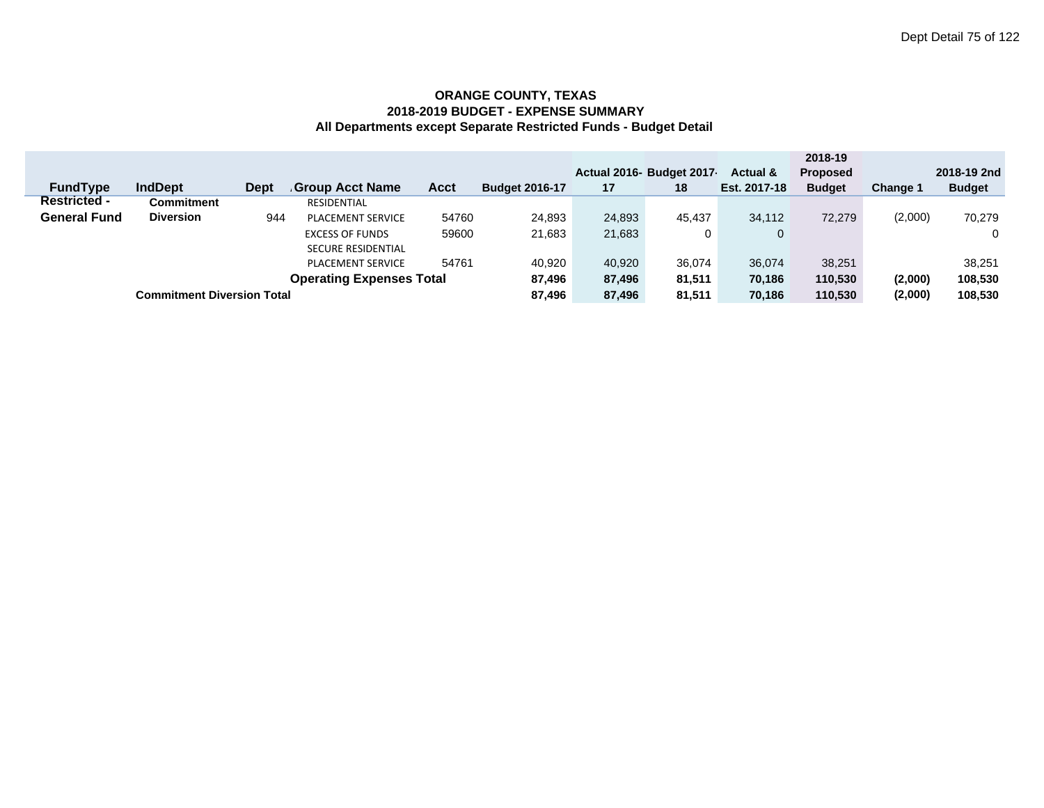**ORANGE COUNTY, TEXAS**
**2018-2019 BUDGET - EXPENSE SUMMARY**
**All Departments except Separate Restricted Funds - Budget Detail**

| FundType | IndDept | Dept | Group Acct Name | Acct | Budget 2016-17 | Actual 2016-17 | Budget 2017-18 | Actual & Est. 2017-18 | 2018-19 Proposed Budget | Change 1 | 2018-19 2nd Budget |
|---|---|---|---|---|---|---|---|---|---|---|---|
| **Restricted - General Fund** | **Commitment Diversion** | 944 | RESIDENTIAL PLACEMENT SERVICE | 54760 | 24,893 | 24,893 | 45,437 | 34,112 | 72,279 | (2,000) | 70,279 |
| | | | EXCESS OF FUNDS | 59600 | 21,683 | 21,683 | 0 | 0 | | | 0 |
| | | | SECURE RESIDENTIAL PLACEMENT SERVICE | 54761 | 40,920 | 40,920 | 36,074 | 36,074 | 38,251 | | 38,251 |
| | | | **Operating Expenses Total** | | **87,496** | **87,496** | **81,511** | **70,186** | **110,530** | **(2,000)** | **108,530** |
| | **Commitment Diversion Total** | | | | **87,496** | **87,496** | **81,511** | **70,186** | **110,530** | **(2,000)** | **108,530** |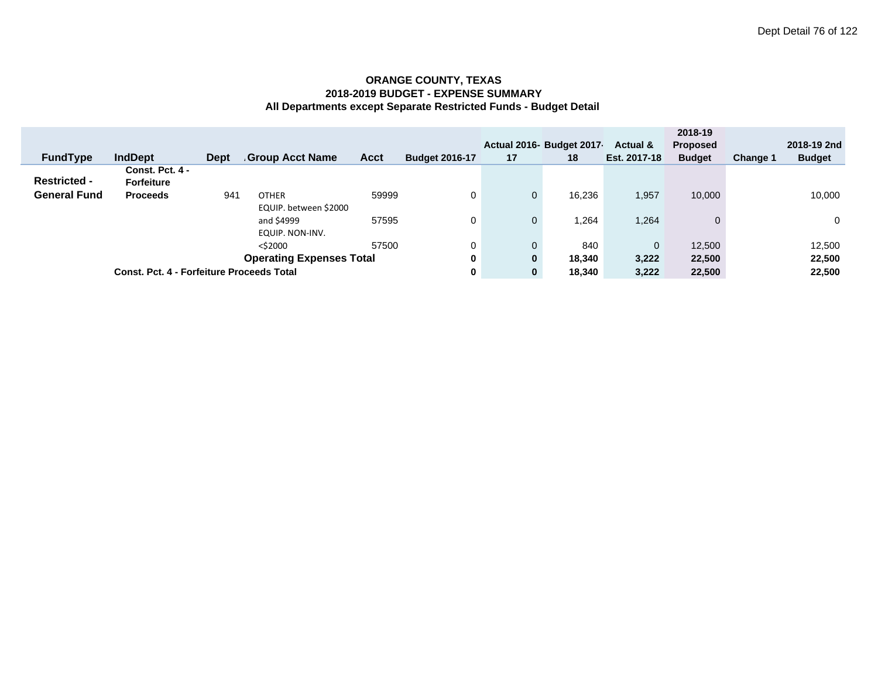**ORANGE COUNTY, TEXAS**
**2018-2019 BUDGET - EXPENSE SUMMARY**
**All Departments except Separate Restricted Funds - Budget Detail**

| FundType | IndDept | Dept | Group Acct Name | Acct | Budget 2016-17 | Actual 2016-17 | Budget 2017-18 | Actual & Est. 2017-18 | 2018-19 Proposed Budget | Change 1 | 2018-19 2nd Budget |
|---|---|---|---|---|---|---|---|---|---|---|---|
| **Restricted - General Fund** | **Const. Pct. 4 - Forfeiture Proceeds** | 941 | OTHER | 59999 | 0 | 0 | 16,236 | 1,957 | 10,000 | | 10,000 |
| | | | EQUIP. between $2000 and $4999 | 57595 | 0 | 0 | 1,264 | 1,264 | 0 | | 0 |
| | | | EQUIP. NON-INV. <$2000 | 57500 | 0 | 0 | 840 | 0 | 12,500 | | 12,500 |
| | | | **Operating Expenses Total** | | **0** | **0** | **18,340** | **3,222** | **22,500** | | **22,500** |
| | **Const. Pct. 4 - Forfeiture Proceeds Total** | | | | **0** | **0** | **18,340** | **3,222** | **22,500** | | **22,500** |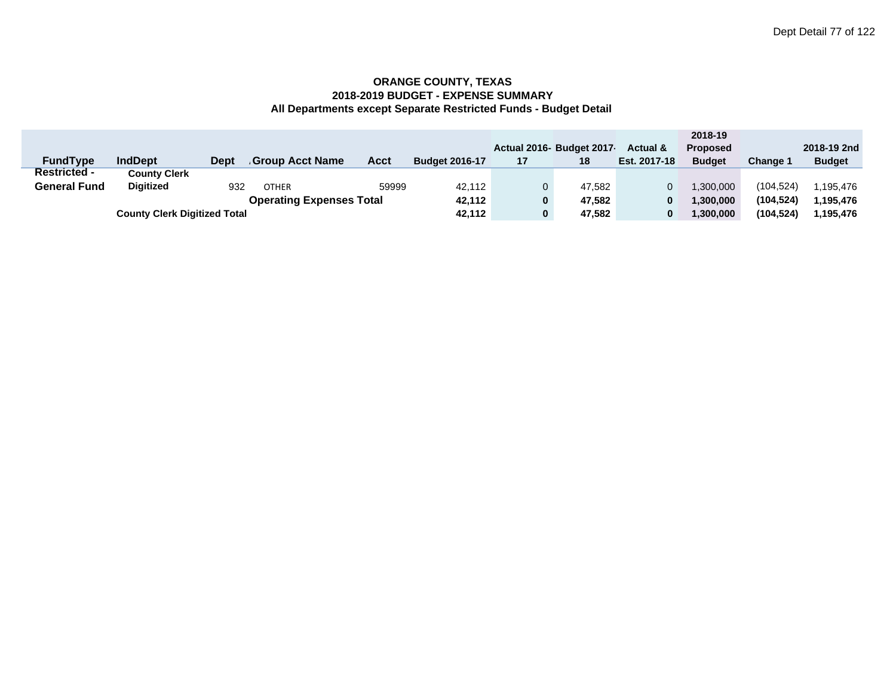**ORANGE COUNTY, TEXAS**
**2018-2019 BUDGET - EXPENSE SUMMARY**
**All Departments except Separate Restricted Funds - Budget Detail**

| FundType | IndDept | Dept | Group Acct Name | Acct | Budget 2016-17 | Actual 2016-17 | Budget 2017-18 | Actual & Est. 2017-18 | 2018-19 Proposed Budget | Change 1 | 2018-19 2nd Budget |
|---|---|---|---|---|---|---|---|---|---|---|---|
| Restricted - General Fund | County Clerk Digitized | 932 | OTHER | 59999 | 42,112 | 0 | 47,582 | 0 | 1,300,000 | (104,524) | 1,195,476 |
| | | | **Operating Expenses Total** | | **42,112** | **0** | **47,582** | **0** | **1,300,000** | **(104,524)** | **1,195,476** |
| | **County Clerk Digitized Total** | | | | **42,112** | **0** | **47,582** | **0** | **1,300,000** | **(104,524)** | **1,195,476** |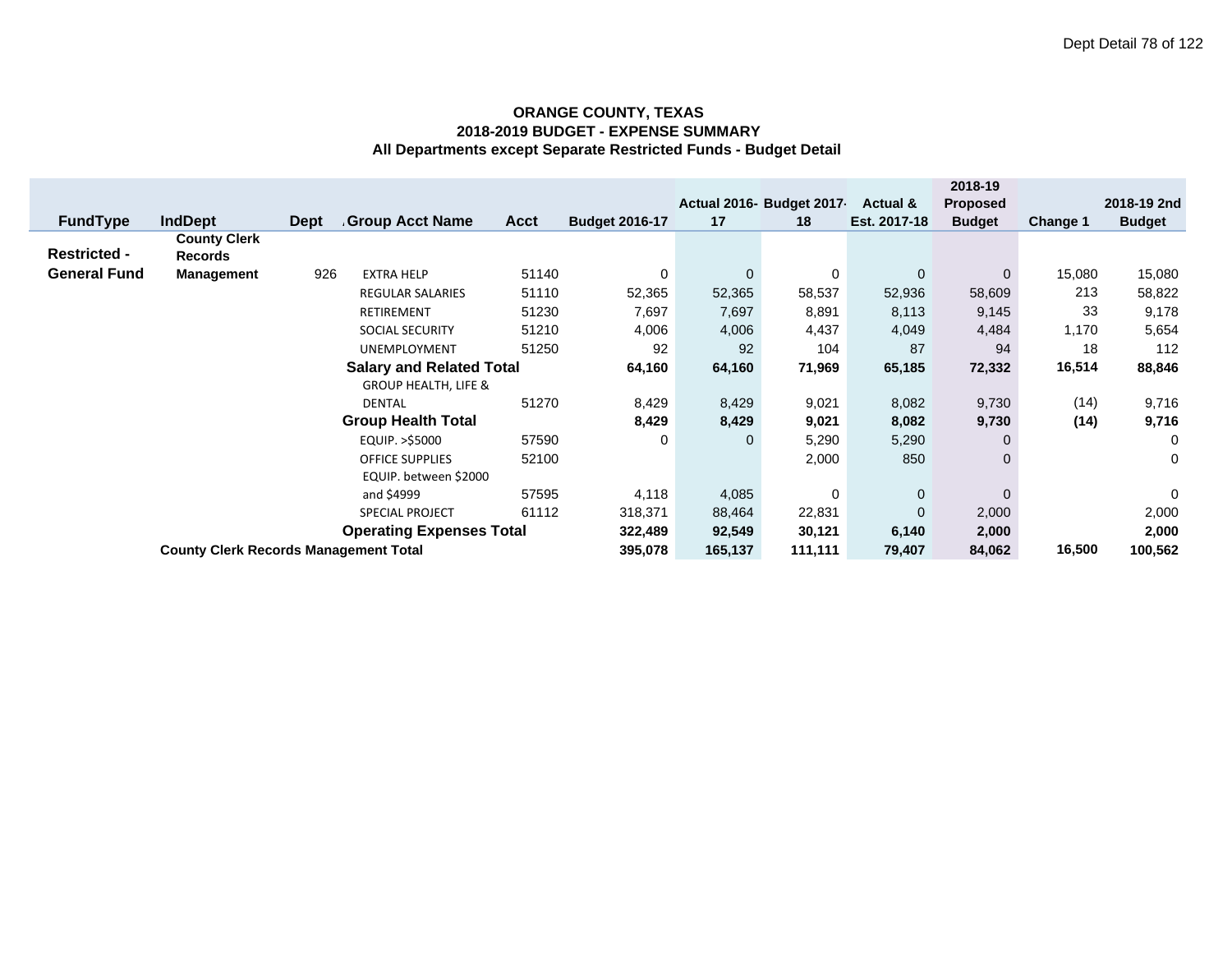**ORANGE COUNTY, TEXAS**
**2018-2019 BUDGET - EXPENSE SUMMARY**
**All Departments except Separate Restricted Funds - Budget Detail**

| FundType | IndDept | Dept | Group Acct Name | Acct | Budget 2016-17 | Actual 2016-17 | Budget 2017-18 | Actual & Est. 2017-18 | 2018-19 Proposed Budget | Change 1 | 2018-19 2nd Budget |
|---|---|---|---|---|---|---|---|---|---|---|---|
| **Restricted - General Fund** | **County Clerk Records Management** | 926 | EXTRA HELP | 51140 | 0 | 0 | 0 | 0 | 0 | 15,080 | 15,080 |
| | | | REGULAR SALARIES | 51110 | 52,365 | 52,365 | 58,537 | 52,936 | 58,609 | 213 | 58,822 |
| | | | RETIREMENT | 51230 | 7,697 | 7,697 | 8,891 | 8,113 | 9,145 | 33 | 9,178 |
| | | | SOCIAL SECURITY | 51210 | 4,006 | 4,006 | 4,437 | 4,049 | 4,484 | 1,170 | 5,654 |
| | | | UNEMPLOYMENT | 51250 | 92 | 92 | 104 | 87 | 94 | 18 | 112 |
| | | | **Salary and Related Total** | | **64,160** | **64,160** | **71,969** | **65,185** | **72,332** | **16,514** | **88,846** |
| | | | GROUP HEALTH, LIFE & DENTAL | 51270 | 8,429 | 8,429 | 9,021 | 8,082 | 9,730 | (14) | 9,716 |
| | | | **Group Health Total** | | **8,429** | **8,429** | **9,021** | **8,082** | **9,730** | **(14)** | **9,716** |
| | | | EQUIP. >$5000 | 57590 | 0 | 0 | 5,290 | 5,290 | 0 | | 0 |
| | | | OFFICE SUPPLIES | 52100 | | | 2,000 | 850 | 0 | | 0 |
| | | | EQUIP. between $2000 and $4999 | 57595 | 4,118 | 4,085 | 0 | 0 | 0 | | 0 |
| | | | SPECIAL PROJECT | 61112 | 318,371 | 88,464 | 22,831 | 0 | 2,000 | | 2,000 |
| | | | **Operating Expenses Total** | | **322,489** | **92,549** | **30,121** | **6,140** | **2,000** | | **2,000** |
| | **County Clerk Records Management Total** | | | | **395,078** | **165,137** | **111,111** | **79,407** | **84,062** | **16,500** | **100,562** |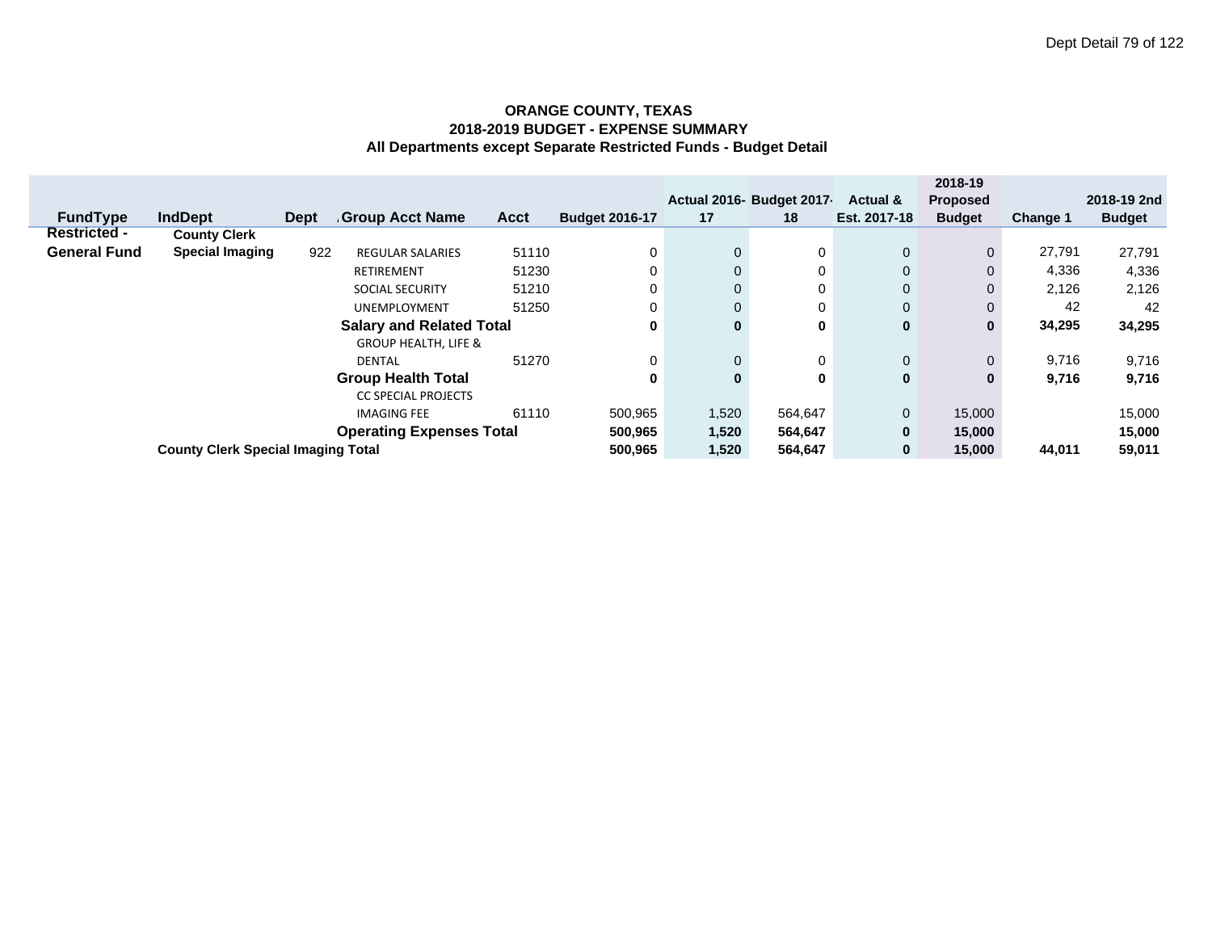**ORANGE COUNTY, TEXAS**
**2018-2019 BUDGET - EXPENSE SUMMARY**
**All Departments except Separate Restricted Funds - Budget Detail**

| FundType | IndDept | Dept | Group Acct Name | Acct | Budget 2016-17 | Actual 2016-17 | Budget 2017-18 | Actual & Est. 2017-18 | 2018-19 Proposed Budget | Change 1 | 2018-19 2nd Budget |
|---|---|---|---|---|---|---|---|---|---|---|---|
| Restricted - General Fund | County Clerk Special Imaging | 922 | REGULAR SALARIES | 51110 | 0 | 0 | 0 | 0 | 0 | 27,791 | 27,791 |
| | | | RETIREMENT | 51230 | 0 | 0 | 0 | 0 | 0 | 4,336 | 4,336 |
| | | | SOCIAL SECURITY | 51210 | 0 | 0 | 0 | 0 | 0 | 2,126 | 2,126 |
| | | | UNEMPLOYMENT | 51250 | 0 | 0 | 0 | 0 | 0 | 42 | 42 |
| | | | **Salary and Related Total** | | **0** | **0** | **0** | **0** | **0** | **34,295** | **34,295** |
| | | | GROUP HEALTH, LIFE & DENTAL | 51270 | 0 | 0 | 0 | 0 | 0 | 9,716 | 9,716 |
| | | | **Group Health Total** | | **0** | **0** | **0** | **0** | **0** | **9,716** | **9,716** |
| | | | CC SPECIAL PROJECTS IMAGING FEE | 61110 | 500,965 | 1,520 | 564,647 | 0 | 15,000 | | 15,000 |
| | | | **Operating Expenses Total** | | **500,965** | **1,520** | **564,647** | **0** | **15,000** | | **15,000** |
| | **County Clerk Special Imaging Total** | | | | **500,965** | **1,520** | **564,647** | **0** | **15,000** | **44,011** | **59,011** |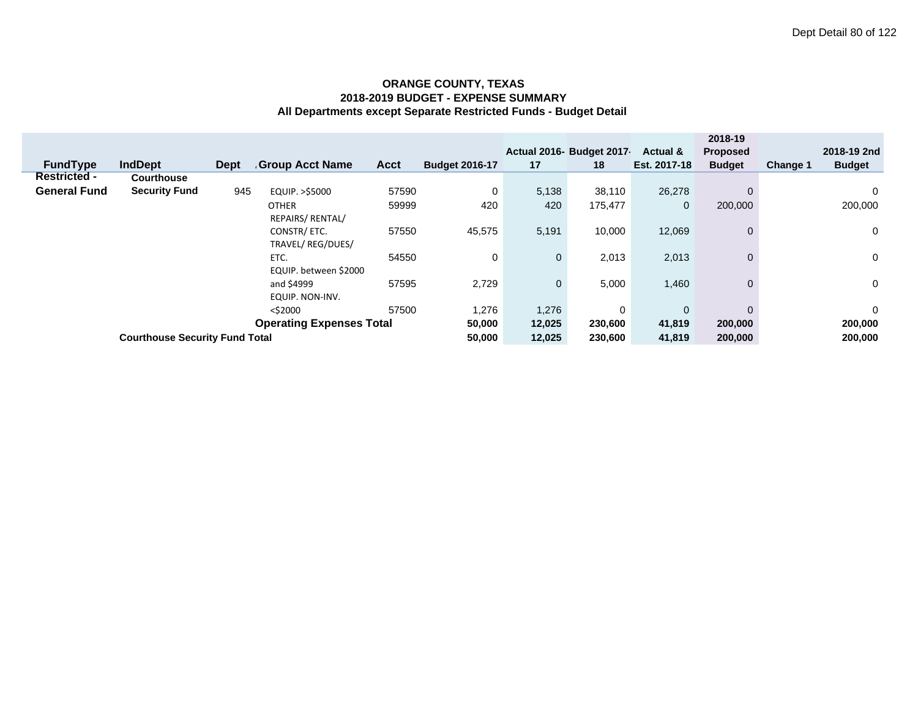**ORANGE COUNTY, TEXAS**
**2018-2019 BUDGET - EXPENSE SUMMARY**
**All Departments except Separate Restricted Funds - Budget Detail**

| FundType | IndDept | Dept | Group Acct Name | Acct | Budget 2016-17 | Actual 2016-17 | Budget 2017-18 | Actual & Est. 2017-18 | 2018-19 Proposed Budget | Change 1 | 2018-19 2nd Budget |
|---|---|---|---|---|---|---|---|---|---|---|---|
| Restricted - General Fund | Courthouse Security Fund | 945 | EQUIP. >$5000 | 57590 | 0 | 5,138 | 38,110 | 26,278 | 0 | | 0 |
| | | | OTHER | 59999 | 420 | 420 | 175,477 | 0 | 200,000 | | 200,000 |
| | | | REPAIRS/ RENTAL/ CONSTR/ ETC. | 57550 | 45,575 | 5,191 | 10,000 | 12,069 | 0 | | 0 |
| | | | TRAVEL/ REG/DUES/ ETC. | 54550 | 0 | 0 | 2,013 | 2,013 | 0 | | 0 |
| | | | EQUIP. between $2000 and $4999 | 57595 | 2,729 | 0 | 5,000 | 1,460 | 0 | | 0 |
| | | | EQUIP. NON-INV. <$2000 | 57500 | 1,276 | 1,276 | 0 | 0 | 0 | | 0 |
| | | | **Operating Expenses Total** | | **50,000** | **12,025** | **230,600** | **41,819** | **200,000** | | **200,000** |
| | **Courthouse Security Fund Total** | | | | **50,000** | **12,025** | **230,600** | **41,819** | **200,000** | | **200,000** |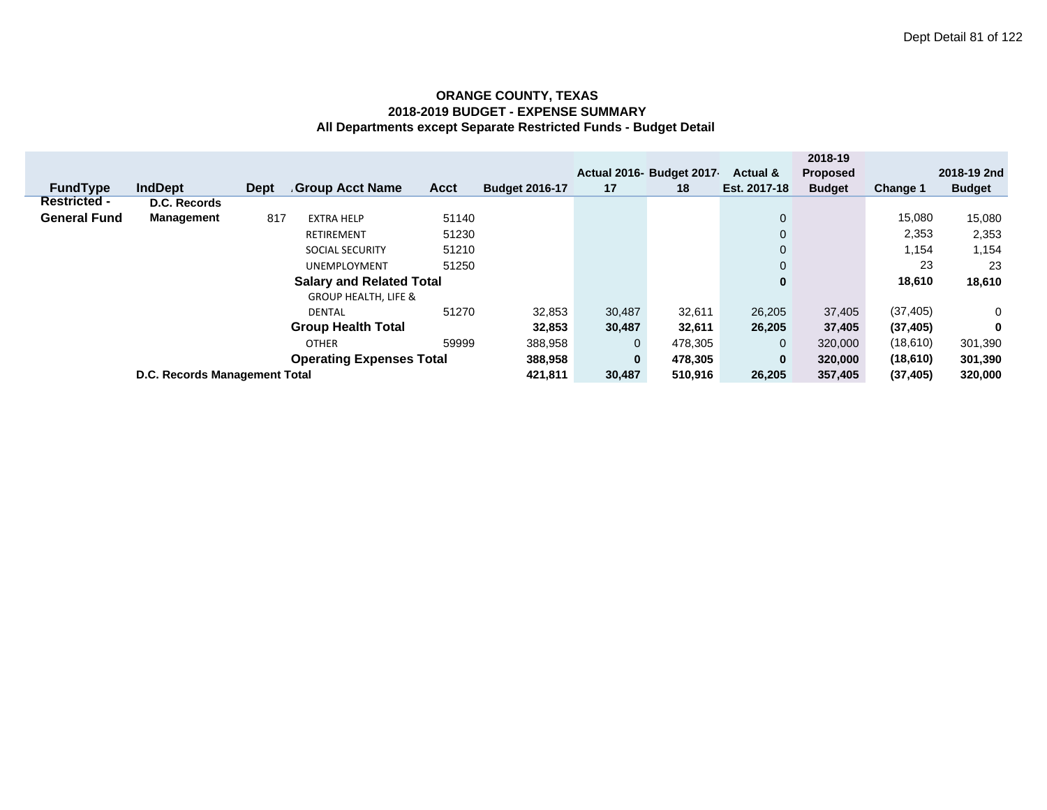**ORANGE COUNTY, TEXAS**
**2018-2019 BUDGET - EXPENSE SUMMARY**
**All Departments except Separate Restricted Funds - Budget Detail**

| FundType | IndDept | Dept | Group Acct Name | Acct | Budget 2016-17 | Actual 2016-17 | Budget 2017-18 | Actual & Est. 2017-18 | 2018-19 Proposed Budget | Change 1 | 2018-19 2nd Budget |
|---|---|---|---|---|---|---|---|---|---|---|---|
| Restricted - General Fund | D.C. Records Management | 817 | EXTRA HELP | 51140 | | | | 0 | | 15,080 | 15,080 |
| | | | RETIREMENT | 51230 | | | | 0 | | 2,353 | 2,353 |
| | | | SOCIAL SECURITY | 51210 | | | | 0 | | 1,154 | 1,154 |
| | | | UNEMPLOYMENT | 51250 | | | | 0 | | 23 | 23 |
| | | | **Salary and Related Total** | | | | | **0** | | **18,610** | **18,610** |
| | | | GROUP HEALTH, LIFE & DENTAL | 51270 | 32,853 | 30,487 | 32,611 | 26,205 | 37,405 | (37,405) | 0 |
| | | | **Group Health Total** | | **32,853** | **30,487** | **32,611** | **26,205** | **37,405** | **(37,405)** | **0** |
| | | | OTHER | 59999 | 388,958 | 0 | 478,305 | 0 | 320,000 | (18,610) | 301,390 |
| | | | **Operating Expenses Total** | | **388,958** | **0** | **478,305** | **0** | **320,000** | **(18,610)** | **301,390** |
| | **D.C. Records Management Total** | | | | **421,811** | **30,487** | **510,916** | **26,205** | **357,405** | **(37,405)** | **320,000** |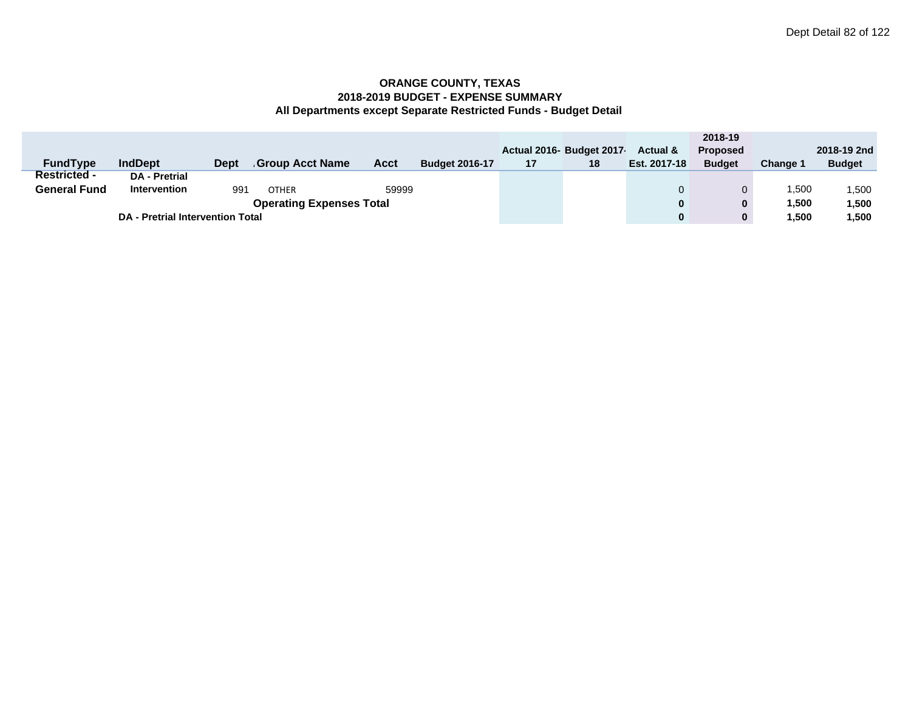**ORANGE COUNTY, TEXAS**
**2018-2019 BUDGET - EXPENSE SUMMARY**
**All Departments except Separate Restricted Funds - Budget Detail**

| FundType | IndDept | Dept | Group Acct Name | Acct | Budget 2016-17 | Actual 2016-17 | Budget 2017-18 | Actual & Est. 2017-18 | 2018-19 Proposed Budget | Change 1 | 2018-19 2nd Budget |
|---|---|---|---|---|---|---|---|---|---|---|---|
| Restricted - General Fund | DA - Pretrial Intervention | 991 | OTHER | 59999 | | | | 0 | 0 | 1,500 | 1,500 |
| | | | **Operating Expenses Total** | | | | | **0** | **0** | **1,500** | **1,500** |
| | **DA - Pretrial Intervention Total** | | | | | | | **0** | **0** | **1,500** | **1,500** |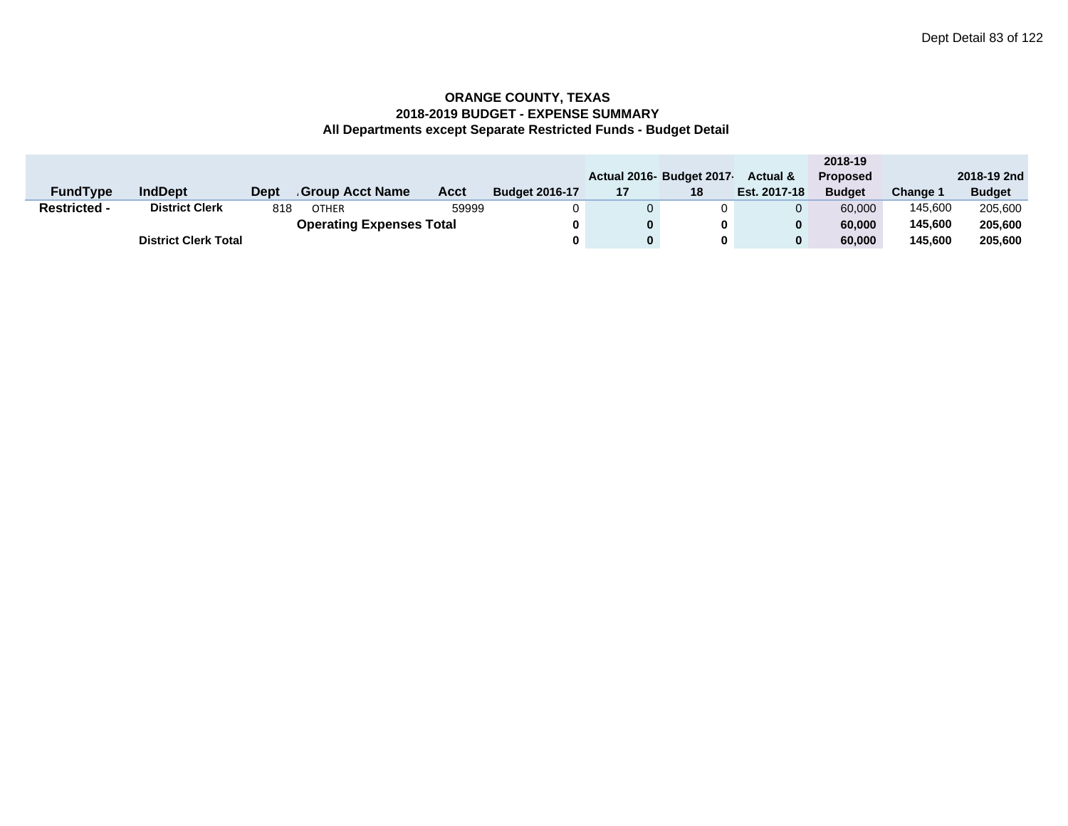**ORANGE COUNTY, TEXAS**
**2018-2019 BUDGET - EXPENSE SUMMARY**
**All Departments except Separate Restricted Funds - Budget Detail**

| FundType | IndDept | Dept | Group Acct Name | Acct | Budget 2016-17 | Actual 2016-17 | Budget 2017-18 | Actual & Est. 2017-18 | 2018-19 Proposed Budget | Change 1 | 2018-19 2nd Budget |
|---|---|---|---|---|---|---|---|---|---|---|---|
| **Restricted -** | **District Clerk** | 818 | OTHER | 59999 | 0 | 0 | 0 | 0 | 60,000 | 145,600 | 205,600 |
| | | | **Operating Expenses Total** | | **0** | **0** | **0** | **0** | **60,000** | **145,600** | **205,600** |
| | **District Clerk Total** | | | | **0** | **0** | **0** | **0** | **60,000** | **145,600** | **205,600** |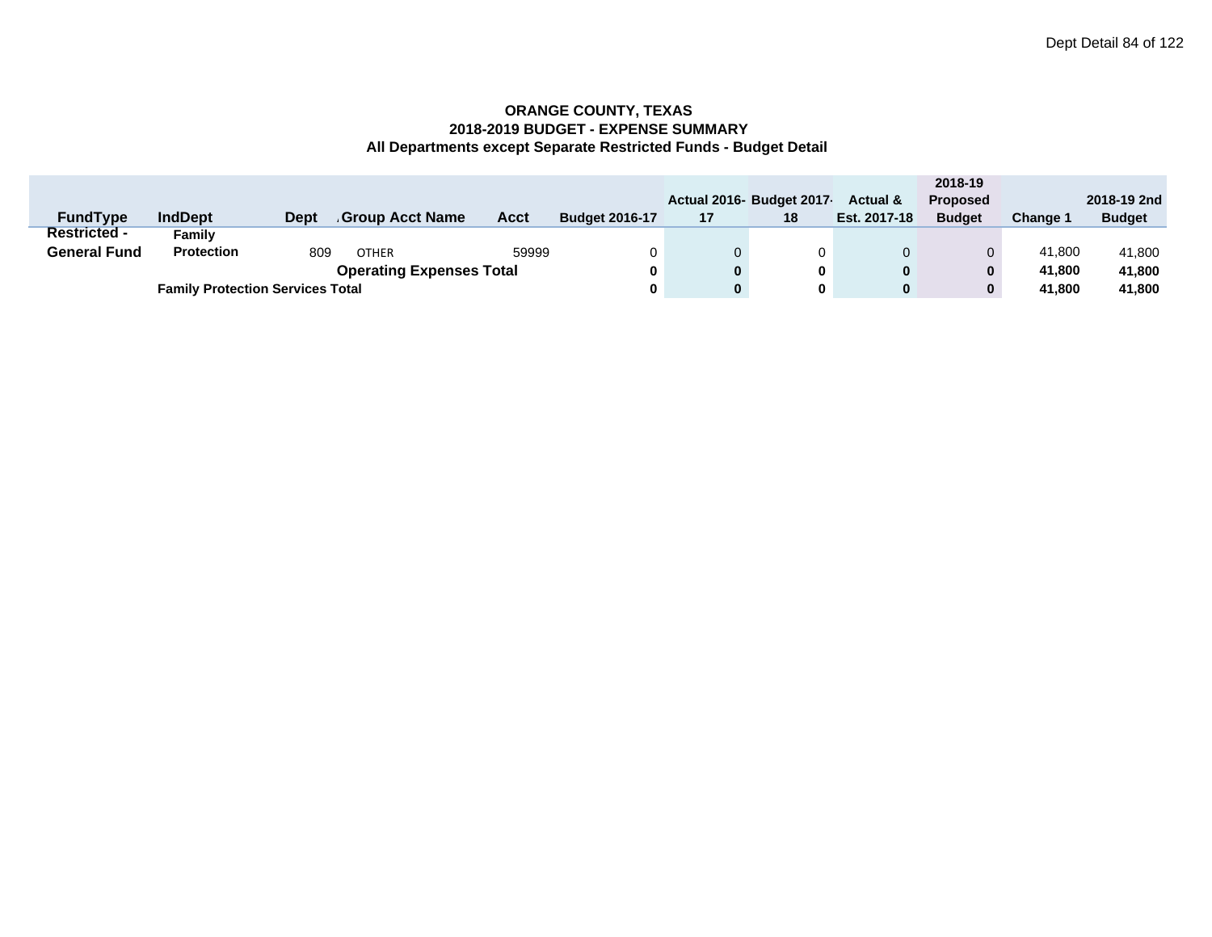**ORANGE COUNTY, TEXAS**
**2018-2019 BUDGET - EXPENSE SUMMARY**
**All Departments except Separate Restricted Funds - Budget Detail**

| FundType | IndDept | Dept | Group Acct Name | Acct | Budget 2016-17 | Actual 2016-17 | Budget 2017-18 | Actual & Est. 2017-18 | 2018-19 Proposed Budget | Change 1 | 2018-19 2nd Budget |
|---|---|---|---|---|---|---|---|---|---|---|---|
| **Restricted - General Fund** | **Family Protection** | 809 | OTHER | 59999 | 0 | 0 | 0 | 0 | 0 | 41,800 | 41,800 |
| | | | **Operating Expenses Total** | | **0** | **0** | **0** | **0** | **0** | **41,800** | **41,800** |
| | **Family Protection Services Total** | | | | **0** | **0** | **0** | **0** | **0** | **41,800** | **41,800** |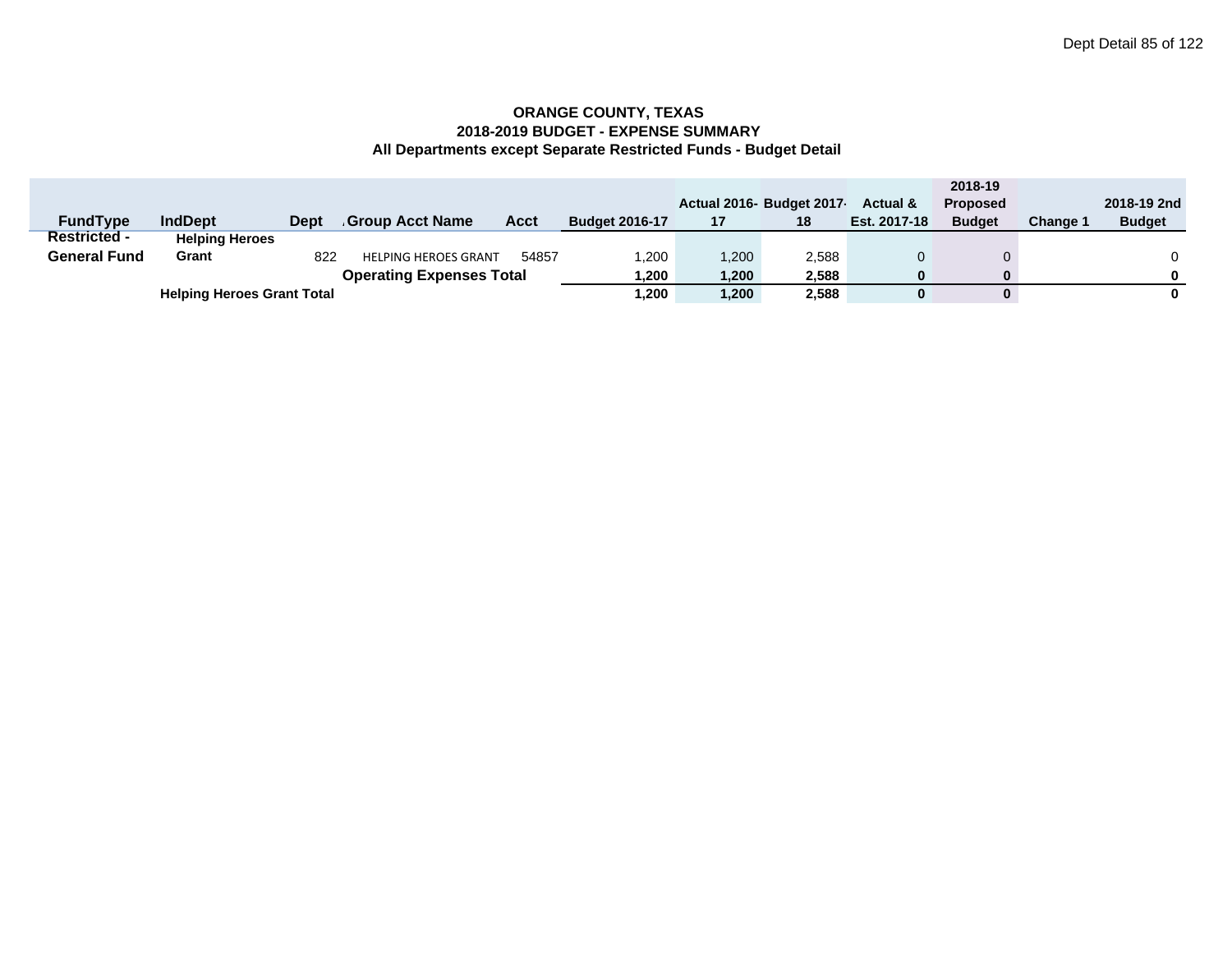**ORANGE COUNTY, TEXAS**
**2018-2019 BUDGET - EXPENSE SUMMARY**
**All Departments except Separate Restricted Funds - Budget Detail**

| FundType | IndDept | Dept | Group Acct Name | Acct | Budget 2016-17 | Actual 2016-17 | Budget 2017-18 | Actual & Est. 2017-18 | 2018-19 Proposed Budget | Change 1 | 2018-19 2nd Budget |
|---|---|---|---|---|---|---|---|---|---|---|---|
| Restricted - General Fund | Helping Heroes Grant | 822 | HELPING HEROES GRANT | 54857 | 1,200 | 1,200 | 2,588 | 0 | 0 | | 0 |
| | | | **Operating Expenses Total** | | **1,200** | **1,200** | **2,588** | **0** | **0** | | **0** |
| | **Helping Heroes Grant Total** | | | | **1,200** | **1,200** | **2,588** | **0** | **0** | | **0** |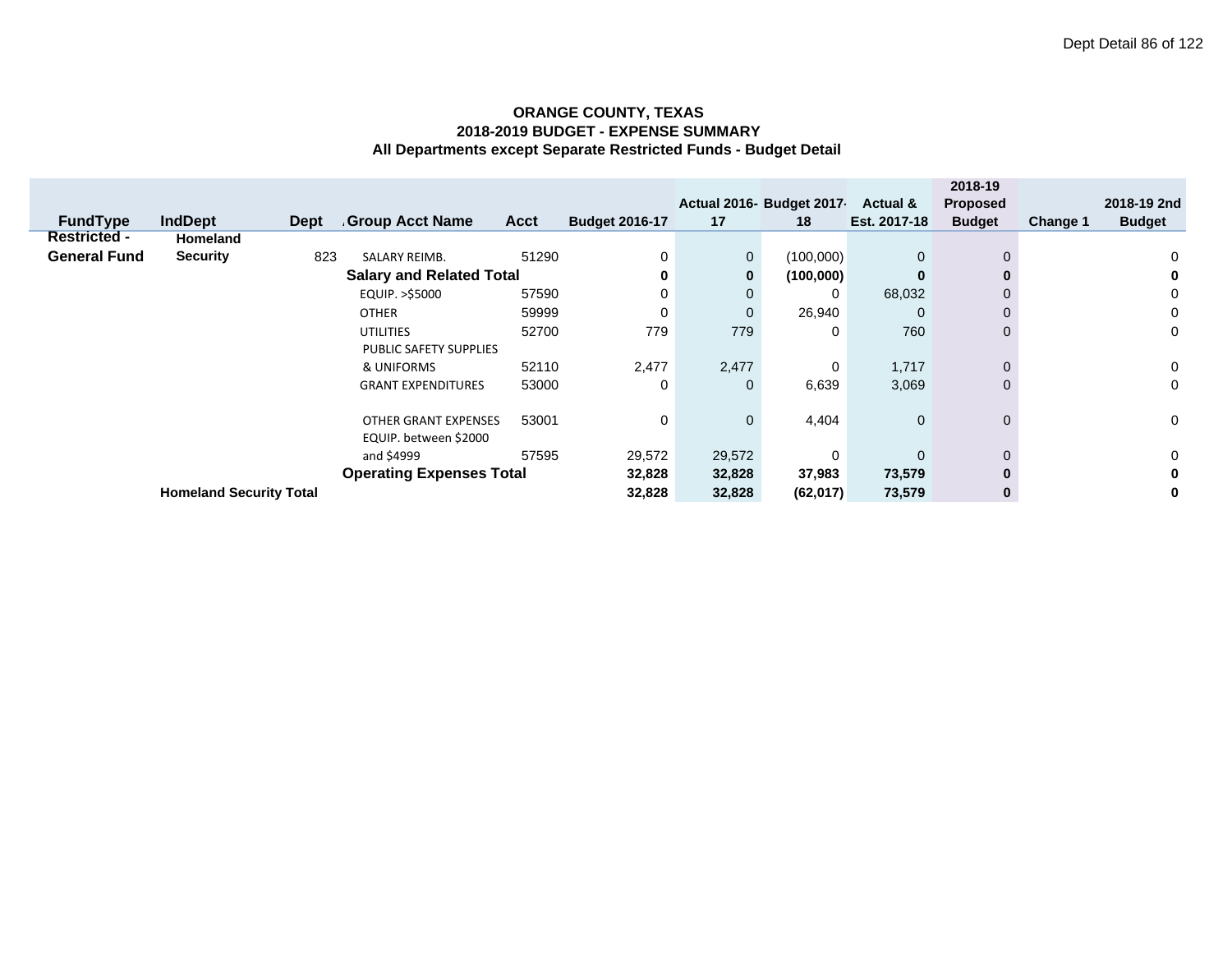**ORANGE COUNTY, TEXAS**
**2018-2019 BUDGET - EXPENSE SUMMARY**
**All Departments except Separate Restricted Funds - Budget Detail**

| FundType | IndDept | Dept | Group Acct Name | Acct | Budget 2016-17 | Actual 2016-17 | Budget 2017-18 | Actual & Est. 2017-18 | 2018-19 Proposed Budget | Change 1 | 2018-19 2nd Budget |
|---|---|---|---|---|---|---|---|---|---|---|---|
| Restricted - General Fund | Homeland Security | 823 | SALARY REIMB. | 51290 | 0 | 0 | (100,000) | 0 | 0 | | 0 |
| | | | **Salary and Related Total** | | **0** | **0** | **(100,000)** | **0** | **0** | | **0** |
| | | | EQUIP. >$5000 | 57590 | 0 | 0 | 0 | 68,032 | 0 | | 0 |
| | | | OTHER | 59999 | 0 | 0 | 26,940 | 0 | 0 | | 0 |
| | | | UTILITIES | 52700 | 779 | 779 | 0 | 760 | 0 | | 0 |
| | | | PUBLIC SAFETY SUPPLIES & UNIFORMS | 52110 | 2,477 | 2,477 | 0 | 1,717 | 0 | | 0 |
| | | | GRANT EXPENDITURES | 53000 | 0 | 0 | 6,639 | 3,069 | 0 | | 0 |
| | | | OTHER GRANT EXPENSES | 53001 | 0 | 0 | 4,404 | 0 | 0 | | 0 |
| | | | EQUIP. between $2000 and $4999 | 57595 | 29,572 | 29,572 | 0 | 0 | 0 | | 0 |
| | | | **Operating Expenses Total** | | **32,828** | **32,828** | **37,983** | **73,579** | **0** | | **0** |
| | **Homeland Security Total** | | | | **32,828** | **32,828** | **(62,017)** | **73,579** | **0** | | **0** |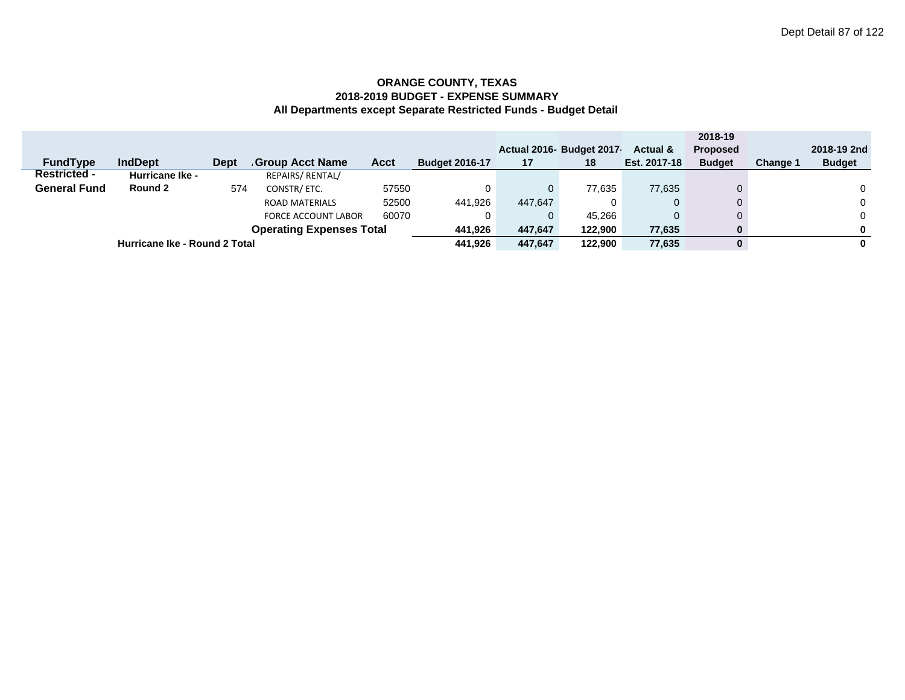**ORANGE COUNTY, TEXAS**
**2018-2019 BUDGET - EXPENSE SUMMARY**
**All Departments except Separate Restricted Funds - Budget Detail**

| FundType | IndDept | Dept | Group Acct Name | Acct | Budget 2016-17 | Actual 2016-17 | Budget 2017-18 | Actual & Est. 2017-18 | 2018-19 Proposed Budget | Change 1 | 2018-19 2nd Budget |
|---|---|---|---|---|---|---|---|---|---|---|---|
| Restricted - General Fund | Hurricane Ike - Round 2 | 574 | REPAIRS/ RENTAL/ CONSTR/ ETC. | 57550 | 0 | 0 | 77,635 | 77,635 | 0 | | 0 |
| | | | ROAD MATERIALS | 52500 | 441,926 | 447,647 | 0 | 0 | 0 | | 0 |
| | | | FORCE ACCOUNT LABOR | 60070 | 0 | 0 | 45,266 | 0 | 0 | | 0 |
| | | | **Operating Expenses Total** | | **441,926** | **447,647** | **122,900** | **77,635** | **0** | | **0** |
| | **Hurricane Ike - Round 2 Total** | | | | **441,926** | **447,647** | **122,900** | **77,635** | **0** | | **0** |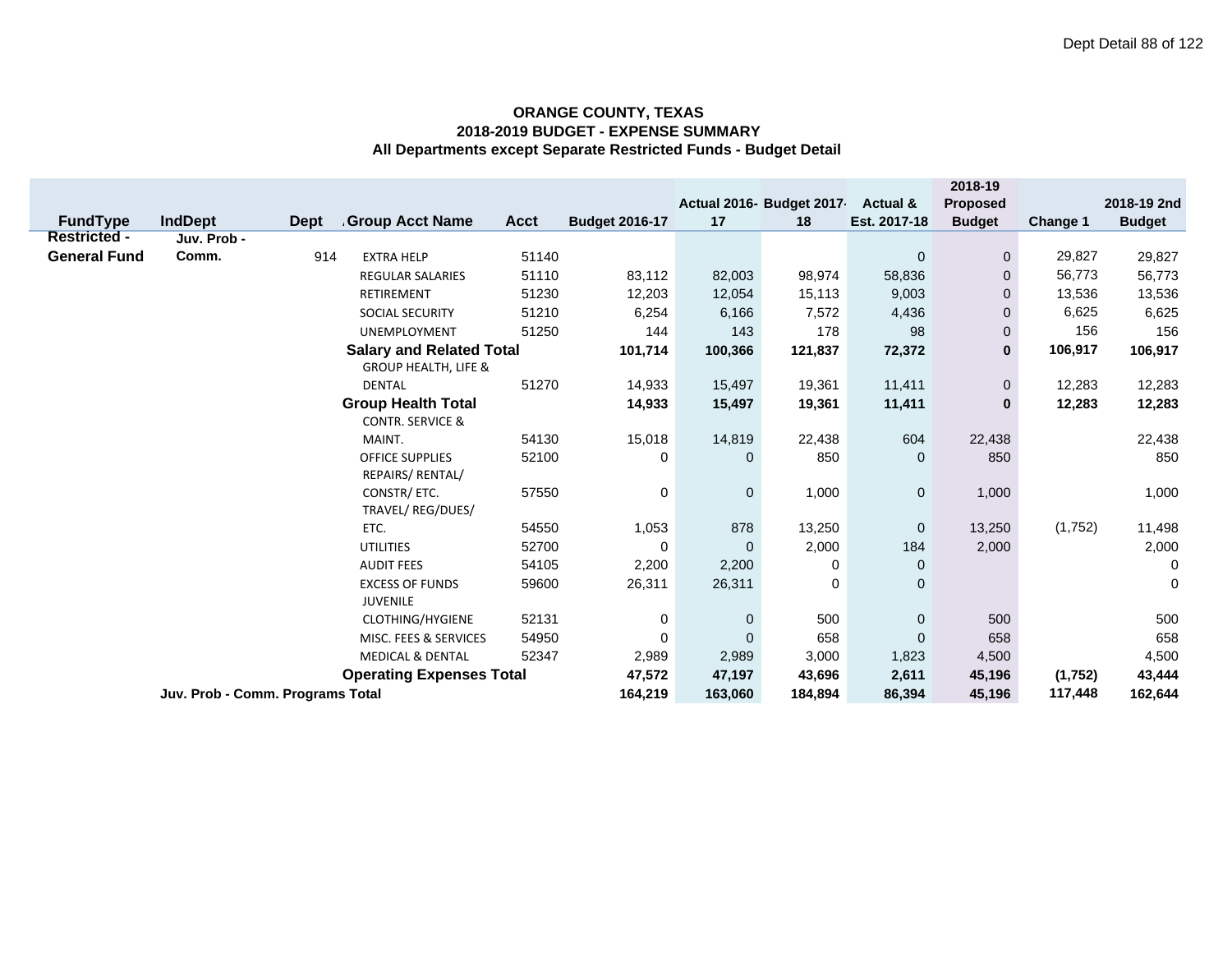**ORANGE COUNTY, TEXAS**
**2018-2019 BUDGET - EXPENSE SUMMARY**
**All Departments except Separate Restricted Funds - Budget Detail**

| FundType | IndDept | Dept | Group Acct Name | Acct | Budget 2016-17 | Actual 2016-17 | Budget 2017-18 | Actual & Est. 2017-18 | 2018-19 Proposed Budget | Change 1 | 2018-19 2nd Budget |
|---|---|---|---|---|---|---|---|---|---|---|---|
| Restricted - General Fund | Juv. Prob - Comm. | 914 | EXTRA HELP | 51140 | | | | 0 | 0 | 29,827 | 29,827 |
| | | | REGULAR SALARIES | 51110 | 83,112 | 82,003 | 98,974 | 58,836 | 0 | 56,773 | 56,773 |
| | | | RETIREMENT | 51230 | 12,203 | 12,054 | 15,113 | 9,003 | 0 | 13,536 | 13,536 |
| | | | SOCIAL SECURITY | 51210 | 6,254 | 6,166 | 7,572 | 4,436 | 0 | 6,625 | 6,625 |
| | | | UNEMPLOYMENT | 51250 | 144 | 143 | 178 | 98 | 0 | 156 | 156 |
| | | | **Salary and Related Total** | | **101,714** | **100,366** | **121,837** | **72,372** | **0** | **106,917** | **106,917** |
| | | | GROUP HEALTH, LIFE & DENTAL | 51270 | 14,933 | 15,497 | 19,361 | 11,411 | 0 | 12,283 | 12,283 |
| | | | **Group Health Total** | | **14,933** | **15,497** | **19,361** | **11,411** | **0** | **12,283** | **12,283** |
| | | | CONTR. SERVICE & MAINT. | 54130 | 15,018 | 14,819 | 22,438 | 604 | 22,438 | | 22,438 |
| | | | OFFICE SUPPLIES | 52100 | 0 | 0 | 850 | 0 | 850 | | 850 |
| | | | REPAIRS/ RENTAL/ CONSTR/ ETC. | 57550 | 0 | 0 | 1,000 | 0 | 1,000 | | 1,000 |
| | | | TRAVEL/ REG/DUES/ ETC. | 54550 | 1,053 | 878 | 13,250 | 0 | 13,250 | (1,752) | 11,498 |
| | | | UTILITIES | 52700 | 0 | 0 | 2,000 | 184 | 2,000 | | 2,000 |
| | | | AUDIT FEES | 54105 | 2,200 | 2,200 | 0 | 0 | | | 0 |
| | | | EXCESS OF FUNDS | 59600 | 26,311 | 26,311 | 0 | 0 | | | 0 |
| | | | JUVENILE CLOTHING/HYGIENE | 52131 | 0 | 0 | 500 | 0 | 500 | | 500 |
| | | | MISC. FEES & SERVICES | 54950 | 0 | 0 | 658 | 0 | 658 | | 658 |
| | | | MEDICAL & DENTAL | 52347 | 2,989 | 2,989 | 3,000 | 1,823 | 4,500 | | 4,500 |
| | | | **Operating Expenses Total** | | **47,572** | **47,197** | **43,696** | **2,611** | **45,196** | **(1,752)** | **43,444** |
| | **Juv. Prob - Comm. Programs Total** | | | | **164,219** | **163,060** | **184,894** | **86,394** | **45,196** | **117,448** | **162,644** |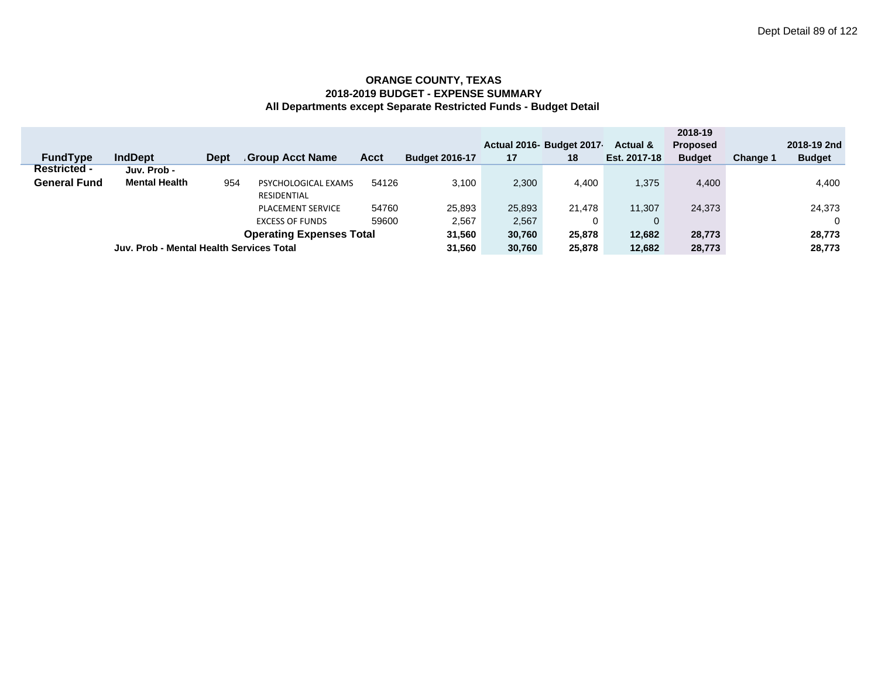**ORANGE COUNTY, TEXAS**
**2018-2019 BUDGET - EXPENSE SUMMARY**
**All Departments except Separate Restricted Funds - Budget Detail**

| FundType | IndDept | Dept | Group Acct Name | Acct | Budget 2016-17 | Actual 2016-17 | Budget 2017-18 | Actual & Est. 2017-18 | 2018-19 Proposed Budget | Change 1 | 2018-19 2nd Budget |
|---|---|---|---|---|---|---|---|---|---|---|---|
| Restricted - General Fund | Juv. Prob - Mental Health | 954 | PSYCHOLOGICAL EXAMS RESIDENTIAL | 54126 | 3,100 | 2,300 | 4,400 | 1,375 | 4,400 | | 4,400 |
| | | | PLACEMENT SERVICE | 54760 | 25,893 | 25,893 | 21,478 | 11,307 | 24,373 | | 24,373 |
| | | | EXCESS OF FUNDS | 59600 | 2,567 | 2,567 | 0 | 0 | | | 0 |
| | | | **Operating Expenses Total** | | **31,560** | **30,760** | **25,878** | **12,682** | **28,773** | | **28,773** |
| | **Juv. Prob - Mental Health Services Total** | | | | **31,560** | **30,760** | **25,878** | **12,682** | **28,773** | | **28,773** |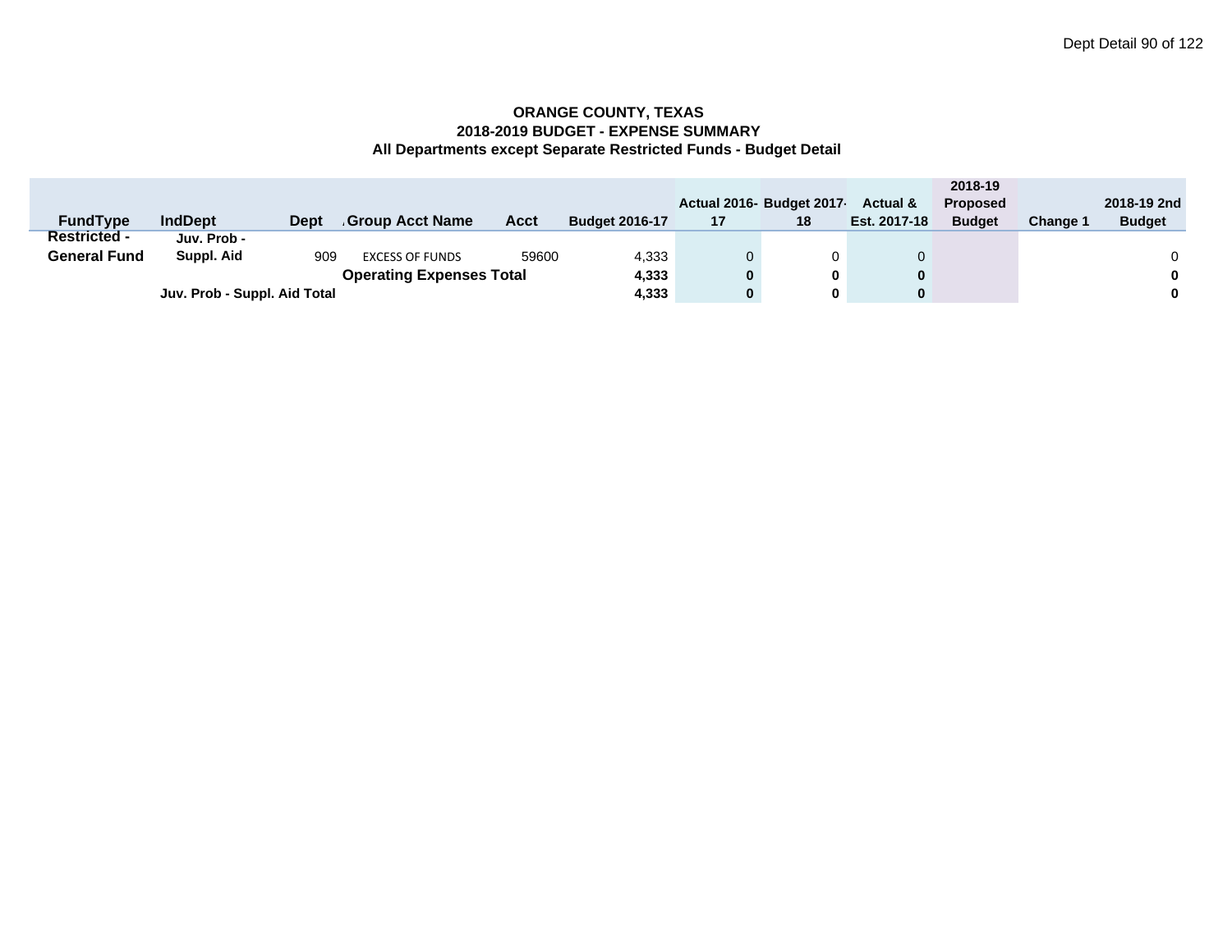**ORANGE COUNTY, TEXAS**
**2018-2019 BUDGET - EXPENSE SUMMARY**
**All Departments except Separate Restricted Funds - Budget Detail**

| FundType | IndDept | Dept | Group Acct Name | Acct | Budget 2016-17 | Actual 2016-17 | Budget 2017-18 | Actual & Est. 2017-18 | 2018-19 Proposed Budget | Change 1 | 2018-19 2nd Budget |
|---|---|---|---|---|---|---|---|---|---|---|---|
| Restricted - General Fund | Juv. Prob - Suppl. Aid | 909 | EXCESS OF FUNDS | 59600 | 4,333 | 0 | 0 | 0 | | | 0 |
| | | | **Operating Expenses Total** | | **4,333** | **0** | **0** | **0** | | | **0** |
| | **Juv. Prob - Suppl. Aid Total** | | | | **4,333** | **0** | **0** | **0** | | | **0** |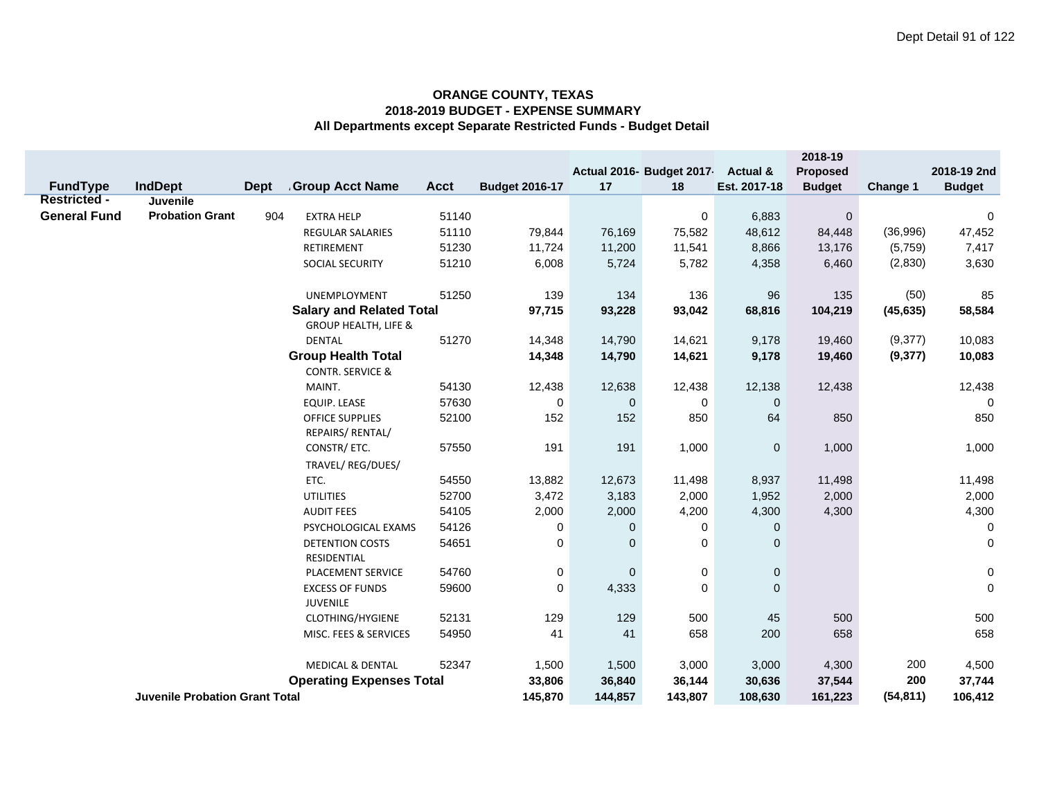## ORANGE COUNTY, TEXAS
## 2018-2019 BUDGET - EXPENSE SUMMARY
## All Departments except Separate Restricted Funds - Budget Detail

| FundType | IndDept | Dept | Group Acct Name | Acct | Budget 2016-17 | Actual 2016-17 | Budget 2017-18 | Actual & Est. 2017-18 | 2018-19 Proposed Budget | Change 1 | 2018-19 2nd Budget |
|---|---|---|---|---|---|---|---|---|---|---|---|
| Restricted - General Fund | Juvenile Probation Grant | 904 | EXTRA HELP | 51140 | | | 0 | 6,883 | 0 | | 0 |
| | | | REGULAR SALARIES | 51110 | 79,844 | 76,169 | 75,582 | 48,612 | 84,448 | (36,996) | 47,452 |
| | | | RETIREMENT | 51230 | 11,724 | 11,200 | 11,541 | 8,866 | 13,176 | (5,759) | 7,417 |
| | | | SOCIAL SECURITY | 51210 | 6,008 | 5,724 | 5,782 | 4,358 | 6,460 | (2,830) | 3,630 |
| | | | UNEMPLOYMENT | 51250 | 139 | 134 | 136 | 96 | 135 | (50) | 85 |
| | | | **Salary and Related Total** | | **97,715** | **93,228** | **93,042** | **68,816** | **104,219** | **(45,635)** | **58,584** |
| | | | GROUP HEALTH, LIFE & DENTAL | 51270 | 14,348 | 14,790 | 14,621 | 9,178 | 19,460 | (9,377) | 10,083 |
| | | | **Group Health Total** | | **14,348** | **14,790** | **14,621** | **9,178** | **19,460** | **(9,377)** | **10,083** |
| | | | CONTR. SERVICE & MAINT. | 54130 | 12,438 | 12,638 | 12,438 | 12,138 | 12,438 | | 12,438 |
| | | | EQUIP. LEASE | 57630 | 0 | 0 | 0 | 0 | | | 0 |
| | | | OFFICE SUPPLIES | 52100 | 152 | 152 | 850 | 64 | 850 | | 850 |
| | | | REPAIRS/ RENTAL/ CONSTR/ ETC. | 57550 | 191 | 191 | 1,000 | 0 | 1,000 | | 1,000 |
| | | | TRAVEL/ REG/DUES/ ETC. | 54550 | 13,882 | 12,673 | 11,498 | 8,937 | 11,498 | | 11,498 |
| | | | UTILITIES | 52700 | 3,472 | 3,183 | 2,000 | 1,952 | 2,000 | | 2,000 |
| | | | AUDIT FEES | 54105 | 2,000 | 2,000 | 4,200 | 4,300 | 4,300 | | 4,300 |
| | | | PSYCHOLOGICAL EXAMS | 54126 | 0 | 0 | 0 | 0 | | | 0 |
| | | | DETENTION COSTS | 54651 | 0 | 0 | 0 | 0 | | | 0 |
| | | | RESIDENTIAL PLACEMENT SERVICE | 54760 | 0 | 0 | 0 | 0 | | | 0 |
| | | | EXCESS OF FUNDS | 59600 | 0 | 4,333 | 0 | 0 | | | 0 |
| | | | JUVENILE CLOTHING/HYGIENE | 52131 | 129 | 129 | 500 | 45 | 500 | | 500 |
| | | | MISC. FEES & SERVICES | 54950 | 41 | 41 | 658 | 200 | 658 | | 658 |
| | | | MEDICAL & DENTAL | 52347 | 1,500 | 1,500 | 3,000 | 3,000 | 4,300 | 200 | 4,500 |
| | | | **Operating Expenses Total** | | **33,806** | **36,840** | **36,144** | **30,636** | **37,544** | **200** | **37,744** |
| | **Juvenile Probation Grant Total** | | | | **145,870** | **144,857** | **143,807** | **108,630** | **161,223** | **(54,811)** | **106,412** |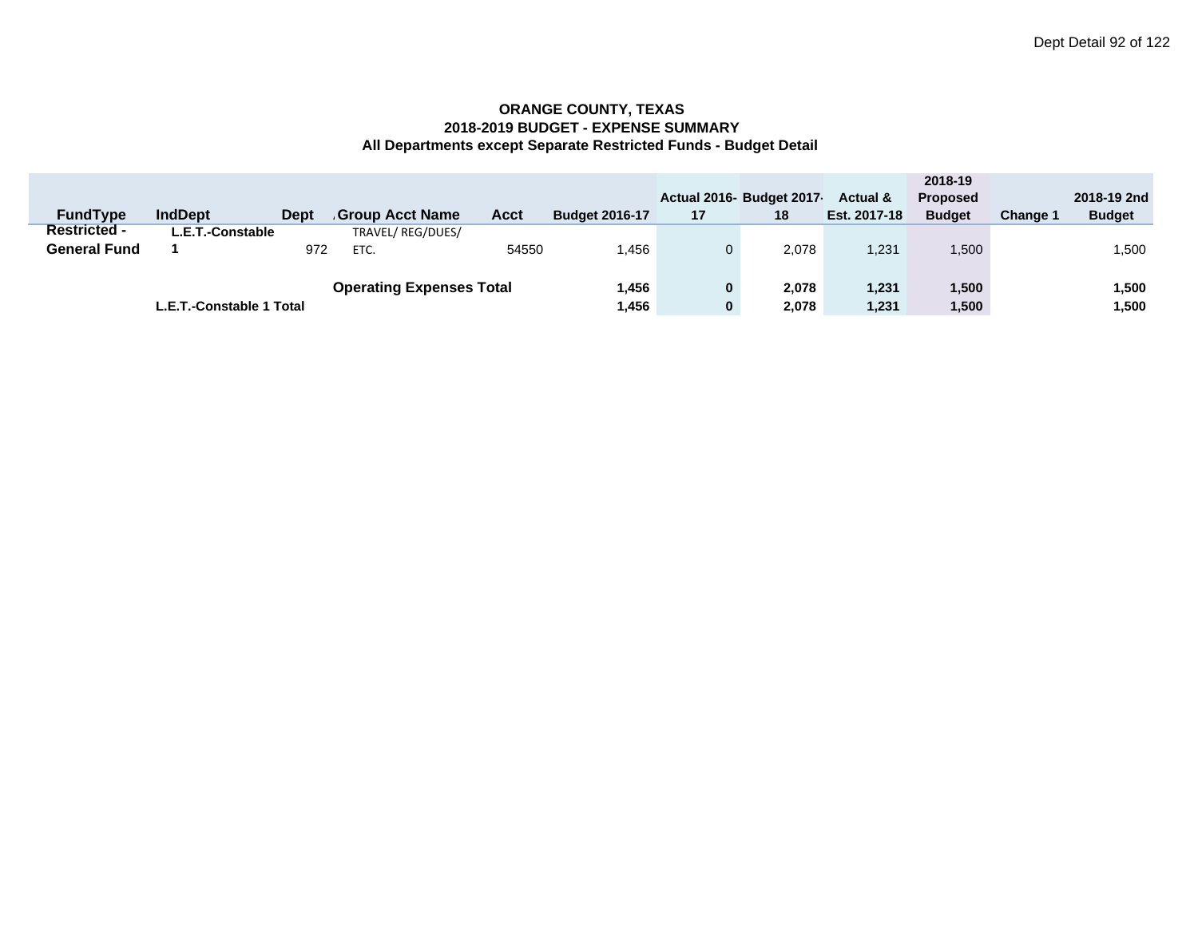**ORANGE COUNTY, TEXAS**
**2018-2019 BUDGET - EXPENSE SUMMARY**
**All Departments except Separate Restricted Funds - Budget Detail**

| FundType | IndDept | Dept | Group Acct Name | Acct | Budget 2016-17 | Actual 2016-17 | Budget 2017-18 | Actual & Est. 2017-18 | 2018-19 Proposed Budget | Change 1 | 2018-19 2nd Budget |
|---|---|---|---|---|---|---|---|---|---|---|---|
| Restricted - General Fund | L.E.T.-Constable 1 | 972 | TRAVEL/ REG/DUES/ ETC. | 54550 | 1,456 | 0 | 2,078 | 1,231 | 1,500 | | 1,500 |
| | | | **Operating Expenses Total** | | **1,456** | **0** | **2,078** | **1,231** | **1,500** | | **1,500** |
| | **L.E.T.-Constable 1 Total** | | | | **1,456** | **0** | **2,078** | **1,231** | **1,500** | | **1,500** |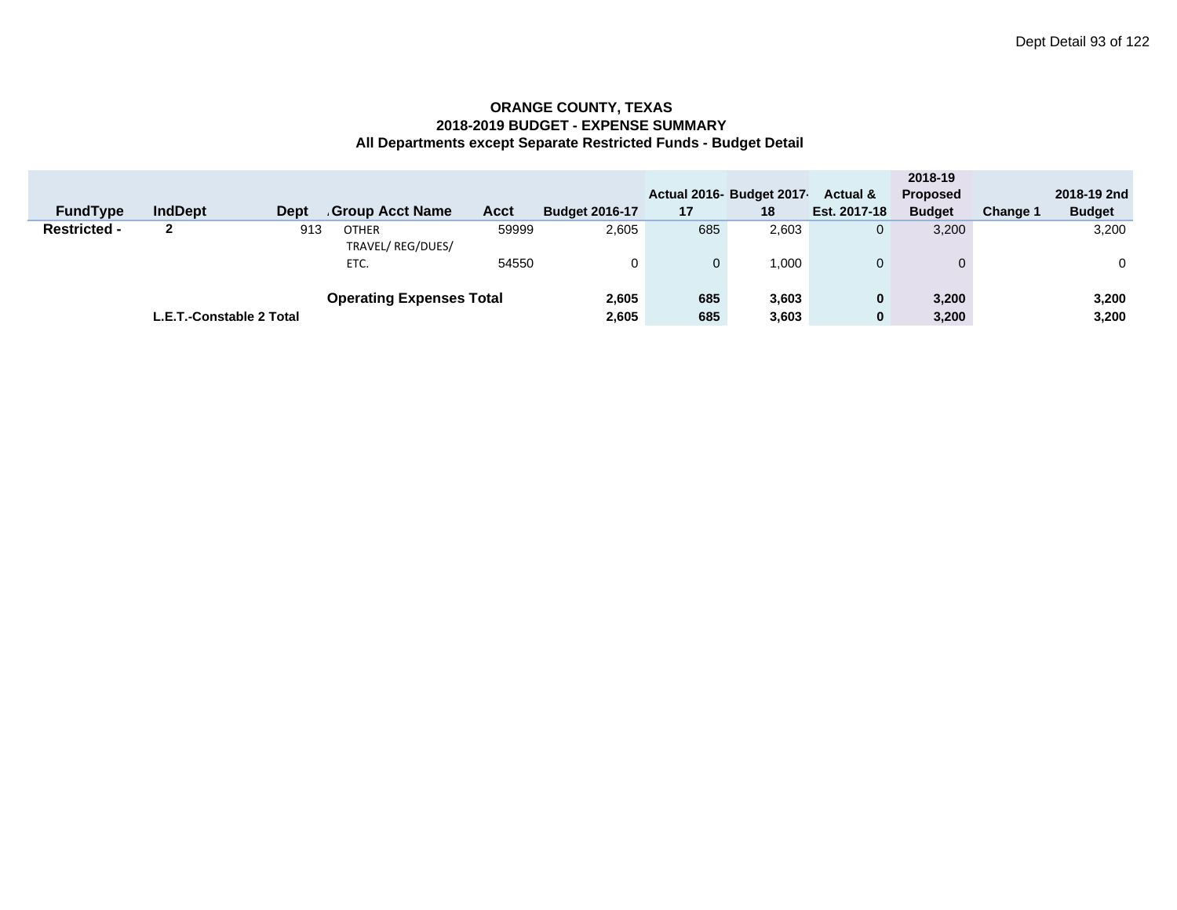**ORANGE COUNTY, TEXAS**
**2018-2019 BUDGET - EXPENSE SUMMARY**
**All Departments except Separate Restricted Funds - Budget Detail**

| FundType | IndDept | Dept | Group Acct Name | Acct | Budget 2016-17 | Actual 2016-17 | Budget 2017-18 | Actual & Est. 2017-18 | 2018-19 Proposed Budget | Change 1 | 2018-19 2nd Budget |
|---|---|---|---|---|---|---|---|---|---|---|---|
| **Restricted -** | **2** | 913 | OTHER | 59999 | 2,605 | 685 | 2,603 | 0 | 3,200 | | 3,200 |
| | | | TRAVEL/ REG/DUES/ ETC. | 54550 | 0 | 0 | 1,000 | 0 | 0 | | 0 |
| | | | **Operating Expenses Total** | | **2,605** | **685** | **3,603** | **0** | **3,200** | | **3,200** |
| | **L.E.T.-Constable 2 Total** | | | | **2,605** | **685** | **3,603** | **0** | **3,200** | | **3,200** |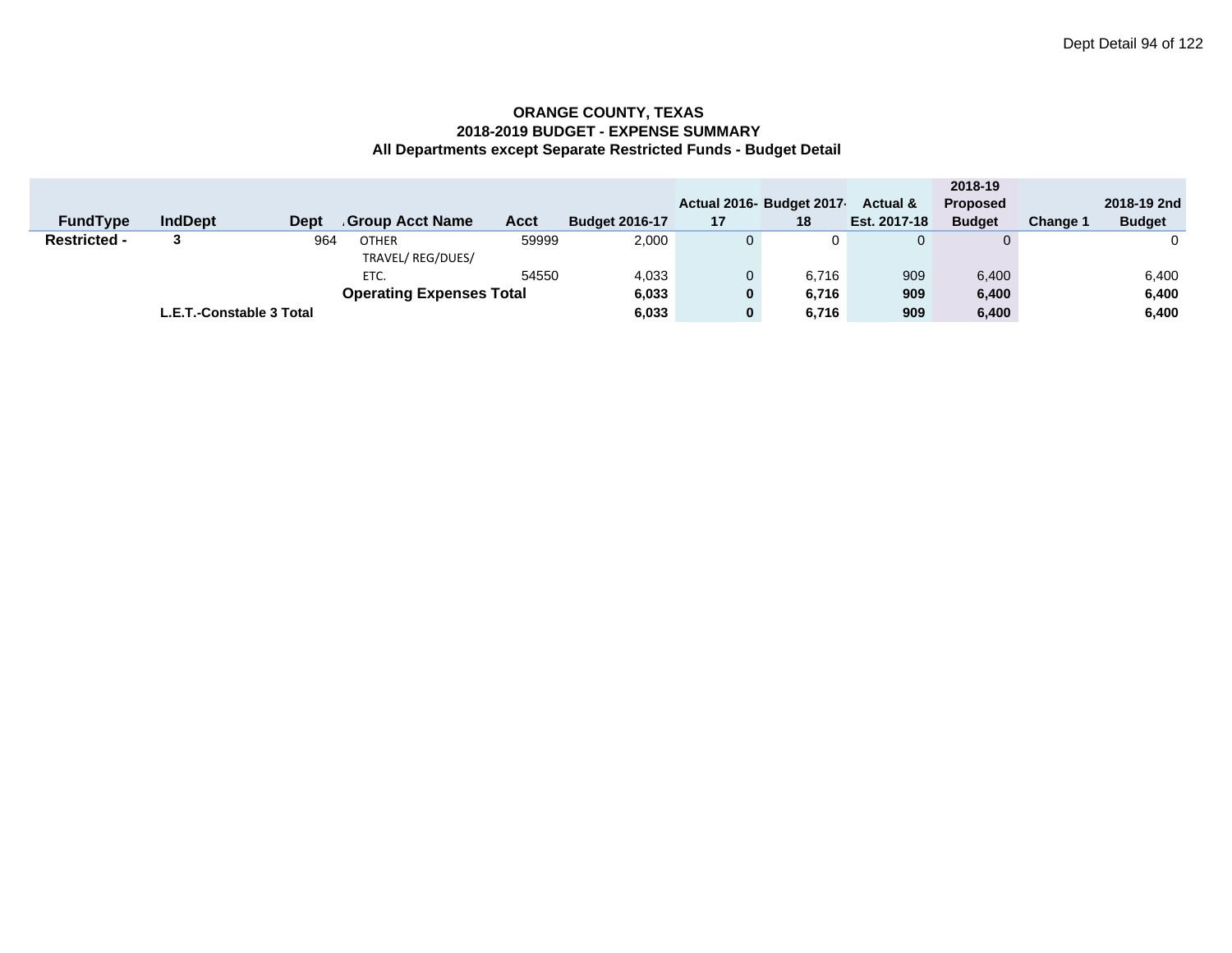**ORANGE COUNTY, TEXAS**
**2018-2019 BUDGET - EXPENSE SUMMARY**
**All Departments except Separate Restricted Funds - Budget Detail**

| FundType | IndDept | Dept | Group Acct Name | Acct | Budget 2016-17 | Actual 2016-17 | Budget 2017-18 | Actual & Est. 2017-18 | 2018-19 Proposed Budget | Change 1 | 2018-19 2nd Budget |
|---|---|---|---|---|---|---|---|---|---|---|---|
| **Restricted -** | **3** | 964 | OTHER | 59999 | 2,000 | 0 | 0 | 0 | 0 | | 0 |
| | | | TRAVEL/ REG/DUES/ ETC. | 54550 | 4,033 | 0 | 6,716 | 909 | 6,400 | | 6,400 |
| | | | **Operating Expenses Total** | | **6,033** | **0** | **6,716** | **909** | **6,400** | | **6,400** |
| | **L.E.T.-Constable 3 Total** | | | | **6,033** | **0** | **6,716** | **909** | **6,400** | | **6,400** |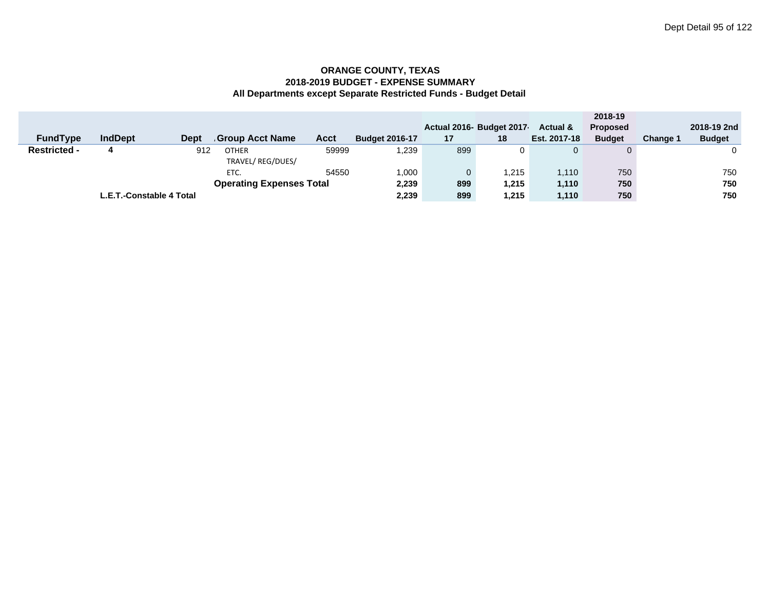# ORANGE COUNTY, TEXAS
## 2018-2019 BUDGET - EXPENSE SUMMARY
### All Departments except Separate Restricted Funds - Budget Detail

| FundType | IndDept | Dept | Group Acct Name | Acct | Budget 2016-17 | Actual 2016-17 | Budget 2017-18 | Actual & Est. 2017-18 | 2018-19 Proposed Budget | Change 1 | 2018-19 2nd Budget |
|---|---|---|---|---|---|---|---|---|---|---|---|
| **Restricted -** | **4** | 912 | OTHER | 59999 | 1,239 | 899 | 0 | 0 | 0 | | 0 |
| | | | TRAVEL/ REG/DUES/ ETC. | 54550 | 1,000 | 0 | 1,215 | 1,110 | 750 | | 750 |
| | | | **Operating Expenses Total** | | **2,239** | **899** | **1,215** | **1,110** | **750** | | **750** |
| | **L.E.T.-Constable 4 Total** | | | | **2,239** | **899** | **1,215** | **1,110** | **750** | | **750** |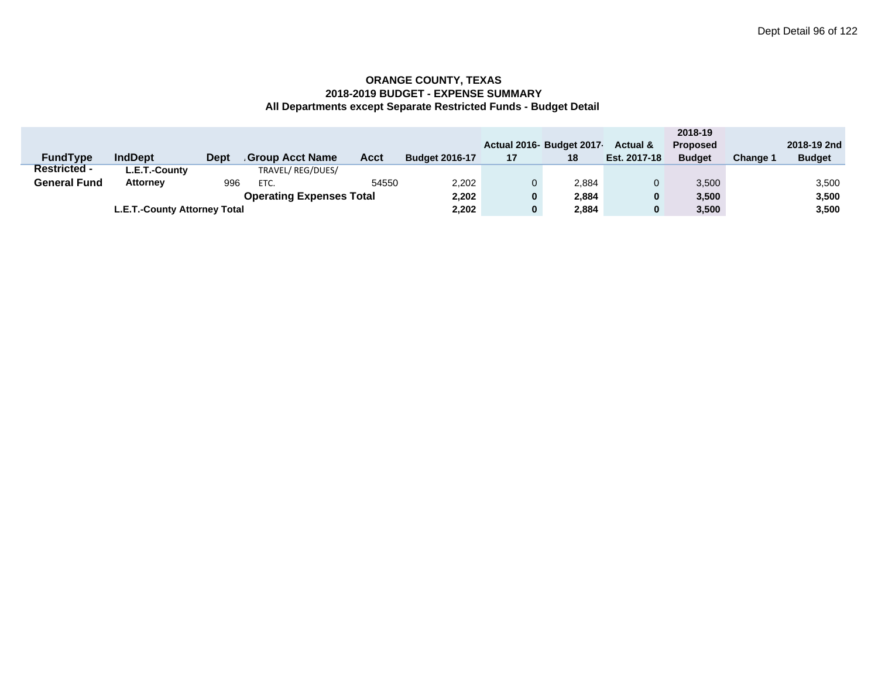**ORANGE COUNTY, TEXAS**
**2018-2019 BUDGET - EXPENSE SUMMARY**
**All Departments except Separate Restricted Funds - Budget Detail**

| FundType | IndDept | Dept | Group Acct Name | Acct | Budget 2016-17 | Actual 2016-17 | Budget 2017-18 | Actual & Est. 2017-18 | 2018-19 Proposed Budget | Change 1 | 2018-19 2nd Budget |
|---|---|---|---|---|---|---|---|---|---|---|---|
| Restricted - General Fund | L.E.T.-County Attorney | 996 | TRAVEL/ REG/DUES/ ETC. | 54550 | 2,202 | 0 | 2,884 | 0 | 3,500 | | 3,500 |
| | | | **Operating Expenses Total** | | **2,202** | **0** | **2,884** | **0** | **3,500** | | **3,500** |
| | **L.E.T.-County Attorney Total** | | | | **2,202** | **0** | **2,884** | **0** | **3,500** | | **3,500** |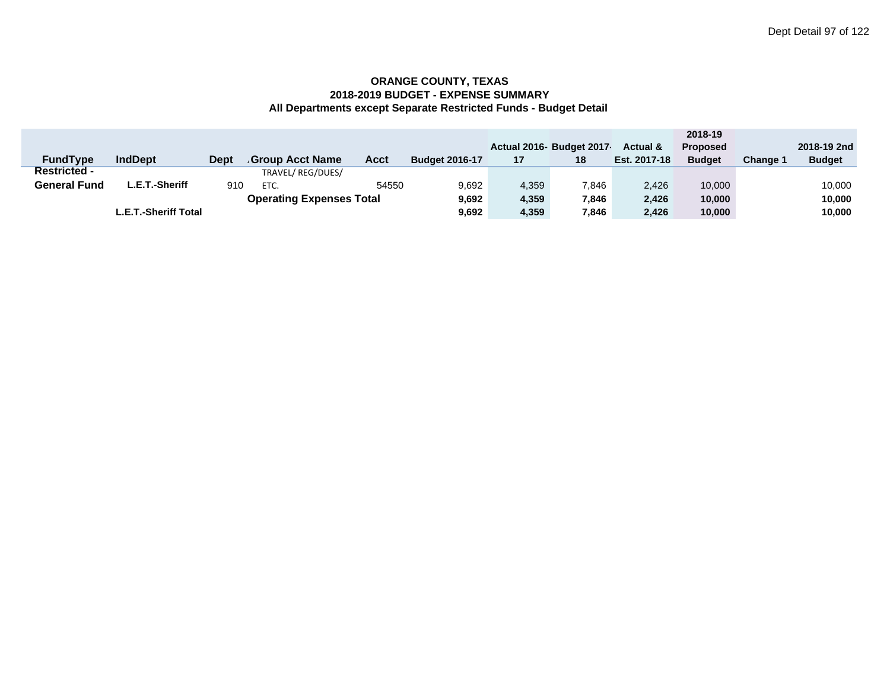**ORANGE COUNTY, TEXAS**
**2018-2019 BUDGET - EXPENSE SUMMARY**
**All Departments except Separate Restricted Funds - Budget Detail**

| FundType | IndDept | Dept | Group Acct Name | Acct | Budget 2016-17 | Actual 2016-17 | Budget 2017-18 | Actual & Est. 2017-18 | 2018-19 Proposed Budget | Change 1 | 2018-19 2nd Budget |
|---|---|---|---|---|---|---|---|---|---|---|---|
| Restricted - General Fund | L.E.T.-Sheriff | 910 | TRAVEL/ REG/DUES/ ETC. | 54550 | 9,692 | 4,359 | 7,846 | 2,426 | 10,000 | | 10,000 |
| | | | **Operating Expenses Total** | | **9,692** | **4,359** | **7,846** | **2,426** | **10,000** | | **10,000** |
| | **L.E.T.-Sheriff Total** | | | | **9,692** | **4,359** | **7,846** | **2,426** | **10,000** | | **10,000** |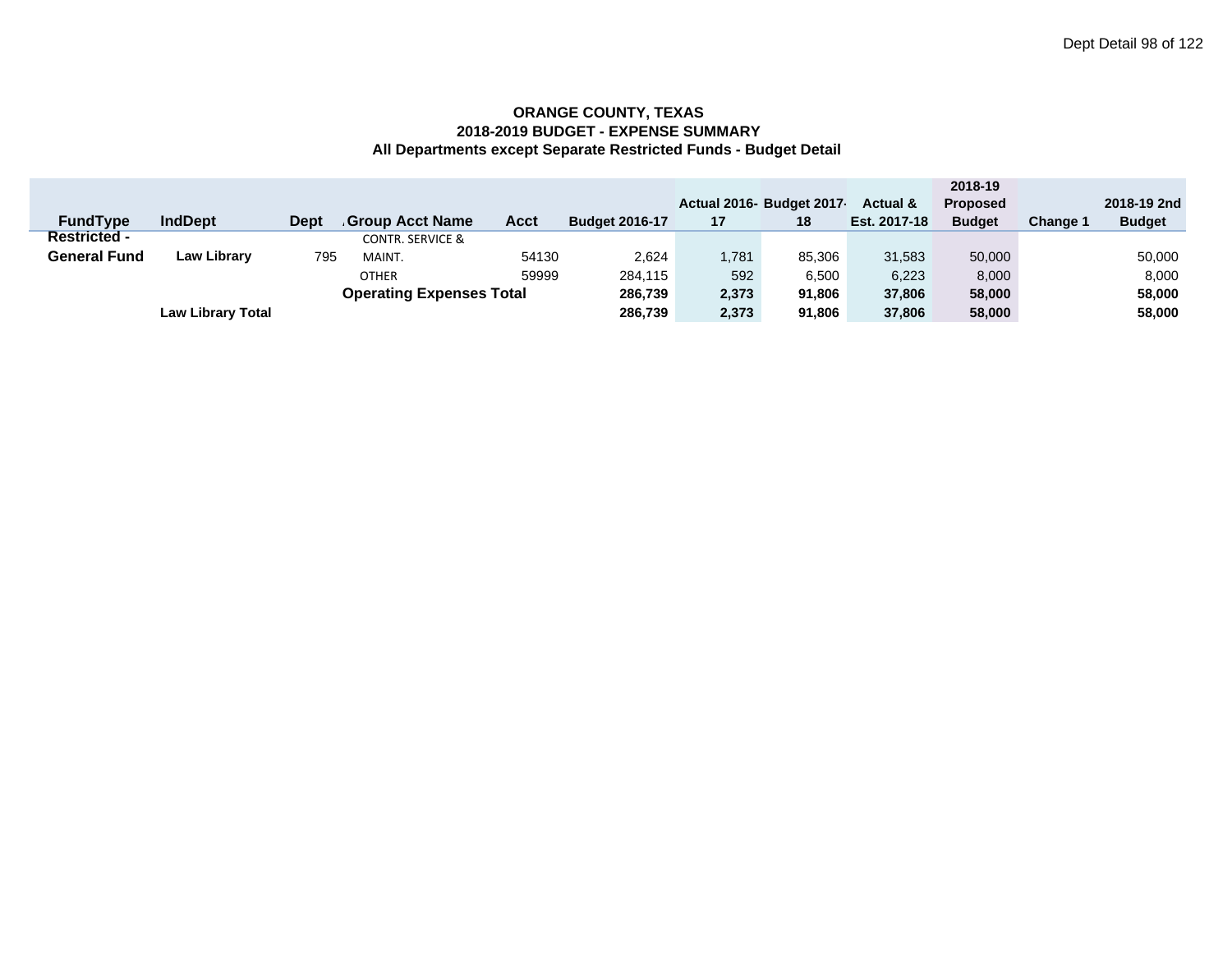**ORANGE COUNTY, TEXAS**
**2018-2019 BUDGET - EXPENSE SUMMARY**
**All Departments except Separate Restricted Funds - Budget Detail**

| FundType | IndDept | Dept | Group Acct Name | Acct | Budget 2016-17 | Actual 2016-17 | Budget 2017-18 | Actual & Est. 2017-18 | 2018-19 Proposed Budget | Change 1 | 2018-19 2nd Budget |
|---|---|---|---|---|---|---|---|---|---|---|---|
| **Restricted - General Fund** | **Law Library** | 795 | CONTR. SERVICE & MAINT. | 54130 | 2,624 | 1,781 | 85,306 | 31,583 | 50,000 | | 50,000 |
| | | | OTHER | 59999 | 284,115 | 592 | 6,500 | 6,223 | 8,000 | | 8,000 |
| | | | **Operating Expenses Total** | | **286,739** | **2,373** | **91,806** | **37,806** | **58,000** | | **58,000** |
| | **Law Library Total** | | | | **286,739** | **2,373** | **91,806** | **37,806** | **58,000** | | **58,000** |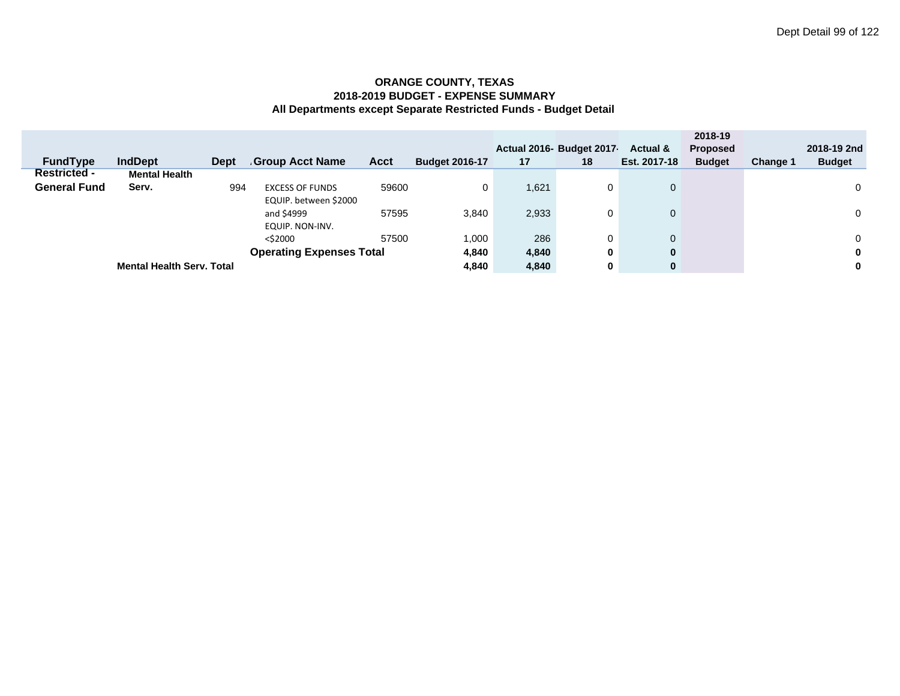**ORANGE COUNTY, TEXAS**
**2018-2019 BUDGET - EXPENSE SUMMARY**
**All Departments except Separate Restricted Funds - Budget Detail**

| FundType | IndDept | Dept | Group Acct Name | Acct | Budget 2016-17 | Actual 2016-17 | Budget 2017-18 | Actual & Est. 2017-18 | 2018-19 Proposed Budget | Change 1 | 2018-19 2nd Budget |
|---|---|---|---|---|---|---|---|---|---|---|---|
| Restricted - General Fund | Mental Health Serv. | 994 | EXCESS OF FUNDS | 59600 | 0 | 1,621 | 0 | 0 | | | 0 |
| | | | EQUIP. between $2000 and $4999 | 57595 | 3,840 | 2,933 | 0 | 0 | | | 0 |
| | | | EQUIP. NON-INV. <$2000 | 57500 | 1,000 | 286 | 0 | 0 | | | 0 |
| | | | **Operating Expenses Total** | | **4,840** | **4,840** | **0** | **0** | | | **0** |
| | **Mental Health Serv. Total** | | | | **4,840** | **4,840** | **0** | **0** | | | **0** |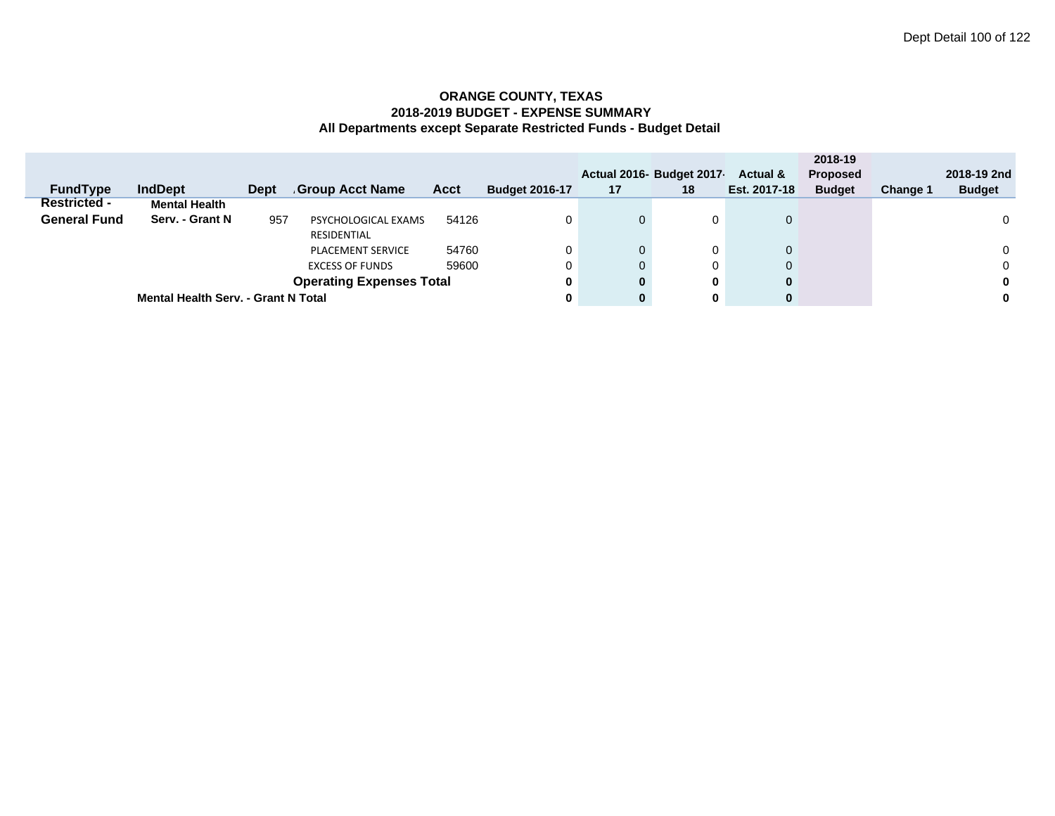**ORANGE COUNTY, TEXAS**
**2018-2019 BUDGET - EXPENSE SUMMARY**
**All Departments except Separate Restricted Funds - Budget Detail**

| FundType | IndDept | Dept | Group Acct Name | Acct | Budget 2016-17 | Actual 2016-17 | Budget 2017-18 | Actual & Est. 2017-18 | 2018-19 Proposed Budget | Change 1 | 2018-19 2nd Budget |
|---|---|---|---|---|---|---|---|---|---|---|---|
| **Restricted - General Fund** | **Mental Health Serv. - Grant N** | 957 | PSYCHOLOGICAL EXAMS RESIDENTIAL | 54126 | 0 | 0 | 0 | 0 | | | 0 |
| | | | PLACEMENT SERVICE | 54760 | 0 | 0 | 0 | 0 | | | 0 |
| | | | EXCESS OF FUNDS | 59600 | 0 | 0 | 0 | 0 | | | 0 |
| | | | **Operating Expenses Total** | | **0** | **0** | **0** | **0** | | | **0** |
| | **Mental Health Serv. - Grant N Total** | | | | **0** | **0** | **0** | **0** | | | **0** |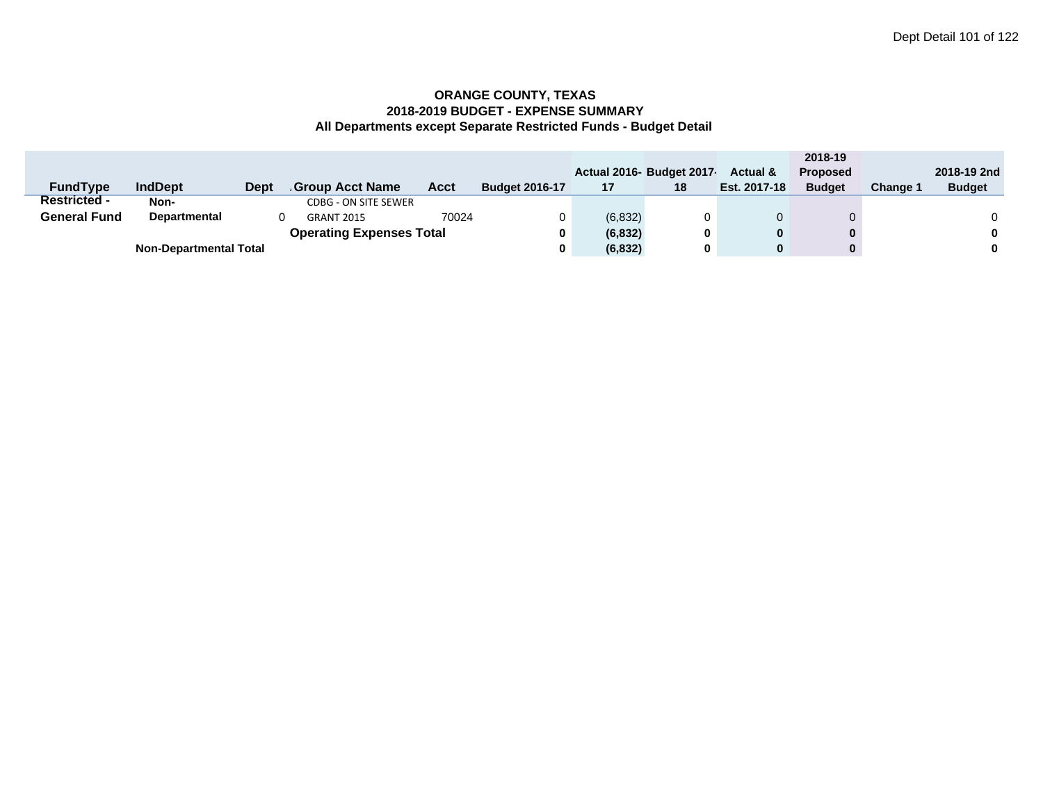**ORANGE COUNTY, TEXAS**
**2018-2019 BUDGET - EXPENSE SUMMARY**
**All Departments except Separate Restricted Funds - Budget Detail**

| FundType | IndDept | Dept | Group Acct Name | Acct | Budget 2016-17 | Actual 2016-17 | Budget 2017-18 | Actual & Est. 2017-18 | 2018-19 Proposed Budget | Change 1 | 2018-19 2nd Budget |
|---|---|---|---|---|---|---|---|---|---|---|---|
| Restricted - General Fund | Non-Departmental | 0 | CDBG - ON SITE SEWER GRANT 2015 | 70024 | 0 | (6,832) | 0 | 0 | 0 | | 0 |
| | | | **Operating Expenses Total** | | **0** | **(6,832)** | **0** | **0** | **0** | | **0** |
| | **Non-Departmental Total** | | | | **0** | **(6,832)** | **0** | **0** | **0** | | **0** |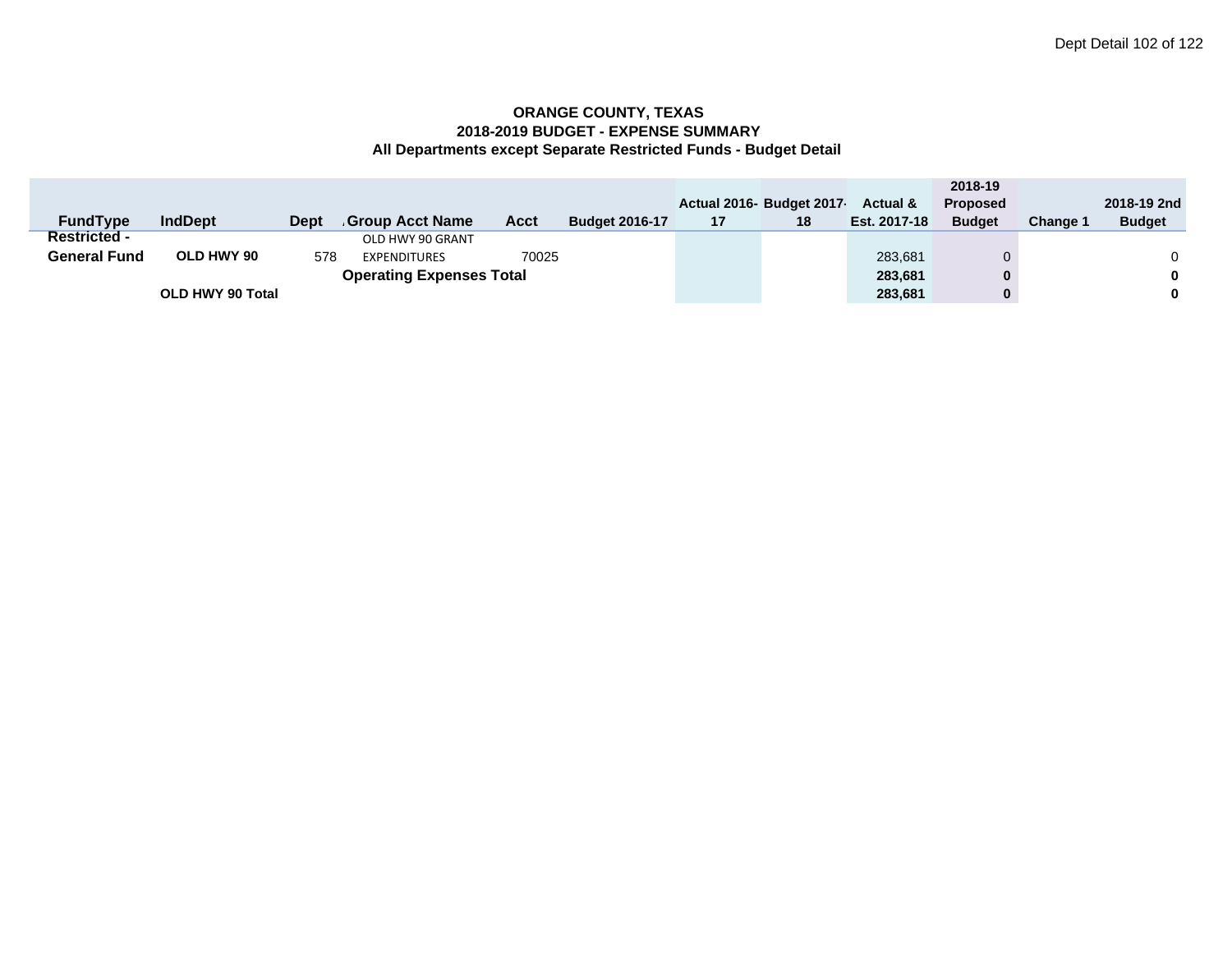**ORANGE COUNTY, TEXAS**
**2018-2019 BUDGET - EXPENSE SUMMARY**
**All Departments except Separate Restricted Funds - Budget Detail**

| FundType | IndDept | Dept | Group Acct Name | Acct | Budget 2016-17 | Actual 2016-17 | Budget 2017-18 | Actual & Est. 2017-18 | 2018-19 Proposed Budget | Change 1 | 2018-19 2nd Budget |
|---|---|---|---|---|---|---|---|---|---|---|---|
| **Restricted - General Fund** | **OLD HWY 90** | 578 | OLD HWY 90 GRANT EXPENDITURES | 70025 | | | | 283,681 | 0 | | 0 |
| | | | **Operating Expenses Total** | | | | | **283,681** | **0** | | **0** |
| | **OLD HWY 90 Total** | | | | | | | **283,681** | **0** | | **0** |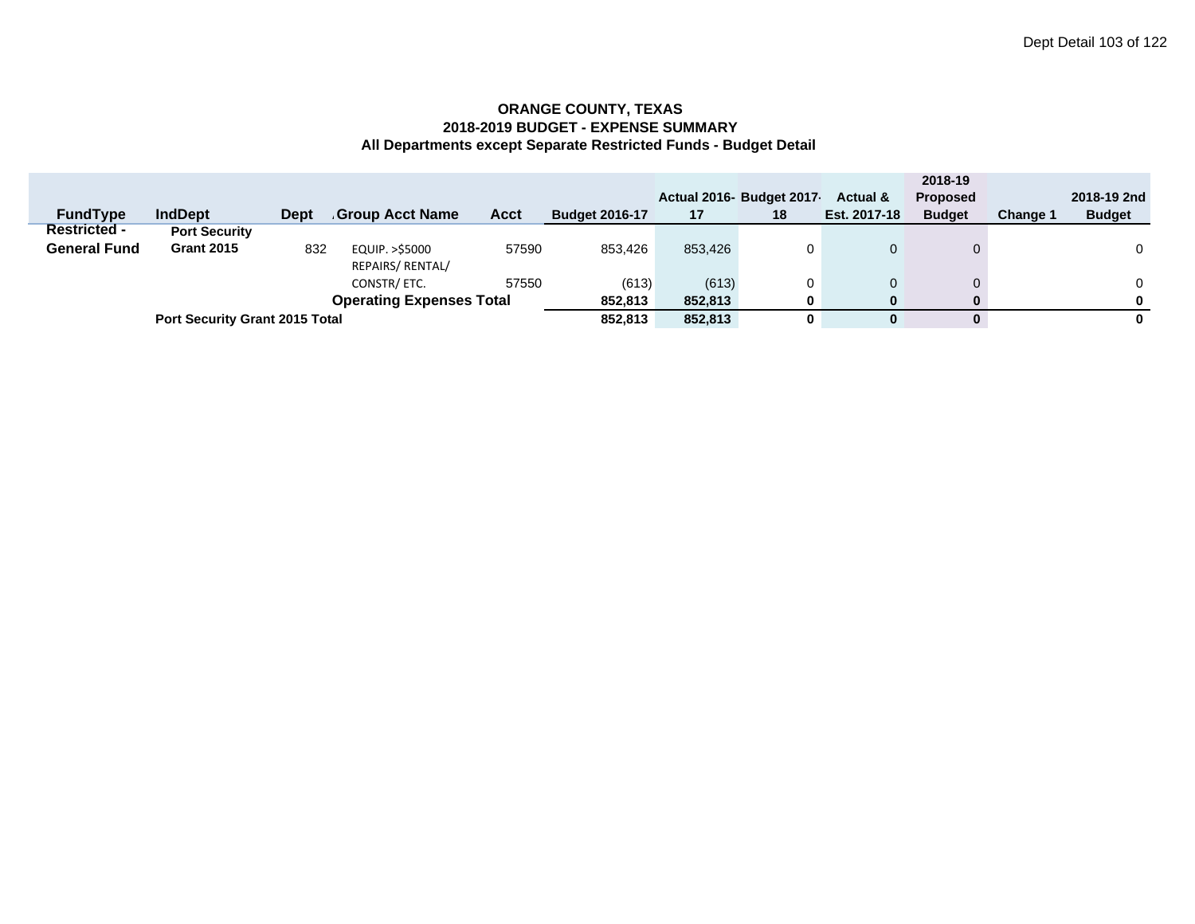**ORANGE COUNTY, TEXAS**
**2018-2019 BUDGET - EXPENSE SUMMARY**
**All Departments except Separate Restricted Funds - Budget Detail**

| FundType | IndDept | Dept | Group Acct Name | Acct | Budget 2016-17 | Actual 2016-17 | Budget 2017-18 | Actual & Est. 2017-18 | 2018-19 Proposed Budget | Change 1 | 2018-19 2nd Budget |
|---|---|---|---|---|---|---|---|---|---|---|---|
| **Restricted - General Fund** | **Port Security Grant 2015** | 832 | EQUIP. >$5000 | 57590 | 853,426 | 853,426 | 0 | 0 | 0 | | 0 |
| | | | REPAIRS/ RENTAL/ CONSTR/ ETC. | 57550 | (613) | (613) | 0 | 0 | 0 | | 0 |
| | | | **Operating Expenses Total** | | **852,813** | **852,813** | **0** | **0** | **0** | | **0** |
| | **Port Security Grant 2015 Total** | | | | **852,813** | **852,813** | **0** | **0** | **0** | | **0** |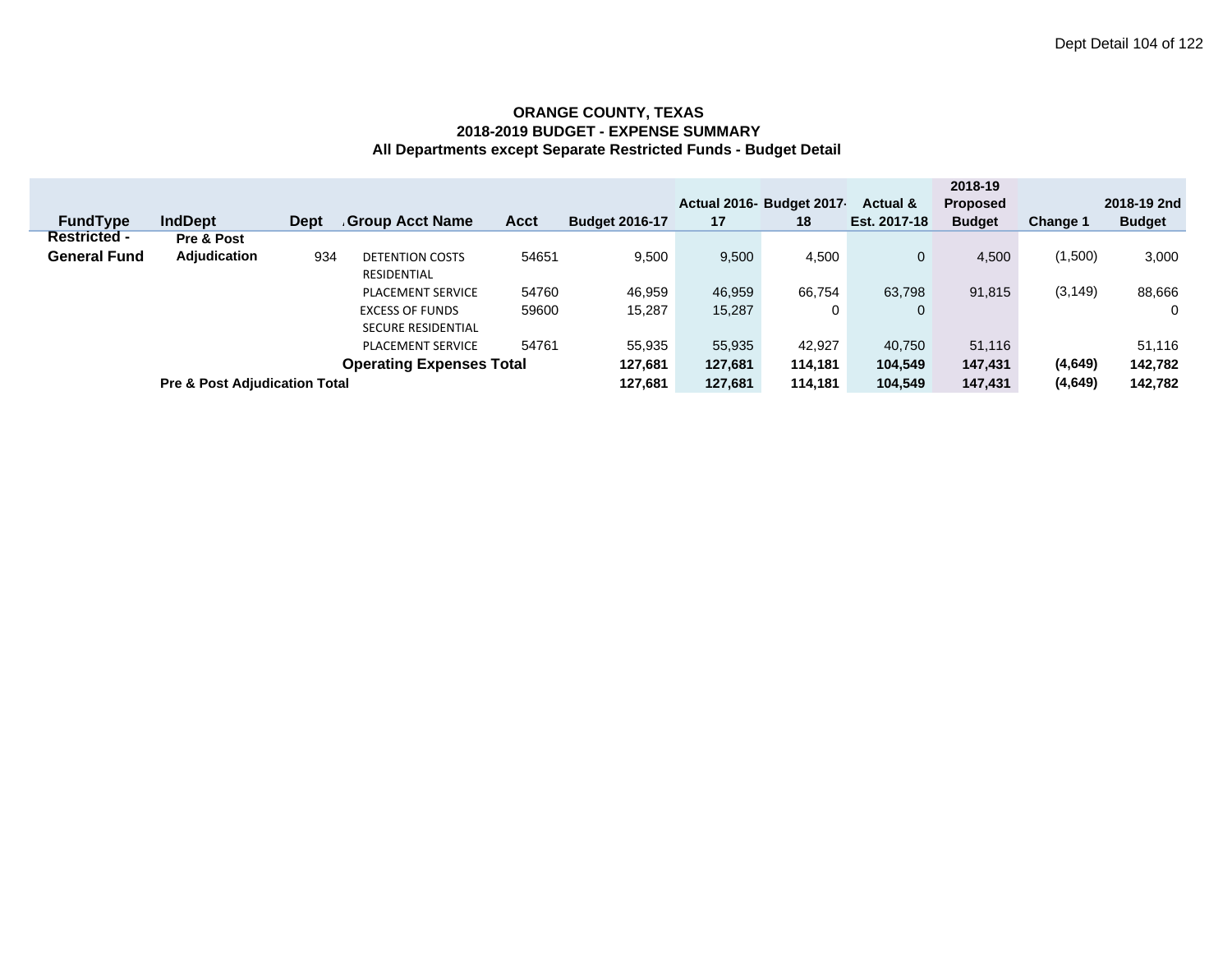**ORANGE COUNTY, TEXAS**
**2018-2019 BUDGET - EXPENSE SUMMARY**
**All Departments except Separate Restricted Funds - Budget Detail**

| FundType | IndDept | Dept | Group Acct Name | Acct | Budget 2016-17 | Actual 2016-17 | Budget 2017-18 | Actual & Est. 2017-18 | 2018-19 Proposed Budget | Change 1 | 2018-19 2nd Budget |
|---|---|---|---|---|---|---|---|---|---|---|---|
| Restricted - General Fund | Pre & Post Adjudication | 934 | DETENTION COSTS | 54651 | 9,500 | 9,500 | 4,500 | 0 | 4,500 | (1,500) | 3,000 |
| | | | RESIDENTIAL PLACEMENT SERVICE | 54760 | 46,959 | 46,959 | 66,754 | 63,798 | 91,815 | (3,149) | 88,666 |
| | | | EXCESS OF FUNDS | 59600 | 15,287 | 15,287 | 0 | 0 | | | 0 |
| | | | SECURE RESIDENTIAL PLACEMENT SERVICE | 54761 | 55,935 | 55,935 | 42,927 | 40,750 | 51,116 | | 51,116 |
| | | | **Operating Expenses Total** | | **127,681** | **127,681** | **114,181** | **104,549** | **147,431** | **(4,649)** | **142,782** |
| | **Pre & Post Adjudication Total** | | | | **127,681** | **127,681** | **114,181** | **104,549** | **147,431** | **(4,649)** | **142,782** |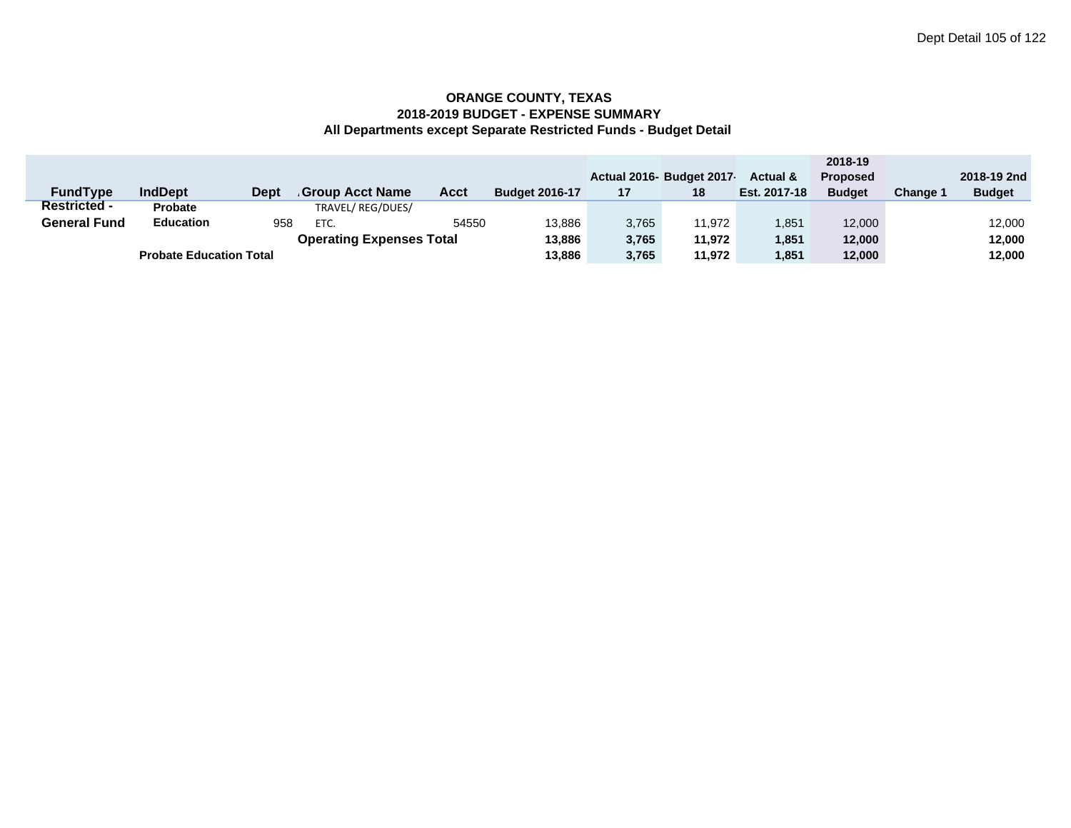**ORANGE COUNTY, TEXAS**
**2018-2019 BUDGET - EXPENSE SUMMARY**
**All Departments except Separate Restricted Funds - Budget Detail**

| FundType | IndDept | Dept | Group Acct Name | Acct | Budget 2016-17 | Actual 2016-17 | Budget 2017-18 | Actual & Est. 2017-18 | 2018-19 Proposed Budget | Change 1 | 2018-19 2nd Budget |
|---|---|---|---|---|---|---|---|---|---|---|---|
| Restricted - General Fund | Probate Education | 958 | TRAVEL/ REG/DUES/ ETC. | 54550 | 13,886 | 3,765 | 11,972 | 1,851 | 12,000 | | 12,000 |
| | | | **Operating Expenses Total** | | **13,886** | **3,765** | **11,972** | **1,851** | **12,000** | | **12,000** |
| | **Probate Education Total** | | | | **13,886** | **3,765** | **11,972** | **1,851** | **12,000** | | **12,000** |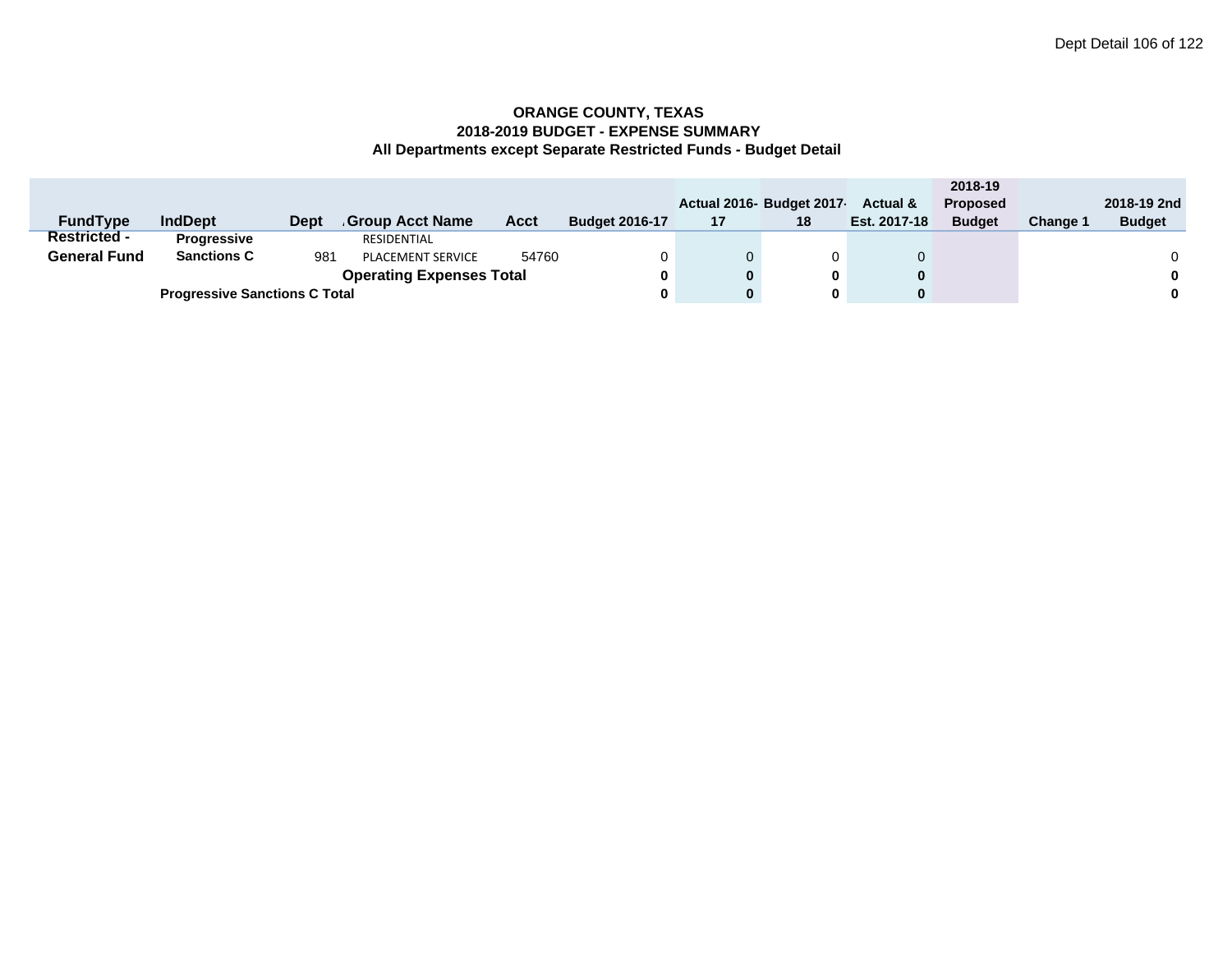**ORANGE COUNTY, TEXAS**
**2018-2019 BUDGET - EXPENSE SUMMARY**
**All Departments except Separate Restricted Funds - Budget Detail**

| FundType | IndDept | Dept | Group Acct Name | Acct | Budget 2016-17 | Actual 2016-17 | Budget 2017-18 | Actual & Est. 2017-18 | 2018-19 Proposed Budget | Change 1 | 2018-19 2nd Budget |
|---|---|---|---|---|---|---|---|---|---|---|---|
| Restricted - General Fund | Progressive Sanctions C | 981 | RESIDENTIAL PLACEMENT SERVICE | 54760 | 0 | 0 | 0 | 0 | | | 0 |
| | | | **Operating Expenses Total** | | **0** | **0** | **0** | **0** | | | **0** |
| | **Progressive Sanctions C Total** | | | | **0** | **0** | **0** | **0** | | | **0** |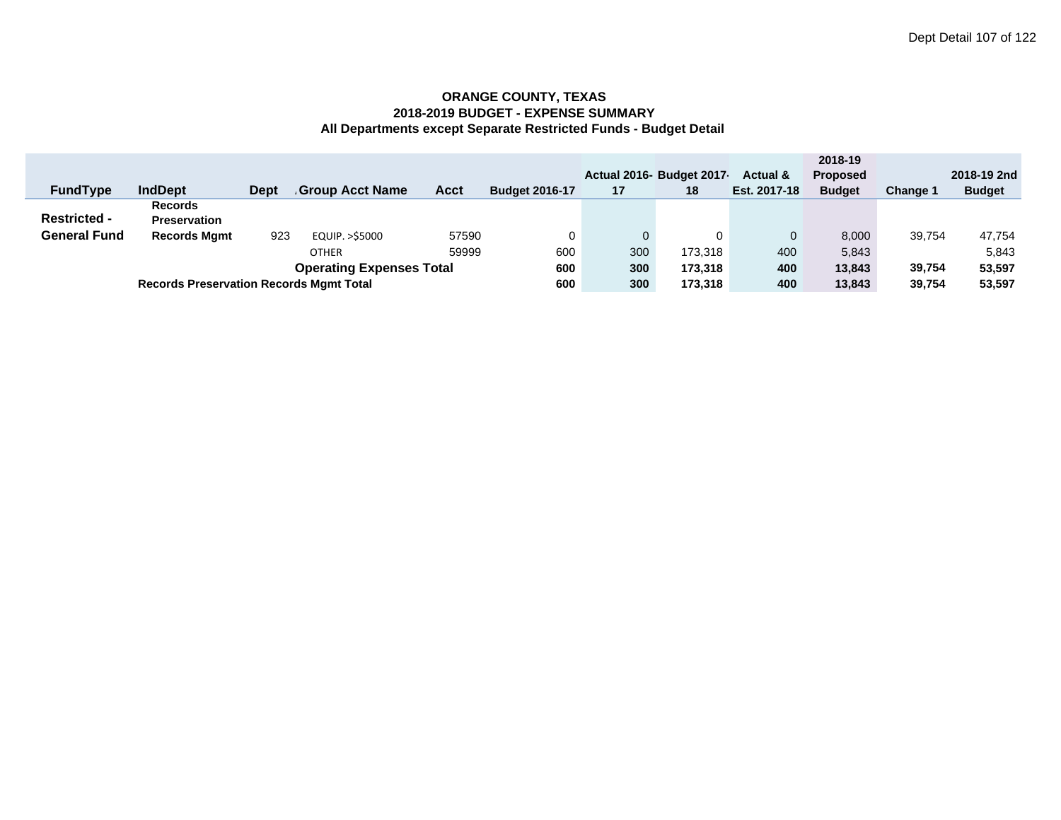**ORANGE COUNTY, TEXAS**
**2018-2019 BUDGET - EXPENSE SUMMARY**
**All Departments except Separate Restricted Funds - Budget Detail**

| FundType | IndDept | Dept | Group Acct Name | Acct | Budget 2016-17 | Actual 2016-17 | Budget 2017-18 | Actual & Est. 2017-18 | 2018-19 Proposed Budget | Change 1 | 2018-19 2nd Budget |
|---|---|---|---|---|---|---|---|---|---|---|---|
| **Restricted - General Fund** | **Records Preservation Records Mgmt** | 923 | EQUIP. >$5000 | 57590 | 0 | 0 | 0 | 0 | 8,000 | 39,754 | 47,754 |
| | | | OTHER | 59999 | 600 | 300 | 173,318 | 400 | 5,843 | | 5,843 |
| | | | **Operating Expenses Total** | | **600** | **300** | **173,318** | **400** | **13,843** | **39,754** | **53,597** |
| | **Records Preservation Records Mgmt Total** | | | | **600** | **300** | **173,318** | **400** | **13,843** | **39,754** | **53,597** |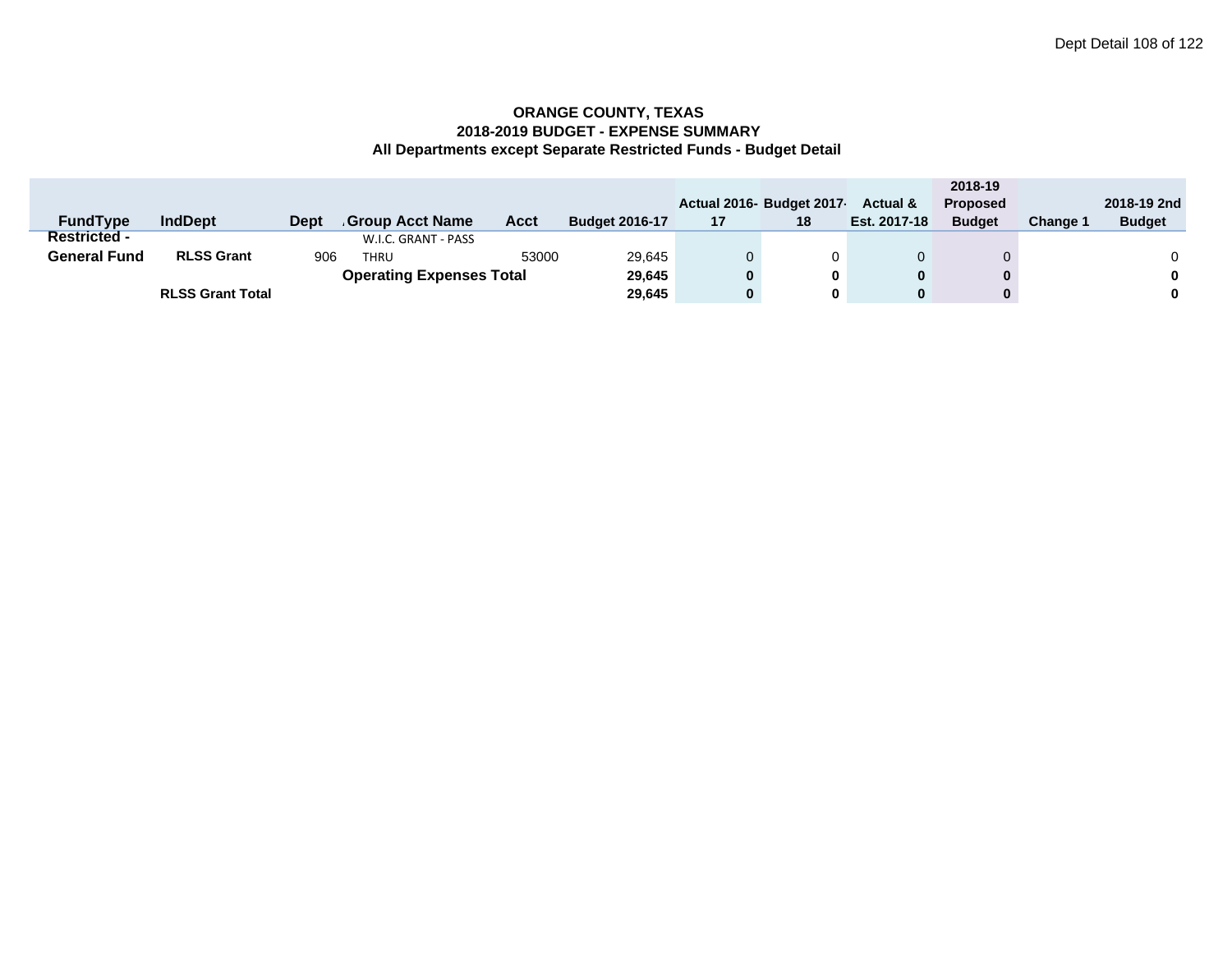**ORANGE COUNTY, TEXAS**
**2018-2019 BUDGET - EXPENSE SUMMARY**
**All Departments except Separate Restricted Funds - Budget Detail**

| FundType | IndDept | Dept | Group Acct Name | Acct | Budget 2016-17 | Actual 2016-17 | Budget 2017-18 | Actual & Est. 2017-18 | 2018-19 Proposed Budget | Change 1 | 2018-19 2nd Budget |
|---|---|---|---|---|---|---|---|---|---|---|---|
| Restricted - General Fund | RLSS Grant | 906 | W.I.C. GRANT - PASS THRU | 53000 | 29,645 | 0 | 0 | 0 | 0 | | 0 |
| | | | **Operating Expenses Total** | | **29,645** | **0** | **0** | **0** | **0** | | **0** |
| | **RLSS Grant Total** | | | | **29,645** | **0** | **0** | **0** | **0** | | **0** |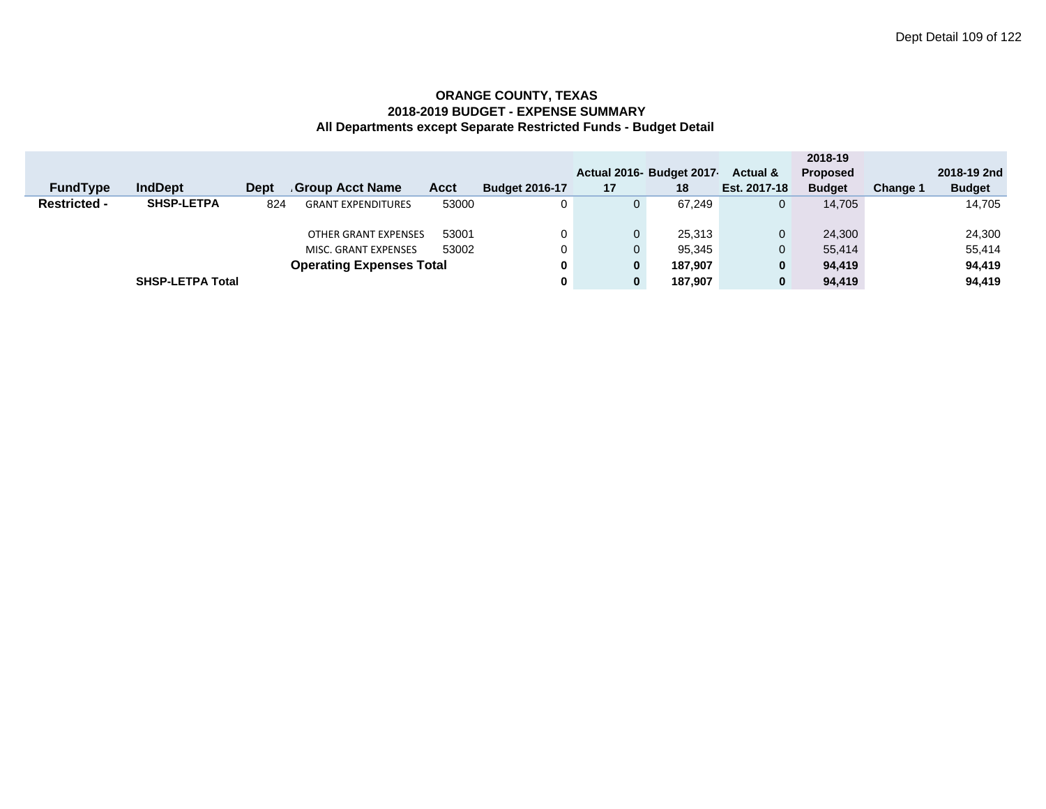**ORANGE COUNTY, TEXAS**
**2018-2019 BUDGET - EXPENSE SUMMARY**
**All Departments except Separate Restricted Funds - Budget Detail**

| FundType | IndDept | Dept | Group Acct Name | Acct | Budget 2016-17 | Actual 2016-17 | Budget 2017-18 | Actual & Est. 2017-18 | 2018-19 Proposed Budget | Change 1 | 2018-19 2nd Budget |
|---|---|---|---|---|---|---|---|---|---|---|---|
| **Restricted -** | **SHSP-LETPA** | 824 | GRANT EXPENDITURES | 53000 | 0 | 0 | 67,249 | 0 | 14,705 | | 14,705 |
| | | | OTHER GRANT EXPENSES | 53001 | 0 | 0 | 25,313 | 0 | 24,300 | | 24,300 |
| | | | MISC. GRANT EXPENSES | 53002 | 0 | 0 | 95,345 | 0 | 55,414 | | 55,414 |
| | | | **Operating Expenses Total** | | **0** | **0** | **187,907** | **0** | **94,419** | | **94,419** |
| | **SHSP-LETPA Total** | | | | **0** | **0** | **187,907** | **0** | **94,419** | | **94,419** |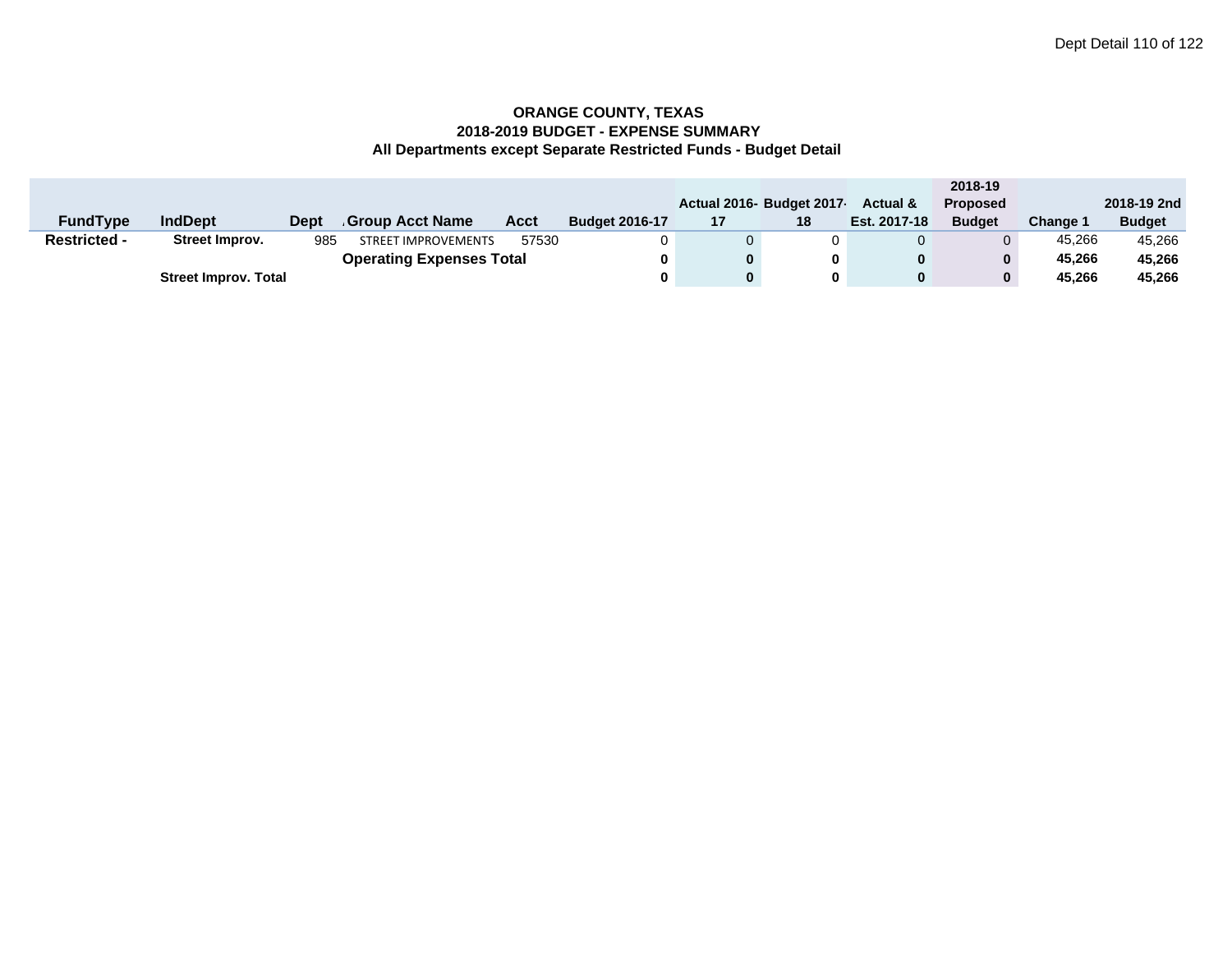**ORANGE COUNTY, TEXAS**
**2018-2019 BUDGET - EXPENSE SUMMARY**
**All Departments except Separate Restricted Funds - Budget Detail**

| FundType | IndDept | Dept | Group Acct Name | Acct | Budget 2016-17 | Actual 2016-17 | Budget 2017-18 | Actual & Est. 2017-18 | 2018-19 Proposed Budget | Change 1 | 2018-19 2nd Budget |
|---|---|---|---|---|---|---|---|---|---|---|---|
| **Restricted -** | **Street Improv.** | 985 | STREET IMPROVEMENTS | 57530 | 0 | 0 | 0 | 0 | 0 | 45,266 | 45,266 |
| | | | **Operating Expenses Total** | | **0** | **0** | **0** | **0** | **0** | **45,266** | **45,266** |
| | **Street Improv. Total** | | | | **0** | **0** | **0** | **0** | **0** | **45,266** | **45,266** |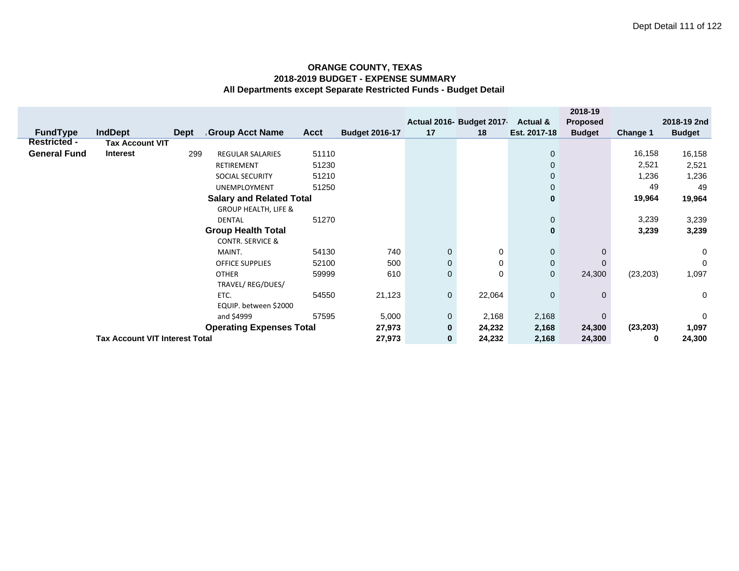**ORANGE COUNTY, TEXAS**
**2018-2019 BUDGET - EXPENSE SUMMARY**
**All Departments except Separate Restricted Funds - Budget Detail**

| FundType | IndDept | Dept | Group Acct Name | Acct | Budget 2016-17 | Actual 2016-17 | Budget 2017-18 | Actual & Est. 2017-18 | 2018-19 Proposed Budget | Change 1 | 2018-19 2nd Budget |
|---|---|---|---|---|---|---|---|---|---|---|---|
| Restricted - General Fund | Tax Account VIT Interest | 299 | REGULAR SALARIES | 51110 | | | | 0 | | 16,158 | 16,158 |
| | | | RETIREMENT | 51230 | | | | 0 | | 2,521 | 2,521 |
| | | | SOCIAL SECURITY | 51210 | | | | 0 | | 1,236 | 1,236 |
| | | | UNEMPLOYMENT | 51250 | | | | 0 | | 49 | 49 |
| | | | **Salary and Related Total** | | | | | **0** | | **19,964** | **19,964** |
| | | | GROUP HEALTH, LIFE & DENTAL | 51270 | | | | 0 | | 3,239 | 3,239 |
| | | | **Group Health Total** | | | | | **0** | | **3,239** | **3,239** |
| | | | CONTR. SERVICE & MAINT. | 54130 | 740 | 0 | 0 | 0 | 0 | | 0 |
| | | | OFFICE SUPPLIES | 52100 | 500 | 0 | 0 | 0 | 0 | | 0 |
| | | | OTHER | 59999 | 610 | 0 | 0 | 0 | 24,300 | (23,203) | 1,097 |
| | | | TRAVEL/ REG/DUES/ ETC. | 54550 | 21,123 | 0 | 22,064 | 0 | 0 | | 0 |
| | | | EQUIP. between $2000 and $4999 | 57595 | 5,000 | 0 | 2,168 | 2,168 | 0 | | 0 |
| | | | **Operating Expenses Total** | | **27,973** | **0** | **24,232** | **2,168** | **24,300** | **(23,203)** | **1,097** |
| | **Tax Account VIT Interest Total** | | | | **27,973** | **0** | **24,232** | **2,168** | **24,300** | **0** | **24,300** |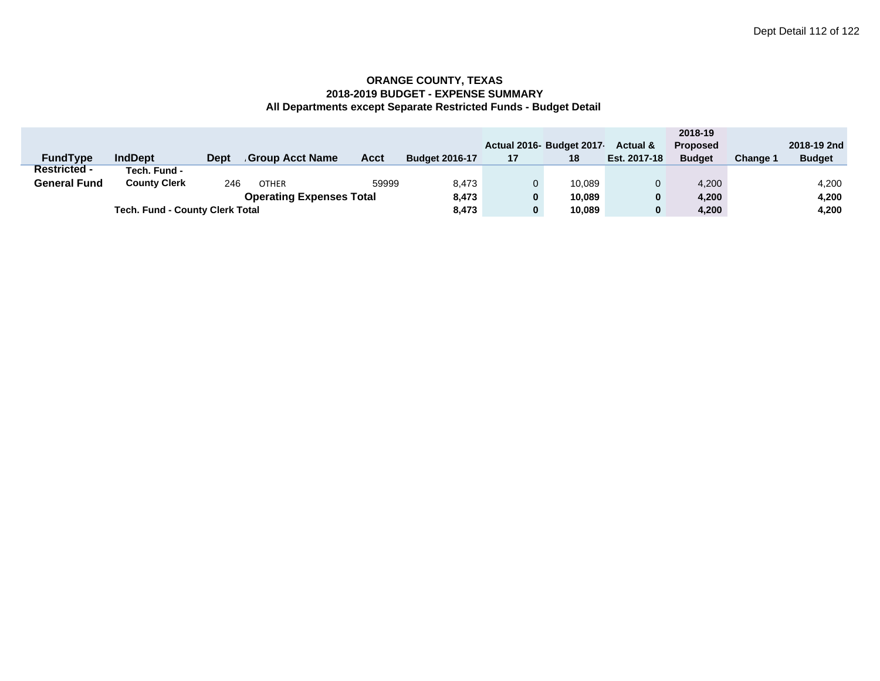**ORANGE COUNTY, TEXAS**
**2018-2019 BUDGET - EXPENSE SUMMARY**
**All Departments except Separate Restricted Funds - Budget Detail**

| FundType | IndDept | Dept | Group Acct Name | Acct | Budget 2016-17 | Actual 2016-17 | Budget 2017-18 | Actual & Est. 2017-18 | 2018-19 Proposed Budget | Change 1 | 2018-19 2nd Budget |
|---|---|---|---|---|---|---|---|---|---|---|---|
| Restricted - General Fund | Tech. Fund - County Clerk | 246 | OTHER | 59999 | 8,473 | 0 | 10,089 | 0 | 4,200 | | 4,200 |
| | | | **Operating Expenses Total** | | **8,473** | **0** | **10,089** | **0** | **4,200** | | **4,200** |
| | **Tech. Fund - County Clerk Total** | | | | **8,473** | **0** | **10,089** | **0** | **4,200** | | **4,200** |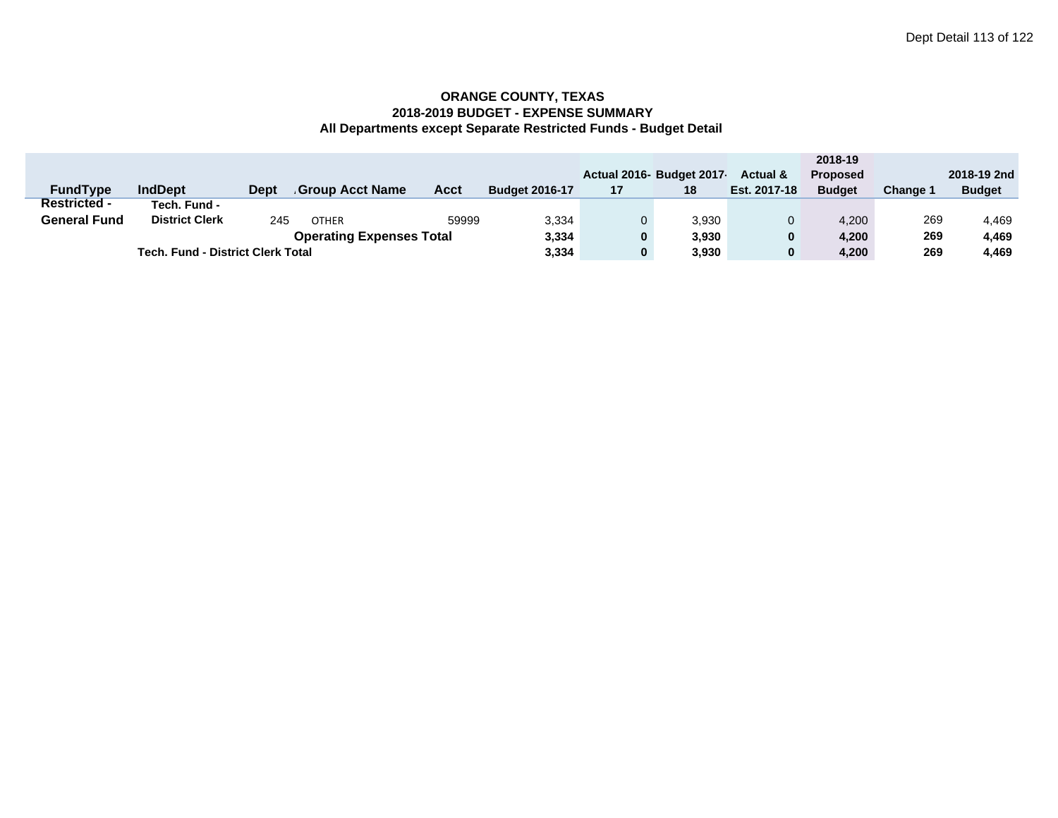**ORANGE COUNTY, TEXAS**
**2018-2019 BUDGET - EXPENSE SUMMARY**
**All Departments except Separate Restricted Funds - Budget Detail**

| FundType | IndDept | Dept | Group Acct Name | Acct | Budget 2016-17 | Actual 2016-17 | Budget 2017-18 | Actual & Est. 2017-18 | 2018-19 Proposed Budget | Change 1 | 2018-19 2nd Budget |
|---|---|---|---|---|---|---|---|---|---|---|---|
| Restricted - General Fund | Tech. Fund - District Clerk | 245 | OTHER | 59999 | 3,334 | 0 | 3,930 | 0 | 4,200 | 269 | 4,469 |
| | | | **Operating Expenses Total** | | **3,334** | **0** | **3,930** | **0** | **4,200** | **269** | **4,469** |
| | **Tech. Fund - District Clerk Total** | | | | **3,334** | **0** | **3,930** | **0** | **4,200** | **269** | **4,469** |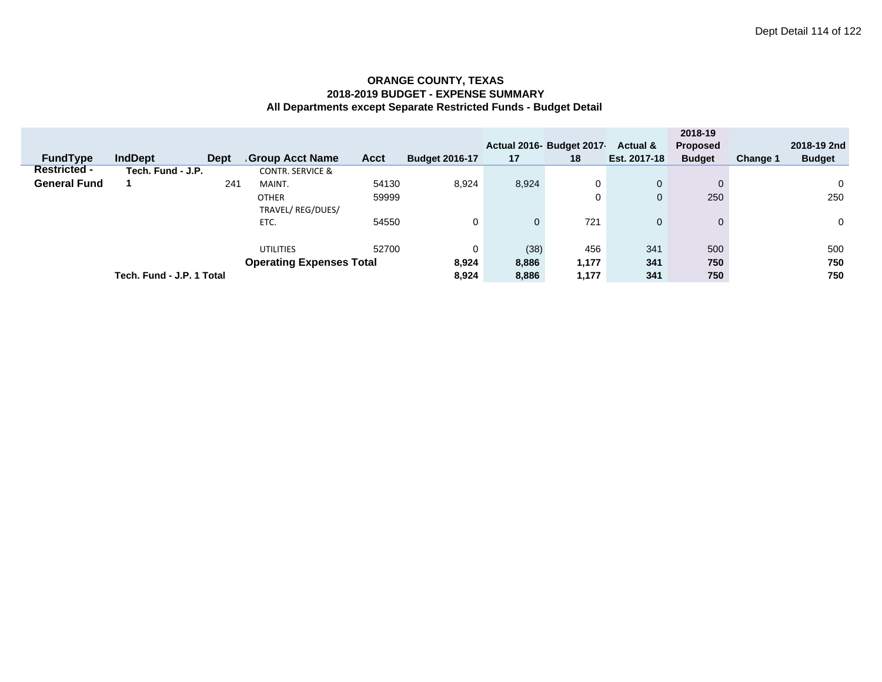**ORANGE COUNTY, TEXAS**
**2018-2019 BUDGET - EXPENSE SUMMARY**
**All Departments except Separate Restricted Funds - Budget Detail**

| FundType | IndDept | Dept | Group Acct Name | Acct | Budget 2016-17 | Actual 2016-17 | Budget 2017-18 | Actual & Est. 2017-18 | 2018-19 Proposed Budget | Change 1 | 2018-19 2nd Budget |
|---|---|---|---|---|---|---|---|---|---|---|---|
| Restricted - General Fund | Tech. Fund - J.P. 1 | 241 | CONTR. SERVICE & MAINT. | 54130 | 8,924 | 8,924 | 0 | 0 | 0 | | 0 |
| | | | OTHER | 59999 | | | 0 | 0 | 250 | | 250 |
| | | | TRAVEL/ REG/DUES/ ETC. | 54550 | 0 | 0 | 721 | 0 | 0 | | 0 |
| | | | UTILITIES | 52700 | 0 | (38) | 456 | 341 | 500 | | 500 |
| | | | **Operating Expenses Total** | | **8,924** | **8,886** | **1,177** | **341** | **750** | | **750** |
| | **Tech. Fund - J.P. 1 Total** | | | | **8,924** | **8,886** | **1,177** | **341** | **750** | | **750** |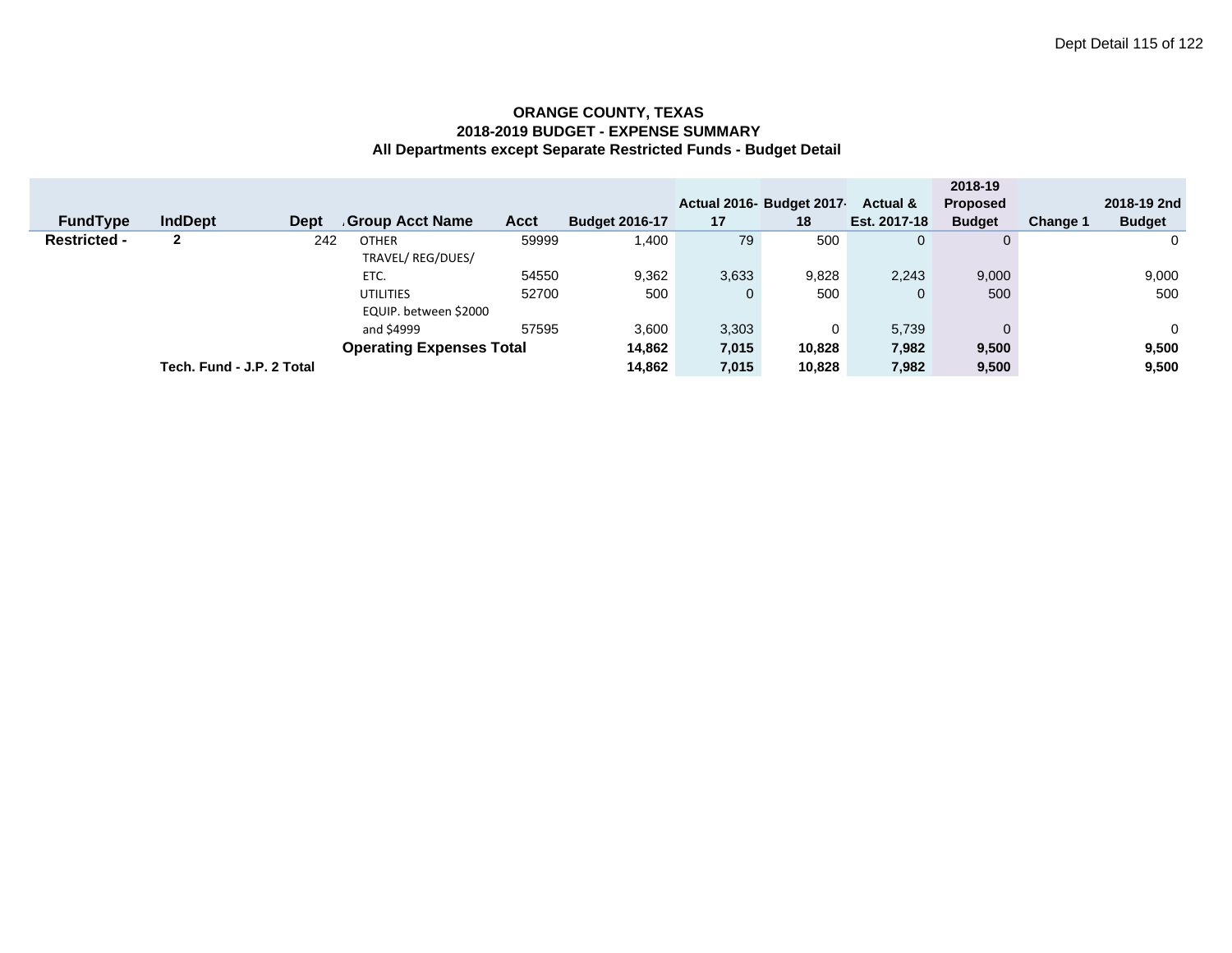**ORANGE COUNTY, TEXAS**
**2018-2019 BUDGET - EXPENSE SUMMARY**
**All Departments except Separate Restricted Funds - Budget Detail**

| FundType | IndDept | Dept | Group Acct Name | Acct | Budget 2016-17 | Actual 2016-17 | Budget 2017-18 | Actual & Est. 2017-18 | 2018-19 Proposed Budget | Change 1 | 2018-19 2nd Budget |
|---|---|---|---|---|---|---|---|---|---|---|---|
| **Restricted -** | **2** | 242 | OTHER | 59999 | 1,400 | 79 | 500 | 0 | 0 | | 0 |
| | | | TRAVEL/ REG/DUES/ ETC. | 54550 | 9,362 | 3,633 | 9,828 | 2,243 | 9,000 | | 9,000 |
| | | | UTILITIES | 52700 | 500 | 0 | 500 | 0 | 500 | | 500 |
| | | | EQUIP. between $2000 and $4999 | 57595 | 3,600 | 3,303 | 0 | 5,739 | 0 | | 0 |
| | | | **Operating Expenses Total** | | **14,862** | **7,015** | **10,828** | **7,982** | **9,500** | | **9,500** |
| | **Tech. Fund - J.P. 2 Total** | | | | **14,862** | **7,015** | **10,828** | **7,982** | **9,500** | | **9,500** |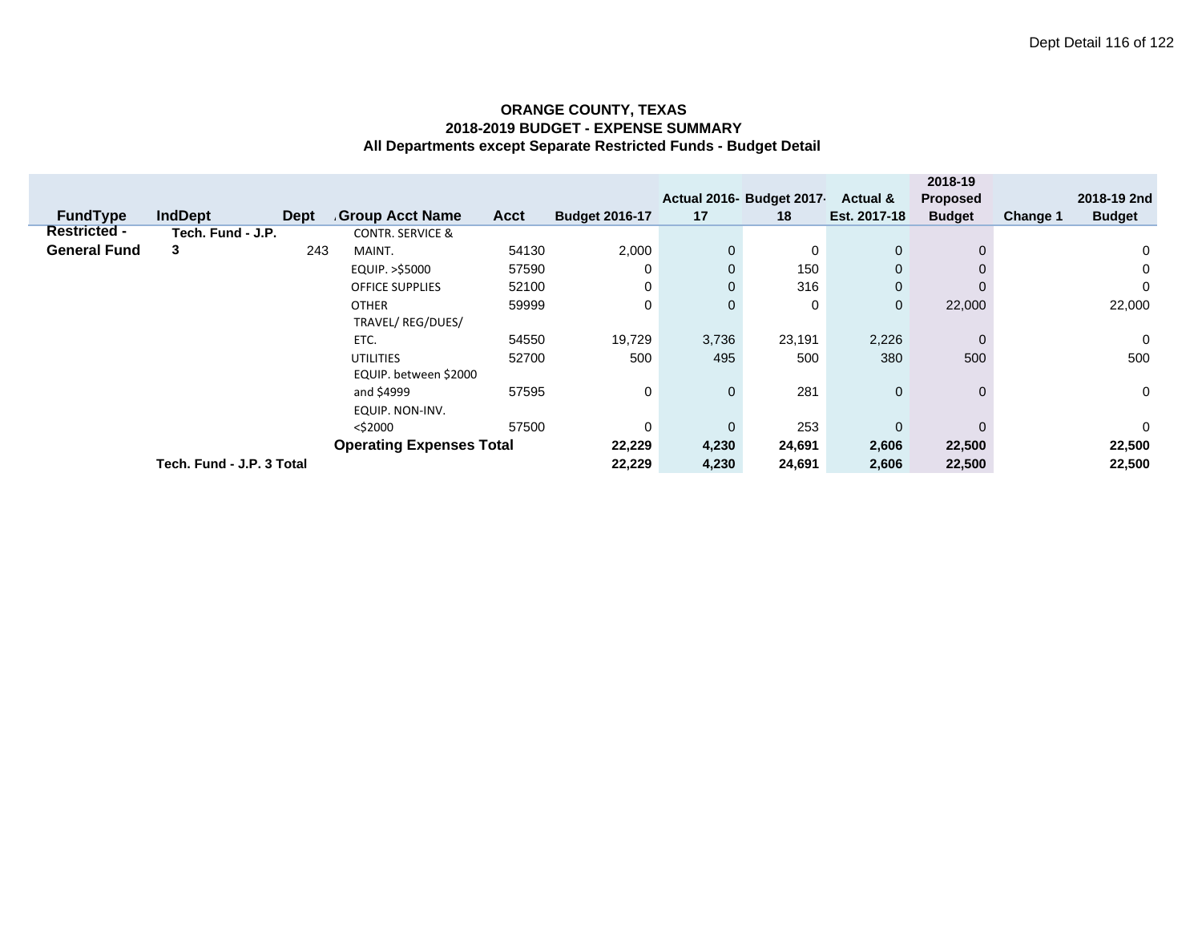**ORANGE COUNTY, TEXAS**
**2018-2019 BUDGET - EXPENSE SUMMARY**
**All Departments except Separate Restricted Funds - Budget Detail**

| FundType | IndDept | Dept | Group Acct Name | Acct | Budget 2016-17 | Actual 2016-17 | Budget 2017-18 | Actual & Est. 2017-18 | 2018-19 Proposed Budget | Change 1 | 2018-19 2nd Budget |
|---|---|---|---|---|---|---|---|---|---|---|---|
| Restricted - General Fund | Tech. Fund - J.P. 3 | 243 | CONTR. SERVICE & MAINT. | 54130 | 2,000 | 0 | 0 | 0 | 0 | | 0 |
| | | | EQUIP. >$5000 | 57590 | 0 | 0 | 150 | 0 | 0 | | 0 |
| | | | OFFICE SUPPLIES | 52100 | 0 | 0 | 316 | 0 | 0 | | 0 |
| | | | OTHER | 59999 | 0 | 0 | 0 | 0 | 22,000 | | 22,000 |
| | | | TRAVEL/ REG/DUES/ ETC. | 54550 | 19,729 | 3,736 | 23,191 | 2,226 | 0 | | 0 |
| | | | UTILITIES | 52700 | 500 | 495 | 500 | 380 | 500 | | 500 |
| | | | EQUIP. between $2000 and $4999 | 57595 | 0 | 0 | 281 | 0 | 0 | | 0 |
| | | | EQUIP. NON-INV. <$2000 | 57500 | 0 | 0 | 253 | 0 | 0 | | 0 |
| | | | **Operating Expenses Total** | | **22,229** | **4,230** | **24,691** | **2,606** | **22,500** | | **22,500** |
| | **Tech. Fund - J.P. 3 Total** | | | | **22,229** | **4,230** | **24,691** | **2,606** | **22,500** | | **22,500** |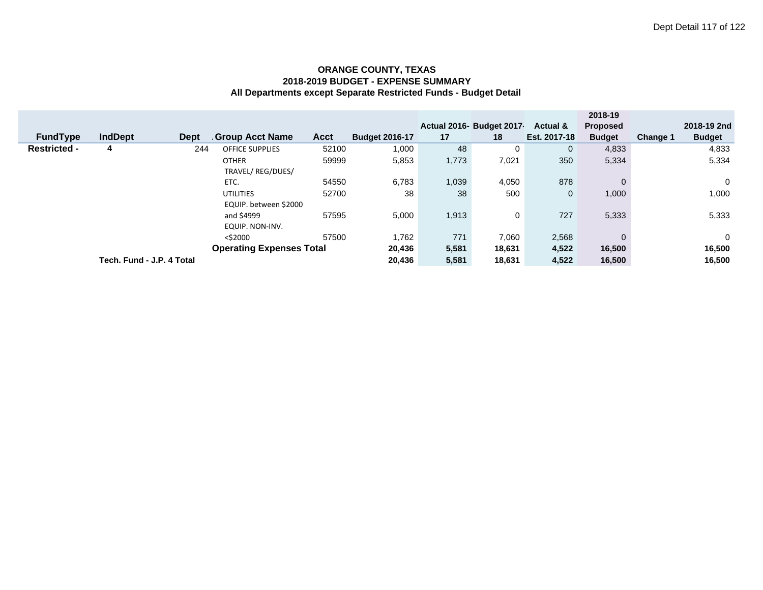**ORANGE COUNTY, TEXAS**
**2018-2019 BUDGET - EXPENSE SUMMARY**
**All Departments except Separate Restricted Funds - Budget Detail**

| FundType | IndDept | Dept | Group Acct Name | Acct | Budget 2016-17 | Actual 2016-17 | Budget 2017-18 | Actual & Est. 2017-18 | 2018-19 Proposed Budget | Change 1 | 2018-19 2nd Budget |
|---|---|---|---|---|---|---|---|---|---|---|---|
| **Restricted -** | **4** | 244 | OFFICE SUPPLIES | 52100 | 1,000 | 48 | 0 | 0 | 4,833 | | 4,833 |
| | | | OTHER | 59999 | 5,853 | 1,773 | 7,021 | 350 | 5,334 | | 5,334 |
| | | | TRAVEL/ REG/DUES/ ETC. | 54550 | 6,783 | 1,039 | 4,050 | 878 | 0 | | 0 |
| | | | UTILITIES | 52700 | 38 | 38 | 500 | 0 | 1,000 | | 1,000 |
| | | | EQUIP. between $2000 and $4999 | 57595 | 5,000 | 1,913 | 0 | 727 | 5,333 | | 5,333 |
| | | | EQUIP. NON-INV. <$2000 | 57500 | 1,762 | 771 | 7,060 | 2,568 | 0 | | 0 |
| | | | **Operating Expenses Total** | | **20,436** | **5,581** | **18,631** | **4,522** | **16,500** | | **16,500** |
| | **Tech. Fund - J.P. 4 Total** | | | | **20,436** | **5,581** | **18,631** | **4,522** | **16,500** | | **16,500** |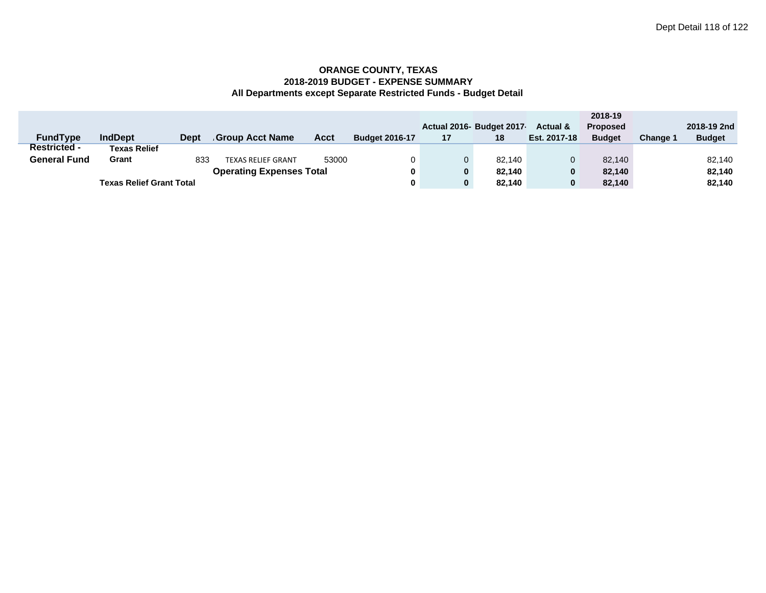**ORANGE COUNTY, TEXAS**
**2018-2019 BUDGET - EXPENSE SUMMARY**
**All Departments except Separate Restricted Funds - Budget Detail**

| FundType | IndDept | Dept | Group Acct Name | Acct | Budget 2016-17 | Actual 2016-17 | Budget 2017-18 | Actual & Est. 2017-18 | 2018-19 Proposed Budget | Change 1 | 2018-19 2nd Budget |
|---|---|---|---|---|---|---|---|---|---|---|---|
| Restricted - General Fund | Texas Relief Grant | 833 | TEXAS RELIEF GRANT | 53000 | 0 | 0 | 82,140 | 0 | 82,140 | | 82,140 |
| | | | **Operating Expenses Total** | | **0** | **0** | **82,140** | **0** | **82,140** | | **82,140** |
| | **Texas Relief Grant Total** | | | | **0** | **0** | **82,140** | **0** | **82,140** | | **82,140** |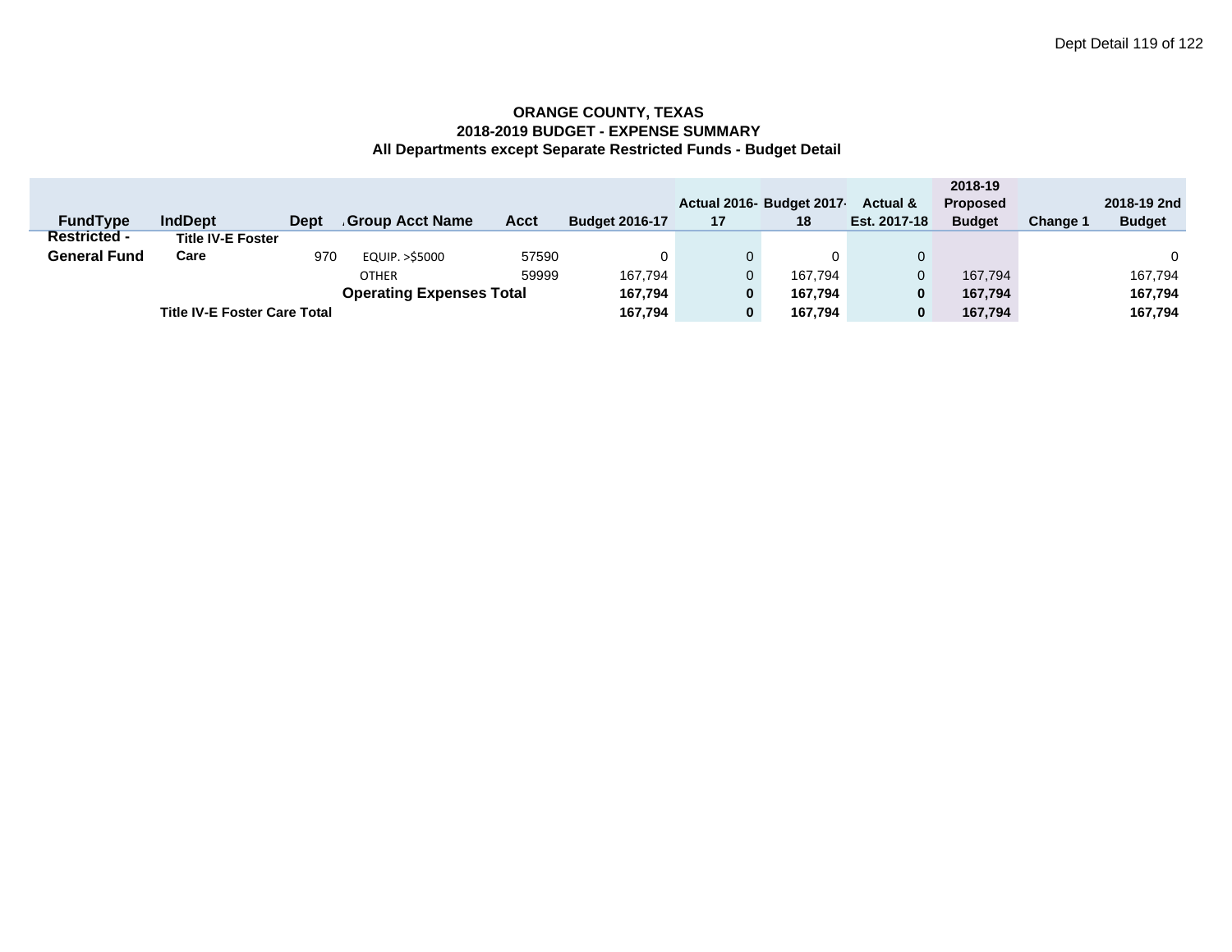**ORANGE COUNTY, TEXAS**
**2018-2019 BUDGET - EXPENSE SUMMARY**
**All Departments except Separate Restricted Funds - Budget Detail**

| FundType | IndDept | Dept | Group Acct Name | Acct | Budget 2016-17 | Actual 2016-17 | Budget 2017-18 | Actual & Est. 2017-18 | 2018-19 Proposed Budget | Change 1 | 2018-19 2nd Budget |
|---|---|---|---|---|---|---|---|---|---|---|---|
| Restricted - General Fund | Title IV-E Foster Care | 970 | EQUIP. >$5000 | 57590 | 0 | 0 | 0 | 0 | | | 0 |
| | | | OTHER | 59999 | 167,794 | 0 | 167,794 | 0 | 167,794 | | 167,794 |
| | | | **Operating Expenses Total** | | **167,794** | **0** | **167,794** | **0** | **167,794** | | **167,794** |
| | **Title IV-E Foster Care Total** | | | | **167,794** | **0** | **167,794** | **0** | **167,794** | | **167,794** |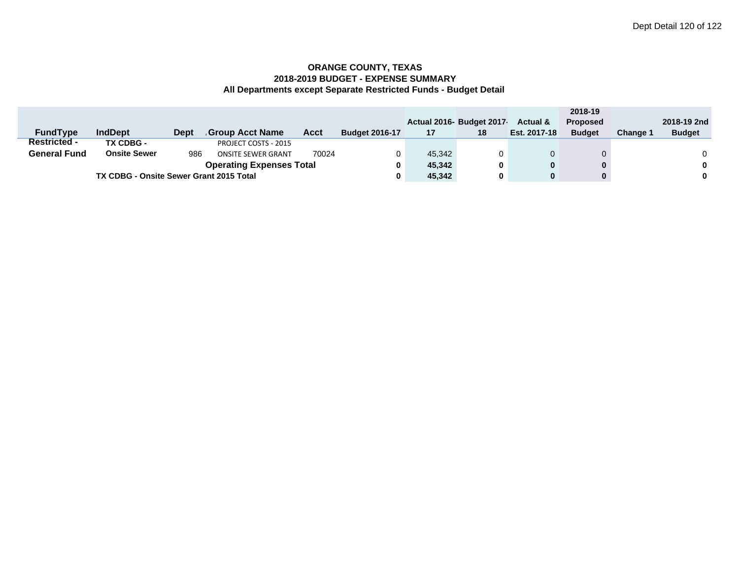**ORANGE COUNTY, TEXAS**
**2018-2019 BUDGET - EXPENSE SUMMARY**
**All Departments except Separate Restricted Funds - Budget Detail**

| FundType | IndDept | Dept | Group Acct Name | Acct | Budget 2016-17 | Actual 2016-17 | Budget 2017-18 | Actual & Est. 2017-18 | 2018-19 Proposed Budget | Change 1 | 2018-19 2nd Budget |
|---|---|---|---|---|---|---|---|---|---|---|---|
| Restricted - General Fund | TX CDBG - Onsite Sewer | 986 | PROJECT COSTS - 2015 ONSITE SEWER GRANT | 70024 | 0 | 45,342 | 0 | 0 | 0 | | 0 |
| | | | **Operating Expenses Total** | | **0** | **45,342** | **0** | **0** | **0** | | **0** |
| | **TX CDBG - Onsite Sewer Grant 2015 Total** | | | | **0** | **45,342** | **0** | **0** | **0** | | **0** |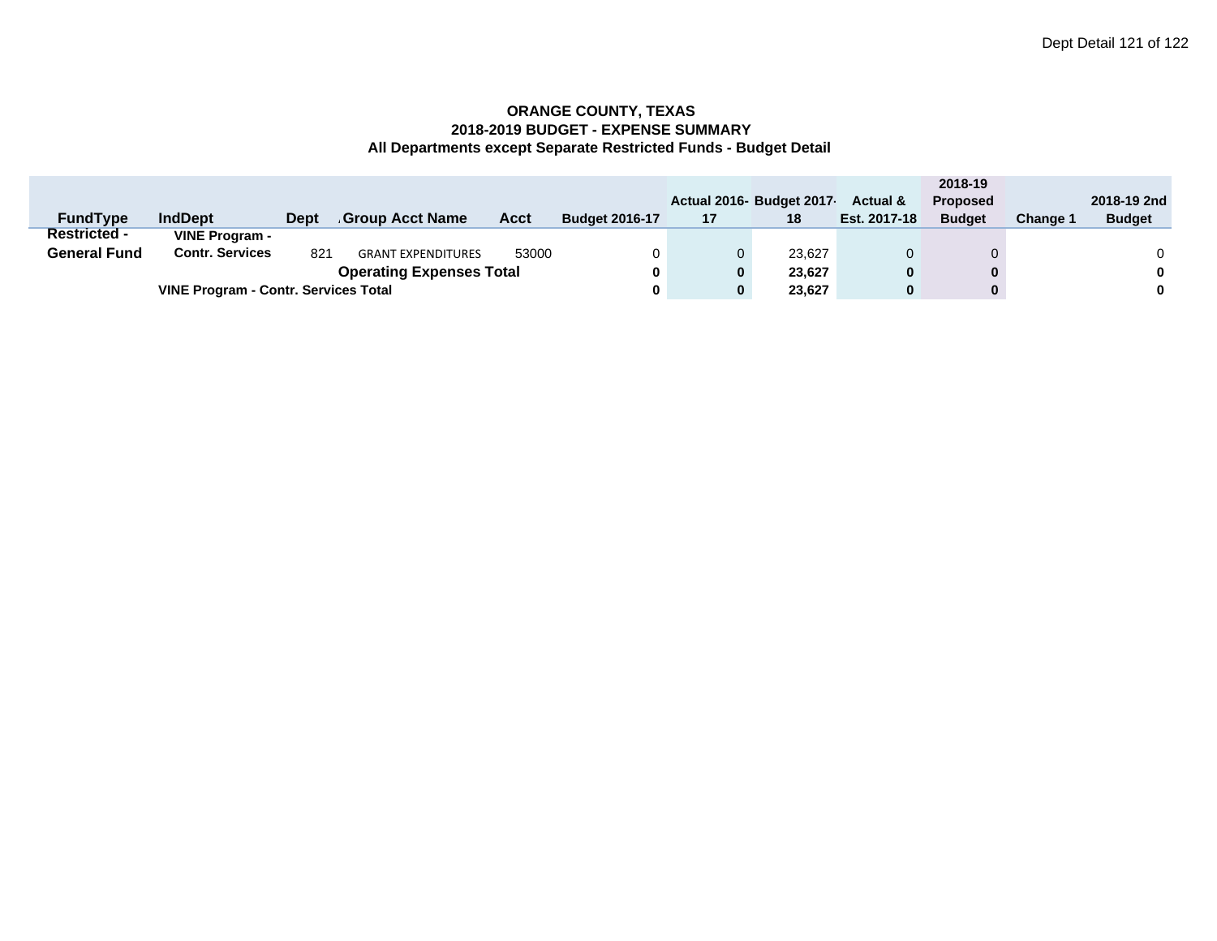**ORANGE COUNTY, TEXAS**
**2018-2019 BUDGET - EXPENSE SUMMARY**
**All Departments except Separate Restricted Funds - Budget Detail**

| FundType | IndDept | Dept | Group Acct Name | Acct | Budget 2016-17 | Actual 2016-17 | Budget 2017-18 | Actual & Est. 2017-18 | 2018-19 Proposed Budget | Change 1 | 2018-19 2nd Budget |
|---|---|---|---|---|---|---|---|---|---|---|---|
| Restricted - General Fund | VINE Program - Contr. Services | 821 | GRANT EXPENDITURES | 53000 | 0 | 0 | 23,627 | 0 | 0 | | 0 |
| | | | **Operating Expenses Total** | | **0** | **0** | **23,627** | **0** | **0** | | **0** |
| | **VINE Program - Contr. Services Total** | | | | **0** | **0** | **23,627** | **0** | **0** | | **0** |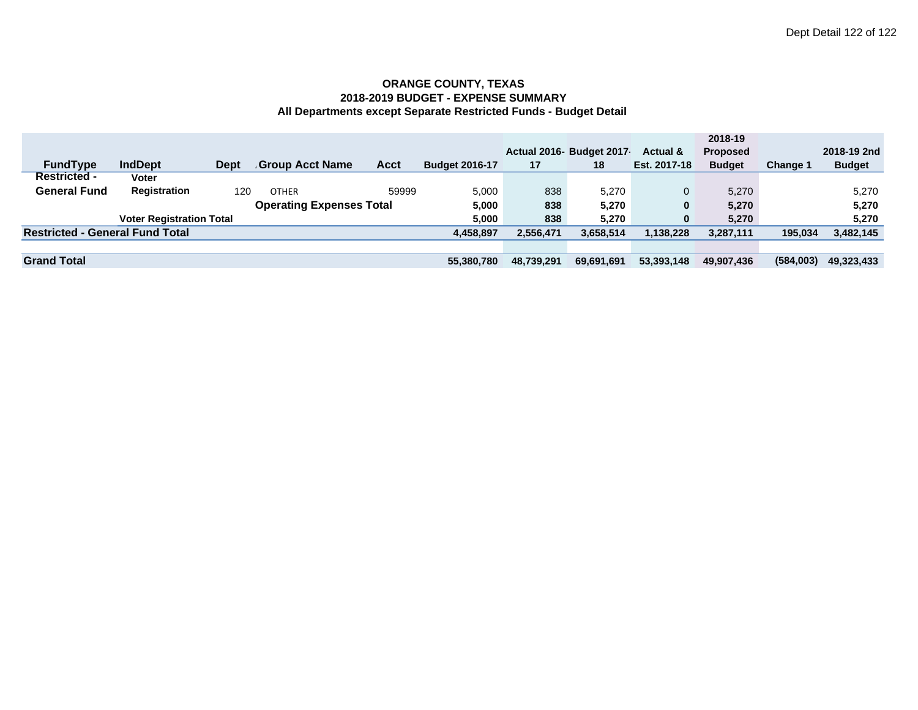**ORANGE COUNTY, TEXAS**
**2018-2019 BUDGET - EXPENSE SUMMARY**
**All Departments except Separate Restricted Funds - Budget Detail**

| FundType | IndDept | Dept | Group Acct Name | Acct | Budget 2016-17 | Actual 2016-17 | Budget 2017-18 | Actual & Est. 2017-18 | 2018-19 Proposed Budget | Change 1 | 2018-19 2nd Budget |
|---|---|---|---|---|---|---|---|---|---|---|---|
| Restricted - General Fund | Voter Registration | 120 | OTHER | 59999 | 5,000 | 838 | 5,270 | 0 | 5,270 | | 5,270 |
| | | | **Operating Expenses Total** | | **5,000** | **838** | **5,270** | **0** | **5,270** | | **5,270** |
| | **Voter Registration Total** | | | | **5,000** | **838** | **5,270** | **0** | **5,270** | | **5,270** |
| **Restricted - General Fund Total** | | | | | **4,458,897** | **2,556,471** | **3,658,514** | **1,138,228** | **3,287,111** | **195,034** | **3,482,145** |
| **Grand Total** | | | | | **55,380,780** | **48,739,291** | **69,691,691** | **53,393,148** | **49,907,436** | **(584,003)** | **49,323,433** |